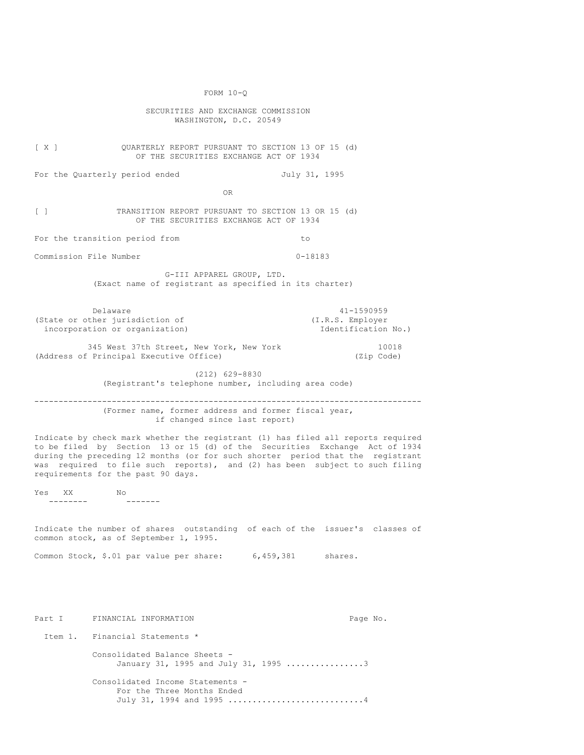FORM 10-Q

SECURITIES AND EXCHANGE COMMISSION
WASHINGTON, D.C. 20549

[ X ] QUARTERLY REPORT PURSUANT TO SECTION 13 OF 15 (d) OF THE SECURITIES EXCHANGE ACT OF 1934

For the Quarterly period ended July 31, 1995

OR

[ ] TRANSITION REPORT PURSUANT TO SECTION 13 OR 15 (d) OF THE SECURITIES EXCHANGE ACT OF 1934

For the transition period from to

Commission File Number 0-18183

G-III APPAREL GROUP, LTD.
(Exact name of registrant as specified in its charter)

| Delaware | 41-1590959 |
|---|---|
| (State or other jurisdiction of incorporation or organization) | (I.R.S. Employer Identification No.) |

| 345 West 37th Street, New York, New York | 10018 |
|---|---|
| (Address of Principal Executive Office) | (Zip Code) |

(212) 629-8830
(Registrant's telephone number, including area code)

---

(Former name, former address and former fiscal year, if changed since last report)

Indicate by check mark whether the registrant (1) has filed all reports required to be filed by Section 13 or 15 (d) of the Securities Exchange Act of 1934 during the preceding 12 months (or for such shorter period that the registrant was required to file such reports), and (2) has been subject to such filing requirements for the past 90 days.

Yes XX No

Indicate the number of shares outstanding of each of the issuer's classes of common stock, as of September 1, 1995.

Common Stock, $.01 par value per share: 6,459,381 shares.

| Part I | FINANCIAL INFORMATION | Page No. |
|---|---|---|
| Item 1. | Financial Statements * | |
| | Consolidated Balance Sheets - January 31, 1995 and July 31, 1995 ................ | 3 |
| | Consolidated Income Statements - For the Three Months Ended July 31, 1994 and 1995 ............................ | 4 |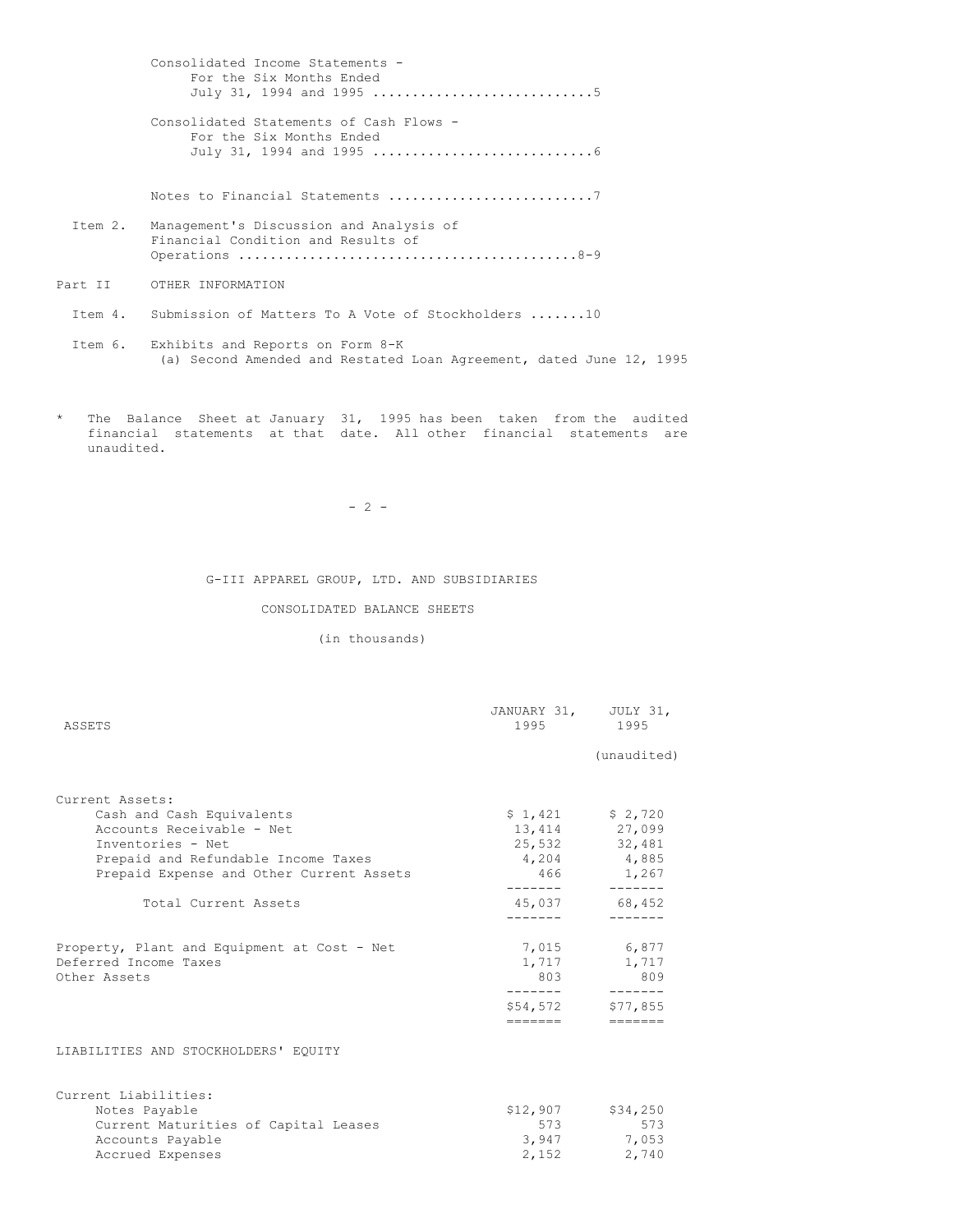Consolidated Income Statements - For the Six Months Ended July 31, 1994 and 1995 ............................5

Consolidated Statements of Cash Flows - For the Six Months Ended July 31, 1994 and 1995 ............................6

Notes to Financial Statements ..........................7

Item 2. Management's Discussion and Analysis of Financial Condition and Results of Operations ..........................................8-9

Part II OTHER INFORMATION

Item 4. Submission of Matters To A Vote of Stockholders .......10

Item 6. Exhibits and Reports on Form 8-K
(a) Second Amended and Restated Loan Agreement, dated June 12, 1995

\* The Balance Sheet at January 31, 1995 has been taken from the audited financial statements at that date. All other financial statements are unaudited.

## G-III APPAREL GROUP, LTD. AND SUBSIDIARIES

### CONSOLIDATED BALANCE SHEETS

(in thousands)

| ASSETS | JANUARY 31, 1995 | JULY 31, 1995 (unaudited) |
|---|---|---|
| Current Assets: | | |
| Cash and Cash Equivalents | $ 1,421 | $ 2,720 |
| Accounts Receivable - Net | 13,414 | 27,099 |
| Inventories - Net | 25,532 | 32,481 |
| Prepaid and Refundable Income Taxes | 4,204 | 4,885 |
| Prepaid Expense and Other Current Assets | 466 | 1,267 |
| Total Current Assets | 45,037 | 68,452 |
| Property, Plant and Equipment at Cost - Net | 7,015 | 6,877 |
| Deferred Income Taxes | 1,717 | 1,717 |
| Other Assets | 803 | 809 |
| | $54,572 | $77,855 |
| LIABILITIES AND STOCKHOLDERS' EQUITY | | |
| Current Liabilities: | | |
| Notes Payable | $12,907 | $34,250 |
| Current Maturities of Capital Leases | 573 | 573 |
| Accounts Payable | 3,947 | 7,053 |
| Accrued Expenses | 2,152 | 2,740 |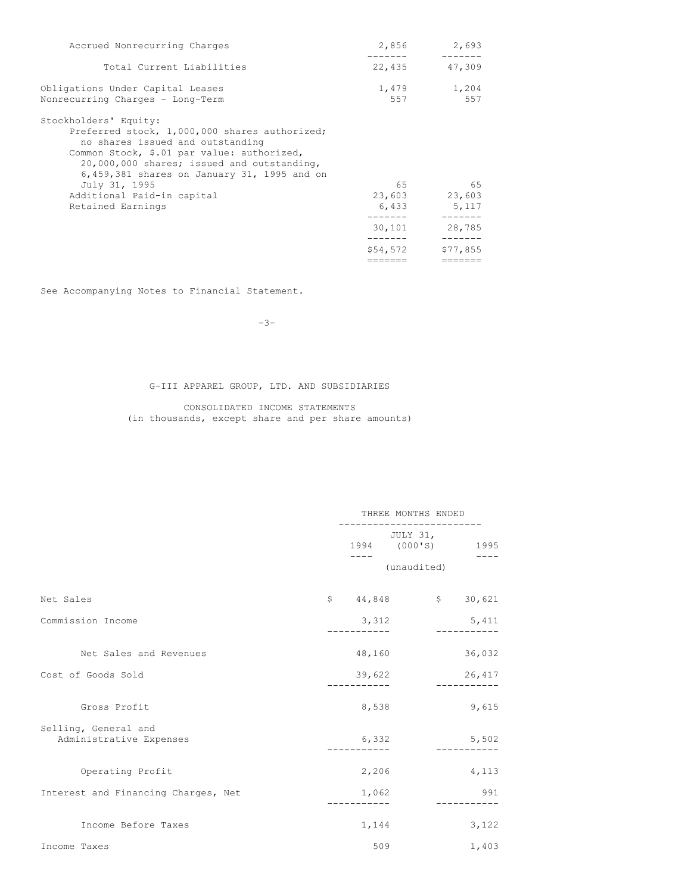| | | |
|---|---|---|
| Accrued Nonrecurring Charges | 2,856 | 2,693 |
| Total Current Liabilities | 22,435 | 47,309 |
| Obligations Under Capital Leases | 1,479 | 1,204 |
| Nonrecurring Charges - Long-Term | 557 | 557 |
| Stockholders' Equity: | | |
| Preferred stock, 1,000,000 shares authorized; no shares issued and outstanding | | |
| Common Stock, $.01 par value: authorized, 20,000,000 shares; issued and outstanding, 6,459,381 shares on January 31, 1995 and on July 31, 1995 | 65 | 65 |
| Additional Paid-in capital | 23,603 | 23,603 |
| Retained Earnings | 6,433 | 5,117 |
| | 30,101 | 28,785 |
| | $54,572 | $77,855 |

See Accompanying Notes to Financial Statement.

## G-III APPAREL GROUP, LTD. AND SUBSIDIARIES

### CONSOLIDATED INCOME STATEMENTS
(in thousands, except share and per share amounts)

| | THREE MONTHS ENDED JULY 31, (000'S) | |
|---|---|---|
| | 1994 | 1995 |
| | (unaudited) | |
| Net Sales | $ 44,848 | $ 30,621 |
| Commission Income | 3,312 | 5,411 |
| Net Sales and Revenues | 48,160 | 36,032 |
| Cost of Goods Sold | 39,622 | 26,417 |
| Gross Profit | 8,538 | 9,615 |
| Selling, General and Administrative Expenses | 6,332 | 5,502 |
| Operating Profit | 2,206 | 4,113 |
| Interest and Financing Charges, Net | 1,062 | 991 |
| Income Before Taxes | 1,144 | 3,122 |
| Income Taxes | 509 | 1,403 |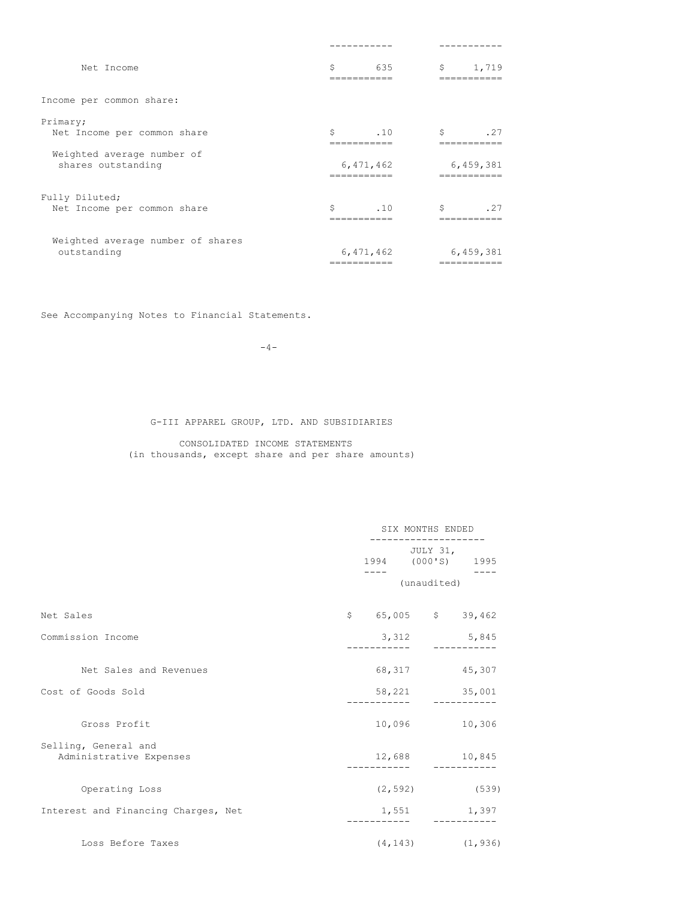| | | |
|---|---|---|
| Net Income | $ 635 | $ 1,719 |
| Income per common share: | | |
| Primary; | | |
| Net Income per common share | $ .10 | $ .27 |
| Weighted average number of shares outstanding | 6,471,462 | 6,459,381 |
| Fully Diluted; | | |
| Net Income per common share | $ .10 | $ .27 |
| Weighted average number of shares outstanding | 6,471,462 | 6,459,381 |

See Accompanying Notes to Financial Statements.

G-III APPAREL GROUP, LTD. AND SUBSIDIARIES

CONSOLIDATED INCOME STATEMENTS
(in thousands, except share and per share amounts)

| | SIX MONTHS ENDED JULY 31, (000'S) | |
|---|---|---|
| | 1994 | 1995 |
| | (unaudited) | |
| Net Sales | $ 65,005 | $ 39,462 |
| Commission Income | 3,312 | 5,845 |
| Net Sales and Revenues | 68,317 | 45,307 |
| Cost of Goods Sold | 58,221 | 35,001 |
| Gross Profit | 10,096 | 10,306 |
| Selling, General and Administrative Expenses | 12,688 | 10,845 |
| Operating Loss | (2,592) | (539) |
| Interest and Financing Charges, Net | 1,551 | 1,397 |
| Loss Before Taxes | (4,143) | (1,936) |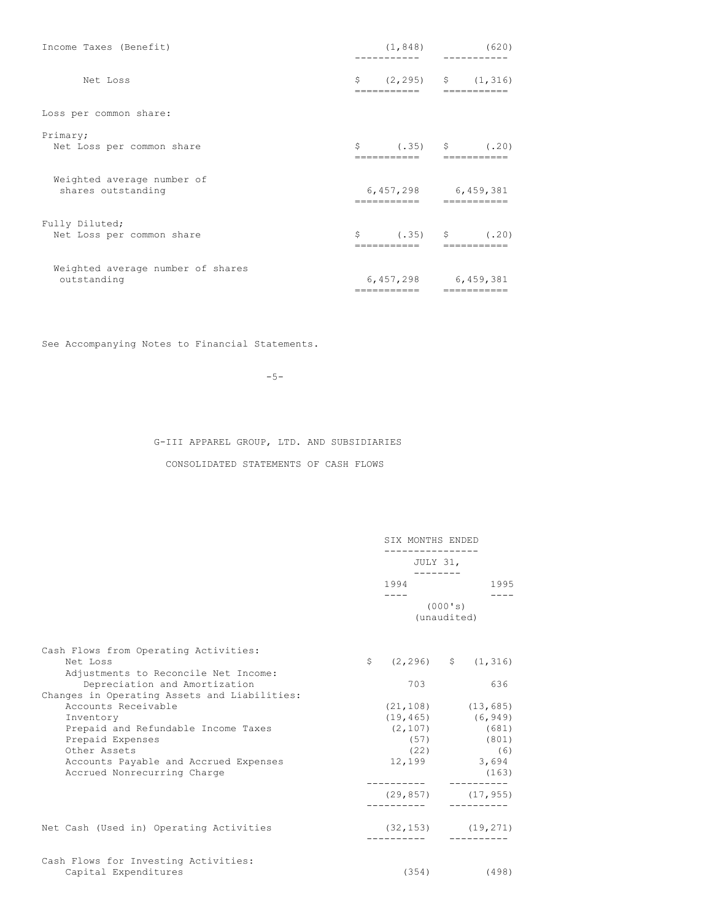| | | |
|---|---|---|
| Income Taxes (Benefit) | (1,848) | (620) |
| Net Loss | $ (2,295) | $ (1,316) |
| Loss per common share: | | |
| Primary; | | |
| Net Loss per common share | $ (.35) | $ (.20) |
| Weighted average number of shares outstanding | 6,457,298 | 6,459,381 |
| Fully Diluted; | | |
| Net Loss per common share | $ (.35) | $ (.20) |
| Weighted average number of shares outstanding | 6,457,298 | 6,459,381 |

See Accompanying Notes to Financial Statements.

## G-III APPAREL GROUP, LTD. AND SUBSIDIARIES

### CONSOLIDATED STATEMENTS OF CASH FLOWS

| | SIX MONTHS ENDED JULY 31, | |
|---|---|---|
| | 1994 | 1995 |
| | (000's) (unaudited) | |
| Cash Flows from Operating Activities: | | |
| Net Loss | $ (2,296) | $ (1,316) |
| Adjustments to Reconcile Net Income: | | |
| Depreciation and Amortization | 703 | 636 |
| Changes in Operating Assets and Liabilities: | | |
| Accounts Receivable | (21,108) | (13,685) |
| Inventory | (19,465) | (6,949) |
| Prepaid and Refundable Income Taxes | (2,107) | (681) |
| Prepaid Expenses | (57) | (801) |
| Other Assets | (22) | (6) |
| Accounts Payable and Accrued Expenses | 12,199 | 3,694 |
| Accrued Nonrecurring Charge | | (163) |
| | (29,857) | (17,955) |
| Net Cash (Used in) Operating Activities | (32,153) | (19,271) |
| Cash Flows for Investing Activities: | | |
| Capital Expenditures | (354) | (498) |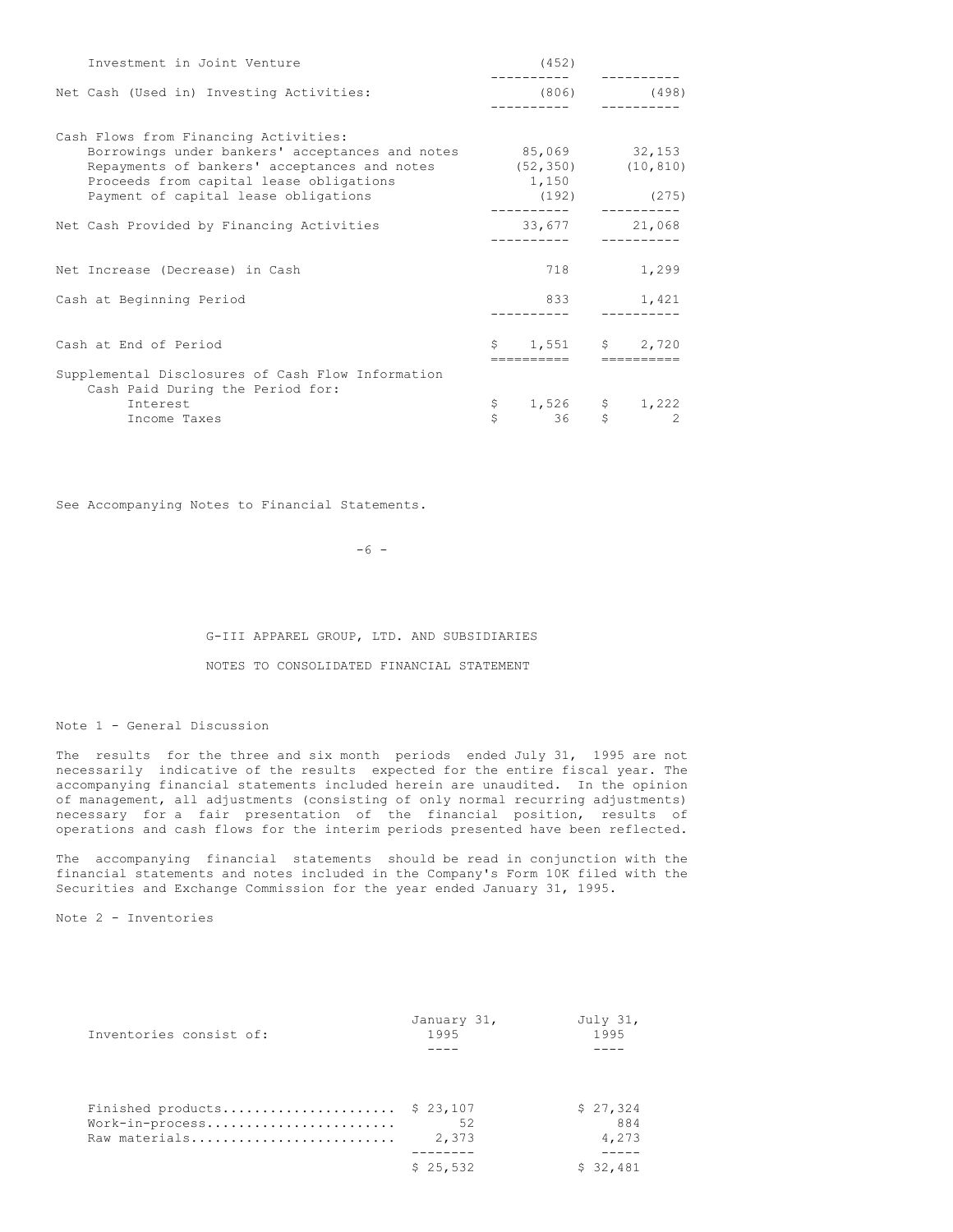| | | |
|---|---|---|
| Investment in Joint Venture | (452) | |
| Net Cash (Used in) Investing Activities: | (806) | (498) |
| Cash Flows from Financing Activities: | | |
| Borrowings under bankers' acceptances and notes | 85,069 | 32,153 |
| Repayments of bankers' acceptances and notes | (52,350) | (10,810) |
| Proceeds from capital lease obligations | 1,150 | |
| Payment of capital lease obligations | (192) | (275) |
| Net Cash Provided by Financing Activities | 33,677 | 21,068 |
| Net Increase (Decrease) in Cash | 718 | 1,299 |
| Cash at Beginning Period | 833 | 1,421 |
| Cash at End of Period | $ 1,551 | $ 2,720 |
| Supplemental Disclosures of Cash Flow Information | | |
| Cash Paid During the Period for: | | |
| Interest | $ 1,526 | $ 1,222 |
| Income Taxes | $ 36 | $ 2 |

See Accompanying Notes to Financial Statements.

G-III APPAREL GROUP, LTD. AND SUBSIDIARIES

NOTES TO CONSOLIDATED FINANCIAL STATEMENT

Note 1 - General Discussion

The results for the three and six month periods ended July 31, 1995 are not necessarily indicative of the results expected for the entire fiscal year. The accompanying financial statements included herein are unaudited. In the opinion of management, all adjustments (consisting of only normal recurring adjustments) necessary for a fair presentation of the financial position, results of operations and cash flows for the interim periods presented have been reflected.

The accompanying financial statements should be read in conjunction with the financial statements and notes included in the Company's Form 10K filed with the Securities and Exchange Commission for the year ended January 31, 1995.

Note 2 - Inventories

| Inventories consist of: | January 31, 1995 | July 31, 1995 |
|---|---|---|
| Finished products...................... | $ 23,107 | $ 27,324 |
| Work-in-process........................ | 52 | 884 |
| Raw materials.......................... | 2,373 | 4,273 |
| | $ 25,532 | $ 32,481 |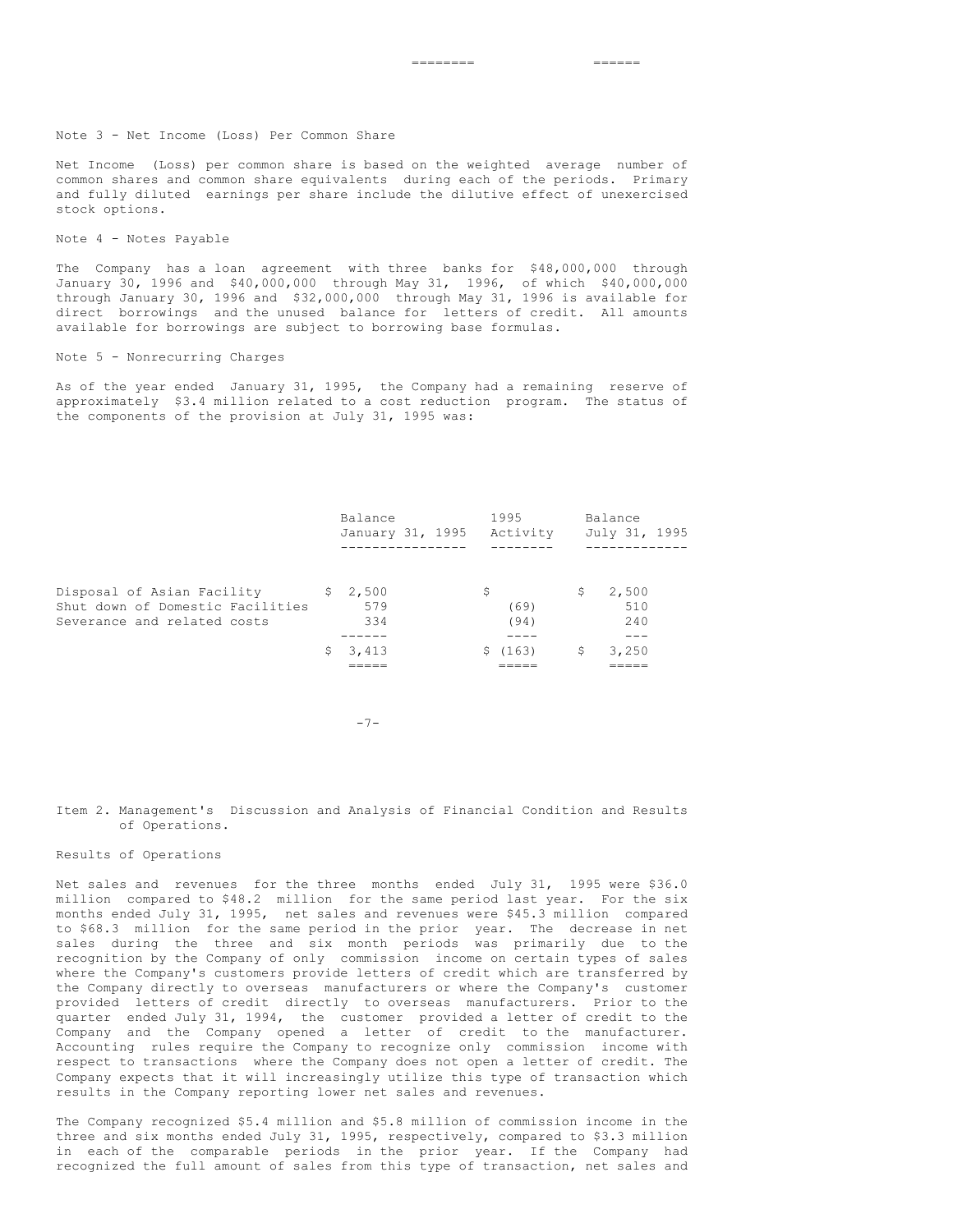Note 3 - Net Income (Loss) Per Common Share

Net Income (Loss) per common share is based on the weighted average number of common shares and common share equivalents during each of the periods. Primary and fully diluted earnings per share include the dilutive effect of unexercised stock options.

Note 4 - Notes Payable

The Company has a loan agreement with three banks for $48,000,000 through January 30, 1996 and $40,000,000 through May 31, 1996, of which $40,000,000 through January 30, 1996 and $32,000,000 through May 31, 1996 is available for direct borrowings and the unused balance for letters of credit. All amounts available for borrowings are subject to borrowing base formulas.

Note 5 - Nonrecurring Charges

As of the year ended January 31, 1995, the Company had a remaining reserve of approximately $3.4 million related to a cost reduction program. The status of the components of the provision at July 31, 1995 was:

| | Balance January 31, 1995 | 1995 Activity | Balance July 31, 1995 |
|---|---|---|---|
| Disposal of Asian Facility | $ 2,500 | $ | $ 2,500 |
| Shut down of Domestic Facilities | 579 | (69) | 510 |
| Severance and related costs | 334 | (94) | 240 |
| | $ 3,413 | $ (163) | $ 3,250 |

Item 2. Management's Discussion and Analysis of Financial Condition and Results of Operations.

Results of Operations

Net sales and revenues for the three months ended July 31, 1995 were $36.0 million compared to $48.2 million for the same period last year. For the six months ended July 31, 1995, net sales and revenues were $45.3 million compared to $68.3 million for the same period in the prior year. The decrease in net sales during the three and six month periods was primarily due to the recognition by the Company of only commission income on certain types of sales where the Company's customers provide letters of credit which are transferred by the Company directly to overseas manufacturers or where the Company's customer provided letters of credit directly to overseas manufacturers. Prior to the quarter ended July 31, 1994, the customer provided a letter of credit to the Company and the Company opened a letter of credit to the manufacturer. Accounting rules require the Company to recognize only commission income with respect to transactions where the Company does not open a letter of credit. The Company expects that it will increasingly utilize this type of transaction which results in the Company reporting lower net sales and revenues.

The Company recognized $5.4 million and $5.8 million of commission income in the three and six months ended July 31, 1995, respectively, compared to $3.3 million in each of the comparable periods in the prior year. If the Company had recognized the full amount of sales from this type of transaction, net sales and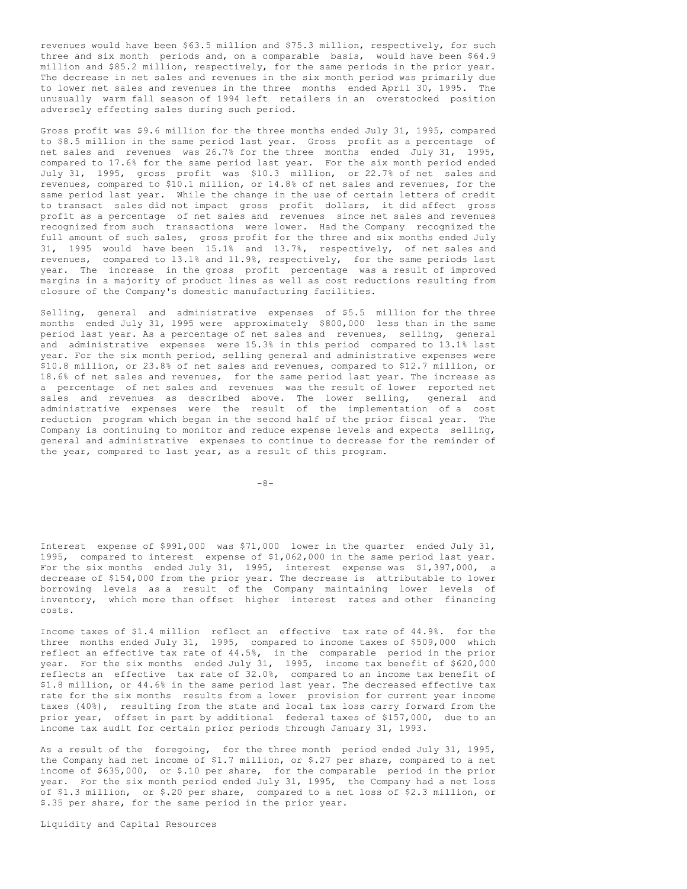revenues would have been $63.5 million and $75.3 million, respectively, for such three and six month periods and, on a comparable basis, would have been $64.9 million and $85.2 million, respectively, for the same periods in the prior year. The decrease in net sales and revenues in the six month period was primarily due to lower net sales and revenues in the three months ended April 30, 1995. The unusually warm fall season of 1994 left retailers in an overstocked position adversely effecting sales during such period.

Gross profit was $9.6 million for the three months ended July 31, 1995, compared to $8.5 million in the same period last year. Gross profit as a percentage of net sales and revenues was 26.7% for the three months ended July 31, 1995, compared to 17.6% for the same period last year. For the six month period ended July 31, 1995, gross profit was $10.3 million, or 22.7% of net sales and revenues, compared to $10.1 million, or 14.8% of net sales and revenues, for the same period last year. While the change in the use of certain letters of credit to transact sales did not impact gross profit dollars, it did affect gross profit as a percentage of net sales and revenues since net sales and revenues recognized from such transactions were lower. Had the Company recognized the full amount of such sales, gross profit for the three and six months ended July 31, 1995 would have been 15.1% and 13.7%, respectively, of net sales and revenues, compared to 13.1% and 11.9%, respectively, for the same periods last year. The increase in the gross profit percentage was a result of improved margins in a majority of product lines as well as cost reductions resulting from closure of the Company's domestic manufacturing facilities.

Selling, general and administrative expenses of $5.5 million for the three months ended July 31, 1995 were approximately $800,000 less than in the same period last year. As a percentage of net sales and revenues, selling, general and administrative expenses were 15.3% in this period compared to 13.1% last year. For the six month period, selling general and administrative expenses were $10.8 million, or 23.8% of net sales and revenues, compared to $12.7 million, or 18.6% of net sales and revenues, for the same period last year. The increase as a percentage of net sales and revenues was the result of lower reported net sales and revenues as described above. The lower selling, general and administrative expenses were the result of the implementation of a cost reduction program which began in the second half of the prior fiscal year. The Company is continuing to monitor and reduce expense levels and expects selling, general and administrative expenses to continue to decrease for the reminder of the year, compared to last year, as a result of this program.

Interest expense of $991,000 was $71,000 lower in the quarter ended July 31, 1995, compared to interest expense of $1,062,000 in the same period last year. For the six months ended July 31, 1995, interest expense was $1,397,000, a decrease of $154,000 from the prior year. The decrease is attributable to lower borrowing levels as a result of the Company maintaining lower levels of inventory, which more than offset higher interest rates and other financing costs.

Income taxes of $1.4 million reflect an effective tax rate of 44.9%. for the three months ended July 31, 1995, compared to income taxes of $509,000 which reflect an effective tax rate of 44.5%, in the comparable period in the prior year. For the six months ended July 31, 1995, income tax benefit of $620,000 reflects an effective tax rate of 32.0%, compared to an income tax benefit of $1.8 million, or 44.6% in the same period last year. The decreased effective tax rate for the six months results from a lower provision for current year income taxes (40%), resulting from the state and local tax loss carry forward from the prior year, offset in part by additional federal taxes of $157,000, due to an income tax audit for certain prior periods through January 31, 1993.

As a result of the foregoing, for the three month period ended July 31, 1995, the Company had net income of $1.7 million, or $.27 per share, compared to a net income of $635,000, or $.10 per share, for the comparable period in the prior year. For the six month period ended July 31, 1995, the Company had a net loss of $1.3 million, or $.20 per share, compared to a net loss of $2.3 million, or $.35 per share, for the same period in the prior year.

## Liquidity and Capital Resources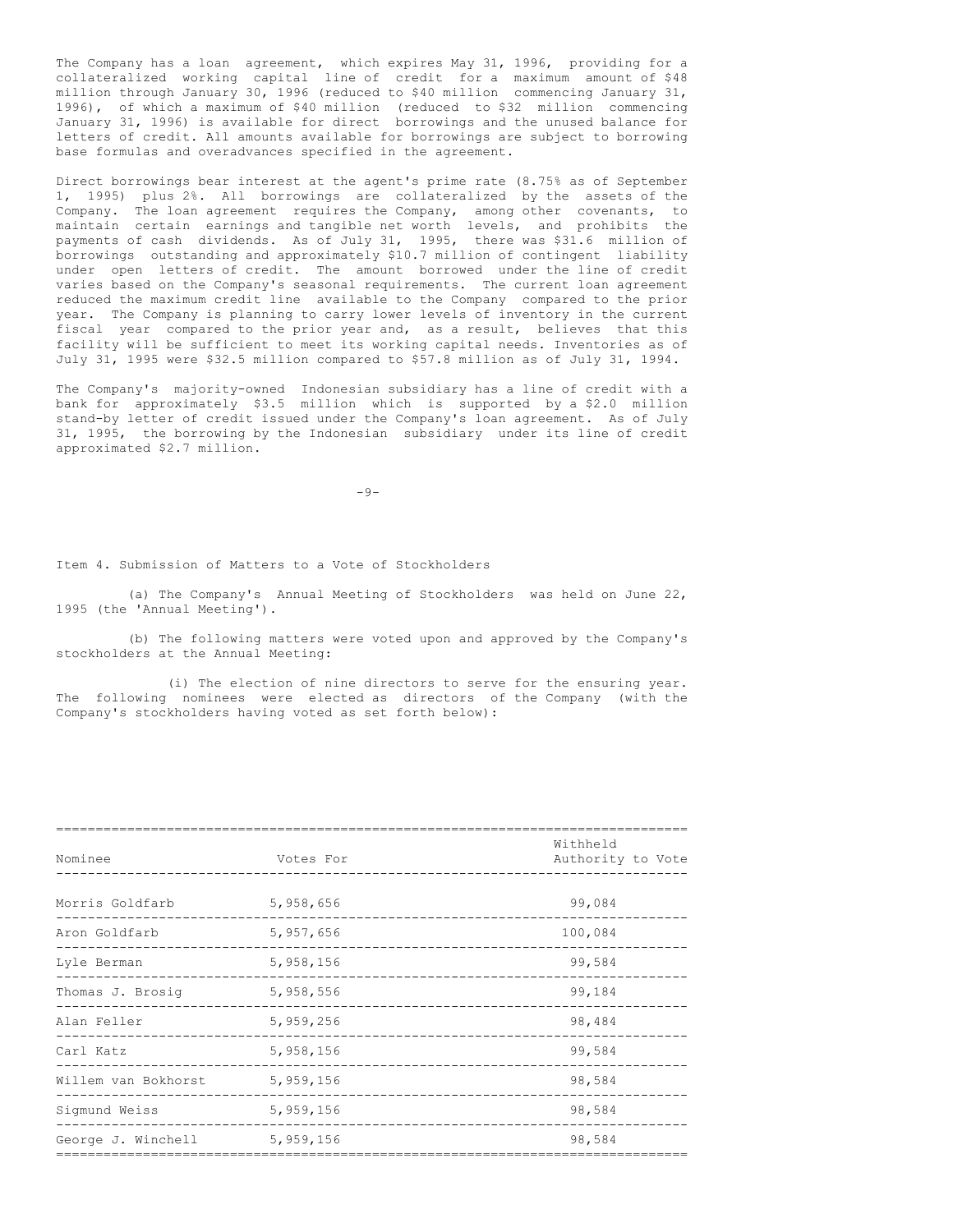The Company has a loan agreement, which expires May 31, 1996, providing for a collateralized working capital line of credit for a maximum amount of $48 million through January 30, 1996 (reduced to $40 million commencing January 31, 1996), of which a maximum of $40 million (reduced to $32 million commencing January 31, 1996) is available for direct borrowings and the unused balance for letters of credit. All amounts available for borrowings are subject to borrowing base formulas and overadvances specified in the agreement.

Direct borrowings bear interest at the agent's prime rate (8.75% as of September 1, 1995) plus 2%. All borrowings are collateralized by the assets of the Company. The loan agreement requires the Company, among other covenants, to maintain certain earnings and tangible net worth levels, and prohibits the payments of cash dividends. As of July 31, 1995, there was $31.6 million of borrowings outstanding and approximately $10.7 million of contingent liability under open letters of credit. The amount borrowed under the line of credit varies based on the Company's seasonal requirements. The current loan agreement reduced the maximum credit line available to the Company compared to the prior year. The Company is planning to carry lower levels of inventory in the current fiscal year compared to the prior year and, as a result, believes that this facility will be sufficient to meet its working capital needs. Inventories as of July 31, 1995 were $32.5 million compared to $57.8 million as of July 31, 1994.

The Company's majority-owned Indonesian subsidiary has a line of credit with a bank for approximately $3.5 million which is supported by a $2.0 million stand-by letter of credit issued under the Company's loan agreement. As of July 31, 1995, the borrowing by the Indonesian subsidiary under its line of credit approximated $2.7 million.

Item 4. Submission of Matters to a Vote of Stockholders

(a) The Company's Annual Meeting of Stockholders was held on June 22, 1995 (the 'Annual Meeting').

(b) The following matters were voted upon and approved by the Company's stockholders at the Annual Meeting:

(i) The election of nine directors to serve for the ensuring year. The following nominees were elected as directors of the Company (with the Company's stockholders having voted as set forth below):

| Nominee | Votes For | Withheld Authority to Vote |
|---|---|---|
| Morris Goldfarb | 5,958,656 | 99,084 |
| Aron Goldfarb | 5,957,656 | 100,084 |
| Lyle Berman | 5,958,156 | 99,584 |
| Thomas J. Brosig | 5,958,556 | 99,184 |
| Alan Feller | 5,959,256 | 98,484 |
| Carl Katz | 5,958,156 | 99,584 |
| Willem van Bokhorst | 5,959,156 | 98,584 |
| Sigmund Weiss | 5,959,156 | 98,584 |
| George J. Winchell | 5,959,156 | 98,584 |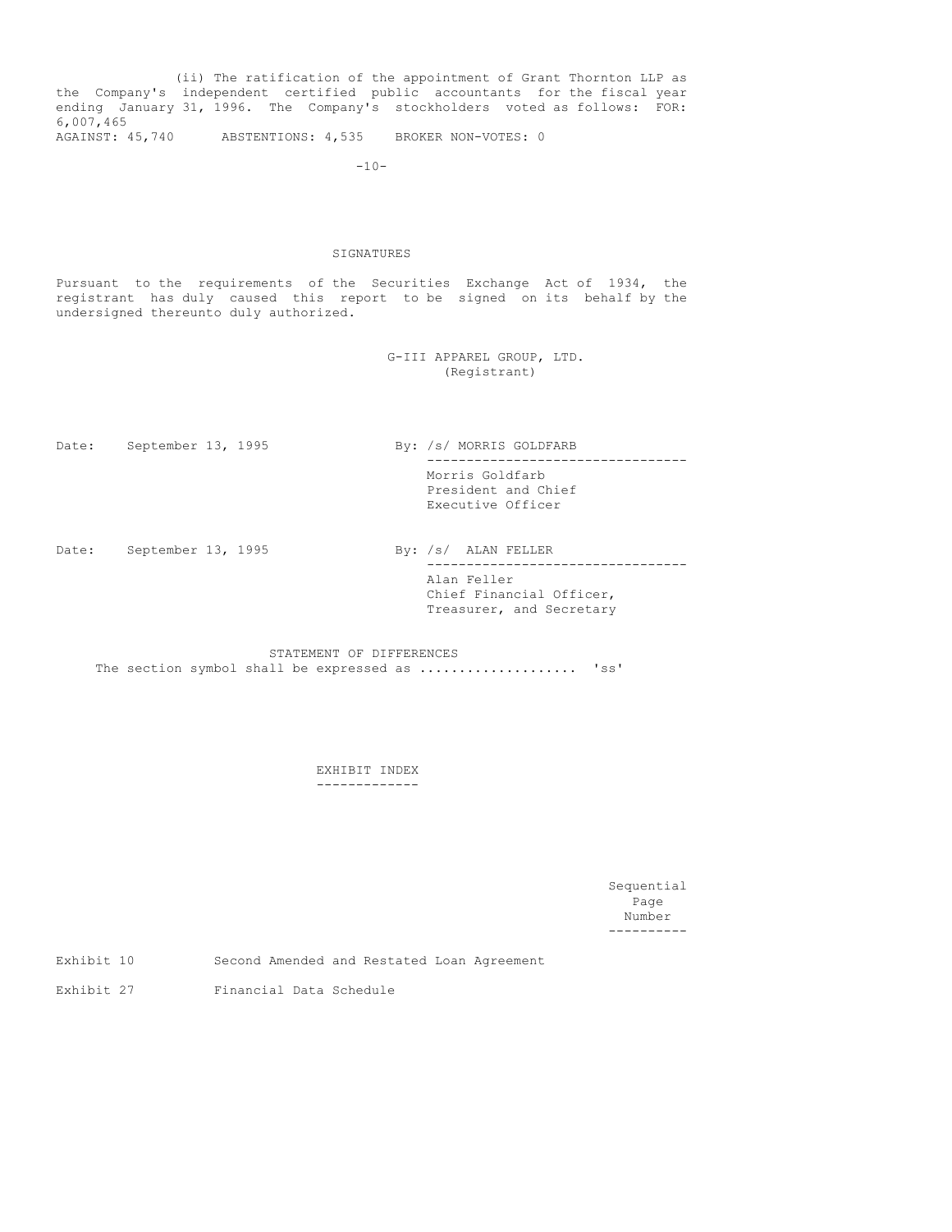(ii) The ratification of the appointment of Grant Thornton LLP as the Company's independent certified public accountants for the fiscal year ending January 31, 1996. The Company's stockholders voted as follows: FOR: 6,007,465
AGAINST: 45,740 ABSTENTIONS: 4,535 BROKER NON-VOTES: 0

## SIGNATURES

Pursuant to the requirements of the Securities Exchange Act of 1934, the registrant has duly caused this report to be signed on its behalf by the undersigned thereunto duly authorized.

G-III APPAREL GROUP, LTD.
(Registrant)

Date: September 13, 1995

By: /s/ MORRIS GOLDFARB

Morris Goldfarb
President and Chief Executive Officer

Date: September 13, 1995

By: /s/ ALAN FELLER

Alan Feller
Chief Financial Officer, Treasurer, and Secretary

STATEMENT OF DIFFERENCES

The section symbol shall be expressed as .................... 'ss'

## EXHIBIT INDEX

| | | Sequential Page Number |
|---|---|---|
| Exhibit 10 | Second Amended and Restated Loan Agreement | |
| Exhibit 27 | Financial Data Schedule | |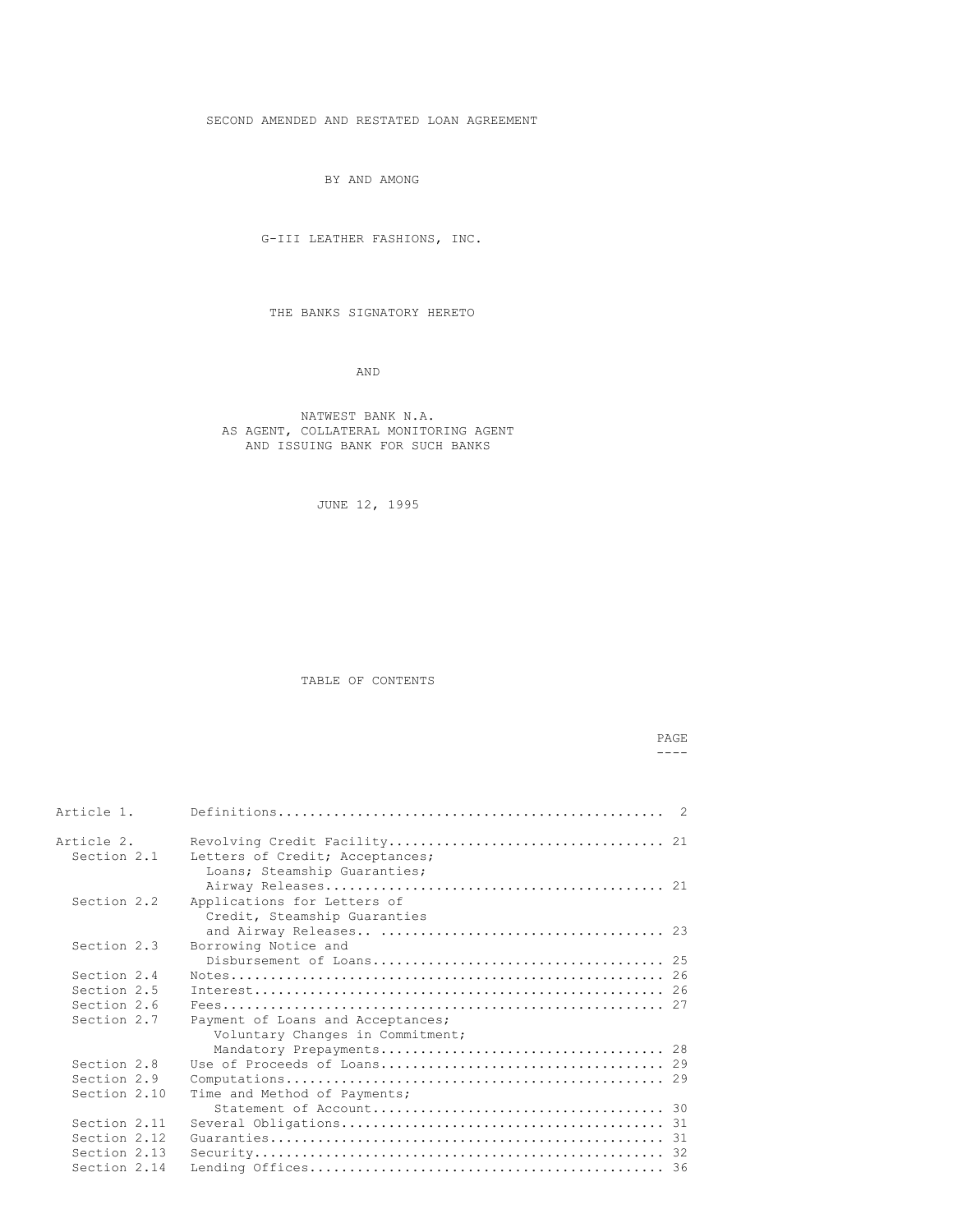SECOND AMENDED AND RESTATED LOAN AGREEMENT

BY AND AMONG

G-III LEATHER FASHIONS, INC.

THE BANKS SIGNATORY HERETO

AND

NATWEST BANK N.A.
AS AGENT, COLLATERAL MONITORING AGENT
AND ISSUING BANK FOR SUCH BANKS

JUNE 12, 1995

TABLE OF CONTENTS

| | | PAGE |
|---|---|---|
| Article 1. | Definitions | 2 |
| Article 2. | Revolving Credit Facility | 21 |
| Section 2.1 | Letters of Credit; Acceptances; Loans; Steamship Guaranties; Airway Releases | 21 |
| Section 2.2 | Applications for Letters of Credit, Steamship Guaranties and Airway Releases | 23 |
| Section 2.3 | Borrowing Notice and Disbursement of Loans | 25 |
| Section 2.4 | Notes | 26 |
| Section 2.5 | Interest | 26 |
| Section 2.6 | Fees | 27 |
| Section 2.7 | Payment of Loans and Acceptances; Voluntary Changes in Commitment; Mandatory Prepayments | 28 |
| Section 2.8 | Use of Proceeds of Loans | 29 |
| Section 2.9 | Computations | 29 |
| Section 2.10 | Time and Method of Payments; Statement of Account | 30 |
| Section 2.11 | Several Obligations | 31 |
| Section 2.12 | Guaranties | 31 |
| Section 2.13 | Security | 32 |
| Section 2.14 | Lending Offices | 36 |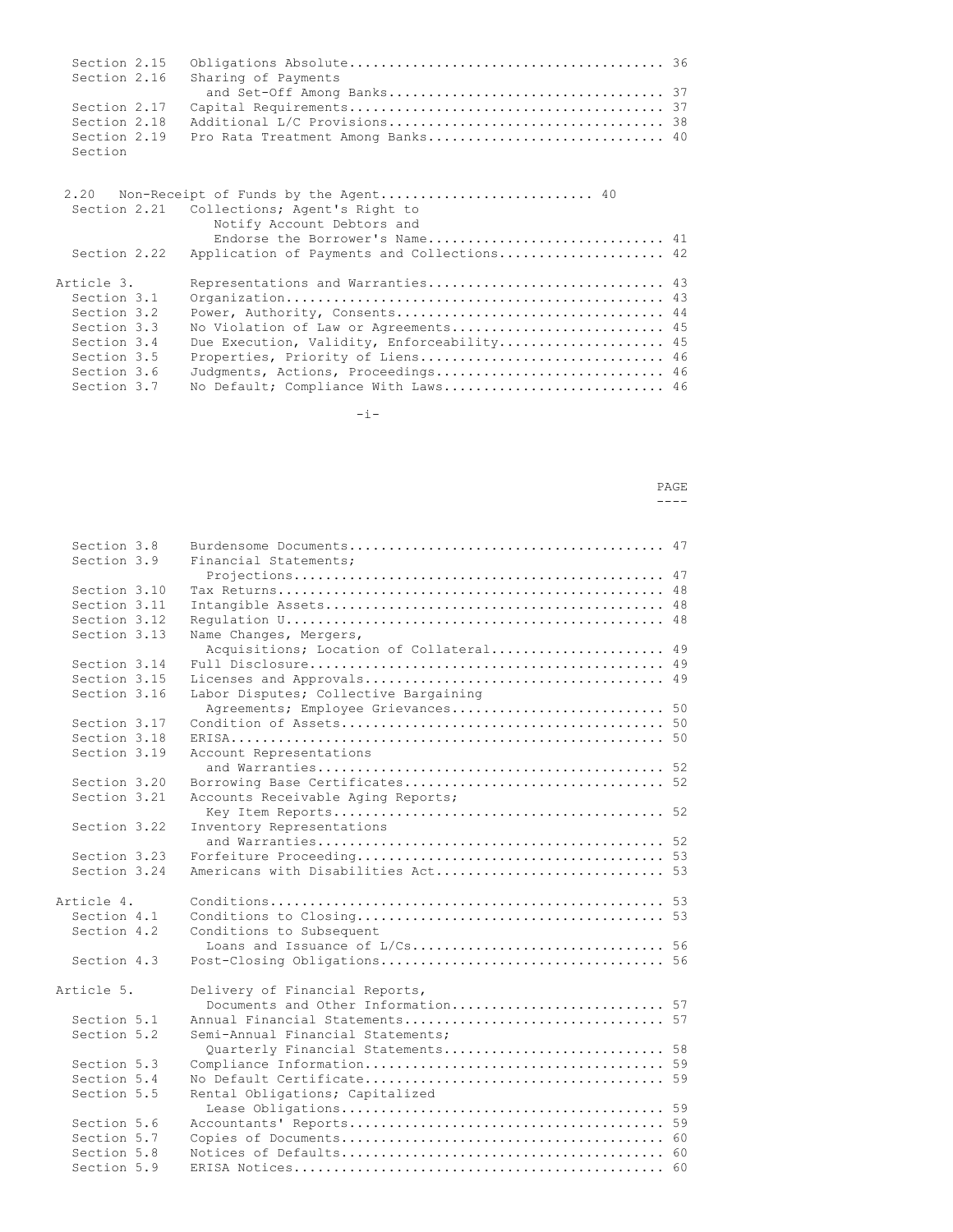| | | |
|---|---|---|
| Section 2.15 | Obligations Absolute | 36 |
| Section 2.16 | Sharing of Payments and Set-Off Among Banks | 37 |
| Section 2.17 | Capital Requirements | 37 |
| Section 2.18 | Additional L/C Provisions | 38 |
| Section 2.19 | Pro Rata Treatment Among Banks | 40 |
| Section 2.20 | Non-Receipt of Funds by the Agent | 40 |
| Section 2.21 | Collections; Agent's Right to Notify Account Debtors and Endorse the Borrower's Name | 41 |
| Section 2.22 | Application of Payments and Collections | 42 |
| Article 3. | Representations and Warranties | 43 |
| Section 3.1 | Organization | 43 |
| Section 3.2 | Power, Authority, Consents | 44 |
| Section 3.3 | No Violation of Law or Agreements | 45 |
| Section 3.4 | Due Execution, Validity, Enforceability | 45 |
| Section 3.5 | Properties, Priority of Liens | 46 |
| Section 3.6 | Judgments, Actions, Proceedings | 46 |
| Section 3.7 | No Default; Compliance With Laws | 46 |

| | | PAGE |
|---|---|---|
| Section 3.8 | Burdensome Documents | 47 |
| Section 3.9 | Financial Statements; Projections | 47 |
| Section 3.10 | Tax Returns | 48 |
| Section 3.11 | Intangible Assets | 48 |
| Section 3.12 | Regulation U | 48 |
| Section 3.13 | Name Changes, Mergers, Acquisitions; Location of Collateral | 49 |
| Section 3.14 | Full Disclosure | 49 |
| Section 3.15 | Licenses and Approvals | 49 |
| Section 3.16 | Labor Disputes; Collective Bargaining Agreements; Employee Grievances | 50 |
| Section 3.17 | Condition of Assets | 50 |
| Section 3.18 | ERISA | 50 |
| Section 3.19 | Account Representations and Warranties | 52 |
| Section 3.20 | Borrowing Base Certificates | 52 |
| Section 3.21 | Accounts Receivable Aging Reports; Key Item Reports | 52 |
| Section 3.22 | Inventory Representations and Warranties | 52 |
| Section 3.23 | Forfeiture Proceeding | 53 |
| Section 3.24 | Americans with Disabilities Act | 53 |
| Article 4. | Conditions | 53 |
| Section 4.1 | Conditions to Closing | 53 |
| Section 4.2 | Conditions to Subsequent Loans and Issuance of L/Cs | 56 |
| Section 4.3 | Post-Closing Obligations | 56 |
| Article 5. | Delivery of Financial Reports, Documents and Other Information | 57 |
| Section 5.1 | Annual Financial Statements | 57 |
| Section 5.2 | Semi-Annual Financial Statements; Quarterly Financial Statements | 58 |
| Section 5.3 | Compliance Information | 59 |
| Section 5.4 | No Default Certificate | 59 |
| Section 5.5 | Rental Obligations; Capitalized Lease Obligations | 59 |
| Section 5.6 | Accountants' Reports | 59 |
| Section 5.7 | Copies of Documents | 60 |
| Section 5.8 | Notices of Defaults | 60 |
| Section 5.9 | ERISA Notices | 60 |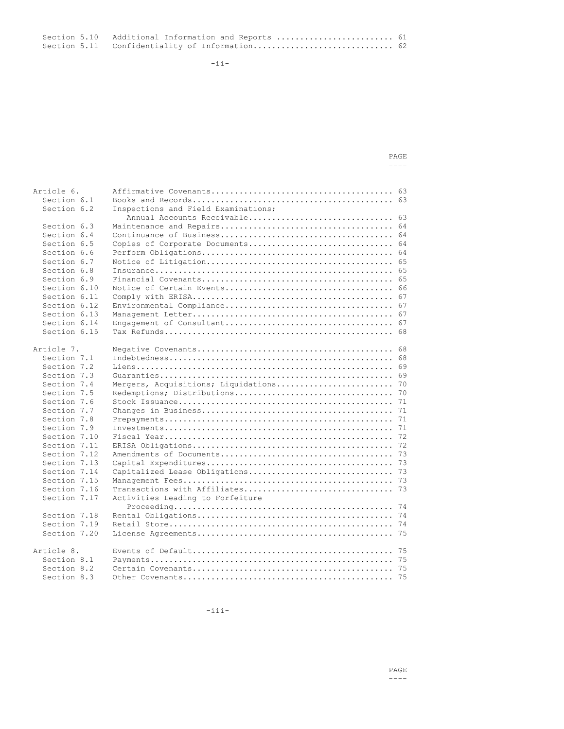| | | |
|---|---|---|
| Section 5.10 | Additional Information and Reports | 61 |
| Section 5.11 | Confidentiality of Information | 62 |

| | | PAGE |
|---|---|---|
| Article 6. | Affirmative Covenants | 63 |
| Section 6.1 | Books and Records | 63 |
| Section 6.2 | Inspections and Field Examinations; Annual Accounts Receivable | 63 |
| Section 6.3 | Maintenance and Repairs | 64 |
| Section 6.4 | Continuance of Business | 64 |
| Section 6.5 | Copies of Corporate Documents | 64 |
| Section 6.6 | Perform Obligations | 64 |
| Section 6.7 | Notice of Litigation | 65 |
| Section 6.8 | Insurance | 65 |
| Section 6.9 | Financial Covenants | 65 |
| Section 6.10 | Notice of Certain Events | 66 |
| Section 6.11 | Comply with ERISA | 67 |
| Section 6.12 | Environmental Compliance | 67 |
| Section 6.13 | Management Letter | 67 |
| Section 6.14 | Engagement of Consultant | 67 |
| Section 6.15 | Tax Refunds | 68 |
| Article 7. | Negative Covenants | 68 |
| Section 7.1 | Indebtedness | 68 |
| Section 7.2 | Liens | 69 |
| Section 7.3 | Guaranties | 69 |
| Section 7.4 | Mergers, Acquisitions; Liquidations | 70 |
| Section 7.5 | Redemptions; Distributions | 70 |
| Section 7.6 | Stock Issuance | 71 |
| Section 7.7 | Changes in Business | 71 |
| Section 7.8 | Prepayments | 71 |
| Section 7.9 | Investments | 71 |
| Section 7.10 | Fiscal Year | 72 |
| Section 7.11 | ERISA Obligations | 72 |
| Section 7.12 | Amendments of Documents | 73 |
| Section 7.13 | Capital Expenditures | 73 |
| Section 7.14 | Capitalized Lease Obligations | 73 |
| Section 7.15 | Management Fees | 73 |
| Section 7.16 | Transactions with Affiliates | 73 |
| Section 7.17 | Activities Leading to Forfeiture Proceeding | 74 |
| Section 7.18 | Rental Obligations | 74 |
| Section 7.19 | Retail Store | 74 |
| Section 7.20 | License Agreements | 75 |
| Article 8. | Events of Default | 75 |
| Section 8.1 | Payments | 75 |
| Section 8.2 | Certain Covenants | 75 |
| Section 8.3 | Other Covenants | 75 |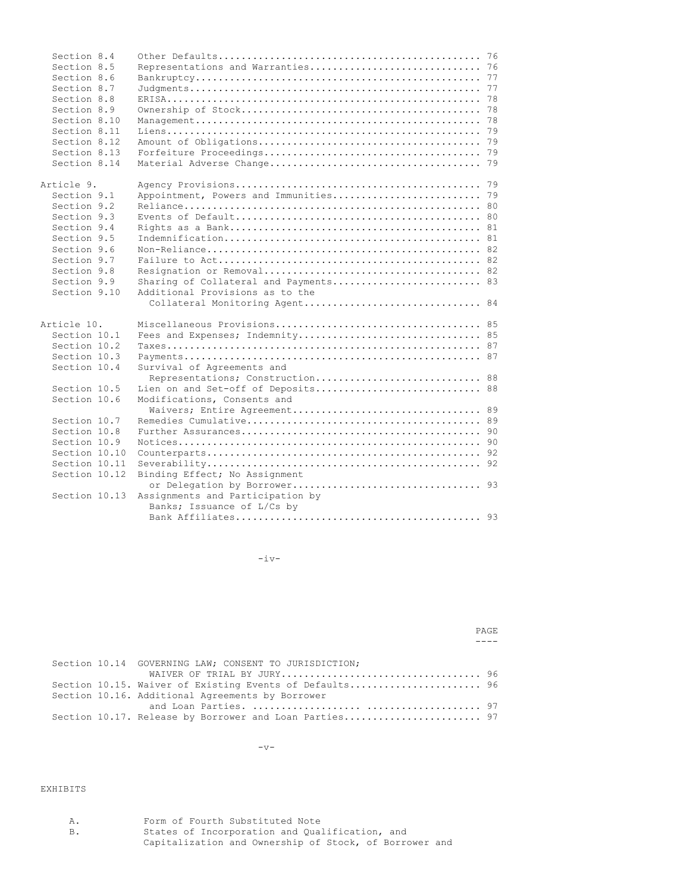| | | |
|---|---|---|
| Section 8.4 | Other Defaults | 76 |
| Section 8.5 | Representations and Warranties | 76 |
| Section 8.6 | Bankruptcy | 77 |
| Section 8.7 | Judgments | 77 |
| Section 8.8 | ERISA | 78 |
| Section 8.9 | Ownership of Stock | 78 |
| Section 8.10 | Management | 78 |
| Section 8.11 | Liens | 79 |
| Section 8.12 | Amount of Obligations | 79 |
| Section 8.13 | Forfeiture Proceedings | 79 |
| Section 8.14 | Material Adverse Change | 79 |
| Article 9. | Agency Provisions | 79 |
| Section 9.1 | Appointment, Powers and Immunities | 79 |
| Section 9.2 | Reliance | 80 |
| Section 9.3 | Events of Default | 80 |
| Section 9.4 | Rights as a Bank | 81 |
| Section 9.5 | Indemnification | 81 |
| Section 9.6 | Non-Reliance | 82 |
| Section 9.7 | Failure to Act | 82 |
| Section 9.8 | Resignation or Removal | 82 |
| Section 9.9 | Sharing of Collateral and Payments | 83 |
| Section 9.10 | Additional Provisions as to the Collateral Monitoring Agent | 84 |
| Article 10. | Miscellaneous Provisions | 85 |
| Section 10.1 | Fees and Expenses; Indemnity | 85 |
| Section 10.2 | Taxes | 87 |
| Section 10.3 | Payments | 87 |
| Section 10.4 | Survival of Agreements and Representations; Construction | 88 |
| Section 10.5 | Lien on and Set-off of Deposits | 88 |
| Section 10.6 | Modifications, Consents and Waivers; Entire Agreement | 89 |
| Section 10.7 | Remedies Cumulative | 89 |
| Section 10.8 | Further Assurances | 90 |
| Section 10.9 | Notices | 90 |
| Section 10.10 | Counterparts | 92 |
| Section 10.11 | Severability | 92 |
| Section 10.12 | Binding Effect; No Assignment or Delegation by Borrower | 93 |
| Section 10.13 | Assignments and Participation by Banks; Issuance of L/Cs by Bank Affiliates | 93 |

| | | PAGE |
|---|---|---|
| Section 10.14 | GOVERNING LAW; CONSENT TO JURISDICTION; WAIVER OF TRIAL BY JURY | 96 |
| Section 10.15. | Waiver of Existing Events of Defaults | 96 |
| Section 10.16. | Additional Agreements by Borrower and Loan Parties. | 97 |
| Section 10.17. | Release by Borrower and Loan Parties | 97 |

EXHIBITS

A. Form of Fourth Substituted Note

B. States of Incorporation and Qualification, and Capitalization and Ownership of Stock, of Borrower and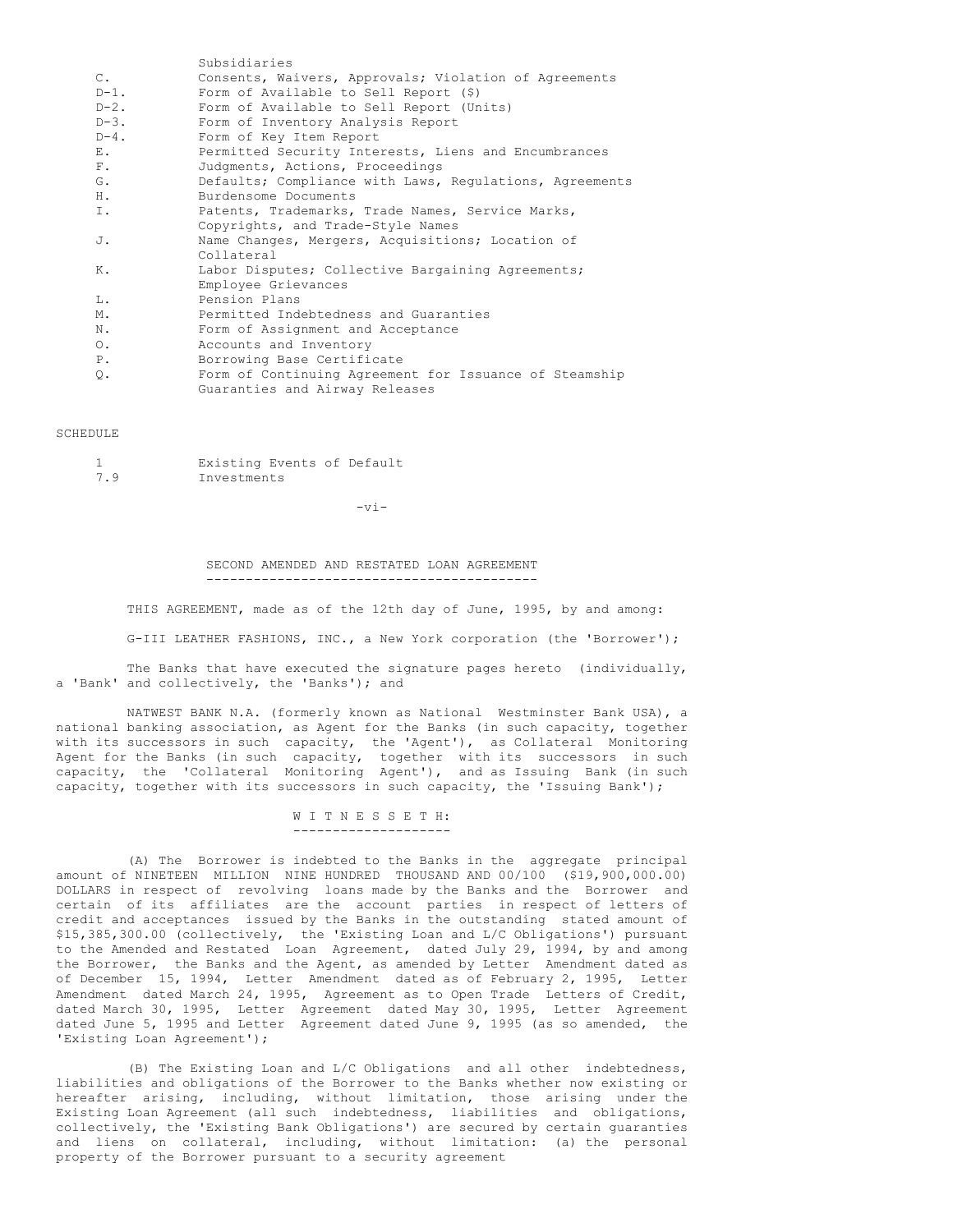| | |
|---|---|
| | Subsidiaries |
| C. | Consents, Waivers, Approvals; Violation of Agreements |
| D-1. | Form of Available to Sell Report ($) |
| D-2. | Form of Available to Sell Report (Units) |
| D-3. | Form of Inventory Analysis Report |
| D-4. | Form of Key Item Report |
| E. | Permitted Security Interests, Liens and Encumbrances |
| F. | Judgments, Actions, Proceedings |
| G. | Defaults; Compliance with Laws, Regulations, Agreements |
| H. | Burdensome Documents |
| I. | Patents, Trademarks, Trade Names, Service Marks, Copyrights, and Trade-Style Names |
| J. | Name Changes, Mergers, Acquisitions; Location of Collateral |
| K. | Labor Disputes; Collective Bargaining Agreements; Employee Grievances |
| L. | Pension Plans |
| M. | Permitted Indebtedness and Guaranties |
| N. | Form of Assignment and Acceptance |
| O. | Accounts and Inventory |
| P. | Borrowing Base Certificate |
| Q. | Form of Continuing Agreement for Issuance of Steamship Guaranties and Airway Releases |

SCHEDULE

| | |
|---|---|
| 1 | Existing Events of Default |
| 7.9 | Investments |

## SECOND AMENDED AND RESTATED LOAN AGREEMENT

THIS AGREEMENT, made as of the 12th day of June, 1995, by and among:

G-III LEATHER FASHIONS, INC., a New York corporation (the 'Borrower');

The Banks that have executed the signature pages hereto (individually, a 'Bank' and collectively, the 'Banks'); and

NATWEST BANK N.A. (formerly known as National Westminster Bank USA), a national banking association, as Agent for the Banks (in such capacity, together with its successors in such capacity, the 'Agent'), as Collateral Monitoring Agent for the Banks (in such capacity, together with its successors in such capacity, the 'Collateral Monitoring Agent'), and as Issuing Bank (in such capacity, together with its successors in such capacity, the 'Issuing Bank');

W I T N E S S E T H:

(A) The Borrower is indebted to the Banks in the aggregate principal amount of NINETEEN MILLION NINE HUNDRED THOUSAND AND 00/100 ($19,900,000.00) DOLLARS in respect of revolving loans made by the Banks and the Borrower and certain of its affiliates are the account parties in respect of letters of credit and acceptances issued by the Banks in the outstanding stated amount of $15,385,300.00 (collectively, the 'Existing Loan and L/C Obligations') pursuant to the Amended and Restated Loan Agreement, dated July 29, 1994, by and among the Borrower, the Banks and the Agent, as amended by Letter Amendment dated as of December 15, 1994, Letter Amendment dated as of February 2, 1995, Letter Amendment dated March 24, 1995, Agreement as to Open Trade Letters of Credit, dated March 30, 1995, Letter Agreement dated May 30, 1995, Letter Agreement dated June 5, 1995 and Letter Agreement dated June 9, 1995 (as so amended, the 'Existing Loan Agreement');

(B) The Existing Loan and L/C Obligations and all other indebtedness, liabilities and obligations of the Borrower to the Banks whether now existing or hereafter arising, including, without limitation, those arising under the Existing Loan Agreement (all such indebtedness, liabilities and obligations, collectively, the 'Existing Bank Obligations') are secured by certain guaranties and liens on collateral, including, without limitation: (a) the personal property of the Borrower pursuant to a security agreement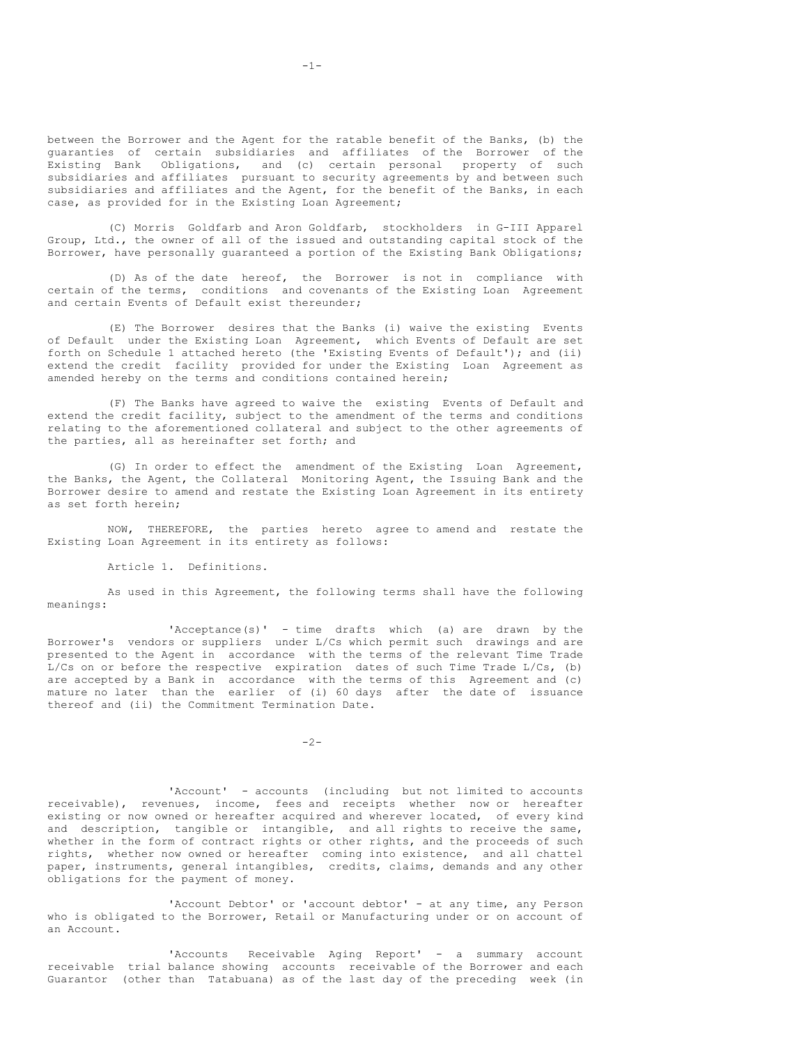between the Borrower and the Agent for the ratable benefit of the Banks, (b) the guaranties of certain subsidiaries and affiliates of the Borrower of the Existing Bank Obligations, and (c) certain personal property of such subsidiaries and affiliates pursuant to security agreements by and between such subsidiaries and affiliates and the Agent, for the benefit of the Banks, in each case, as provided for in the Existing Loan Agreement;

(C) Morris Goldfarb and Aron Goldfarb, stockholders in G-III Apparel Group, Ltd., the owner of all of the issued and outstanding capital stock of the Borrower, have personally guaranteed a portion of the Existing Bank Obligations;

(D) As of the date hereof, the Borrower is not in compliance with certain of the terms, conditions and covenants of the Existing Loan Agreement and certain Events of Default exist thereunder;

(E) The Borrower desires that the Banks (i) waive the existing Events of Default under the Existing Loan Agreement, which Events of Default are set forth on Schedule 1 attached hereto (the 'Existing Events of Default'); and (ii) extend the credit facility provided for under the Existing Loan Agreement as amended hereby on the terms and conditions contained herein;

(F) The Banks have agreed to waive the existing Events of Default and extend the credit facility, subject to the amendment of the terms and conditions relating to the aforementioned collateral and subject to the other agreements of the parties, all as hereinafter set forth; and

(G) In order to effect the amendment of the Existing Loan Agreement, the Banks, the Agent, the Collateral Monitoring Agent, the Issuing Bank and the Borrower desire to amend and restate the Existing Loan Agreement in its entirety as set forth herein;

NOW, THEREFORE, the parties hereto agree to amend and restate the Existing Loan Agreement in its entirety as follows:

## Article 1. Definitions.

As used in this Agreement, the following terms shall have the following meanings:

'Acceptance(s)' - time drafts which (a) are drawn by the Borrower's vendors or suppliers under L/Cs which permit such drawings and are presented to the Agent in accordance with the terms of the relevant Time Trade L/Cs on or before the respective expiration dates of such Time Trade L/Cs, (b) are accepted by a Bank in accordance with the terms of this Agreement and (c) mature no later than the earlier of (i) 60 days after the date of issuance thereof and (ii) the Commitment Termination Date.

'Account' - accounts (including but not limited to accounts receivable), revenues, income, fees and receipts whether now or hereafter existing or now owned or hereafter acquired and wherever located, of every kind and description, tangible or intangible, and all rights to receive the same, whether in the form of contract rights or other rights, and the proceeds of such rights, whether now owned or hereafter coming into existence, and all chattel paper, instruments, general intangibles, credits, claims, demands and any other obligations for the payment of money.

'Account Debtor' or 'account debtor' - at any time, any Person who is obligated to the Borrower, Retail or Manufacturing under or on account of an Account.

'Accounts Receivable Aging Report' - a summary account receivable trial balance showing accounts receivable of the Borrower and each Guarantor (other than Tatabuana) as of the last day of the preceding week (in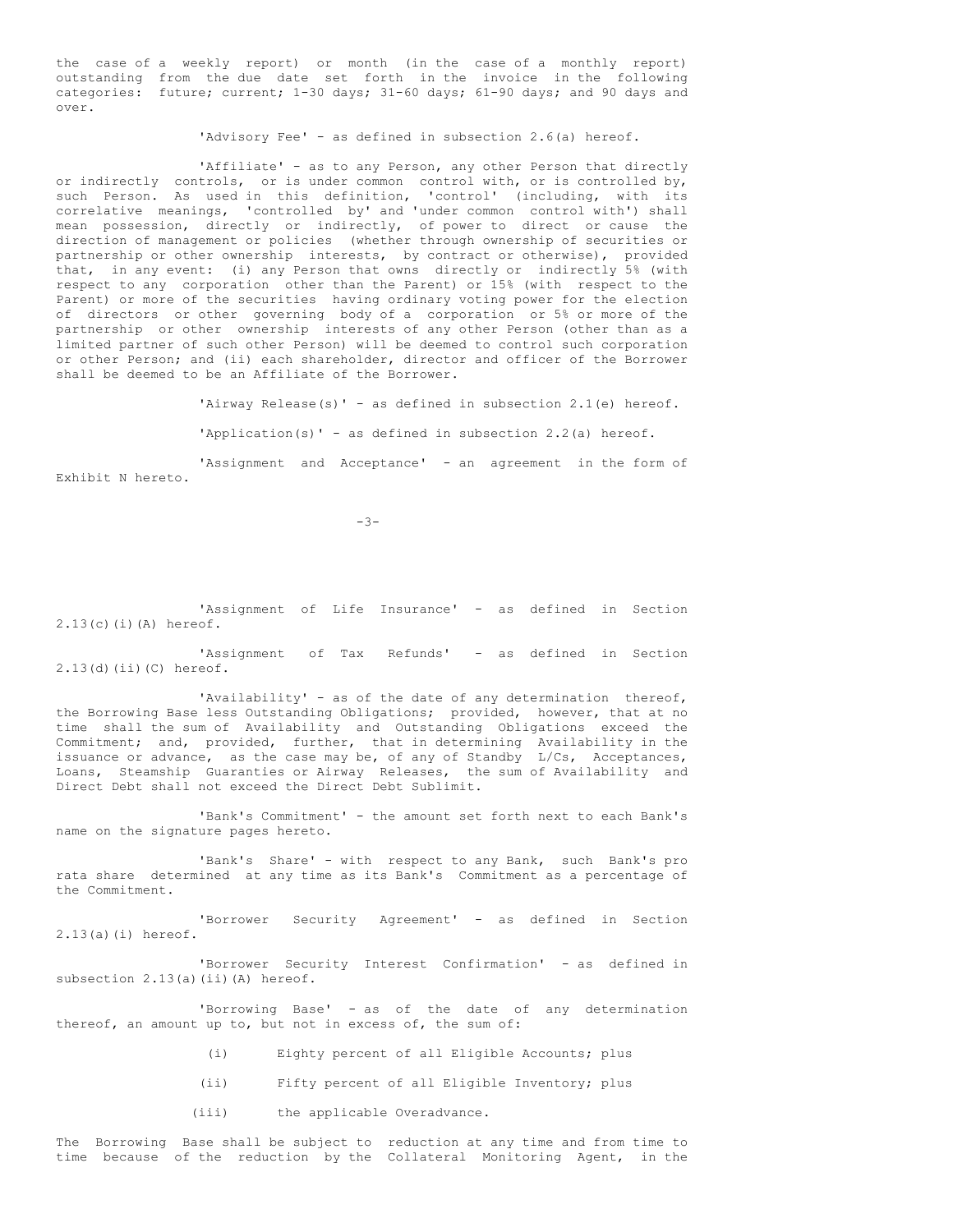the case of a weekly report) or month (in the case of a monthly report) outstanding from the due date set forth in the invoice in the following categories: future; current; 1-30 days; 31-60 days; 61-90 days; and 90 days and over.

'Advisory Fee' - as defined in subsection 2.6(a) hereof.

'Affiliate' - as to any Person, any other Person that directly or indirectly controls, or is under common control with, or is controlled by, such Person. As used in this definition, 'control' (including, with its correlative meanings, 'controlled by' and 'under common control with') shall mean possession, directly or indirectly, of power to direct or cause the direction of management or policies (whether through ownership of securities or partnership or other ownership interests, by contract or otherwise), provided that, in any event: (i) any Person that owns directly or indirectly 5% (with respect to any corporation other than the Parent) or 15% (with respect to the Parent) or more of the securities having ordinary voting power for the election of directors or other governing body of a corporation or 5% or more of the partnership or other ownership interests of any other Person (other than as a limited partner of such other Person) will be deemed to control such corporation or other Person; and (ii) each shareholder, director and officer of the Borrower shall be deemed to be an Affiliate of the Borrower.

'Airway Release(s)' - as defined in subsection 2.1(e) hereof.

'Application(s)' - as defined in subsection 2.2(a) hereof.

'Assignment and Acceptance' - an agreement in the form of Exhibit N hereto.

'Assignment of Life Insurance' - as defined in Section 2.13(c)(i)(A) hereof.

'Assignment of Tax Refunds' - as defined in Section 2.13(d)(ii)(C) hereof.

'Availability' - as of the date of any determination thereof, the Borrowing Base less Outstanding Obligations; provided, however, that at no time shall the sum of Availability and Outstanding Obligations exceed the Commitment; and, provided, further, that in determining Availability in the issuance or advance, as the case may be, of any of Standby L/Cs, Acceptances, Loans, Steamship Guaranties or Airway Releases, the sum of Availability and Direct Debt shall not exceed the Direct Debt Sublimit.

'Bank's Commitment' - the amount set forth next to each Bank's name on the signature pages hereto.

'Bank's Share' - with respect to any Bank, such Bank's pro rata share determined at any time as its Bank's Commitment as a percentage of the Commitment.

'Borrower Security Agreement' - as defined in Section 2.13(a)(i) hereof.

'Borrower Security Interest Confirmation' - as defined in subsection 2.13(a)(ii)(A) hereof.

'Borrowing Base' - as of the date of any determination thereof, an amount up to, but not in excess of, the sum of:

(i) Eighty percent of all Eligible Accounts; plus

(ii) Fifty percent of all Eligible Inventory; plus

(iii) the applicable Overadvance.

The Borrowing Base shall be subject to reduction at any time and from time to time because of the reduction by the Collateral Monitoring Agent, in the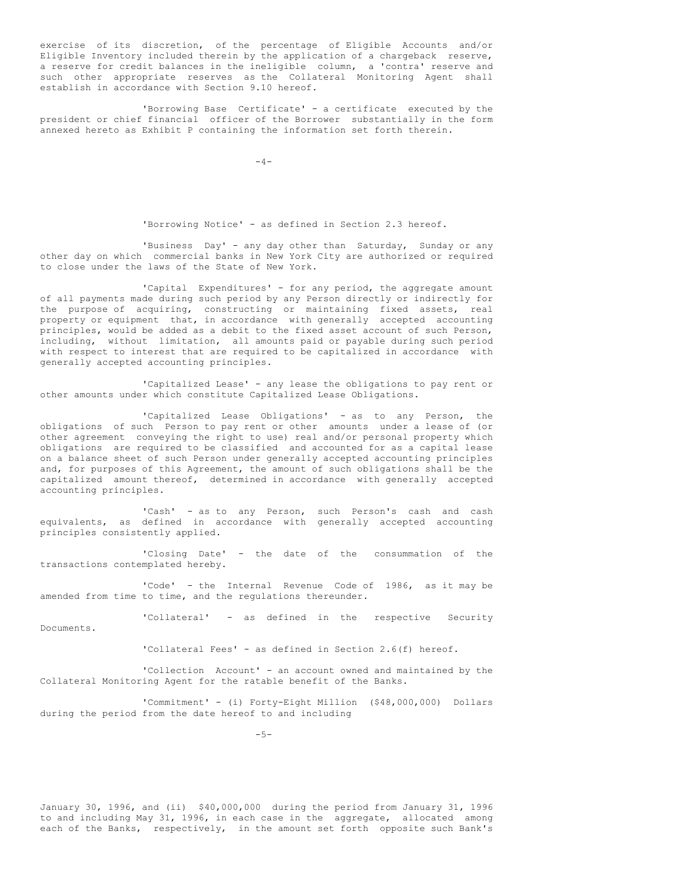exercise of its discretion, of the percentage of Eligible Accounts and/or Eligible Inventory included therein by the application of a chargeback reserve, a reserve for credit balances in the ineligible column, a 'contra' reserve and such other appropriate reserves as the Collateral Monitoring Agent shall establish in accordance with Section 9.10 hereof.

'Borrowing Base Certificate' - a certificate executed by the president or chief financial officer of the Borrower substantially in the form annexed hereto as Exhibit P containing the information set forth therein.

'Borrowing Notice' - as defined in Section 2.3 hereof.

'Business Day' - any day other than Saturday, Sunday or any other day on which commercial banks in New York City are authorized or required to close under the laws of the State of New York.

'Capital Expenditures' - for any period, the aggregate amount of all payments made during such period by any Person directly or indirectly for the purpose of acquiring, constructing or maintaining fixed assets, real property or equipment that, in accordance with generally accepted accounting principles, would be added as a debit to the fixed asset account of such Person, including, without limitation, all amounts paid or payable during such period with respect to interest that are required to be capitalized in accordance with generally accepted accounting principles.

'Capitalized Lease' - any lease the obligations to pay rent or other amounts under which constitute Capitalized Lease Obligations.

'Capitalized Lease Obligations' - as to any Person, the obligations of such Person to pay rent or other amounts under a lease of (or other agreement conveying the right to use) real and/or personal property which obligations are required to be classified and accounted for as a capital lease on a balance sheet of such Person under generally accepted accounting principles and, for purposes of this Agreement, the amount of such obligations shall be the capitalized amount thereof, determined in accordance with generally accepted accounting principles.

'Cash' - as to any Person, such Person's cash and cash equivalents, as defined in accordance with generally accepted accounting principles consistently applied.

'Closing Date' - the date of the consummation of the transactions contemplated hereby.

'Code' - the Internal Revenue Code of 1986, as it may be amended from time to time, and the regulations thereunder.

'Collateral' - as defined in the respective Security Documents.

'Collateral Fees' - as defined in Section 2.6(f) hereof.

'Collection Account' - an account owned and maintained by the Collateral Monitoring Agent for the ratable benefit of the Banks.

'Commitment' - (i) Forty-Eight Million ($48,000,000) Dollars during the period from the date hereof to and including January 30, 1996, and (ii) $40,000,000 during the period from January 31, 1996 to and including May 31, 1996, in each case in the aggregate, allocated among each of the Banks, respectively, in the amount set forth opposite such Bank's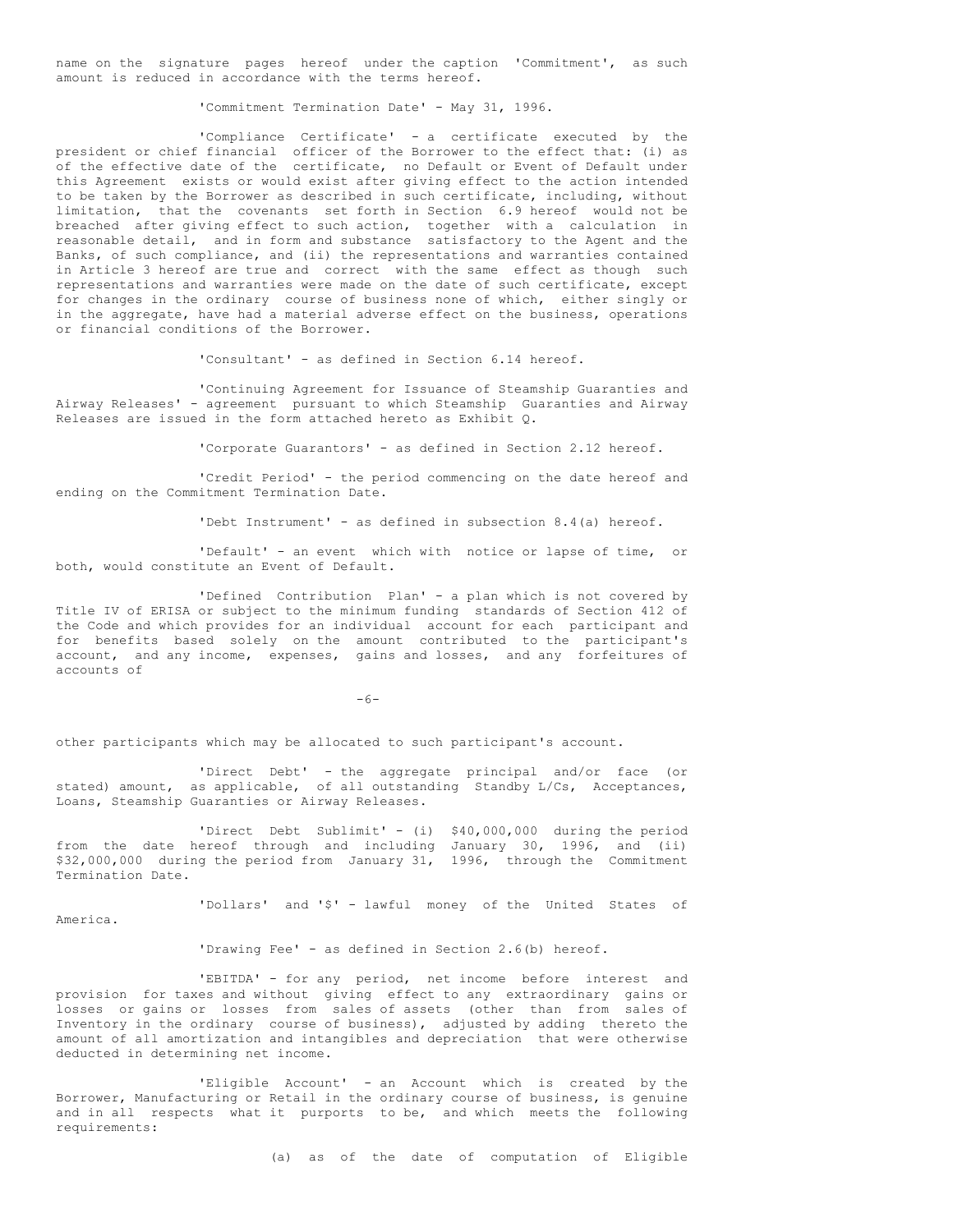name on the signature pages hereof under the caption 'Commitment', as such amount is reduced in accordance with the terms hereof.

'Commitment Termination Date' - May 31, 1996.

'Compliance Certificate' - a certificate executed by the president or chief financial officer of the Borrower to the effect that: (i) as of the effective date of the certificate, no Default or Event of Default under this Agreement exists or would exist after giving effect to the action intended to be taken by the Borrower as described in such certificate, including, without limitation, that the covenants set forth in Section 6.9 hereof would not be breached after giving effect to such action, together with a calculation in reasonable detail, and in form and substance satisfactory to the Agent and the Banks, of such compliance, and (ii) the representations and warranties contained in Article 3 hereof are true and correct with the same effect as though such representations and warranties were made on the date of such certificate, except for changes in the ordinary course of business none of which, either singly or in the aggregate, have had a material adverse effect on the business, operations or financial conditions of the Borrower.

'Consultant' - as defined in Section 6.14 hereof.

'Continuing Agreement for Issuance of Steamship Guaranties and Airway Releases' - agreement pursuant to which Steamship Guaranties and Airway Releases are issued in the form attached hereto as Exhibit Q.

'Corporate Guarantors' - as defined in Section 2.12 hereof.

'Credit Period' - the period commencing on the date hereof and ending on the Commitment Termination Date.

'Debt Instrument' - as defined in subsection 8.4(a) hereof.

'Default' - an event which with notice or lapse of time, or both, would constitute an Event of Default.

'Defined Contribution Plan' - a plan which is not covered by Title IV of ERISA or subject to the minimum funding standards of Section 412 of the Code and which provides for an individual account for each participant and for benefits based solely on the amount contributed to the participant's account, and any income, expenses, gains and losses, and any forfeitures of accounts of other participants which may be allocated to such participant's account.

'Direct Debt' - the aggregate principal and/or face (or stated) amount, as applicable, of all outstanding Standby L/Cs, Acceptances, Loans, Steamship Guaranties or Airway Releases.

'Direct Debt Sublimit' - (i) $40,000,000 during the period from the date hereof through and including January 30, 1996, and (ii) $32,000,000 during the period from January 31, 1996, through the Commitment Termination Date.

'Dollars' and '$' - lawful money of the United States of America.

'Drawing Fee' - as defined in Section 2.6(b) hereof.

'EBITDA' - for any period, net income before interest and provision for taxes and without giving effect to any extraordinary gains or losses or gains or losses from sales of assets (other than from sales of Inventory in the ordinary course of business), adjusted by adding thereto the amount of all amortization and intangibles and depreciation that were otherwise deducted in determining net income.

'Eligible Account' - an Account which is created by the Borrower, Manufacturing or Retail in the ordinary course of business, is genuine and in all respects what it purports to be, and which meets the following requirements:

(a) as of the date of computation of Eligible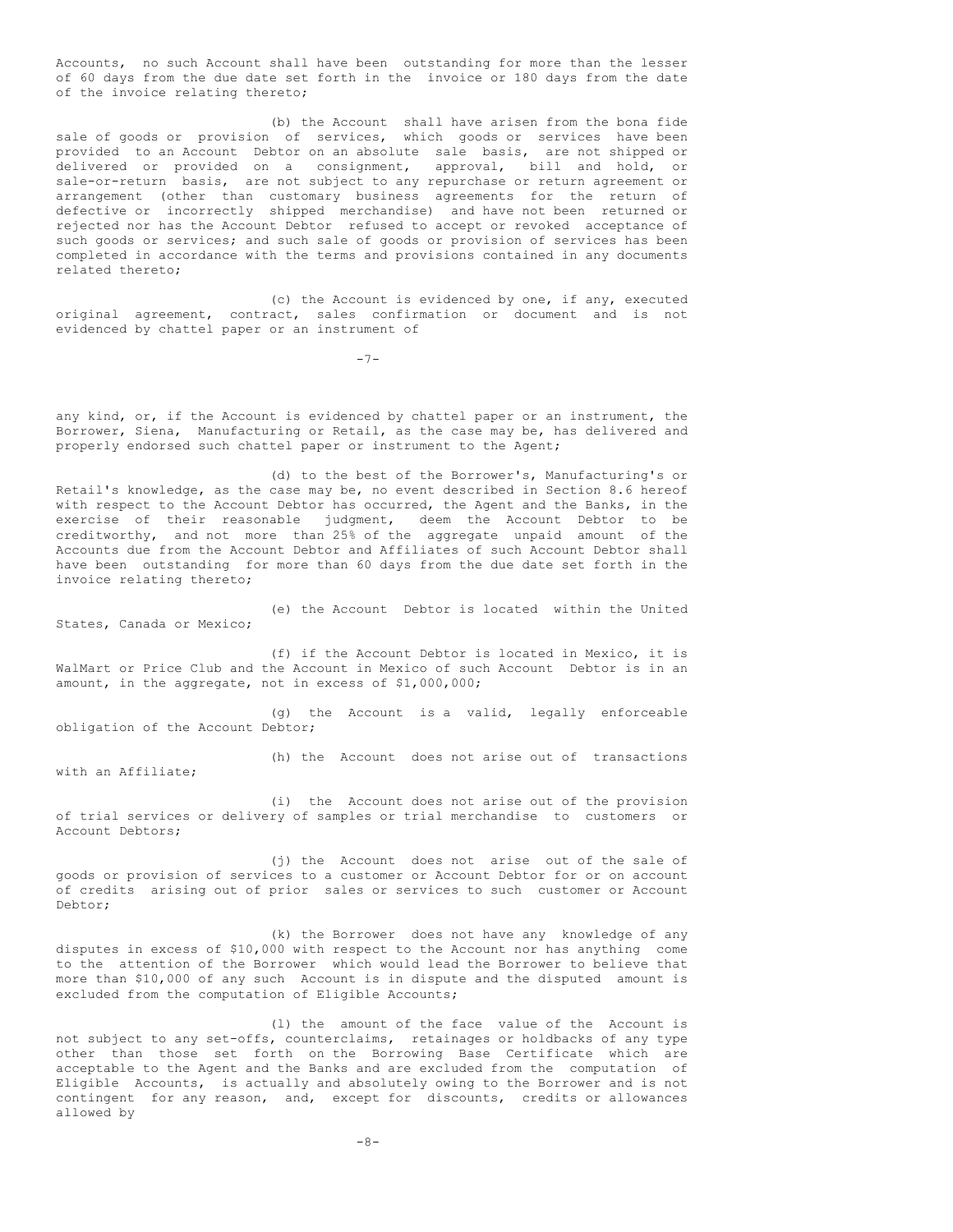Accounts, no such Account shall have been outstanding for more than the lesser of 60 days from the due date set forth in the invoice or 180 days from the date of the invoice relating thereto;

(b) the Account shall have arisen from the bona fide sale of goods or provision of services, which goods or services have been provided to an Account Debtor on an absolute sale basis, are not shipped or delivered or provided on a consignment, approval, bill and hold, or sale-or-return basis, are not subject to any repurchase or return agreement or arrangement (other than customary business agreements for the return of defective or incorrectly shipped merchandise) and have not been returned or rejected nor has the Account Debtor refused to accept or revoked acceptance of such goods or services; and such sale of goods or provision of services has been completed in accordance with the terms and provisions contained in any documents related thereto;

(c) the Account is evidenced by one, if any, executed original agreement, contract, sales confirmation or document and is not evidenced by chattel paper or an instrument of any kind, or, if the Account is evidenced by chattel paper or an instrument, the Borrower, Siena, Manufacturing or Retail, as the case may be, has delivered and properly endorsed such chattel paper or instrument to the Agent;

(d) to the best of the Borrower's, Manufacturing's or Retail's knowledge, as the case may be, no event described in Section 8.6 hereof with respect to the Account Debtor has occurred, the Agent and the Banks, in the exercise of their reasonable judgment, deem the Account Debtor to be creditworthy, and not more than 25% of the aggregate unpaid amount of the Accounts due from the Account Debtor and Affiliates of such Account Debtor shall have been outstanding for more than 60 days from the due date set forth in the invoice relating thereto;

(e) the Account Debtor is located within the United States, Canada or Mexico;

(f) if the Account Debtor is located in Mexico, it is WalMart or Price Club and the Account in Mexico of such Account Debtor is in an amount, in the aggregate, not in excess of $1,000,000;

(g) the Account is a valid, legally enforceable obligation of the Account Debtor;

(h) the Account does not arise out of transactions with an Affiliate;

(i) the Account does not arise out of the provision of trial services or delivery of samples or trial merchandise to customers or Account Debtors;

(j) the Account does not arise out of the sale of goods or provision of services to a customer or Account Debtor for or on account of credits arising out of prior sales or services to such customer or Account Debtor;

(k) the Borrower does not have any knowledge of any disputes in excess of $10,000 with respect to the Account nor has anything come to the attention of the Borrower which would lead the Borrower to believe that more than $10,000 of any such Account is in dispute and the disputed amount is excluded from the computation of Eligible Accounts;

(l) the amount of the face value of the Account is not subject to any set-offs, counterclaims, retainages or holdbacks of any type other than those set forth on the Borrowing Base Certificate which are acceptable to the Agent and the Banks and are excluded from the computation of Eligible Accounts, is actually and absolutely owing to the Borrower and is not contingent for any reason, and, except for discounts, credits or allowances allowed by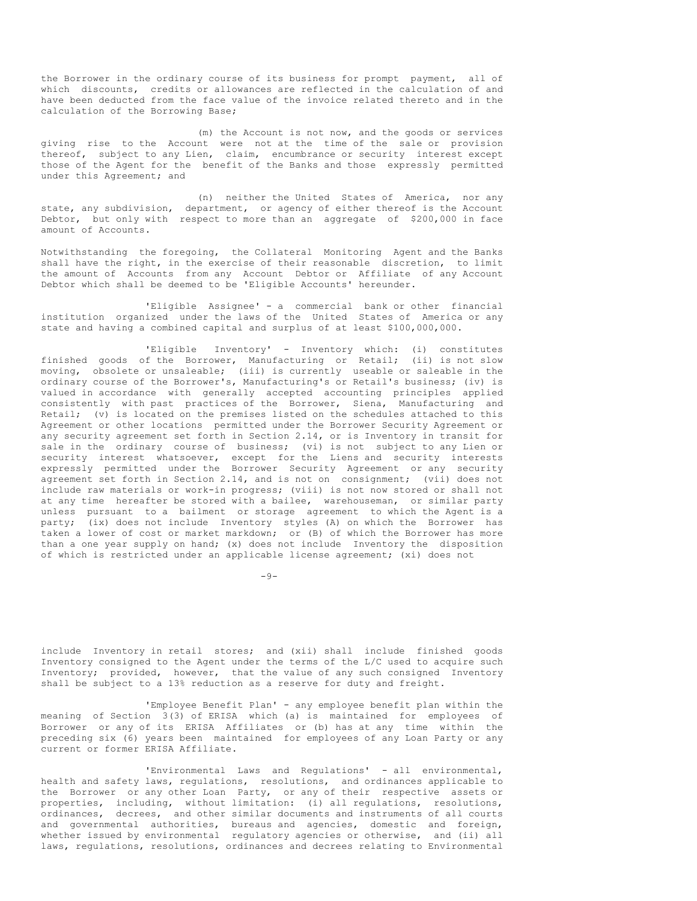the Borrower in the ordinary course of its business for prompt payment, all of which discounts, credits or allowances are reflected in the calculation of and have been deducted from the face value of the invoice related thereto and in the calculation of the Borrowing Base;

(m) the Account is not now, and the goods or services giving rise to the Account were not at the time of the sale or provision thereof, subject to any Lien, claim, encumbrance or security interest except those of the Agent for the benefit of the Banks and those expressly permitted under this Agreement; and

(n) neither the United States of America, nor any state, any subdivision, department, or agency of either thereof is the Account Debtor, but only with respect to more than an aggregate of $200,000 in face amount of Accounts.

Notwithstanding the foregoing, the Collateral Monitoring Agent and the Banks shall have the right, in the exercise of their reasonable discretion, to limit the amount of Accounts from any Account Debtor or Affiliate of any Account Debtor which shall be deemed to be 'Eligible Accounts' hereunder.

'Eligible Assignee' - a commercial bank or other financial institution organized under the laws of the United States of America or any state and having a combined capital and surplus of at least $100,000,000.

'Eligible Inventory' - Inventory which: (i) constitutes finished goods of the Borrower, Manufacturing or Retail; (ii) is not slow moving, obsolete or unsaleable; (iii) is currently useable or saleable in the ordinary course of the Borrower's, Manufacturing's or Retail's business; (iv) is valued in accordance with generally accepted accounting principles applied consistently with past practices of the Borrower, Siena, Manufacturing and Retail; (v) is located on the premises listed on the schedules attached to this Agreement or other locations permitted under the Borrower Security Agreement or any security agreement set forth in Section 2.14, or is Inventory in transit for sale in the ordinary course of business; (vi) is not subject to any Lien or security interest whatsoever, except for the Liens and security interests expressly permitted under the Borrower Security Agreement or any security agreement set forth in Section 2.14, and is not on consignment; (vii) does not include raw materials or work-in progress; (viii) is not now stored or shall not at any time hereafter be stored with a bailee, warehouseman, or similar party unless pursuant to a bailment or storage agreement to which the Agent is a party; (ix) does not include Inventory styles (A) on which the Borrower has taken a lower of cost or market markdown; or (B) of which the Borrower has more than a one year supply on hand; (x) does not include Inventory the disposition of which is restricted under an applicable license agreement; (xi) does not include Inventory in retail stores; and (xii) shall include finished goods Inventory consigned to the Agent under the terms of the L/C used to acquire such Inventory; provided, however, that the value of any such consigned Inventory shall be subject to a 13% reduction as a reserve for duty and freight.

'Employee Benefit Plan' - any employee benefit plan within the meaning of Section 3(3) of ERISA which (a) is maintained for employees of Borrower or any of its ERISA Affiliates or (b) has at any time within the preceding six (6) years been maintained for employees of any Loan Party or any current or former ERISA Affiliate.

'Environmental Laws and Regulations' - all environmental, health and safety laws, regulations, resolutions, and ordinances applicable to the Borrower or any other Loan Party, or any of their respective assets or properties, including, without limitation: (i) all regulations, resolutions, ordinances, decrees, and other similar documents and instruments of all courts and governmental authorities, bureaus and agencies, domestic and foreign, whether issued by environmental regulatory agencies or otherwise, and (ii) all laws, regulations, resolutions, ordinances and decrees relating to Environmental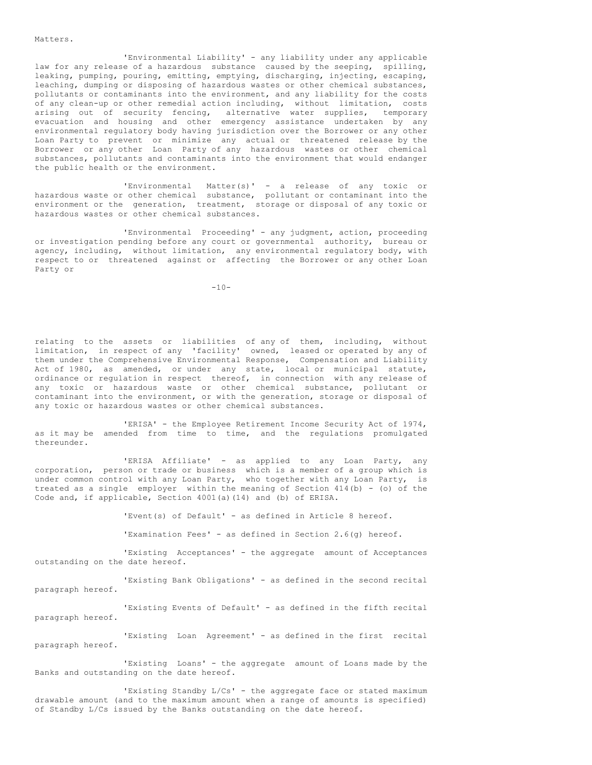Matters.

'Environmental Liability' - any liability under any applicable law for any release of a hazardous substance caused by the seeping, spilling, leaking, pumping, pouring, emitting, emptying, discharging, injecting, escaping, leaching, dumping or disposing of hazardous wastes or other chemical substances, pollutants or contaminants into the environment, and any liability for the costs of any clean-up or other remedial action including, without limitation, costs arising out of security fencing, alternative water supplies, temporary evacuation and housing and other emergency assistance undertaken by any environmental regulatory body having jurisdiction over the Borrower or any other Loan Party to prevent or minimize any actual or threatened release by the Borrower or any other Loan Party of any hazardous wastes or other chemical substances, pollutants and contaminants into the environment that would endanger the public health or the environment.

'Environmental Matter(s)' - a release of any toxic or hazardous waste or other chemical substance, pollutant or contaminant into the environment or the generation, treatment, storage or disposal of any toxic or hazardous wastes or other chemical substances.

'Environmental Proceeding' - any judgment, action, proceeding or investigation pending before any court or governmental authority, bureau or agency, including, without limitation, any environmental regulatory body, with respect to or threatened against or affecting the Borrower or any other Loan Party or relating to the assets or liabilities of any of them, including, without limitation, in respect of any 'facility' owned, leased or operated by any of them under the Comprehensive Environmental Response, Compensation and Liability Act of 1980, as amended, or under any state, local or municipal statute, ordinance or regulation in respect thereof, in connection with any release of any toxic or hazardous waste or other chemical substance, pollutant or contaminant into the environment, or with the generation, storage or disposal of any toxic or hazardous wastes or other chemical substances.

'ERISA' - the Employee Retirement Income Security Act of 1974, as it may be amended from time to time, and the regulations promulgated thereunder.

'ERISA Affiliate' - as applied to any Loan Party, any corporation, person or trade or business which is a member of a group which is under common control with any Loan Party, who together with any Loan Party, is treated as a single employer within the meaning of Section 414(b) - (o) of the Code and, if applicable, Section 4001(a)(14) and (b) of ERISA.

'Event(s) of Default' - as defined in Article 8 hereof.

'Examination Fees' - as defined in Section 2.6(g) hereof.

'Existing Acceptances' - the aggregate amount of Acceptances outstanding on the date hereof.

'Existing Bank Obligations' - as defined in the second recital paragraph hereof.

'Existing Events of Default' - as defined in the fifth recital paragraph hereof.

'Existing Loan Agreement' - as defined in the first recital paragraph hereof.

'Existing Loans' - the aggregate amount of Loans made by the Banks and outstanding on the date hereof.

'Existing Standby L/Cs' - the aggregate face or stated maximum drawable amount (and to the maximum amount when a range of amounts is specified) of Standby L/Cs issued by the Banks outstanding on the date hereof.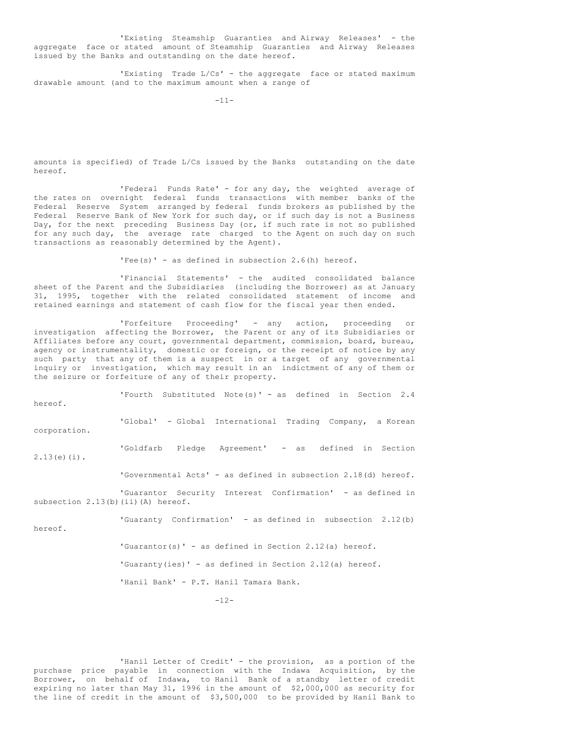'Existing Steamship Guaranties and Airway Releases' - the aggregate face or stated amount of Steamship Guaranties and Airway Releases issued by the Banks and outstanding on the date hereof.

'Existing Trade L/Cs' - the aggregate face or stated maximum drawable amount (and to the maximum amount when a range of amounts is specified) of Trade L/Cs issued by the Banks outstanding on the date hereof.

'Federal Funds Rate' - for any day, the weighted average of the rates on overnight federal funds transactions with member banks of the Federal Reserve System arranged by federal funds brokers as published by the Federal Reserve Bank of New York for such day, or if such day is not a Business Day, for the next preceding Business Day (or, if such rate is not so published for any such day, the average rate charged to the Agent on such day on such transactions as reasonably determined by the Agent).

'Fee(s)' - as defined in subsection 2.6(h) hereof.

'Financial Statements' - the audited consolidated balance sheet of the Parent and the Subsidiaries (including the Borrower) as at January 31, 1995, together with the related consolidated statement of income and retained earnings and statement of cash flow for the fiscal year then ended.

'Forfeiture Proceeding' - any action, proceeding or investigation affecting the Borrower, the Parent or any of its Subsidiaries or Affiliates before any court, governmental department, commission, board, bureau, agency or instrumentality, domestic or foreign, or the receipt of notice by any such party that any of them is a suspect in or a target of any governmental inquiry or investigation, which may result in an indictment of any of them or the seizure or forfeiture of any of their property.

'Fourth Substituted Note(s)' - as defined in Section 2.4 hereof.

'Global' - Global International Trading Company, a Korean corporation.

'Goldfarb Pledge Agreement' - as defined in Section 2.13(e)(i).

'Governmental Acts' - as defined in subsection 2.18(d) hereof.

'Guarantor Security Interest Confirmation' - as defined in subsection 2.13(b)(ii)(A) hereof.

'Guaranty Confirmation' - as defined in subsection 2.12(b) hereof.

'Guarantor(s)' - as defined in Section 2.12(a) hereof.

'Guaranty(ies)' - as defined in Section 2.12(a) hereof.

'Hanil Bank' - P.T. Hanil Tamara Bank.

'Hanil Letter of Credit' - the provision, as a portion of the purchase price payable in connection with the Indawa Acquisition, by the Borrower, on behalf of Indawa, to Hanil Bank of a standby letter of credit expiring no later than May 31, 1996 in the amount of $2,000,000 as security for the line of credit in the amount of $3,500,000 to be provided by Hanil Bank to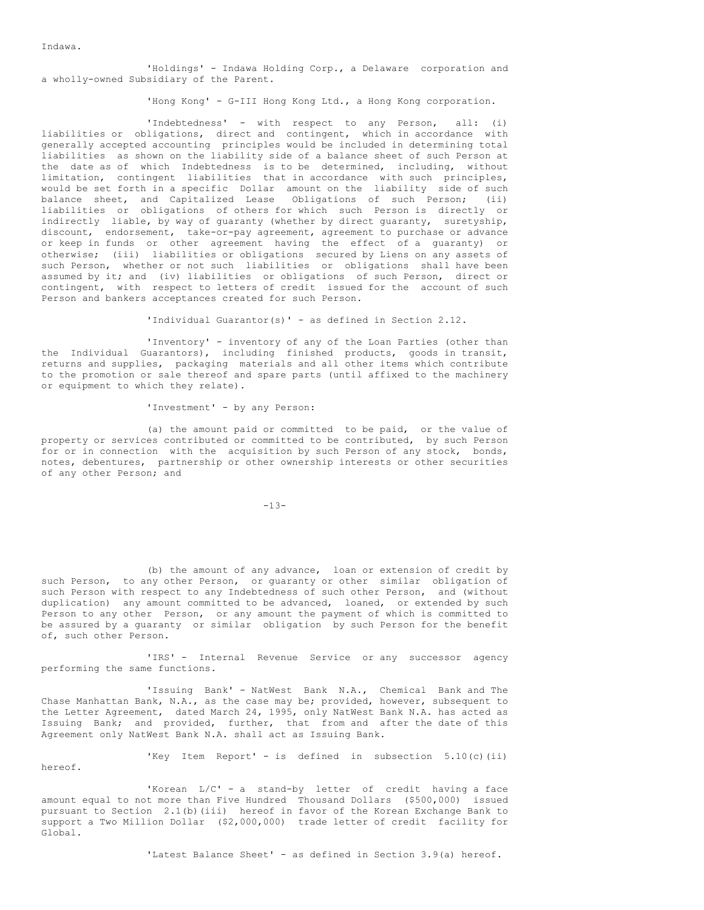Indawa.

'Holdings' - Indawa Holding Corp., a Delaware corporation and a wholly-owned Subsidiary of the Parent.

'Hong Kong' - G-III Hong Kong Ltd., a Hong Kong corporation.

'Indebtedness' - with respect to any Person, all: (i) liabilities or obligations, direct and contingent, which in accordance with generally accepted accounting principles would be included in determining total liabilities as shown on the liability side of a balance sheet of such Person at the date as of which Indebtedness is to be determined, including, without limitation, contingent liabilities that in accordance with such principles, would be set forth in a specific Dollar amount on the liability side of such balance sheet, and Capitalized Lease Obligations of such Person; (ii) liabilities or obligations of others for which such Person is directly or indirectly liable, by way of guaranty (whether by direct guaranty, suretyship, discount, endorsement, take-or-pay agreement, agreement to purchase or advance or keep in funds or other agreement having the effect of a guaranty) or otherwise; (iii) liabilities or obligations secured by Liens on any assets of such Person, whether or not such liabilities or obligations shall have been assumed by it; and (iv) liabilities or obligations of such Person, direct or contingent, with respect to letters of credit issued for the account of such Person and bankers acceptances created for such Person.

'Individual Guarantor(s)' - as defined in Section 2.12.

'Inventory' - inventory of any of the Loan Parties (other than the Individual Guarantors), including finished products, goods in transit, returns and supplies, packaging materials and all other items which contribute to the promotion or sale thereof and spare parts (until affixed to the machinery or equipment to which they relate).

'Investment' - by any Person:

(a) the amount paid or committed to be paid, or the value of property or services contributed or committed to be contributed, by such Person for or in connection with the acquisition by such Person of any stock, bonds, notes, debentures, partnership or other ownership interests or other securities of any other Person; and

(b) the amount of any advance, loan or extension of credit by such Person, to any other Person, or guaranty or other similar obligation of such Person with respect to any Indebtedness of such other Person, and (without duplication) any amount committed to be advanced, loaned, or extended by such Person to any other Person, or any amount the payment of which is committed to be assured by a guaranty or similar obligation by such Person for the benefit of, such other Person.

'IRS' - Internal Revenue Service or any successor agency performing the same functions.

'Issuing Bank' - NatWest Bank N.A., Chemical Bank and The Chase Manhattan Bank, N.A., as the case may be; provided, however, subsequent to the Letter Agreement, dated March 24, 1995, only NatWest Bank N.A. has acted as Issuing Bank; and provided, further, that from and after the date of this Agreement only NatWest Bank N.A. shall act as Issuing Bank.

'Key Item Report' - is defined in subsection 5.10(c)(ii) hereof.

'Korean L/C' - a stand-by letter of credit having a face amount equal to not more than Five Hundred Thousand Dollars ($500,000) issued pursuant to Section 2.1(b)(iii) hereof in favor of the Korean Exchange Bank to support a Two Million Dollar ($2,000,000) trade letter of credit facility for Global.

'Latest Balance Sheet' - as defined in Section 3.9(a) hereof.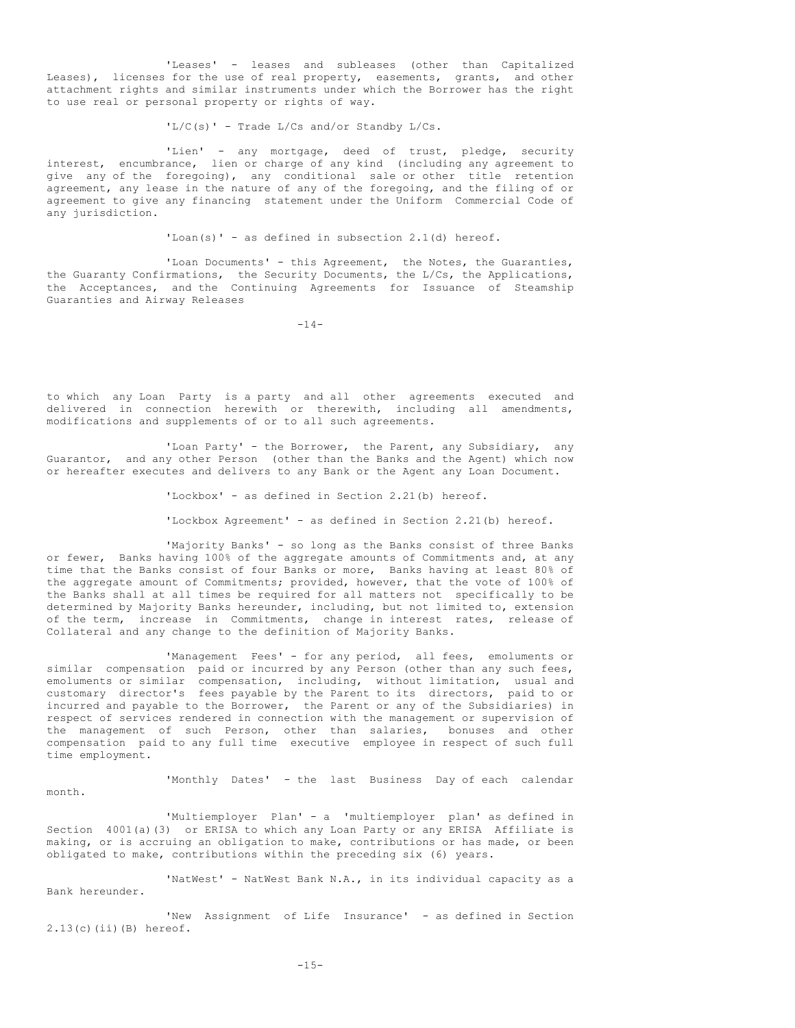'Leases' - leases and subleases (other than Capitalized Leases), licenses for the use of real property, easements, grants, and other attachment rights and similar instruments under which the Borrower has the right to use real or personal property or rights of way.

'L/C(s)' - Trade L/Cs and/or Standby L/Cs.

'Lien' - any mortgage, deed of trust, pledge, security interest, encumbrance, lien or charge of any kind (including any agreement to give any of the foregoing), any conditional sale or other title retention agreement, any lease in the nature of any of the foregoing, and the filing of or agreement to give any financing statement under the Uniform Commercial Code of any jurisdiction.

'Loan(s)' - as defined in subsection 2.1(d) hereof.

'Loan Documents' - this Agreement, the Notes, the Guaranties, the Guaranty Confirmations, the Security Documents, the L/Cs, the Applications, the Acceptances, and the Continuing Agreements for Issuance of Steamship Guaranties and Airway Releases to which any Loan Party is a party and all other agreements executed and delivered in connection herewith or therewith, including all amendments, modifications and supplements of or to all such agreements.

'Loan Party' - the Borrower, the Parent, any Subsidiary, any Guarantor, and any other Person (other than the Banks and the Agent) which now or hereafter executes and delivers to any Bank or the Agent any Loan Document.

'Lockbox' - as defined in Section 2.21(b) hereof.

'Lockbox Agreement' - as defined in Section 2.21(b) hereof.

'Majority Banks' - so long as the Banks consist of three Banks or fewer, Banks having 100% of the aggregate amounts of Commitments and, at any time that the Banks consist of four Banks or more, Banks having at least 80% of the aggregate amount of Commitments; provided, however, that the vote of 100% of the Banks shall at all times be required for all matters not specifically to be determined by Majority Banks hereunder, including, but not limited to, extension of the term, increase in Commitments, change in interest rates, release of Collateral and any change to the definition of Majority Banks.

'Management Fees' - for any period, all fees, emoluments or similar compensation paid or incurred by any Person (other than any such fees, emoluments or similar compensation, including, without limitation, usual and customary director's fees payable by the Parent to its directors, paid to or incurred and payable to the Borrower, the Parent or any of the Subsidiaries) in respect of services rendered in connection with the management or supervision of the management of such Person, other than salaries, bonuses and other compensation paid to any full time executive employee in respect of such full time employment.

'Monthly Dates' - the last Business Day of each calendar month.

'Multiemployer Plan' - a 'multiemployer plan' as defined in Section 4001(a)(3) or ERISA to which any Loan Party or any ERISA Affiliate is making, or is accruing an obligation to make, contributions or has made, or been obligated to make, contributions within the preceding six (6) years.

'NatWest' - NatWest Bank N.A., in its individual capacity as a Bank hereunder.

'New Assignment of Life Insurance' - as defined in Section 2.13(c)(ii)(B) hereof.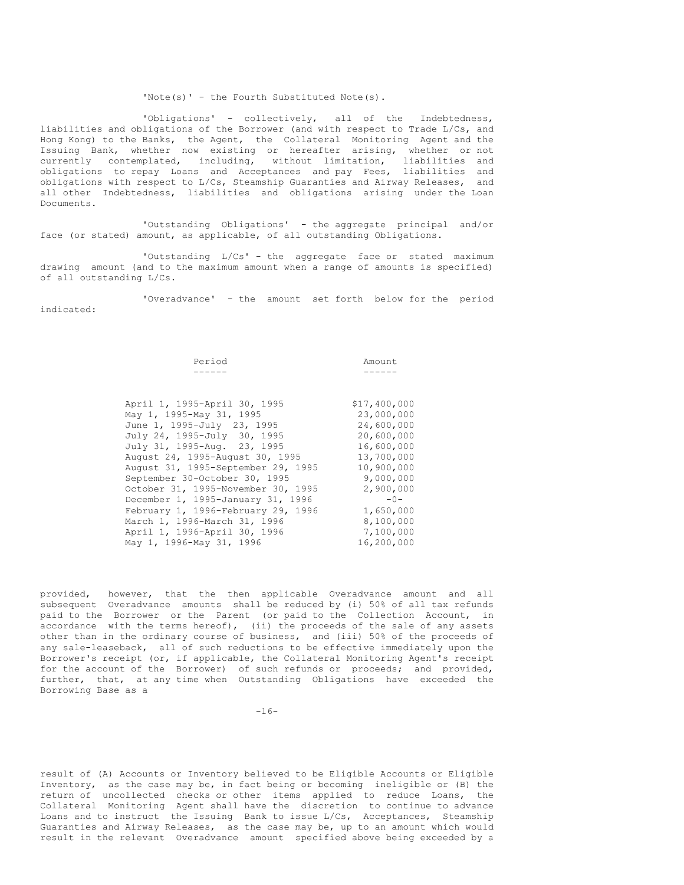'Note(s)' - the Fourth Substituted Note(s).

'Obligations' - collectively, all of the Indebtedness, liabilities and obligations of the Borrower (and with respect to Trade L/Cs, and Hong Kong) to the Banks, the Agent, the Collateral Monitoring Agent and the Issuing Bank, whether now existing or hereafter arising, whether or not currently contemplated, including, without limitation, liabilities and obligations to repay Loans and Acceptances and pay Fees, liabilities and obligations with respect to L/Cs, Steamship Guaranties and Airway Releases, and all other Indebtedness, liabilities and obligations arising under the Loan Documents.

'Outstanding Obligations' - the aggregate principal and/or face (or stated) amount, as applicable, of all outstanding Obligations.

'Outstanding L/Cs' - the aggregate face or stated maximum drawing amount (and to the maximum amount when a range of amounts is specified) of all outstanding L/Cs.

'Overadvance' - the amount set forth below for the period indicated:

| Period | Amount |
|---|---|
| April 1, 1995-April 30, 1995 | $17,400,000 |
| May 1, 1995-May 31, 1995 | 23,000,000 |
| June 1, 1995-July 23, 1995 | 24,600,000 |
| July 24, 1995-July 30, 1995 | 20,600,000 |
| July 31, 1995-Aug. 23, 1995 | 16,600,000 |
| August 24, 1995-August 30, 1995 | 13,700,000 |
| August 31, 1995-September 29, 1995 | 10,900,000 |
| September 30-October 30, 1995 | 9,000,000 |
| October 31, 1995-November 30, 1995 | 2,900,000 |
| December 1, 1995-January 31, 1996 | -0- |
| February 1, 1996-February 29, 1996 | 1,650,000 |
| March 1, 1996-March 31, 1996 | 8,100,000 |
| April 1, 1996-April 30, 1996 | 7,100,000 |
| May 1, 1996-May 31, 1996 | 16,200,000 |

provided, however, that the then applicable Overadvance amount and all subsequent Overadvance amounts shall be reduced by (i) 50% of all tax refunds paid to the Borrower or the Parent (or paid to the Collection Account, in accordance with the terms hereof), (ii) the proceeds of the sale of any assets other than in the ordinary course of business, and (iii) 50% of the proceeds of any sale-leaseback, all of such reductions to be effective immediately upon the Borrower's receipt (or, if applicable, the Collateral Monitoring Agent's receipt for the account of the Borrower) of such refunds or proceeds; and provided, further, that, at any time when Outstanding Obligations have exceeded the Borrowing Base as a result of (A) Accounts or Inventory believed to be Eligible Accounts or Eligible Inventory, as the case may be, in fact being or becoming ineligible or (B) the return of uncollected checks or other items applied to reduce Loans, the Collateral Monitoring Agent shall have the discretion to continue to advance Loans and to instruct the Issuing Bank to issue L/Cs, Acceptances, Steamship Guaranties and Airway Releases, as the case may be, up to an amount which would result in the relevant Overadvance amount specified above being exceeded by a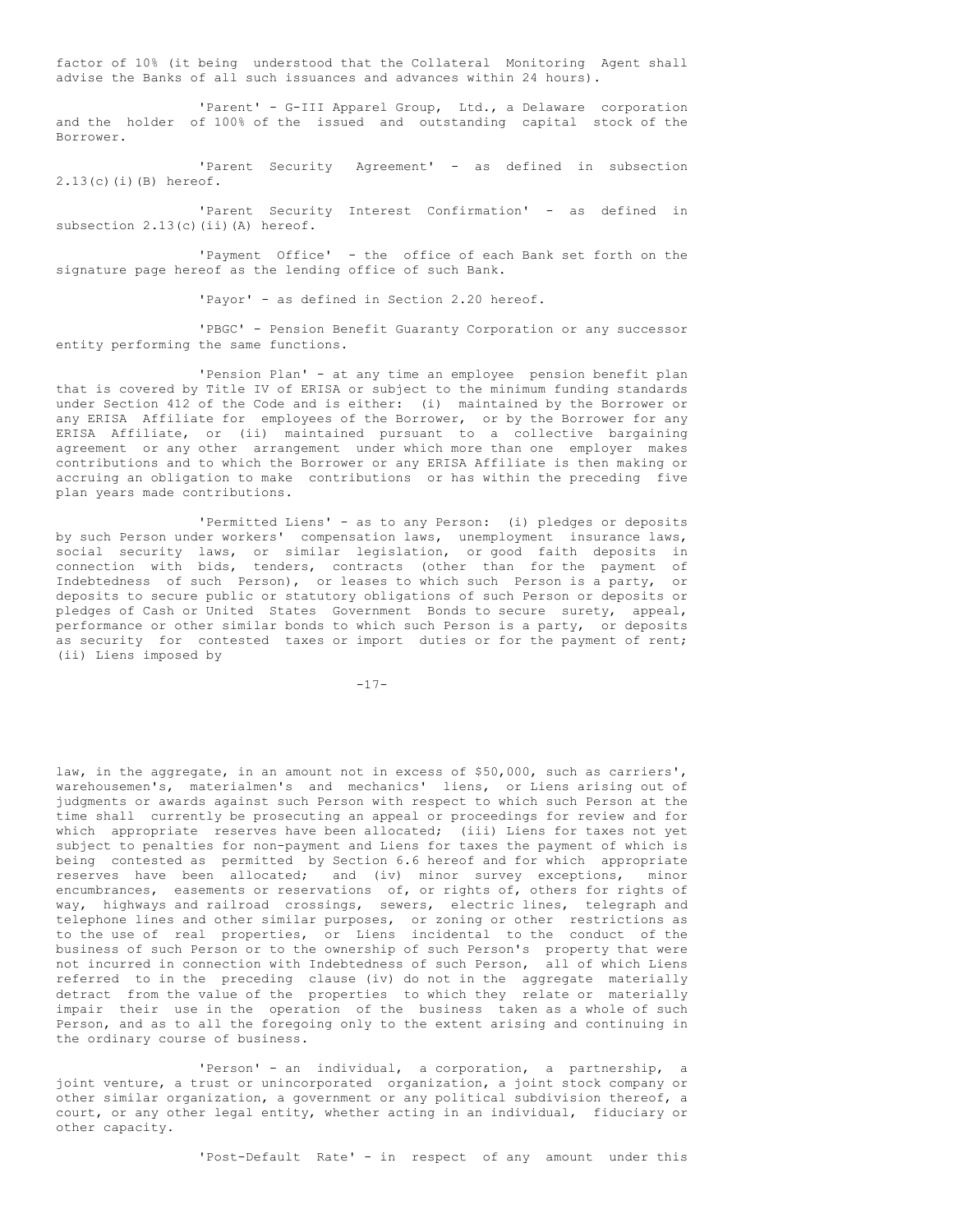factor of 10% (it being understood that the Collateral Monitoring Agent shall advise the Banks of all such issuances and advances within 24 hours).

'Parent' - G-III Apparel Group, Ltd., a Delaware corporation and the holder of 100% of the issued and outstanding capital stock of the Borrower.

'Parent Security Agreement' - as defined in subsection 2.13(c)(i)(B) hereof.

'Parent Security Interest Confirmation' - as defined in subsection 2.13(c)(ii)(A) hereof.

'Payment Office' - the office of each Bank set forth on the signature page hereof as the lending office of such Bank.

'Payor' - as defined in Section 2.20 hereof.

'PBGC' - Pension Benefit Guaranty Corporation or any successor entity performing the same functions.

'Pension Plan' - at any time an employee pension benefit plan that is covered by Title IV of ERISA or subject to the minimum funding standards under Section 412 of the Code and is either: (i) maintained by the Borrower or any ERISA Affiliate for employees of the Borrower, or by the Borrower for any ERISA Affiliate, or (ii) maintained pursuant to a collective bargaining agreement or any other arrangement under which more than one employer makes contributions and to which the Borrower or any ERISA Affiliate is then making or accruing an obligation to make contributions or has within the preceding five plan years made contributions.

'Permitted Liens' - as to any Person: (i) pledges or deposits by such Person under workers' compensation laws, unemployment insurance laws, social security laws, or similar legislation, or good faith deposits in connection with bids, tenders, contracts (other than for the payment of Indebtedness of such Person), or leases to which such Person is a party, or deposits to secure public or statutory obligations of such Person or deposits or pledges of Cash or United States Government Bonds to secure surety, appeal, performance or other similar bonds to which such Person is a party, or deposits as security for contested taxes or import duties or for the payment of rent; (ii) Liens imposed by law, in the aggregate, in an amount not in excess of $50,000, such as carriers', warehousemen's, materialmen's and mechanics' liens, or Liens arising out of judgments or awards against such Person with respect to which such Person at the time shall currently be prosecuting an appeal or proceedings for review and for which appropriate reserves have been allocated; (iii) Liens for taxes not yet subject to penalties for non-payment and Liens for taxes the payment of which is being contested as permitted by Section 6.6 hereof and for which appropriate reserves have been allocated; and (iv) minor survey exceptions, minor encumbrances, easements or reservations of, or rights of, others for rights of way, highways and railroad crossings, sewers, electric lines, telegraph and telephone lines and other similar purposes, or zoning or other restrictions as to the use of real properties, or Liens incidental to the conduct of the business of such Person or to the ownership of such Person's property that were not incurred in connection with Indebtedness of such Person, all of which Liens referred to in the preceding clause (iv) do not in the aggregate materially detract from the value of the properties to which they relate or materially impair their use in the operation of the business taken as a whole of such Person, and as to all the foregoing only to the extent arising and continuing in the ordinary course of business.

'Person' - an individual, a corporation, a partnership, a joint venture, a trust or unincorporated organization, a joint stock company or other similar organization, a government or any political subdivision thereof, a court, or any other legal entity, whether acting in an individual, fiduciary or other capacity.

'Post-Default Rate' - in respect of any amount under this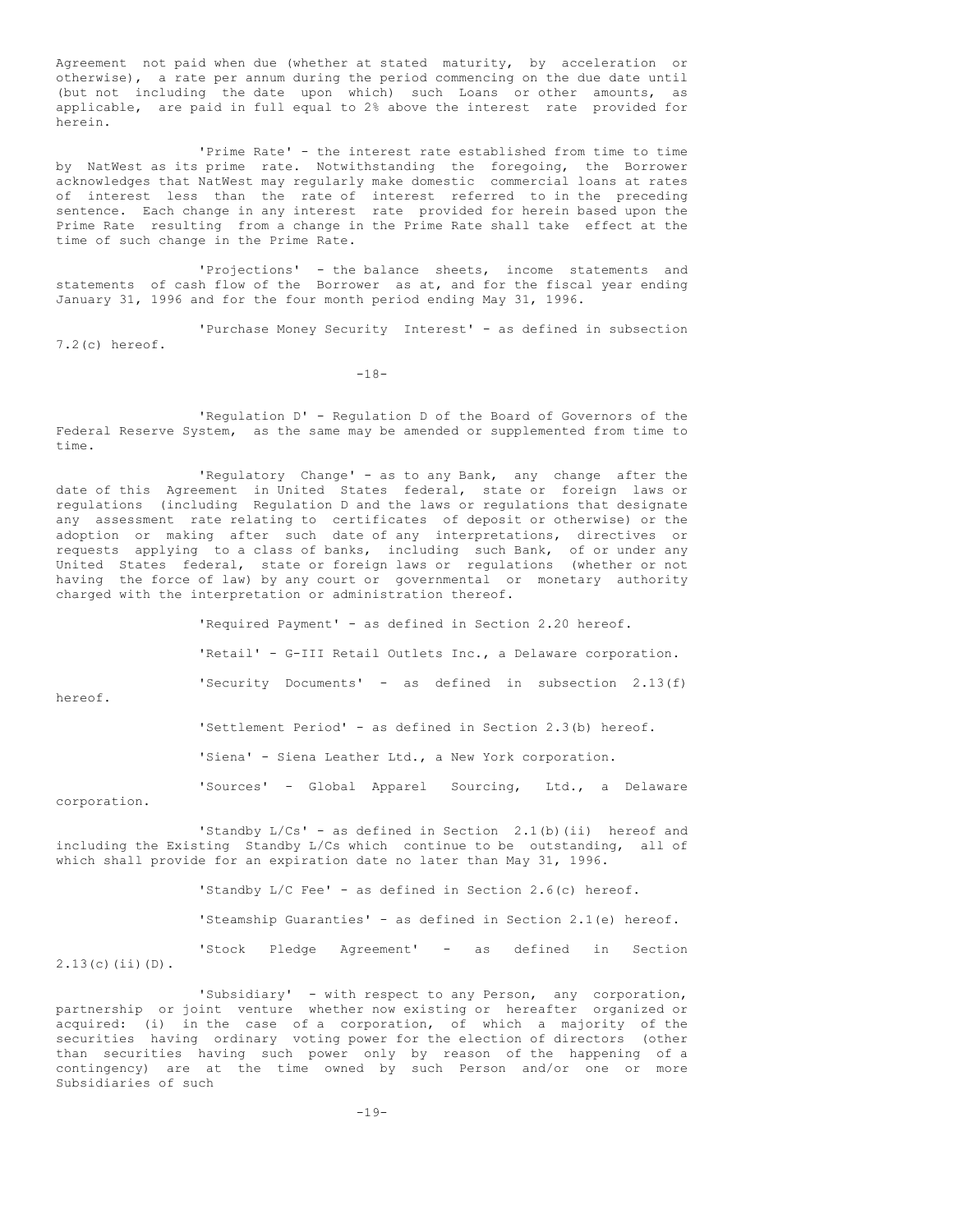Agreement not paid when due (whether at stated maturity, by acceleration or otherwise), a rate per annum during the period commencing on the due date until (but not including the date upon which) such Loans or other amounts, as applicable, are paid in full equal to 2% above the interest rate provided for herein.

'Prime Rate' - the interest rate established from time to time by NatWest as its prime rate. Notwithstanding the foregoing, the Borrower acknowledges that NatWest may regularly make domestic commercial loans at rates of interest less than the rate of interest referred to in the preceding sentence. Each change in any interest rate provided for herein based upon the Prime Rate resulting from a change in the Prime Rate shall take effect at the time of such change in the Prime Rate.

'Projections' - the balance sheets, income statements and statements of cash flow of the Borrower as at, and for the fiscal year ending January 31, 1996 and for the four month period ending May 31, 1996.

'Purchase Money Security Interest' - as defined in subsection 7.2(c) hereof.

'Regulation D' - Regulation D of the Board of Governors of the Federal Reserve System, as the same may be amended or supplemented from time to time.

'Regulatory Change' - as to any Bank, any change after the date of this Agreement in United States federal, state or foreign laws or regulations (including Regulation D and the laws or regulations that designate any assessment rate relating to certificates of deposit or otherwise) or the adoption or making after such date of any interpretations, directives or requests applying to a class of banks, including such Bank, of or under any United States federal, state or foreign laws or regulations (whether or not having the force of law) by any court or governmental or monetary authority charged with the interpretation or administration thereof.

'Required Payment' - as defined in Section 2.20 hereof.

'Retail' - G-III Retail Outlets Inc., a Delaware corporation.

'Security Documents' - as defined in subsection 2.13(f) hereof.

'Settlement Period' - as defined in Section 2.3(b) hereof.

'Siena' - Siena Leather Ltd., a New York corporation.

'Sources' - Global Apparel Sourcing, Ltd., a Delaware corporation.

'Standby L/Cs' - as defined in Section 2.1(b)(ii) hereof and including the Existing Standby L/Cs which continue to be outstanding, all of which shall provide for an expiration date no later than May 31, 1996.

'Standby L/C Fee' - as defined in Section 2.6(c) hereof.

'Steamship Guaranties' - as defined in Section 2.1(e) hereof.

'Stock Pledge Agreement' - as defined in Section 2.13(c)(ii)(D).

'Subsidiary' - with respect to any Person, any corporation, partnership or joint venture whether now existing or hereafter organized or acquired: (i) in the case of a corporation, of which a majority of the securities having ordinary voting power for the election of directors (other than securities having such power only by reason of the happening of a contingency) are at the time owned by such Person and/or one or more Subsidiaries of such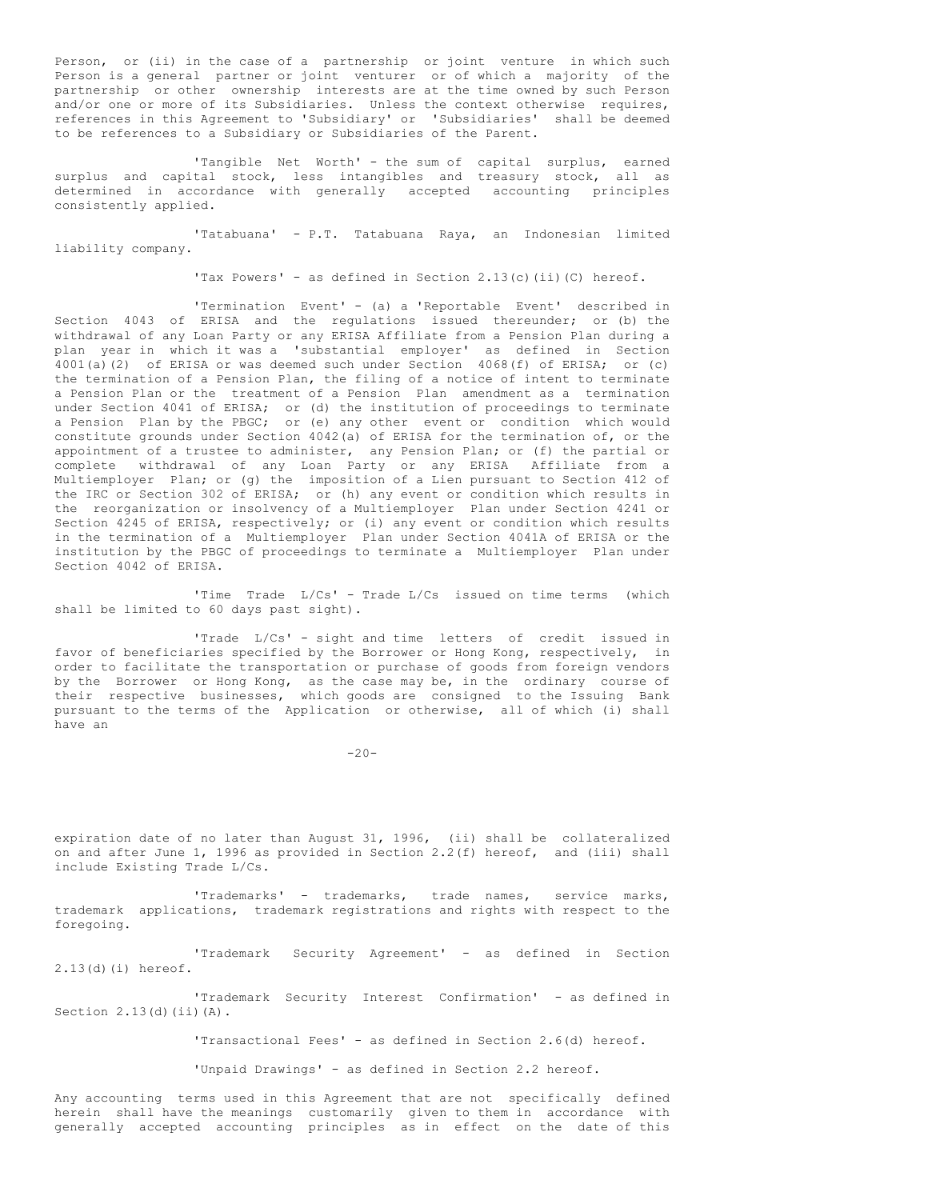Person, or (ii) in the case of a partnership or joint venture in which such Person is a general partner or joint venturer or of which a majority of the partnership or other ownership interests are at the time owned by such Person and/or one or more of its Subsidiaries. Unless the context otherwise requires, references in this Agreement to 'Subsidiary' or 'Subsidiaries' shall be deemed to be references to a Subsidiary or Subsidiaries of the Parent.

'Tangible Net Worth' - the sum of capital surplus, earned surplus and capital stock, less intangibles and treasury stock, all as determined in accordance with generally accepted accounting principles consistently applied.

'Tatabuana' - P.T. Tatabuana Raya, an Indonesian limited liability company.

'Tax Powers' - as defined in Section 2.13(c)(ii)(C) hereof.

'Termination Event' - (a) a 'Reportable Event' described in Section 4043 of ERISA and the regulations issued thereunder; or (b) the withdrawal of any Loan Party or any ERISA Affiliate from a Pension Plan during a plan year in which it was a 'substantial employer' as defined in Section 4001(a)(2) of ERISA or was deemed such under Section 4068(f) of ERISA; or (c) the termination of a Pension Plan, the filing of a notice of intent to terminate a Pension Plan or the treatment of a Pension Plan amendment as a termination under Section 4041 of ERISA; or (d) the institution of proceedings to terminate a Pension Plan by the PBGC; or (e) any other event or condition which would constitute grounds under Section 4042(a) of ERISA for the termination of, or the appointment of a trustee to administer, any Pension Plan; or (f) the partial or complete withdrawal of any Loan Party or any ERISA Affiliate from a Multiemployer Plan; or (g) the imposition of a Lien pursuant to Section 412 of the IRC or Section 302 of ERISA; or (h) any event or condition which results in the reorganization or insolvency of a Multiemployer Plan under Section 4241 or Section 4245 of ERISA, respectively; or (i) any event or condition which results in the termination of a Multiemployer Plan under Section 4041A of ERISA or the institution by the PBGC of proceedings to terminate a Multiemployer Plan under Section 4042 of ERISA.

'Time Trade L/Cs' - Trade L/Cs issued on time terms (which shall be limited to 60 days past sight).

'Trade L/Cs' - sight and time letters of credit issued in favor of beneficiaries specified by the Borrower or Hong Kong, respectively, in order to facilitate the transportation or purchase of goods from foreign vendors by the Borrower or Hong Kong, as the case may be, in the ordinary course of their respective businesses, which goods are consigned to the Issuing Bank pursuant to the terms of the Application or otherwise, all of which (i) shall have an expiration date of no later than August 31, 1996, (ii) shall be collateralized on and after June 1, 1996 as provided in Section 2.2(f) hereof, and (iii) shall include Existing Trade L/Cs.

'Trademarks' - trademarks, trade names, service marks, trademark applications, trademark registrations and rights with respect to the foregoing.

'Trademark Security Agreement' - as defined in Section 2.13(d)(i) hereof.

'Trademark Security Interest Confirmation' - as defined in Section 2.13(d)(ii)(A).

'Transactional Fees' - as defined in Section 2.6(d) hereof.

'Unpaid Drawings' - as defined in Section 2.2 hereof.

Any accounting terms used in this Agreement that are not specifically defined herein shall have the meanings customarily given to them in accordance with generally accepted accounting principles as in effect on the date of this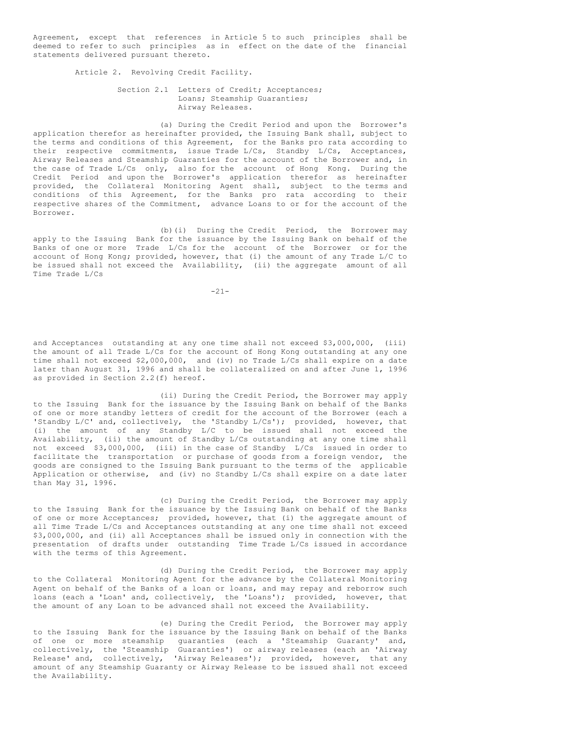Agreement, except that references in Article 5 to such principles shall be deemed to refer to such principles as in effect on the date of the financial statements delivered pursuant thereto.

## Article 2. Revolving Credit Facility.

### Section 2.1 Letters of Credit; Acceptances; Loans; Steamship Guaranties; Airway Releases.

(a) During the Credit Period and upon the Borrower's application therefor as hereinafter provided, the Issuing Bank shall, subject to the terms and conditions of this Agreement, for the Banks pro rata according to their respective commitments, issue Trade L/Cs, Standby L/Cs, Acceptances, Airway Releases and Steamship Guaranties for the account of the Borrower and, in the case of Trade L/Cs only, also for the account of Hong Kong. During the Credit Period and upon the Borrower's application therefor as hereinafter provided, the Collateral Monitoring Agent shall, subject to the terms and conditions of this Agreement, for the Banks pro rata according to their respective shares of the Commitment, advance Loans to or for the account of the Borrower.

(b)(i) During the Credit Period, the Borrower may apply to the Issuing Bank for the issuance by the Issuing Bank on behalf of the Banks of one or more Trade L/Cs for the account of the Borrower or for the account of Hong Kong; provided, however, that (i) the amount of any Trade L/C to be issued shall not exceed the Availability, (ii) the aggregate amount of all Time Trade L/Cs and Acceptances outstanding at any one time shall not exceed $3,000,000, (iii) the amount of all Trade L/Cs for the account of Hong Kong outstanding at any one time shall not exceed $2,000,000, and (iv) no Trade L/Cs shall expire on a date later than August 31, 1996 and shall be collateralized on and after June 1, 1996 as provided in Section 2.2(f) hereof.

(ii) During the Credit Period, the Borrower may apply to the Issuing Bank for the issuance by the Issuing Bank on behalf of the Banks of one or more standby letters of credit for the account of the Borrower (each a 'Standby L/C' and, collectively, the 'Standby L/Cs'); provided, however, that (i) the amount of any Standby L/C to be issued shall not exceed the Availability, (ii) the amount of Standby L/Cs outstanding at any one time shall not exceed $3,000,000, (iii) in the case of Standby L/Cs issued in order to facilitate the transportation or purchase of goods from a foreign vendor, the goods are consigned to the Issuing Bank pursuant to the terms of the applicable Application or otherwise, and (iv) no Standby L/Cs shall expire on a date later than May 31, 1996.

(c) During the Credit Period, the Borrower may apply to the Issuing Bank for the issuance by the Issuing Bank on behalf of the Banks of one or more Acceptances; provided, however, that (i) the aggregate amount of all Time Trade L/Cs and Acceptances outstanding at any one time shall not exceed $3,000,000, and (ii) all Acceptances shall be issued only in connection with the presentation of drafts under outstanding Time Trade L/Cs issued in accordance with the terms of this Agreement.

(d) During the Credit Period, the Borrower may apply to the Collateral Monitoring Agent for the advance by the Collateral Monitoring Agent on behalf of the Banks of a loan or loans, and may repay and reborrow such loans (each a 'Loan' and, collectively, the 'Loans'); provided, however, that the amount of any Loan to be advanced shall not exceed the Availability.

(e) During the Credit Period, the Borrower may apply to the Issuing Bank for the issuance by the Issuing Bank on behalf of the Banks of one or more steamship guaranties (each a 'Steamship Guaranty' and, collectively, the 'Steamship Guaranties') or airway releases (each an 'Airway Release' and, collectively, 'Airway Releases'); provided, however, that any amount of any Steamship Guaranty or Airway Release to be issued shall not exceed the Availability.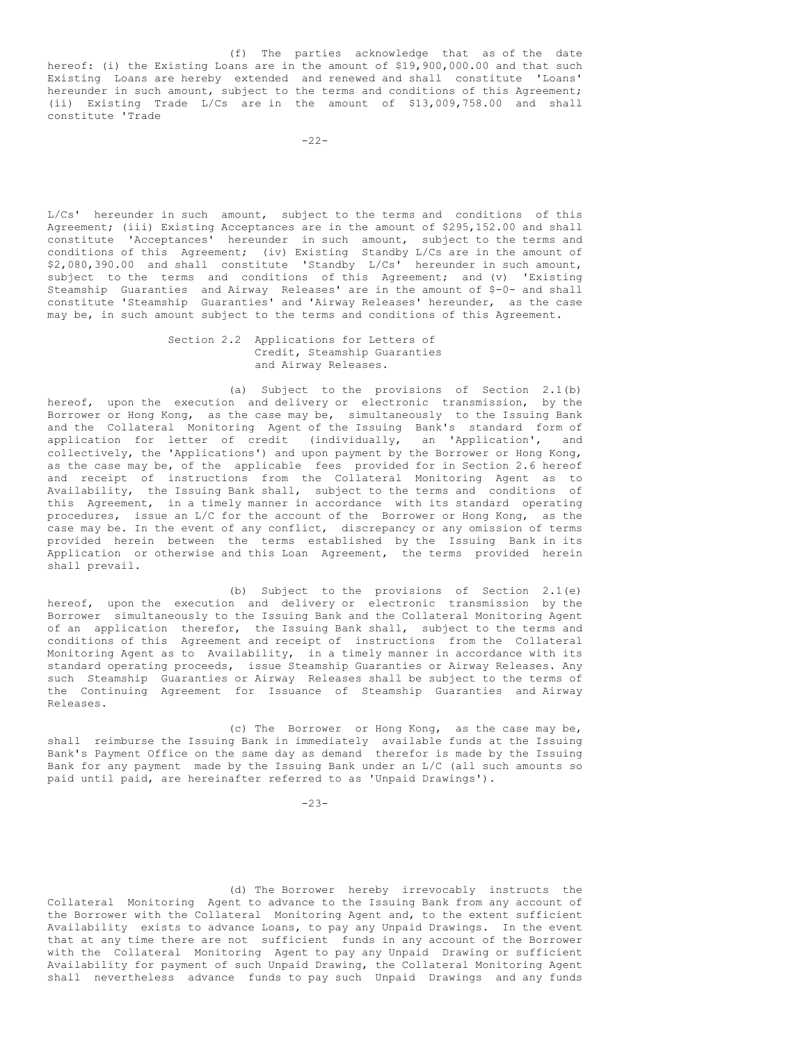(f) The parties acknowledge that as of the date hereof: (i) the Existing Loans are in the amount of $19,900,000.00 and that such Existing Loans are hereby extended and renewed and shall constitute 'Loans' hereunder in such amount, subject to the terms and conditions of this Agreement; (ii) Existing Trade L/Cs are in the amount of $13,009,758.00 and shall constitute 'Trade L/Cs' hereunder in such amount, subject to the terms and conditions of this Agreement; (iii) Existing Acceptances are in the amount of $295,152.00 and shall constitute 'Acceptances' hereunder in such amount, subject to the terms and conditions of this Agreement; (iv) Existing Standby L/Cs are in the amount of $2,080,390.00 and shall constitute 'Standby L/Cs' hereunder in such amount, subject to the terms and conditions of this Agreement; and (v) 'Existing Steamship Guaranties and Airway Releases' are in the amount of $-0- and shall constitute 'Steamship Guaranties' and 'Airway Releases' hereunder, as the case may be, in such amount subject to the terms and conditions of this Agreement.

Section 2.2 Applications for Letters of Credit, Steamship Guaranties and Airway Releases.

(a) Subject to the provisions of Section 2.1(b) hereof, upon the execution and delivery or electronic transmission, by the Borrower or Hong Kong, as the case may be, simultaneously to the Issuing Bank and the Collateral Monitoring Agent of the Issuing Bank's standard form of application for letter of credit (individually, an 'Application', and collectively, the 'Applications') and upon payment by the Borrower or Hong Kong, as the case may be, of the applicable fees provided for in Section 2.6 hereof and receipt of instructions from the Collateral Monitoring Agent as to Availability, the Issuing Bank shall, subject to the terms and conditions of this Agreement, in a timely manner in accordance with its standard operating procedures, issue an L/C for the account of the Borrower or Hong Kong, as the case may be. In the event of any conflict, discrepancy or any omission of terms provided herein between the terms established by the Issuing Bank in its Application or otherwise and this Loan Agreement, the terms provided herein shall prevail.

(b) Subject to the provisions of Section 2.1(e) hereof, upon the execution and delivery or electronic transmission by the Borrower simultaneously to the Issuing Bank and the Collateral Monitoring Agent of an application therefor, the Issuing Bank shall, subject to the terms and conditions of this Agreement and receipt of instructions from the Collateral Monitoring Agent as to Availability, in a timely manner in accordance with its standard operating proceeds, issue Steamship Guaranties or Airway Releases. Any such Steamship Guaranties or Airway Releases shall be subject to the terms of the Continuing Agreement for Issuance of Steamship Guaranties and Airway Releases.

(c) The Borrower or Hong Kong, as the case may be, shall reimburse the Issuing Bank in immediately available funds at the Issuing Bank's Payment Office on the same day as demand therefor is made by the Issuing Bank for any payment made by the Issuing Bank under an L/C (all such amounts so paid until paid, are hereinafter referred to as 'Unpaid Drawings').

(d) The Borrower hereby irrevocably instructs the Collateral Monitoring Agent to advance to the Issuing Bank from any account of the Borrower with the Collateral Monitoring Agent and, to the extent sufficient Availability exists to advance Loans, to pay any Unpaid Drawings. In the event that at any time there are not sufficient funds in any account of the Borrower with the Collateral Monitoring Agent to pay any Unpaid Drawing or sufficient Availability for payment of such Unpaid Drawing, the Collateral Monitoring Agent shall nevertheless advance funds to pay such Unpaid Drawings and any funds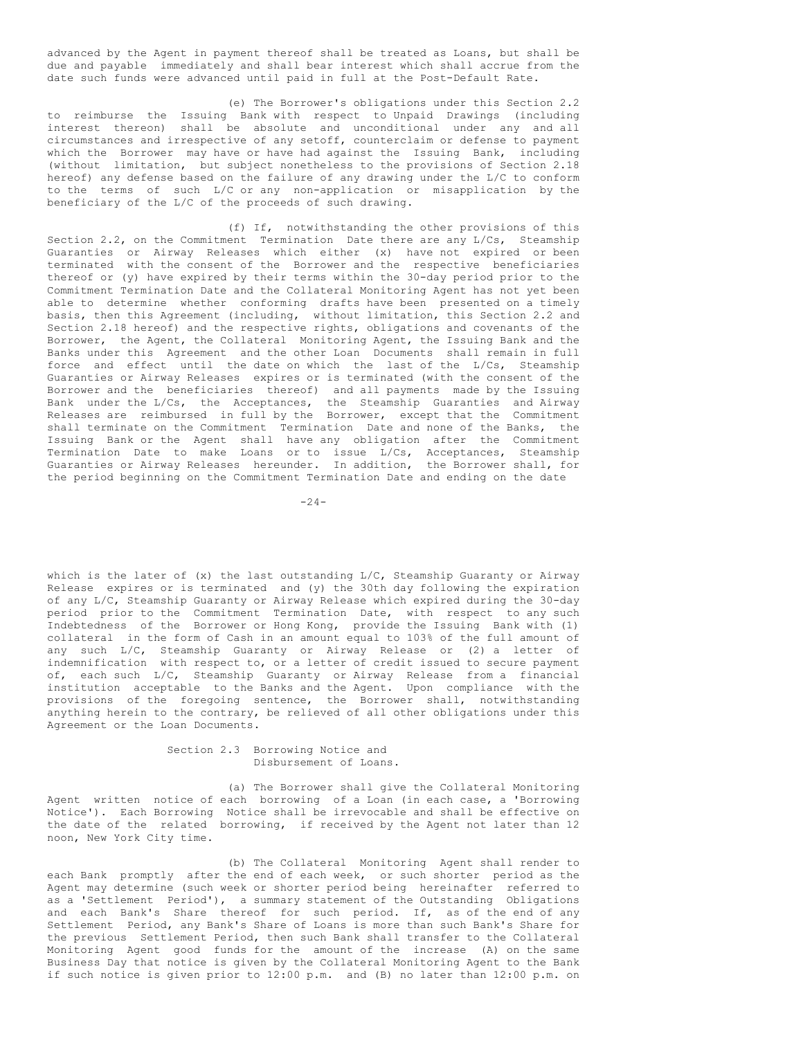advanced by the Agent in payment thereof shall be treated as Loans, but shall be due and payable immediately and shall bear interest which shall accrue from the date such funds were advanced until paid in full at the Post-Default Rate.

(e) The Borrower's obligations under this Section 2.2 to reimburse the Issuing Bank with respect to Unpaid Drawings (including interest thereon) shall be absolute and unconditional under any and all circumstances and irrespective of any setoff, counterclaim or defense to payment which the Borrower may have or have had against the Issuing Bank, including (without limitation, but subject nonetheless to the provisions of Section 2.18 hereof) any defense based on the failure of any drawing under the L/C to conform to the terms of such L/C or any non-application or misapplication by the beneficiary of the L/C of the proceeds of such drawing.

(f) If, notwithstanding the other provisions of this Section 2.2, on the Commitment Termination Date there are any L/Cs, Steamship Guaranties or Airway Releases which either (x) have not expired or been terminated with the consent of the Borrower and the respective beneficiaries thereof or (y) have expired by their terms within the 30-day period prior to the Commitment Termination Date and the Collateral Monitoring Agent has not yet been able to determine whether conforming drafts have been presented on a timely basis, then this Agreement (including, without limitation, this Section 2.2 and Section 2.18 hereof) and the respective rights, obligations and covenants of the Borrower, the Agent, the Collateral Monitoring Agent, the Issuing Bank and the Banks under this Agreement and the other Loan Documents shall remain in full force and effect until the date on which the last of the L/Cs, Steamship Guaranties or Airway Releases expires or is terminated (with the consent of the Borrower and the beneficiaries thereof) and all payments made by the Issuing Bank under the L/Cs, the Acceptances, the Steamship Guaranties and Airway Releases are reimbursed in full by the Borrower, except that the Commitment shall terminate on the Commitment Termination Date and none of the Banks, the Issuing Bank or the Agent shall have any obligation after the Commitment Termination Date to make Loans or to issue L/Cs, Acceptances, Steamship Guaranties or Airway Releases hereunder. In addition, the Borrower shall, for the period beginning on the Commitment Termination Date and ending on the date which is the later of (x) the last outstanding L/C, Steamship Guaranty or Airway Release expires or is terminated and (y) the 30th day following the expiration of any L/C, Steamship Guaranty or Airway Release which expired during the 30-day period prior to the Commitment Termination Date, with respect to any such Indebtedness of the Borrower or Hong Kong, provide the Issuing Bank with (1) collateral in the form of Cash in an amount equal to 103% of the full amount of any such L/C, Steamship Guaranty or Airway Release or (2) a letter of indemnification with respect to, or a letter of credit issued to secure payment of, each such L/C, Steamship Guaranty or Airway Release from a financial institution acceptable to the Banks and the Agent. Upon compliance with the provisions of the foregoing sentence, the Borrower shall, notwithstanding anything herein to the contrary, be relieved of all other obligations under this Agreement or the Loan Documents.

### Section 2.3 Borrowing Notice and Disbursement of Loans.

(a) The Borrower shall give the Collateral Monitoring Agent written notice of each borrowing of a Loan (in each case, a 'Borrowing Notice'). Each Borrowing Notice shall be irrevocable and shall be effective on the date of the related borrowing, if received by the Agent not later than 12 noon, New York City time.

(b) The Collateral Monitoring Agent shall render to each Bank promptly after the end of each week, or such shorter period as the Agent may determine (such week or shorter period being hereinafter referred to as a 'Settlement Period'), a summary statement of the Outstanding Obligations and each Bank's Share thereof for such period. If, as of the end of any Settlement Period, any Bank's Share of Loans is more than such Bank's Share for the previous Settlement Period, then such Bank shall transfer to the Collateral Monitoring Agent good funds for the amount of the increase (A) on the same Business Day that notice is given by the Collateral Monitoring Agent to the Bank if such notice is given prior to 12:00 p.m. and (B) no later than 12:00 p.m. on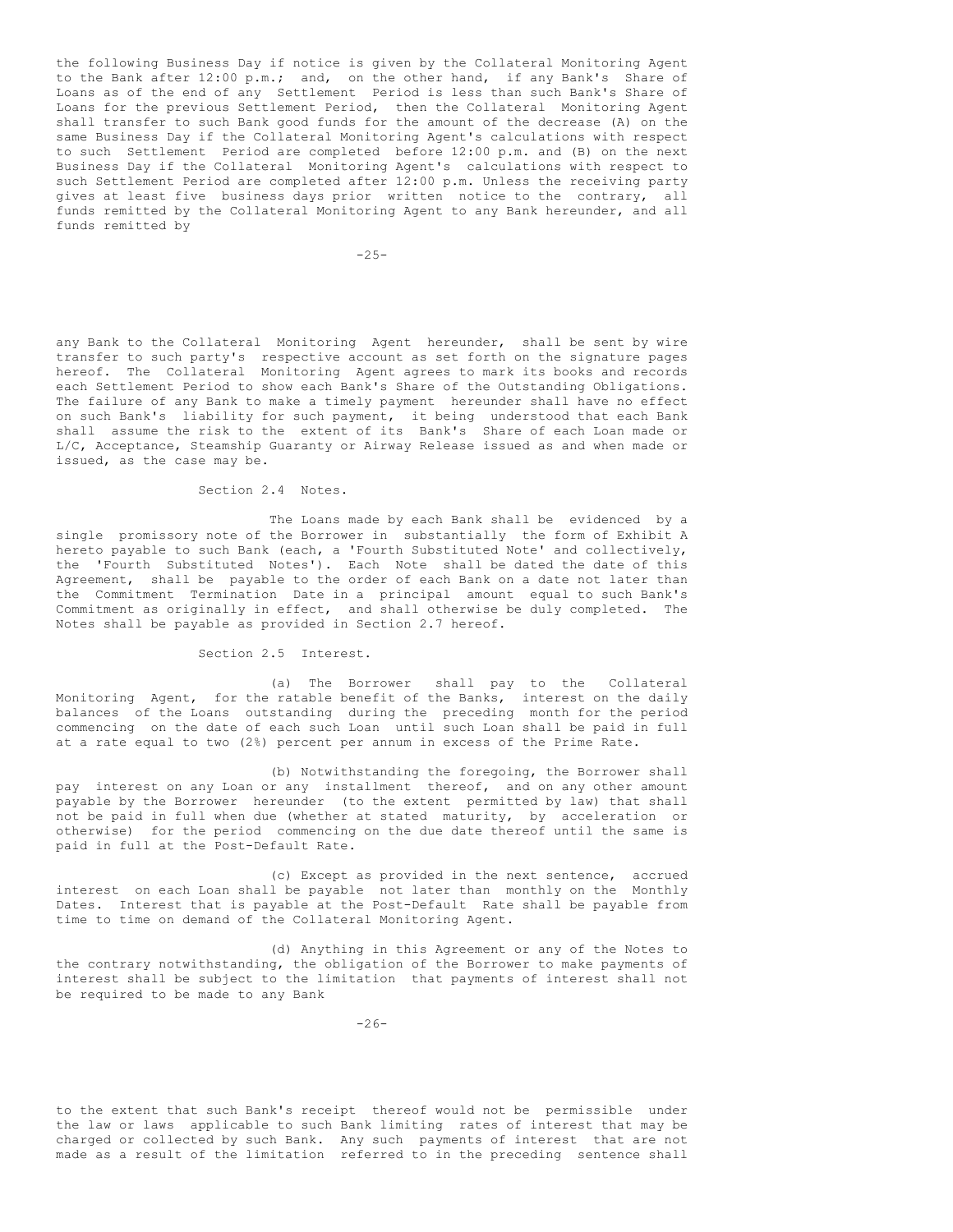the following Business Day if notice is given by the Collateral Monitoring Agent to the Bank after 12:00 p.m.; and, on the other hand, if any Bank's Share of Loans as of the end of any Settlement Period is less than such Bank's Share of Loans for the previous Settlement Period, then the Collateral Monitoring Agent shall transfer to such Bank good funds for the amount of the decrease (A) on the same Business Day if the Collateral Monitoring Agent's calculations with respect to such Settlement Period are completed before 12:00 p.m. and (B) on the next Business Day if the Collateral Monitoring Agent's calculations with respect to such Settlement Period are completed after 12:00 p.m. Unless the receiving party gives at least five business days prior written notice to the contrary, all funds remitted by the Collateral Monitoring Agent to any Bank hereunder, and all funds remitted by any Bank to the Collateral Monitoring Agent hereunder, shall be sent by wire transfer to such party's respective account as set forth on the signature pages hereof. The Collateral Monitoring Agent agrees to mark its books and records each Settlement Period to show each Bank's Share of the Outstanding Obligations. The failure of any Bank to make a timely payment hereunder shall have no effect on such Bank's liability for such payment, it being understood that each Bank shall assume the risk to the extent of its Bank's Share of each Loan made or L/C, Acceptance, Steamship Guaranty or Airway Release issued as and when made or issued, as the case may be.

Section 2.4 Notes.

The Loans made by each Bank shall be evidenced by a single promissory note of the Borrower in substantially the form of Exhibit A hereto payable to such Bank (each, a 'Fourth Substituted Note' and collectively, the 'Fourth Substituted Notes'). Each Note shall be dated the date of this Agreement, shall be payable to the order of each Bank on a date not later than the Commitment Termination Date in a principal amount equal to such Bank's Commitment as originally in effect, and shall otherwise be duly completed. The Notes shall be payable as provided in Section 2.7 hereof.

Section 2.5 Interest.

(a) The Borrower shall pay to the Collateral Monitoring Agent, for the ratable benefit of the Banks, interest on the daily balances of the Loans outstanding during the preceding month for the period commencing on the date of each such Loan until such Loan shall be paid in full at a rate equal to two (2%) percent per annum in excess of the Prime Rate.

(b) Notwithstanding the foregoing, the Borrower shall pay interest on any Loan or any installment thereof, and on any other amount payable by the Borrower hereunder (to the extent permitted by law) that shall not be paid in full when due (whether at stated maturity, by acceleration or otherwise) for the period commencing on the due date thereof until the same is paid in full at the Post-Default Rate.

(c) Except as provided in the next sentence, accrued interest on each Loan shall be payable not later than monthly on the Monthly Dates. Interest that is payable at the Post-Default Rate shall be payable from time to time on demand of the Collateral Monitoring Agent.

(d) Anything in this Agreement or any of the Notes to the contrary notwithstanding, the obligation of the Borrower to make payments of interest shall be subject to the limitation that payments of interest shall not be required to be made to any Bank to the extent that such Bank's receipt thereof would not be permissible under the law or laws applicable to such Bank limiting rates of interest that may be charged or collected by such Bank. Any such payments of interest that are not made as a result of the limitation referred to in the preceding sentence shall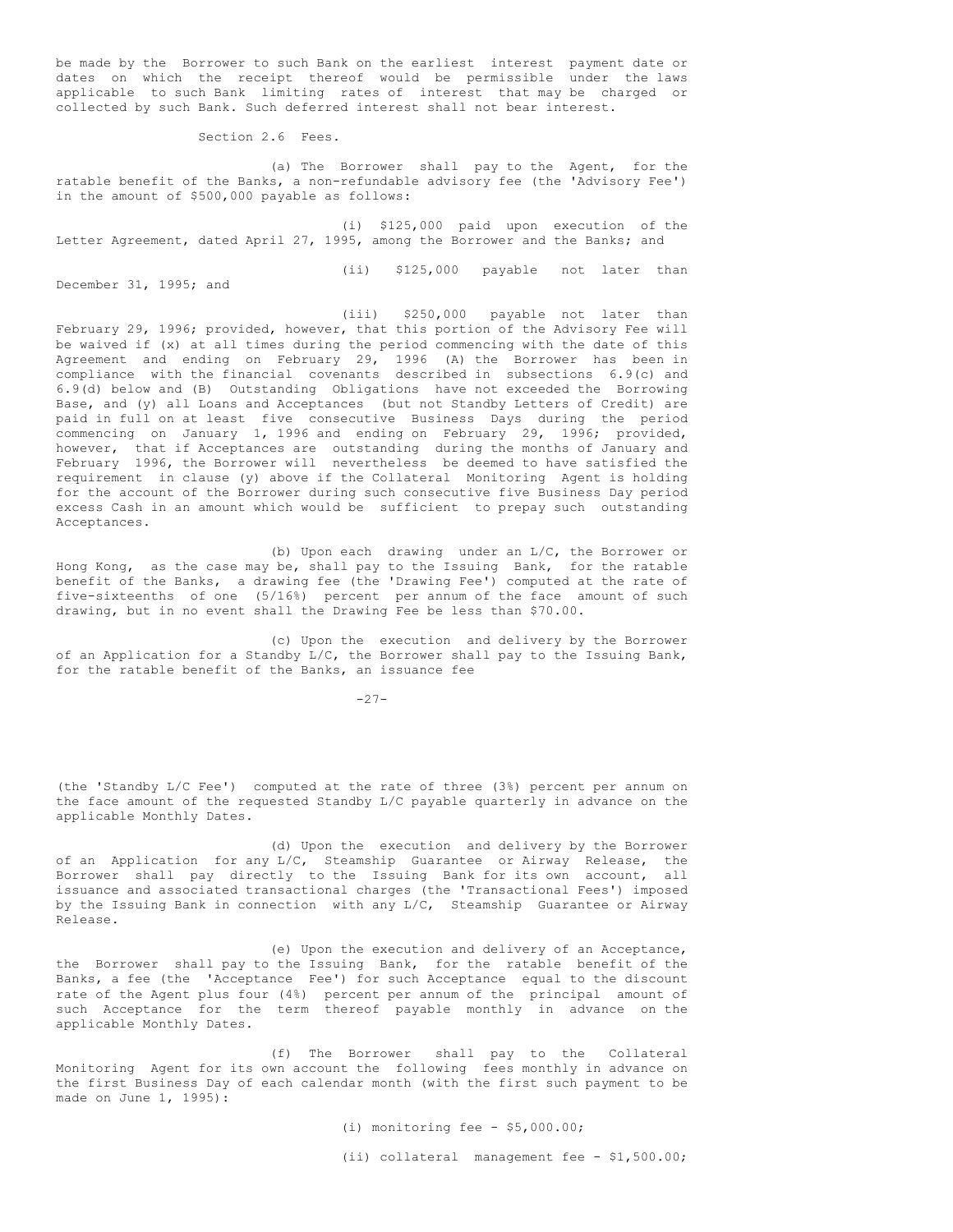be made by the Borrower to such Bank on the earliest interest payment date or dates on which the receipt thereof would be permissible under the laws applicable to such Bank limiting rates of interest that may be charged or collected by such Bank. Such deferred interest shall not bear interest.

Section 2.6 Fees.

(a) The Borrower shall pay to the Agent, for the ratable benefit of the Banks, a non-refundable advisory fee (the 'Advisory Fee') in the amount of $500,000 payable as follows:

(i) $125,000 paid upon execution of the Letter Agreement, dated April 27, 1995, among the Borrower and the Banks; and

(ii) $125,000 payable not later than December 31, 1995; and

(iii) $250,000 payable not later than February 29, 1996; provided, however, that this portion of the Advisory Fee will be waived if (x) at all times during the period commencing with the date of this Agreement and ending on February 29, 1996 (A) the Borrower has been in compliance with the financial covenants described in subsections 6.9(c) and 6.9(d) below and (B) Outstanding Obligations have not exceeded the Borrowing Base, and (y) all Loans and Acceptances (but not Standby Letters of Credit) are paid in full on at least five consecutive Business Days during the period commencing on January 1, 1996 and ending on February 29, 1996; provided, however, that if Acceptances are outstanding during the months of January and February 1996, the Borrower will nevertheless be deemed to have satisfied the requirement in clause (y) above if the Collateral Monitoring Agent is holding for the account of the Borrower during such consecutive five Business Day period excess Cash in an amount which would be sufficient to prepay such outstanding Acceptances.

(b) Upon each drawing under an L/C, the Borrower or Hong Kong, as the case may be, shall pay to the Issuing Bank, for the ratable benefit of the Banks, a drawing fee (the 'Drawing Fee') computed at the rate of five-sixteenths of one (5/16%) percent per annum of the face amount of such drawing, but in no event shall the Drawing Fee be less than $70.00.

(c) Upon the execution and delivery by the Borrower of an Application for a Standby L/C, the Borrower shall pay to the Issuing Bank, for the ratable benefit of the Banks, an issuance fee (the 'Standby L/C Fee') computed at the rate of three (3%) percent per annum on the face amount of the requested Standby L/C payable quarterly in advance on the applicable Monthly Dates.

(d) Upon the execution and delivery by the Borrower of an Application for any L/C, Steamship Guarantee or Airway Release, the Borrower shall pay directly to the Issuing Bank for its own account, all issuance and associated transactional charges (the 'Transactional Fees') imposed by the Issuing Bank in connection with any L/C, Steamship Guarantee or Airway Release.

(e) Upon the execution and delivery of an Acceptance, the Borrower shall pay to the Issuing Bank, for the ratable benefit of the Banks, a fee (the 'Acceptance Fee') for such Acceptance equal to the discount rate of the Agent plus four (4%) percent per annum of the principal amount of such Acceptance for the term thereof payable monthly in advance on the applicable Monthly Dates.

(f) The Borrower shall pay to the Collateral Monitoring Agent for its own account the following fees monthly in advance on the first Business Day of each calendar month (with the first such payment to be made on June 1, 1995):

(i) monitoring fee - $5,000.00;

(ii) collateral management fee - $1,500.00;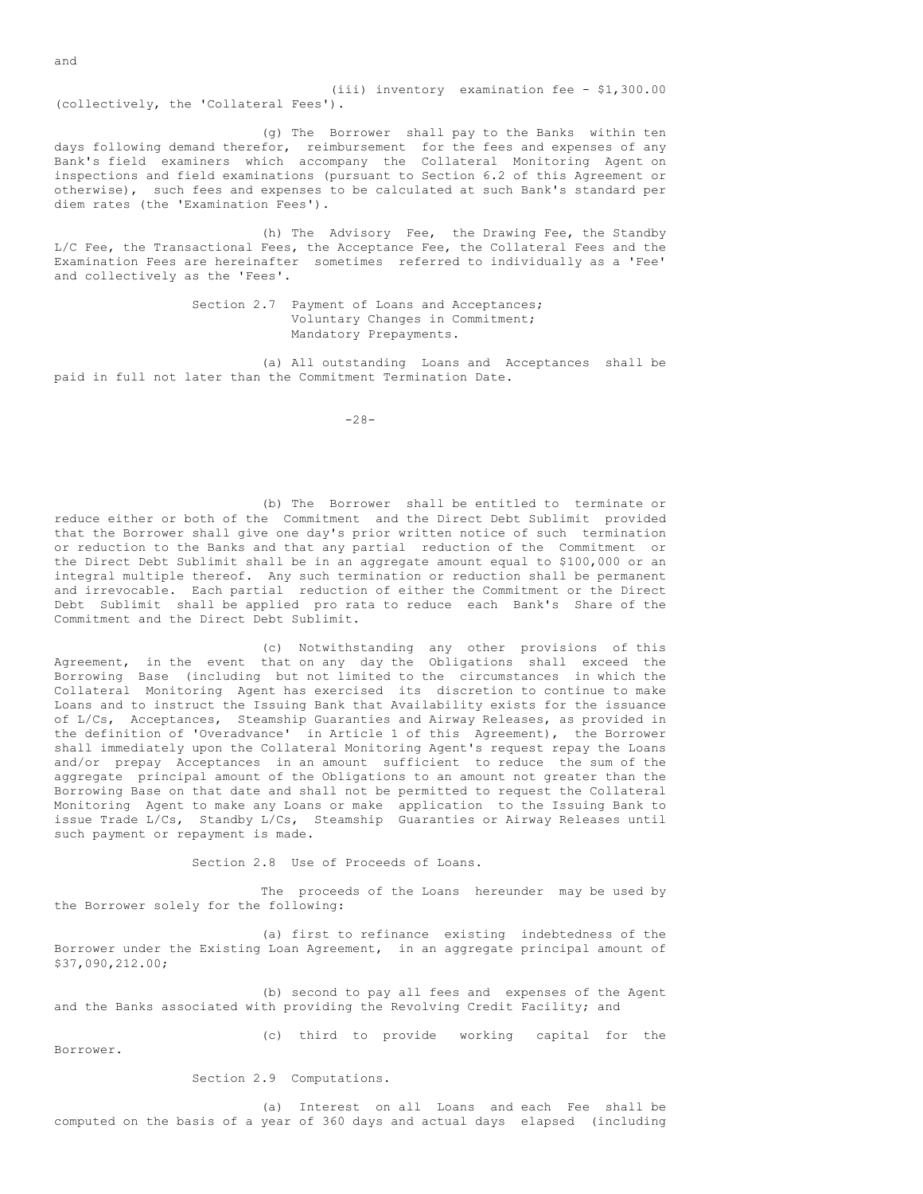and

(iii) inventory examination fee - $1,300.00 (collectively, the 'Collateral Fees').

(g) The Borrower shall pay to the Banks within ten days following demand therefor, reimbursement for the fees and expenses of any Bank's field examiners which accompany the Collateral Monitoring Agent on inspections and field examinations (pursuant to Section 6.2 of this Agreement or otherwise), such fees and expenses to be calculated at such Bank's standard per diem rates (the 'Examination Fees').

(h) The Advisory Fee, the Drawing Fee, the Standby L/C Fee, the Transactional Fees, the Acceptance Fee, the Collateral Fees and the Examination Fees are hereinafter sometimes referred to individually as a 'Fee' and collectively as the 'Fees'.

Section 2.7 Payment of Loans and Acceptances; Voluntary Changes in Commitment; Mandatory Prepayments.

(a) All outstanding Loans and Acceptances shall be paid in full not later than the Commitment Termination Date.

(b) The Borrower shall be entitled to terminate or reduce either or both of the Commitment and the Direct Debt Sublimit provided that the Borrower shall give one day's prior written notice of such termination or reduction to the Banks and that any partial reduction of the Commitment or the Direct Debt Sublimit shall be in an aggregate amount equal to $100,000 or an integral multiple thereof. Any such termination or reduction shall be permanent and irrevocable. Each partial reduction of either the Commitment or the Direct Debt Sublimit shall be applied pro rata to reduce each Bank's Share of the Commitment and the Direct Debt Sublimit.

(c) Notwithstanding any other provisions of this Agreement, in the event that on any day the Obligations shall exceed the Borrowing Base (including but not limited to the circumstances in which the Collateral Monitoring Agent has exercised its discretion to continue to make Loans and to instruct the Issuing Bank that Availability exists for the issuance of L/Cs, Acceptances, Steamship Guaranties and Airway Releases, as provided in the definition of 'Overadvance' in Article 1 of this Agreement), the Borrower shall immediately upon the Collateral Monitoring Agent's request repay the Loans and/or prepay Acceptances in an amount sufficient to reduce the sum of the aggregate principal amount of the Obligations to an amount not greater than the Borrowing Base on that date and shall not be permitted to request the Collateral Monitoring Agent to make any Loans or make application to the Issuing Bank to issue Trade L/Cs, Standby L/Cs, Steamship Guaranties or Airway Releases until such payment or repayment is made.

Section 2.8 Use of Proceeds of Loans.

The proceeds of the Loans hereunder may be used by the Borrower solely for the following:

(a) first to refinance existing indebtedness of the Borrower under the Existing Loan Agreement, in an aggregate principal amount of $37,090,212.00;

(b) second to pay all fees and expenses of the Agent and the Banks associated with providing the Revolving Credit Facility; and

(c) third to provide working capital for the Borrower.

Section 2.9 Computations.

(a) Interest on all Loans and each Fee shall be computed on the basis of a year of 360 days and actual days elapsed (including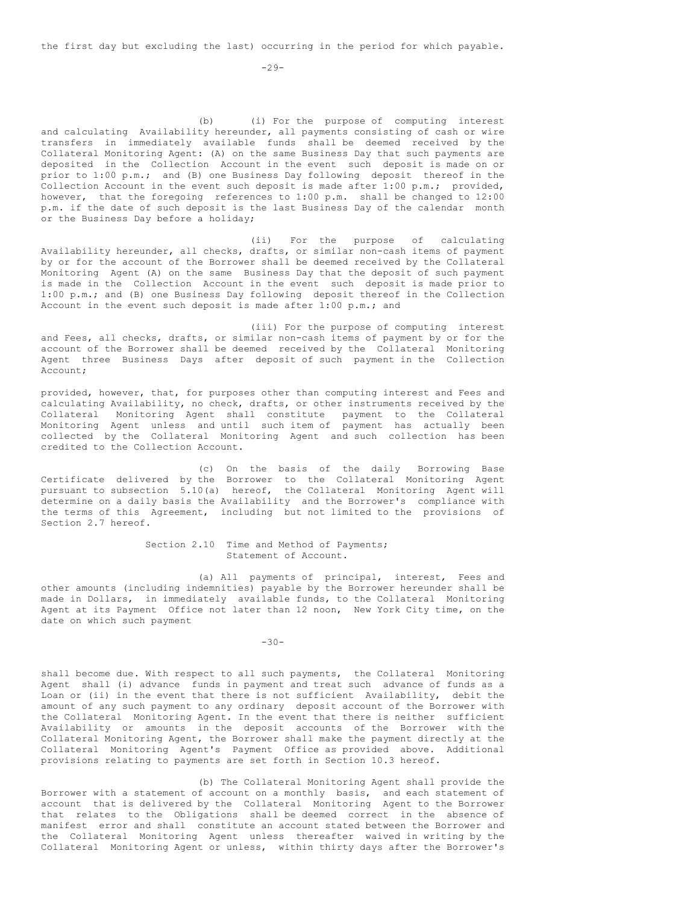the first day but excluding the last) occurring in the period for which payable.

(b) (i) For the purpose of computing interest and calculating Availability hereunder, all payments consisting of cash or wire transfers in immediately available funds shall be deemed received by the Collateral Monitoring Agent: (A) on the same Business Day that such payments are deposited in the Collection Account in the event such deposit is made on or prior to 1:00 p.m.; and (B) one Business Day following deposit thereof in the Collection Account in the event such deposit is made after 1:00 p.m.; provided, however, that the foregoing references to 1:00 p.m. shall be changed to 12:00 p.m. if the date of such deposit is the last Business Day of the calendar month or the Business Day before a holiday;

(ii) For the purpose of calculating Availability hereunder, all checks, drafts, or similar non-cash items of payment by or for the account of the Borrower shall be deemed received by the Collateral Monitoring Agent (A) on the same Business Day that the deposit of such payment is made in the Collection Account in the event such deposit is made prior to 1:00 p.m.; and (B) one Business Day following deposit thereof in the Collection Account in the event such deposit is made after 1:00 p.m.; and

(iii) For the purpose of computing interest and Fees, all checks, drafts, or similar non-cash items of payment by or for the account of the Borrower shall be deemed received by the Collateral Monitoring Agent three Business Days after deposit of such payment in the Collection Account;

provided, however, that, for purposes other than computing interest and Fees and calculating Availability, no check, drafts, or other instruments received by the Collateral Monitoring Agent shall constitute payment to the Collateral Monitoring Agent unless and until such item of payment has actually been collected by the Collateral Monitoring Agent and such collection has been credited to the Collection Account.

(c) On the basis of the daily Borrowing Base Certificate delivered by the Borrower to the Collateral Monitoring Agent pursuant to subsection 5.10(a) hereof, the Collateral Monitoring Agent will determine on a daily basis the Availability and the Borrower's compliance with the terms of this Agreement, including but not limited to the provisions of Section 2.7 hereof.

Section 2.10 Time and Method of Payments; Statement of Account.

(a) All payments of principal, interest, Fees and other amounts (including indemnities) payable by the Borrower hereunder shall be made in Dollars, in immediately available funds, to the Collateral Monitoring Agent at its Payment Office not later than 12 noon, New York City time, on the date on which such payment shall become due. With respect to all such payments, the Collateral Monitoring Agent shall (i) advance funds in payment and treat such advance of funds as a Loan or (ii) in the event that there is not sufficient Availability, debit the amount of any such payment to any ordinary deposit account of the Borrower with the Collateral Monitoring Agent. In the event that there is neither sufficient Availability or amounts in the deposit accounts of the Borrower with the Collateral Monitoring Agent, the Borrower shall make the payment directly at the Collateral Monitoring Agent's Payment Office as provided above. Additional provisions relating to payments are set forth in Section 10.3 hereof.

(b) The Collateral Monitoring Agent shall provide the Borrower with a statement of account on a monthly basis, and each statement of account that is delivered by the Collateral Monitoring Agent to the Borrower that relates to the Obligations shall be deemed correct in the absence of manifest error and shall constitute an account stated between the Borrower and the Collateral Monitoring Agent unless thereafter waived in writing by the Collateral Monitoring Agent or unless, within thirty days after the Borrower's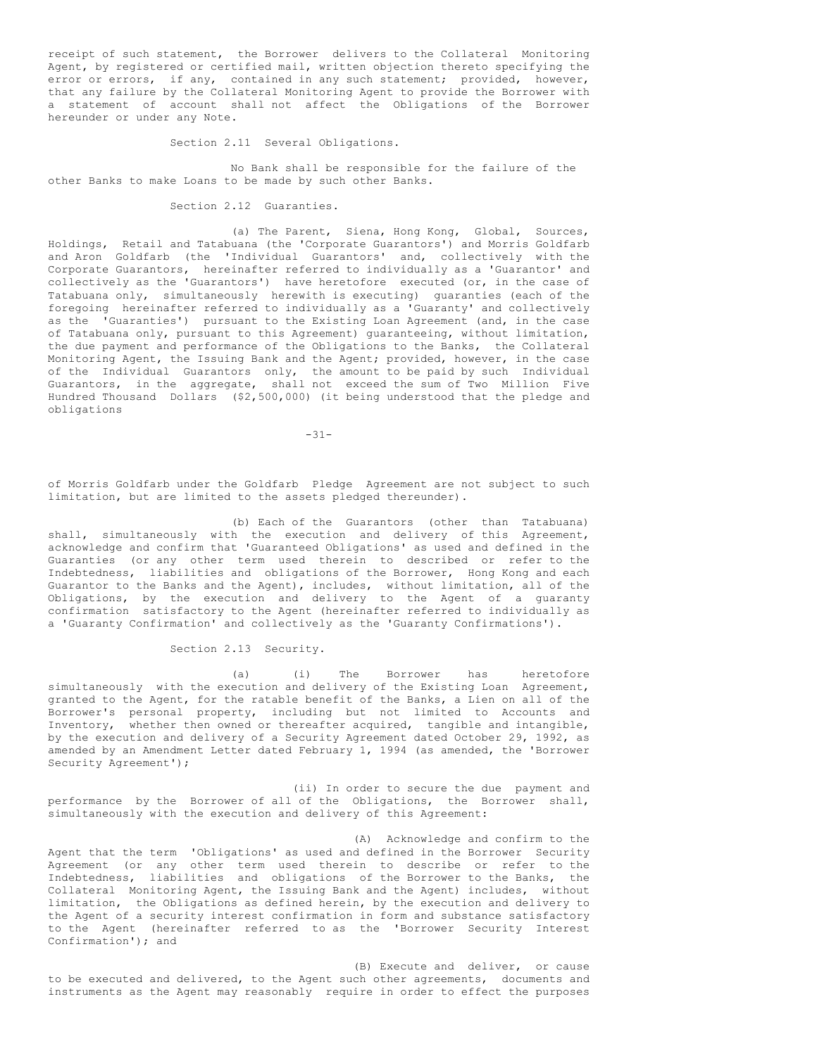receipt of such statement, the Borrower delivers to the Collateral Monitoring Agent, by registered or certified mail, written objection thereto specifying the error or errors, if any, contained in any such statement; provided, however, that any failure by the Collateral Monitoring Agent to provide the Borrower with a statement of account shall not affect the Obligations of the Borrower hereunder or under any Note.

Section 2.11 Several Obligations.

No Bank shall be responsible for the failure of the other Banks to make Loans to be made by such other Banks.

Section 2.12 Guaranties.

(a) The Parent, Siena, Hong Kong, Global, Sources, Holdings, Retail and Tatabuana (the 'Corporate Guarantors') and Morris Goldfarb and Aron Goldfarb (the 'Individual Guarantors' and, collectively with the Corporate Guarantors, hereinafter referred to individually as a 'Guarantor' and collectively as the 'Guarantors') have heretofore executed (or, in the case of Tatabuana only, simultaneously herewith is executing) guaranties (each of the foregoing hereinafter referred to individually as a 'Guaranty' and collectively as the 'Guaranties') pursuant to the Existing Loan Agreement (and, in the case of Tatabuana only, pursuant to this Agreement) guaranteeing, without limitation, the due payment and performance of the Obligations to the Banks, the Collateral Monitoring Agent, the Issuing Bank and the Agent; provided, however, in the case of the Individual Guarantors only, the amount to be paid by such Individual Guarantors, in the aggregate, shall not exceed the sum of Two Million Five Hundred Thousand Dollars ($2,500,000) (it being understood that the pledge and obligations of Morris Goldfarb under the Goldfarb Pledge Agreement are not subject to such limitation, but are limited to the assets pledged thereunder).

(b) Each of the Guarantors (other than Tatabuana) shall, simultaneously with the execution and delivery of this Agreement, acknowledge and confirm that 'Guaranteed Obligations' as used and defined in the Guaranties (or any other term used therein to described or refer to the Indebtedness, liabilities and obligations of the Borrower, Hong Kong and each Guarantor to the Banks and the Agent), includes, without limitation, all of the Obligations, by the execution and delivery to the Agent of a guaranty confirmation satisfactory to the Agent (hereinafter referred to individually as a 'Guaranty Confirmation' and collectively as the 'Guaranty Confirmations').

Section 2.13 Security.

(a) (i) The Borrower has heretofore simultaneously with the execution and delivery of the Existing Loan Agreement, granted to the Agent, for the ratable benefit of the Banks, a Lien on all of the Borrower's personal property, including but not limited to Accounts and Inventory, whether then owned or thereafter acquired, tangible and intangible, by the execution and delivery of a Security Agreement dated October 29, 1992, as amended by an Amendment Letter dated February 1, 1994 (as amended, the 'Borrower Security Agreement');

(ii) In order to secure the due payment and performance by the Borrower of all of the Obligations, the Borrower shall, simultaneously with the execution and delivery of this Agreement:

(A) Acknowledge and confirm to the Agent that the term 'Obligations' as used and defined in the Borrower Security Agreement (or any other term used therein to describe or refer to the Indebtedness, liabilities and obligations of the Borrower to the Banks, the Collateral Monitoring Agent, the Issuing Bank and the Agent) includes, without limitation, the Obligations as defined herein, by the execution and delivery to the Agent of a security interest confirmation in form and substance satisfactory to the Agent (hereinafter referred to as the 'Borrower Security Interest Confirmation'); and

(B) Execute and deliver, or cause to be executed and delivered, to the Agent such other agreements, documents and instruments as the Agent may reasonably require in order to effect the purposes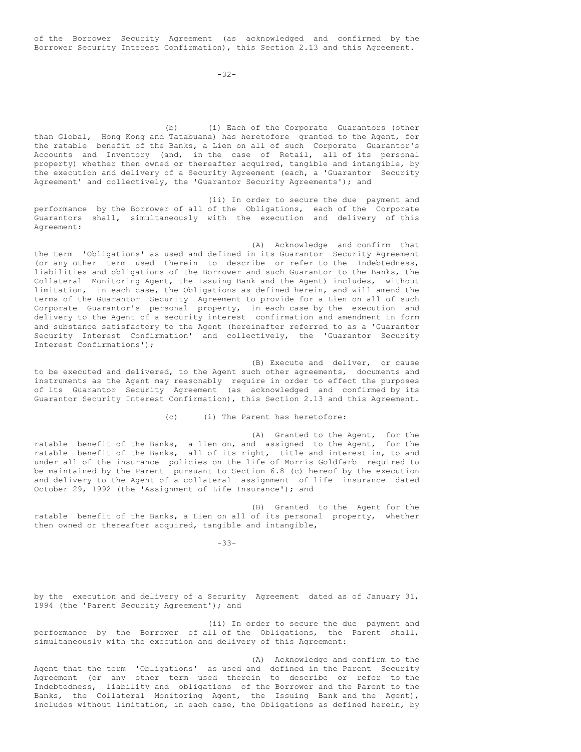of the Borrower Security Agreement (as acknowledged and confirmed by the Borrower Security Interest Confirmation), this Section 2.13 and this Agreement.

(b) (i) Each of the Corporate Guarantors (other than Global, Hong Kong and Tatabuana) has heretofore granted to the Agent, for the ratable benefit of the Banks, a Lien on all of such Corporate Guarantor's Accounts and Inventory (and, in the case of Retail, all of its personal property) whether then owned or thereafter acquired, tangible and intangible, by the execution and delivery of a Security Agreement (each, a 'Guarantor Security Agreement' and collectively, the 'Guarantor Security Agreements'); and

(ii) In order to secure the due payment and performance by the Borrower of all of the Obligations, each of the Corporate Guarantors shall, simultaneously with the execution and delivery of this Agreement:

(A) Acknowledge and confirm that the term 'Obligations' as used and defined in its Guarantor Security Agreement (or any other term used therein to describe or refer to the Indebtedness, liabilities and obligations of the Borrower and such Guarantor to the Banks, the Collateral Monitoring Agent, the Issuing Bank and the Agent) includes, without limitation, in each case, the Obligations as defined herein, and will amend the terms of the Guarantor Security Agreement to provide for a Lien on all of such Corporate Guarantor's personal property, in each case by the execution and delivery to the Agent of a security interest confirmation and amendment in form and substance satisfactory to the Agent (hereinafter referred to as a 'Guarantor Security Interest Confirmation' and collectively, the 'Guarantor Security Interest Confirmations');

(B) Execute and deliver, or cause to be executed and delivered, to the Agent such other agreements, documents and instruments as the Agent may reasonably require in order to effect the purposes of its Guarantor Security Agreement (as acknowledged and confirmed by its Guarantor Security Interest Confirmation), this Section 2.13 and this Agreement.

(c) (i) The Parent has heretofore:

(A) Granted to the Agent, for the ratable benefit of the Banks, a lien on, and assigned to the Agent, for the ratable benefit of the Banks, all of its right, title and interest in, to and under all of the insurance policies on the life of Morris Goldfarb required to be maintained by the Parent pursuant to Section 6.8 (c) hereof by the execution and delivery to the Agent of a collateral assignment of life insurance dated October 29, 1992 (the 'Assignment of Life Insurance'); and

(B) Granted to the Agent for the ratable benefit of the Banks, a Lien on all of its personal property, whether then owned or thereafter acquired, tangible and intangible, by the execution and delivery of a Security Agreement dated as of January 31, 1994 (the 'Parent Security Agreement'); and

(ii) In order to secure the due payment and performance by the Borrower of all of the Obligations, the Parent shall, simultaneously with the execution and delivery of this Agreement:

(A) Acknowledge and confirm to the Agent that the term 'Obligations' as used and defined in the Parent Security Agreement (or any other term used therein to describe or refer to the Indebtedness, liability and obligations of the Borrower and the Parent to the Banks, the Collateral Monitoring Agent, the Issuing Bank and the Agent), includes without limitation, in each case, the Obligations as defined herein, by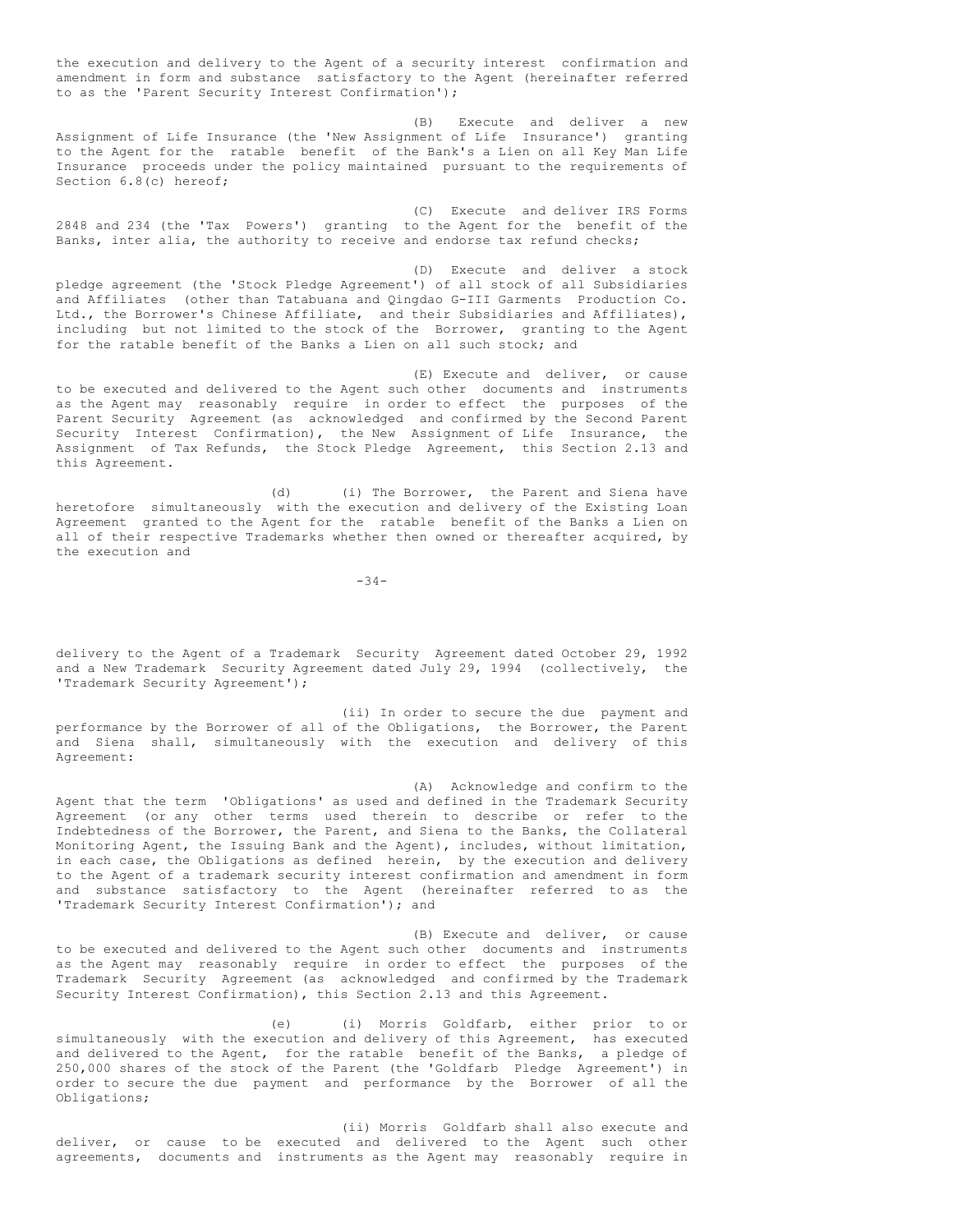the execution and delivery to the Agent of a security interest confirmation and amendment in form and substance satisfactory to the Agent (hereinafter referred to as the 'Parent Security Interest Confirmation');

(B) Execute and deliver a new Assignment of Life Insurance (the 'New Assignment of Life Insurance') granting to the Agent for the ratable benefit of the Bank's a Lien on all Key Man Life Insurance proceeds under the policy maintained pursuant to the requirements of Section 6.8(c) hereof;

(C) Execute and deliver IRS Forms 2848 and 234 (the 'Tax Powers') granting to the Agent for the benefit of the Banks, inter alia, the authority to receive and endorse tax refund checks;

(D) Execute and deliver a stock pledge agreement (the 'Stock Pledge Agreement') of all stock of all Subsidiaries and Affiliates (other than Tatabuana and Qingdao G-III Garments Production Co. Ltd., the Borrower's Chinese Affiliate, and their Subsidiaries and Affiliates), including but not limited to the stock of the Borrower, granting to the Agent for the ratable benefit of the Banks a Lien on all such stock; and

(E) Execute and deliver, or cause to be executed and delivered to the Agent such other documents and instruments as the Agent may reasonably require in order to effect the purposes of the Parent Security Agreement (as acknowledged and confirmed by the Second Parent Security Interest Confirmation), the New Assignment of Life Insurance, the Assignment of Tax Refunds, the Stock Pledge Agreement, this Section 2.13 and this Agreement.

(d) (i) The Borrower, the Parent and Siena have heretofore simultaneously with the execution and delivery of the Existing Loan Agreement granted to the Agent for the ratable benefit of the Banks a Lien on all of their respective Trademarks whether then owned or thereafter acquired, by the execution and delivery to the Agent of a Trademark Security Agreement dated October 29, 1992 and a New Trademark Security Agreement dated July 29, 1994 (collectively, the 'Trademark Security Agreement');

(ii) In order to secure the due payment and performance by the Borrower of all of the Obligations, the Borrower, the Parent and Siena shall, simultaneously with the execution and delivery of this Agreement:

(A) Acknowledge and confirm to the Agent that the term 'Obligations' as used and defined in the Trademark Security Agreement (or any other terms used therein to describe or refer to the Indebtedness of the Borrower, the Parent, and Siena to the Banks, the Collateral Monitoring Agent, the Issuing Bank and the Agent), includes, without limitation, in each case, the Obligations as defined herein, by the execution and delivery to the Agent of a trademark security interest confirmation and amendment in form and substance satisfactory to the Agent (hereinafter referred to as the 'Trademark Security Interest Confirmation'); and

(B) Execute and deliver, or cause to be executed and delivered to the Agent such other documents and instruments as the Agent may reasonably require in order to effect the purposes of the Trademark Security Agreement (as acknowledged and confirmed by the Trademark Security Interest Confirmation), this Section 2.13 and this Agreement.

(e) (i) Morris Goldfarb, either prior to or simultaneously with the execution and delivery of this Agreement, has executed and delivered to the Agent, for the ratable benefit of the Banks, a pledge of 250,000 shares of the stock of the Parent (the 'Goldfarb Pledge Agreement') in order to secure the due payment and performance by the Borrower of all the Obligations;

(ii) Morris Goldfarb shall also execute and deliver, or cause to be executed and delivered to the Agent such other agreements, documents and instruments as the Agent may reasonably require in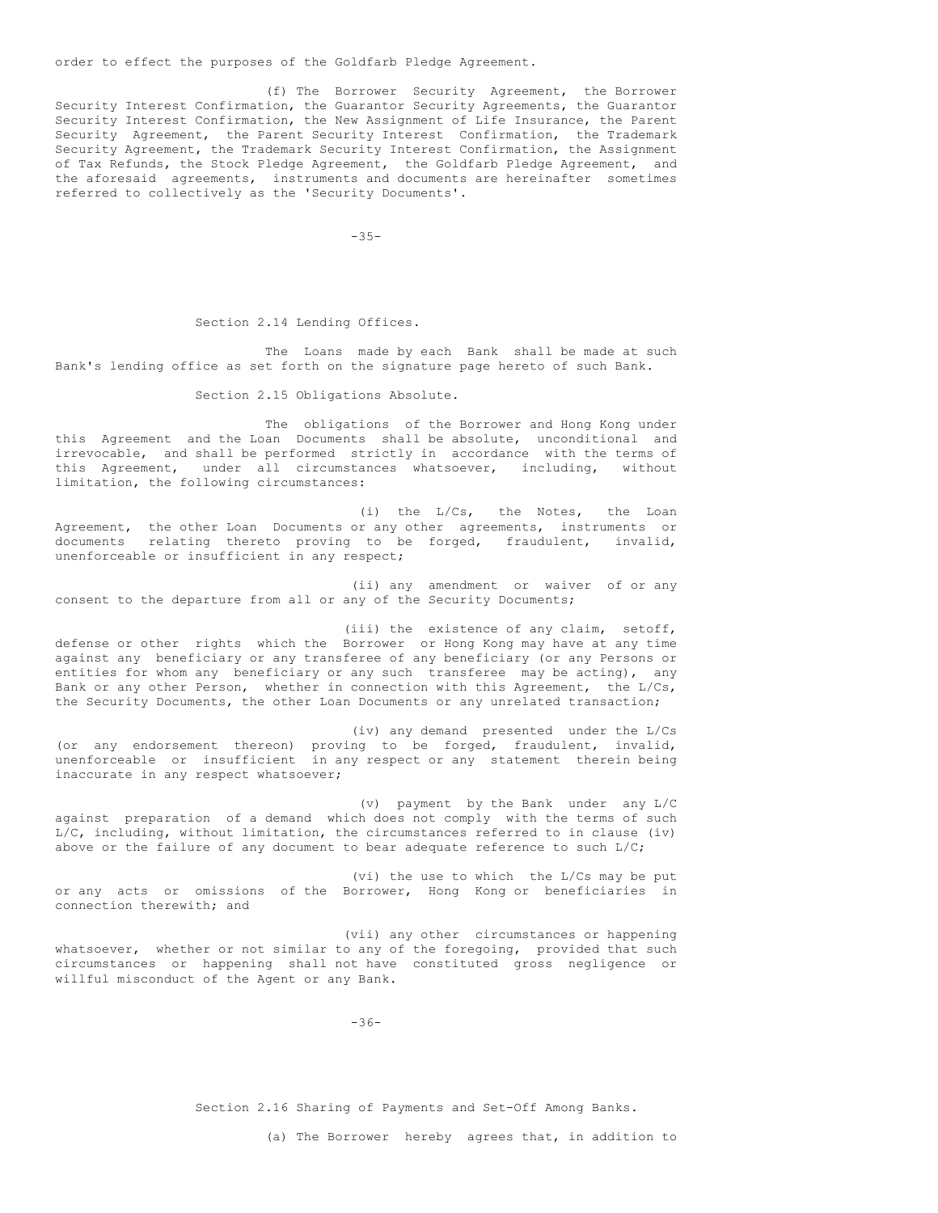order to effect the purposes of the Goldfarb Pledge Agreement.

(f) The Borrower Security Agreement, the Borrower Security Interest Confirmation, the Guarantor Security Agreements, the Guarantor Security Interest Confirmation, the New Assignment of Life Insurance, the Parent Security Agreement, the Parent Security Interest Confirmation, the Trademark Security Agreement, the Trademark Security Interest Confirmation, the Assignment of Tax Refunds, the Stock Pledge Agreement, the Goldfarb Pledge Agreement, and the aforesaid agreements, instruments and documents are hereinafter sometimes referred to collectively as the 'Security Documents'.

Section 2.14 Lending Offices.

The Loans made by each Bank shall be made at such Bank's lending office as set forth on the signature page hereto of such Bank.

Section 2.15 Obligations Absolute.

The obligations of the Borrower and Hong Kong under this Agreement and the Loan Documents shall be absolute, unconditional and irrevocable, and shall be performed strictly in accordance with the terms of this Agreement, under all circumstances whatsoever, including, without limitation, the following circumstances:

(i) the L/Cs, the Notes, the Loan Agreement, the other Loan Documents or any other agreements, instruments or documents relating thereto proving to be forged, fraudulent, invalid, unenforceable or insufficient in any respect;

(ii) any amendment or waiver of or any consent to the departure from all or any of the Security Documents;

(iii) the existence of any claim, setoff, defense or other rights which the Borrower or Hong Kong may have at any time against any beneficiary or any transferee of any beneficiary (or any Persons or entities for whom any beneficiary or any such transferee may be acting), any Bank or any other Person, whether in connection with this Agreement, the L/Cs, the Security Documents, the other Loan Documents or any unrelated transaction;

(iv) any demand presented under the L/Cs (or any endorsement thereon) proving to be forged, fraudulent, invalid, unenforceable or insufficient in any respect or any statement therein being inaccurate in any respect whatsoever;

(v) payment by the Bank under any L/C against preparation of a demand which does not comply with the terms of such L/C, including, without limitation, the circumstances referred to in clause (iv) above or the failure of any document to bear adequate reference to such L/C;

(vi) the use to which the L/Cs may be put or any acts or omissions of the Borrower, Hong Kong or beneficiaries in connection therewith; and

(vii) any other circumstances or happening whatsoever, whether or not similar to any of the foregoing, provided that such circumstances or happening shall not have constituted gross negligence or willful misconduct of the Agent or any Bank.

Section 2.16 Sharing of Payments and Set-Off Among Banks.

(a) The Borrower hereby agrees that, in addition to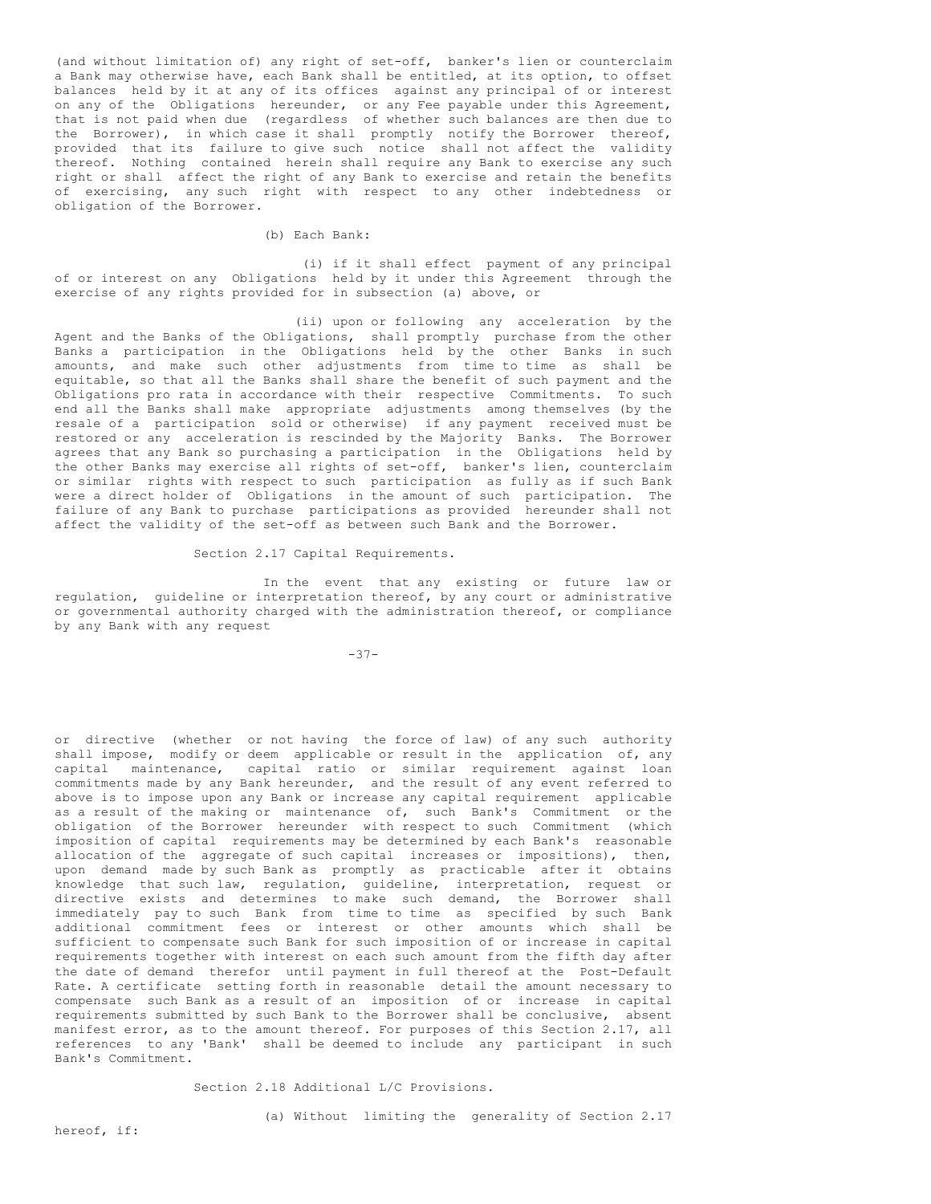(and without limitation of) any right of set-off, banker's lien or counterclaim a Bank may otherwise have, each Bank shall be entitled, at its option, to offset balances held by it at any of its offices against any principal of or interest on any of the Obligations hereunder, or any Fee payable under this Agreement, that is not paid when due (regardless of whether such balances are then due to the Borrower), in which case it shall promptly notify the Borrower thereof, provided that its failure to give such notice shall not affect the validity thereof. Nothing contained herein shall require any Bank to exercise any such right or shall affect the right of any Bank to exercise and retain the benefits of exercising, any such right with respect to any other indebtedness or obligation of the Borrower.

(b) Each Bank:

(i) if it shall effect payment of any principal of or interest on any Obligations held by it under this Agreement through the exercise of any rights provided for in subsection (a) above, or

(ii) upon or following any acceleration by the Agent and the Banks of the Obligations, shall promptly purchase from the other Banks a participation in the Obligations held by the other Banks in such amounts, and make such other adjustments from time to time as shall be equitable, so that all the Banks shall share the benefit of such payment and the Obligations pro rata in accordance with their respective Commitments. To such end all the Banks shall make appropriate adjustments among themselves (by the resale of a participation sold or otherwise) if any payment received must be restored or any acceleration is rescinded by the Majority Banks. The Borrower agrees that any Bank so purchasing a participation in the Obligations held by the other Banks may exercise all rights of set-off, banker's lien, counterclaim or similar rights with respect to such participation as fully as if such Bank were a direct holder of Obligations in the amount of such participation. The failure of any Bank to purchase participations as provided hereunder shall not affect the validity of the set-off as between such Bank and the Borrower.

Section 2.17 Capital Requirements.

In the event that any existing or future law or regulation, guideline or interpretation thereof, by any court or administrative or governmental authority charged with the administration thereof, or compliance by any Bank with any request or directive (whether or not having the force of law) of any such authority shall impose, modify or deem applicable or result in the application of, any capital maintenance, capital ratio or similar requirement against loan commitments made by any Bank hereunder, and the result of any event referred to above is to impose upon any Bank or increase any capital requirement applicable as a result of the making or maintenance of, such Bank's Commitment or the obligation of the Borrower hereunder with respect to such Commitment (which imposition of capital requirements may be determined by each Bank's reasonable allocation of the aggregate of such capital increases or impositions), then, upon demand made by such Bank as promptly as practicable after it obtains knowledge that such law, regulation, guideline, interpretation, request or directive exists and determines to make such demand, the Borrower shall immediately pay to such Bank from time to time as specified by such Bank additional commitment fees or interest or other amounts which shall be sufficient to compensate such Bank for such imposition of or increase in capital requirements together with interest on each such amount from the fifth day after the date of demand therefor until payment in full thereof at the Post-Default Rate. A certificate setting forth in reasonable detail the amount necessary to compensate such Bank as a result of an imposition of or increase in capital requirements submitted by such Bank to the Borrower shall be conclusive, absent manifest error, as to the amount thereof. For purposes of this Section 2.17, all references to any 'Bank' shall be deemed to include any participant in such Bank's Commitment.

Section 2.18 Additional L/C Provisions.

(a) Without limiting the generality of Section 2.17 hereof, if: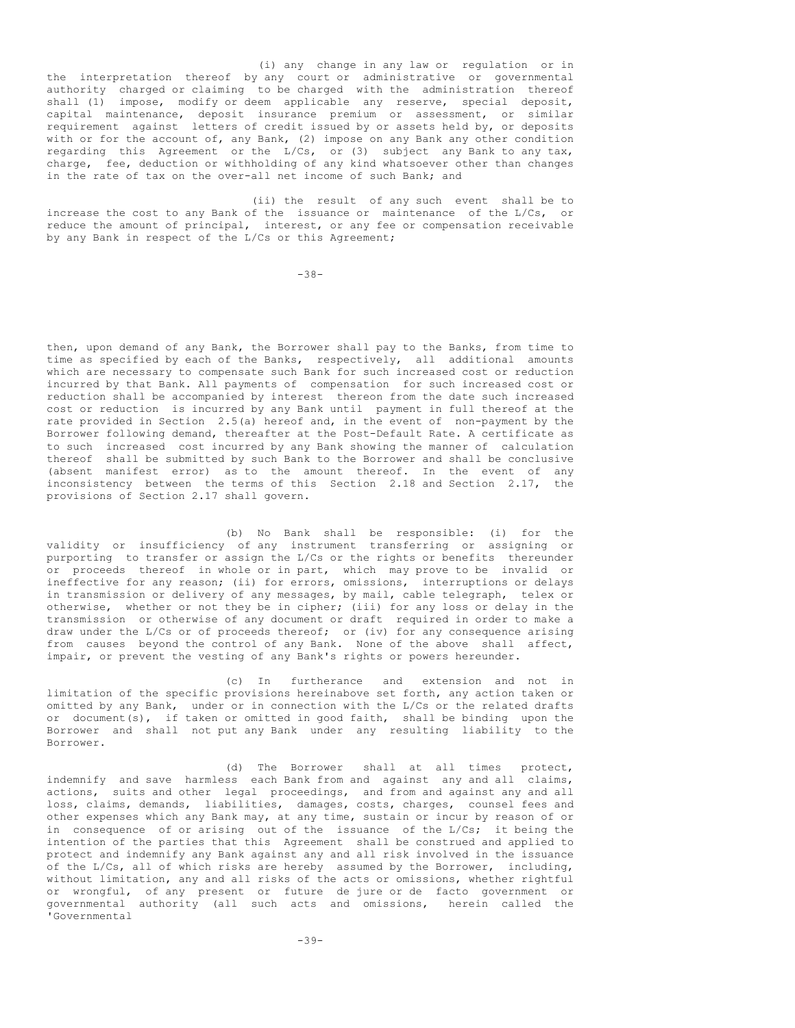(i) any change in any law or regulation or in the interpretation thereof by any court or administrative or governmental authority charged or claiming to be charged with the administration thereof shall (1) impose, modify or deem applicable any reserve, special deposit, capital maintenance, deposit insurance premium or assessment, or similar requirement against letters of credit issued by or assets held by, or deposits with or for the account of, any Bank, (2) impose on any Bank any other condition regarding this Agreement or the L/Cs, or (3) subject any Bank to any tax, charge, fee, deduction or withholding of any kind whatsoever other than changes in the rate of tax on the over-all net income of such Bank; and

(ii) the result of any such event shall be to increase the cost to any Bank of the issuance or maintenance of the L/Cs, or reduce the amount of principal, interest, or any fee or compensation receivable by any Bank in respect of the L/Cs or this Agreement;

then, upon demand of any Bank, the Borrower shall pay to the Banks, from time to time as specified by each of the Banks, respectively, all additional amounts which are necessary to compensate such Bank for such increased cost or reduction incurred by that Bank. All payments of compensation for such increased cost or reduction shall be accompanied by interest thereon from the date such increased cost or reduction is incurred by any Bank until payment in full thereof at the rate provided in Section 2.5(a) hereof and, in the event of non-payment by the Borrower following demand, thereafter at the Post-Default Rate. A certificate as to such increased cost incurred by any Bank showing the manner of calculation thereof shall be submitted by such Bank to the Borrower and shall be conclusive (absent manifest error) as to the amount thereof. In the event of any inconsistency between the terms of this Section 2.18 and Section 2.17, the provisions of Section 2.17 shall govern.

(b) No Bank shall be responsible: (i) for the validity or insufficiency of any instrument transferring or assigning or purporting to transfer or assign the L/Cs or the rights or benefits thereunder or proceeds thereof in whole or in part, which may prove to be invalid or ineffective for any reason; (ii) for errors, omissions, interruptions or delays in transmission or delivery of any messages, by mail, cable telegraph, telex or otherwise, whether or not they be in cipher; (iii) for any loss or delay in the transmission or otherwise of any document or draft required in order to make a draw under the L/Cs or of proceeds thereof; or (iv) for any consequence arising from causes beyond the control of any Bank. None of the above shall affect, impair, or prevent the vesting of any Bank's rights or powers hereunder.

(c) In furtherance and extension and not in limitation of the specific provisions hereinabove set forth, any action taken or omitted by any Bank, under or in connection with the L/Cs or the related drafts or document(s), if taken or omitted in good faith, shall be binding upon the Borrower and shall not put any Bank under any resulting liability to the Borrower.

(d) The Borrower shall at all times protect, indemnify and save harmless each Bank from and against any and all claims, actions, suits and other legal proceedings, and from and against any and all loss, claims, demands, liabilities, damages, costs, charges, counsel fees and other expenses which any Bank may, at any time, sustain or incur by reason of or in consequence of or arising out of the issuance of the L/Cs; it being the intention of the parties that this Agreement shall be construed and applied to protect and indemnify any Bank against any and all risk involved in the issuance of the L/Cs, all of which risks are hereby assumed by the Borrower, including, without limitation, any and all risks of the acts or omissions, whether rightful or wrongful, of any present or future de jure or de facto government or governmental authority (all such acts and omissions, herein called the 'Governmental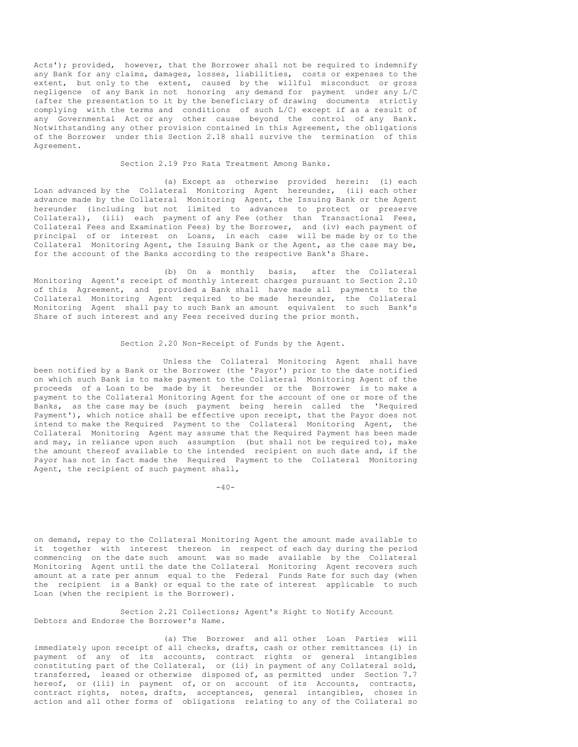Acts'); provided, however, that the Borrower shall not be required to indemnify any Bank for any claims, damages, losses, liabilities, costs or expenses to the extent, but only to the extent, caused by the willful misconduct or gross negligence of any Bank in not honoring any demand for payment under any L/C (after the presentation to it by the beneficiary of drawing documents strictly complying with the terms and conditions of such L/C) except if as a result of any Governmental Act or any other cause beyond the control of any Bank. Notwithstanding any other provision contained in this Agreement, the obligations of the Borrower under this Section 2.18 shall survive the termination of this Agreement.

Section 2.19 Pro Rata Treatment Among Banks.

(a) Except as otherwise provided herein: (i) each Loan advanced by the Collateral Monitoring Agent hereunder, (ii) each other advance made by the Collateral Monitoring Agent, the Issuing Bank or the Agent hereunder (including but not limited to advances to protect or preserve Collateral), (iii) each payment of any Fee (other than Transactional Fees, Collateral Fees and Examination Fees) by the Borrower, and (iv) each payment of principal of or interest on Loans, in each case will be made by or to the Collateral Monitoring Agent, the Issuing Bank or the Agent, as the case may be, for the account of the Banks according to the respective Bank's Share.

(b) On a monthly basis, after the Collateral Monitoring Agent's receipt of monthly interest charges pursuant to Section 2.10 of this Agreement, and provided a Bank shall have made all payments to the Collateral Monitoring Agent required to be made hereunder, the Collateral Monitoring Agent shall pay to such Bank an amount equivalent to such Bank's Share of such interest and any Fees received during the prior month.

Section 2.20 Non-Receipt of Funds by the Agent.

Unless the Collateral Monitoring Agent shall have been notified by a Bank or the Borrower (the 'Payor') prior to the date notified on which such Bank is to make payment to the Collateral Monitoring Agent of the proceeds of a Loan to be made by it hereunder or the Borrower is to make a payment to the Collateral Monitoring Agent for the account of one or more of the Banks, as the case may be (such payment being herein called the 'Required Payment'), which notice shall be effective upon receipt, that the Payor does not intend to make the Required Payment to the Collateral Monitoring Agent, the Collateral Monitoring Agent may assume that the Required Payment has been made and may, in reliance upon such assumption (but shall not be required to), make the amount thereof available to the intended recipient on such date and, if the Payor has not in fact made the Required Payment to the Collateral Monitoring Agent, the recipient of such payment shall, on demand, repay to the Collateral Monitoring Agent the amount made available to it together with interest thereon in respect of each day during the period commencing on the date such amount was so made available by the Collateral Monitoring Agent until the date the Collateral Monitoring Agent recovers such amount at a rate per annum equal to the Federal Funds Rate for such day (when the recipient is a Bank) or equal to the rate of interest applicable to such Loan (when the recipient is the Borrower).

Section 2.21 Collections; Agent's Right to Notify Account Debtors and Endorse the Borrower's Name.

(a) The Borrower and all other Loan Parties will immediately upon receipt of all checks, drafts, cash or other remittances (i) in payment of any of its accounts, contract rights or general intangibles constituting part of the Collateral, or (ii) in payment of any Collateral sold, transferred, leased or otherwise disposed of, as permitted under Section 7.7 hereof, or (iii) in payment of, or on account of its Accounts, contracts, contract rights, notes, drafts, acceptances, general intangibles, choses in action and all other forms of obligations relating to any of the Collateral so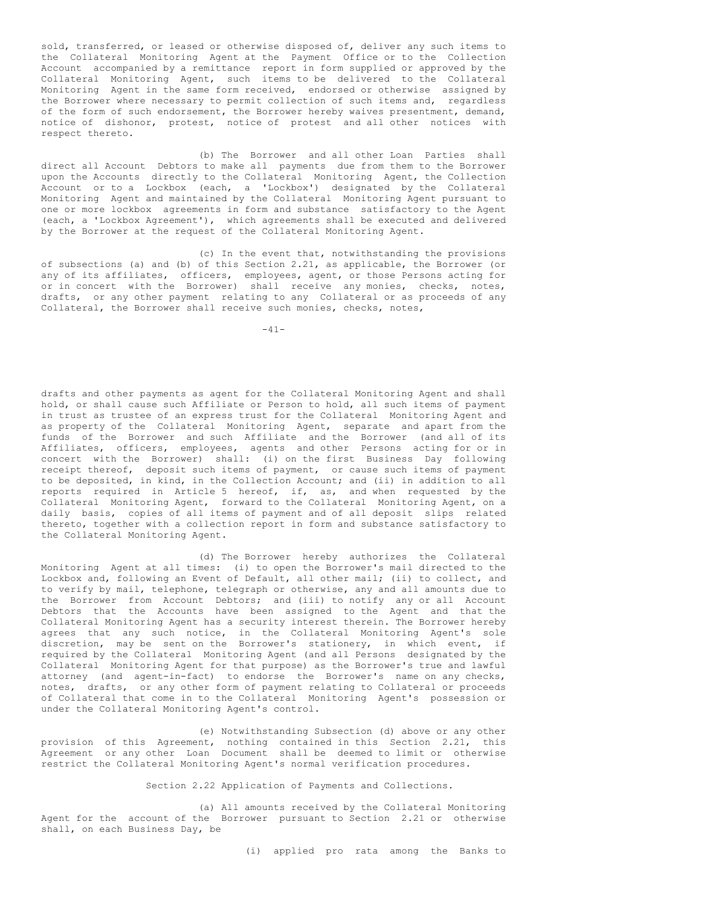sold, transferred, or leased or otherwise disposed of, deliver any such items to the Collateral Monitoring Agent at the Payment Office or to the Collection Account accompanied by a remittance report in form supplied or approved by the Collateral Monitoring Agent, such items to be delivered to the Collateral Monitoring Agent in the same form received, endorsed or otherwise assigned by the Borrower where necessary to permit collection of such items and, regardless of the form of such endorsement, the Borrower hereby waives presentment, demand, notice of dishonor, protest, notice of protest and all other notices with respect thereto.

(b) The Borrower and all other Loan Parties shall direct all Account Debtors to make all payments due from them to the Borrower upon the Accounts directly to the Collateral Monitoring Agent, the Collection Account or to a Lockbox (each, a 'Lockbox') designated by the Collateral Monitoring Agent and maintained by the Collateral Monitoring Agent pursuant to one or more lockbox agreements in form and substance satisfactory to the Agent (each, a 'Lockbox Agreement'), which agreements shall be executed and delivered by the Borrower at the request of the Collateral Monitoring Agent.

(c) In the event that, notwithstanding the provisions of subsections (a) and (b) of this Section 2.21, as applicable, the Borrower (or any of its affiliates, officers, employees, agent, or those Persons acting for or in concert with the Borrower) shall receive any monies, checks, notes, drafts, or any other payment relating to any Collateral or as proceeds of any Collateral, the Borrower shall receive such monies, checks, notes, drafts and other payments as agent for the Collateral Monitoring Agent and shall hold, or shall cause such Affiliate or Person to hold, all such items of payment in trust as trustee of an express trust for the Collateral Monitoring Agent and as property of the Collateral Monitoring Agent, separate and apart from the funds of the Borrower and such Affiliate and the Borrower (and all of its Affiliates, officers, employees, agents and other Persons acting for or in concert with the Borrower) shall: (i) on the first Business Day following receipt thereof, deposit such items of payment, or cause such items of payment to be deposited, in kind, in the Collection Account; and (ii) in addition to all reports required in Article 5 hereof, if, as, and when requested by the Collateral Monitoring Agent, forward to the Collateral Monitoring Agent, on a daily basis, copies of all items of payment and of all deposit slips related thereto, together with a collection report in form and substance satisfactory to the Collateral Monitoring Agent.

(d) The Borrower hereby authorizes the Collateral Monitoring Agent at all times: (i) to open the Borrower's mail directed to the Lockbox and, following an Event of Default, all other mail; (ii) to collect, and to verify by mail, telephone, telegraph or otherwise, any and all amounts due to the Borrower from Account Debtors; and (iii) to notify any or all Account Debtors that the Accounts have been assigned to the Agent and that the Collateral Monitoring Agent has a security interest therein. The Borrower hereby agrees that any such notice, in the Collateral Monitoring Agent's sole discretion, may be sent on the Borrower's stationery, in which event, if required by the Collateral Monitoring Agent (and all Persons designated by the Collateral Monitoring Agent for that purpose) as the Borrower's true and lawful attorney (and agent-in-fact) to endorse the Borrower's name on any checks, notes, drafts, or any other form of payment relating to Collateral or proceeds of Collateral that come in to the Collateral Monitoring Agent's possession or under the Collateral Monitoring Agent's control.

(e) Notwithstanding Subsection (d) above or any other provision of this Agreement, nothing contained in this Section 2.21, this Agreement or any other Loan Document shall be deemed to limit or otherwise restrict the Collateral Monitoring Agent's normal verification procedures.

Section 2.22 Application of Payments and Collections.

(a) All amounts received by the Collateral Monitoring Agent for the account of the Borrower pursuant to Section 2.21 or otherwise shall, on each Business Day, be

(i) applied pro rata among the Banks to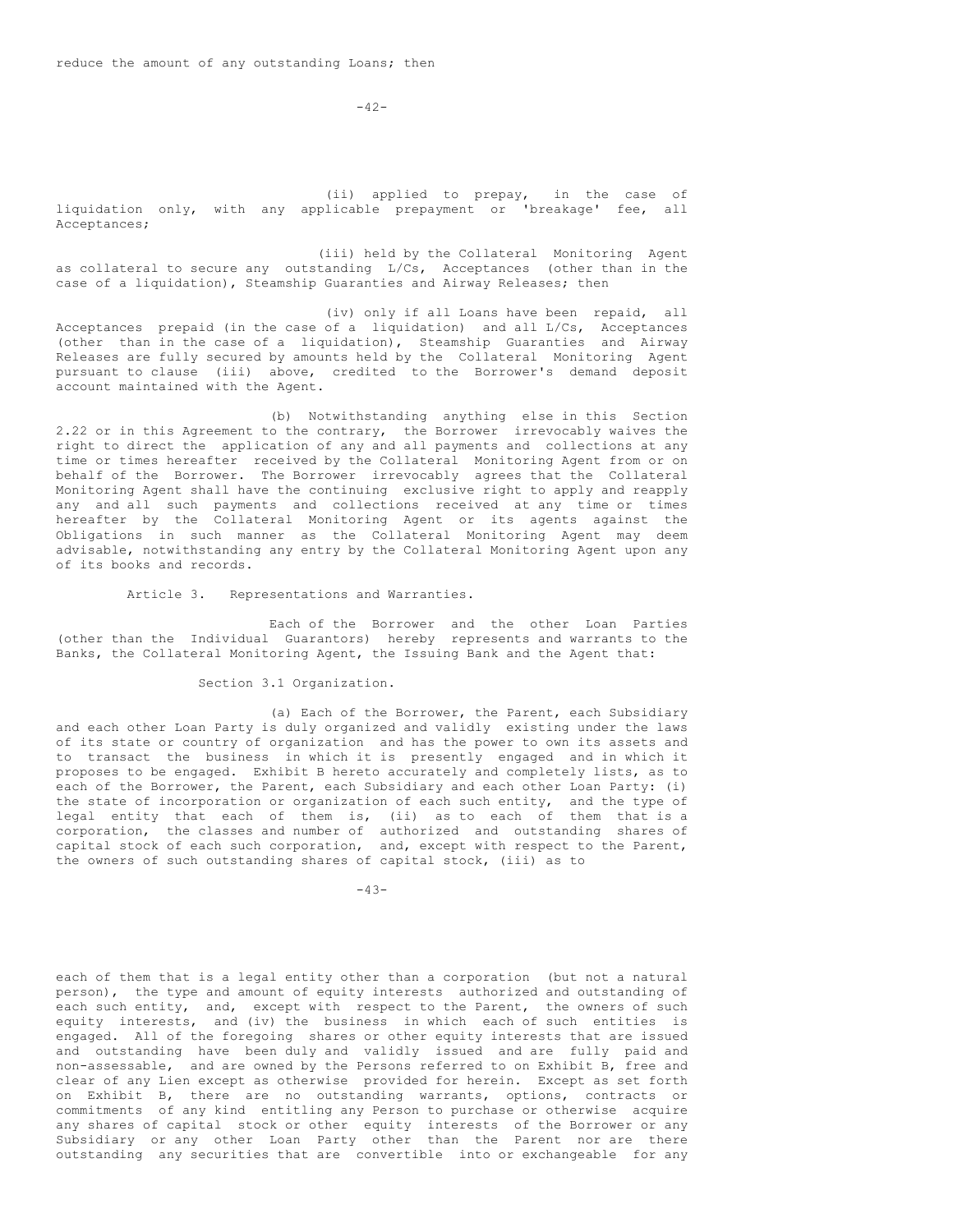reduce the amount of any outstanding Loans; then

(ii) applied to prepay, in the case of liquidation only, with any applicable prepayment or 'breakage' fee, all Acceptances;

(iii) held by the Collateral Monitoring Agent as collateral to secure any outstanding L/Cs, Acceptances (other than in the case of a liquidation), Steamship Guaranties and Airway Releases; then

(iv) only if all Loans have been repaid, all Acceptances prepaid (in the case of a liquidation) and all L/Cs, Acceptances (other than in the case of a liquidation), Steamship Guaranties and Airway Releases are fully secured by amounts held by the Collateral Monitoring Agent pursuant to clause (iii) above, credited to the Borrower's demand deposit account maintained with the Agent.

(b) Notwithstanding anything else in this Section 2.22 or in this Agreement to the contrary, the Borrower irrevocably waives the right to direct the application of any and all payments and collections at any time or times hereafter received by the Collateral Monitoring Agent from or on behalf of the Borrower. The Borrower irrevocably agrees that the Collateral Monitoring Agent shall have the continuing exclusive right to apply and reapply any and all such payments and collections received at any time or times hereafter by the Collateral Monitoring Agent or its agents against the Obligations in such manner as the Collateral Monitoring Agent may deem advisable, notwithstanding any entry by the Collateral Monitoring Agent upon any of its books and records.

## Article 3. Representations and Warranties.

Each of the Borrower and the other Loan Parties (other than the Individual Guarantors) hereby represents and warrants to the Banks, the Collateral Monitoring Agent, the Issuing Bank and the Agent that:

### Section 3.1 Organization.

(a) Each of the Borrower, the Parent, each Subsidiary and each other Loan Party is duly organized and validly existing under the laws of its state or country of organization and has the power to own its assets and to transact the business in which it is presently engaged and in which it proposes to be engaged. Exhibit B hereto accurately and completely lists, as to each of the Borrower, the Parent, each Subsidiary and each other Loan Party: (i) the state of incorporation or organization of each such entity, and the type of legal entity that each of them is, (ii) as to each of them that is a corporation, the classes and number of authorized and outstanding shares of capital stock of each such corporation, and, except with respect to the Parent, the owners of such outstanding shares of capital stock, (iii) as to each of them that is a legal entity other than a corporation (but not a natural person), the type and amount of equity interests authorized and outstanding of each such entity, and, except with respect to the Parent, the owners of such equity interests, and (iv) the business in which each of such entities is engaged. All of the foregoing shares or other equity interests that are issued and outstanding have been duly and validly issued and are fully paid and non-assessable, and are owned by the Persons referred to on Exhibit B, free and clear of any Lien except as otherwise provided for herein. Except as set forth on Exhibit B, there are no outstanding warrants, options, contracts or commitments of any kind entitling any Person to purchase or otherwise acquire any shares of capital stock or other equity interests of the Borrower or any Subsidiary or any other Loan Party other than the Parent nor are there outstanding any securities that are convertible into or exchangeable for any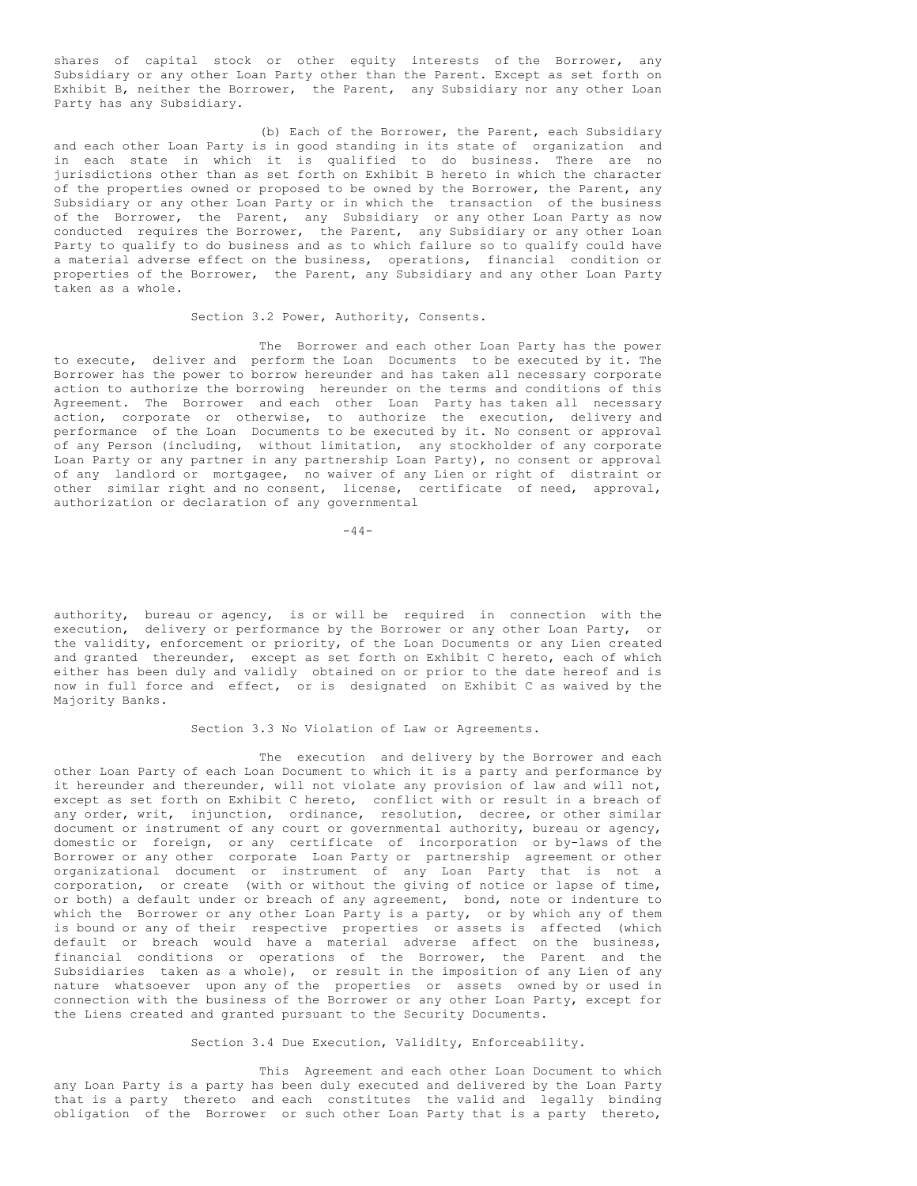shares of capital stock or other equity interests of the Borrower, any Subsidiary or any other Loan Party other than the Parent. Except as set forth on Exhibit B, neither the Borrower, the Parent, any Subsidiary nor any other Loan Party has any Subsidiary.

(b) Each of the Borrower, the Parent, each Subsidiary and each other Loan Party is in good standing in its state of organization and in each state in which it is qualified to do business. There are no jurisdictions other than as set forth on Exhibit B hereto in which the character of the properties owned or proposed to be owned by the Borrower, the Parent, any Subsidiary or any other Loan Party or in which the transaction of the business of the Borrower, the Parent, any Subsidiary or any other Loan Party as now conducted requires the Borrower, the Parent, any Subsidiary or any other Loan Party to qualify to do business and as to which failure so to qualify could have a material adverse effect on the business, operations, financial condition or properties of the Borrower, the Parent, any Subsidiary and any other Loan Party taken as a whole.

Section 3.2 Power, Authority, Consents.

The Borrower and each other Loan Party has the power to execute, deliver and perform the Loan Documents to be executed by it. The Borrower has the power to borrow hereunder and has taken all necessary corporate action to authorize the borrowing hereunder on the terms and conditions of this Agreement. The Borrower and each other Loan Party has taken all necessary action, corporate or otherwise, to authorize the execution, delivery and performance of the Loan Documents to be executed by it. No consent or approval of any Person (including, without limitation, any stockholder of any corporate Loan Party or any partner in any partnership Loan Party), no consent or approval of any landlord or mortgagee, no waiver of any Lien or right of distraint or other similar right and no consent, license, certificate of need, approval, authorization or declaration of any governmental authority, bureau or agency, is or will be required in connection with the execution, delivery or performance by the Borrower or any other Loan Party, or the validity, enforcement or priority, of the Loan Documents or any Lien created and granted thereunder, except as set forth on Exhibit C hereto, each of which either has been duly and validly obtained on or prior to the date hereof and is now in full force and effect, or is designated on Exhibit C as waived by the Majority Banks.

Section 3.3 No Violation of Law or Agreements.

The execution and delivery by the Borrower and each other Loan Party of each Loan Document to which it is a party and performance by it hereunder and thereunder, will not violate any provision of law and will not, except as set forth on Exhibit C hereto, conflict with or result in a breach of any order, writ, injunction, ordinance, resolution, decree, or other similar document or instrument of any court or governmental authority, bureau or agency, domestic or foreign, or any certificate of incorporation or by-laws of the Borrower or any other corporate Loan Party or partnership agreement or other organizational document or instrument of any Loan Party that is not a corporation, or create (with or without the giving of notice or lapse of time, or both) a default under or breach of any agreement, bond, note or indenture to which the Borrower or any other Loan Party is a party, or by which any of them is bound or any of their respective properties or assets is affected (which default or breach would have a material adverse affect on the business, financial conditions or operations of the Borrower, the Parent and the Subsidiaries taken as a whole), or result in the imposition of any Lien of any nature whatsoever upon any of the properties or assets owned by or used in connection with the business of the Borrower or any other Loan Party, except for the Liens created and granted pursuant to the Security Documents.

Section 3.4 Due Execution, Validity, Enforceability.

This Agreement and each other Loan Document to which any Loan Party is a party has been duly executed and delivered by the Loan Party that is a party thereto and each constitutes the valid and legally binding obligation of the Borrower or such other Loan Party that is a party thereto,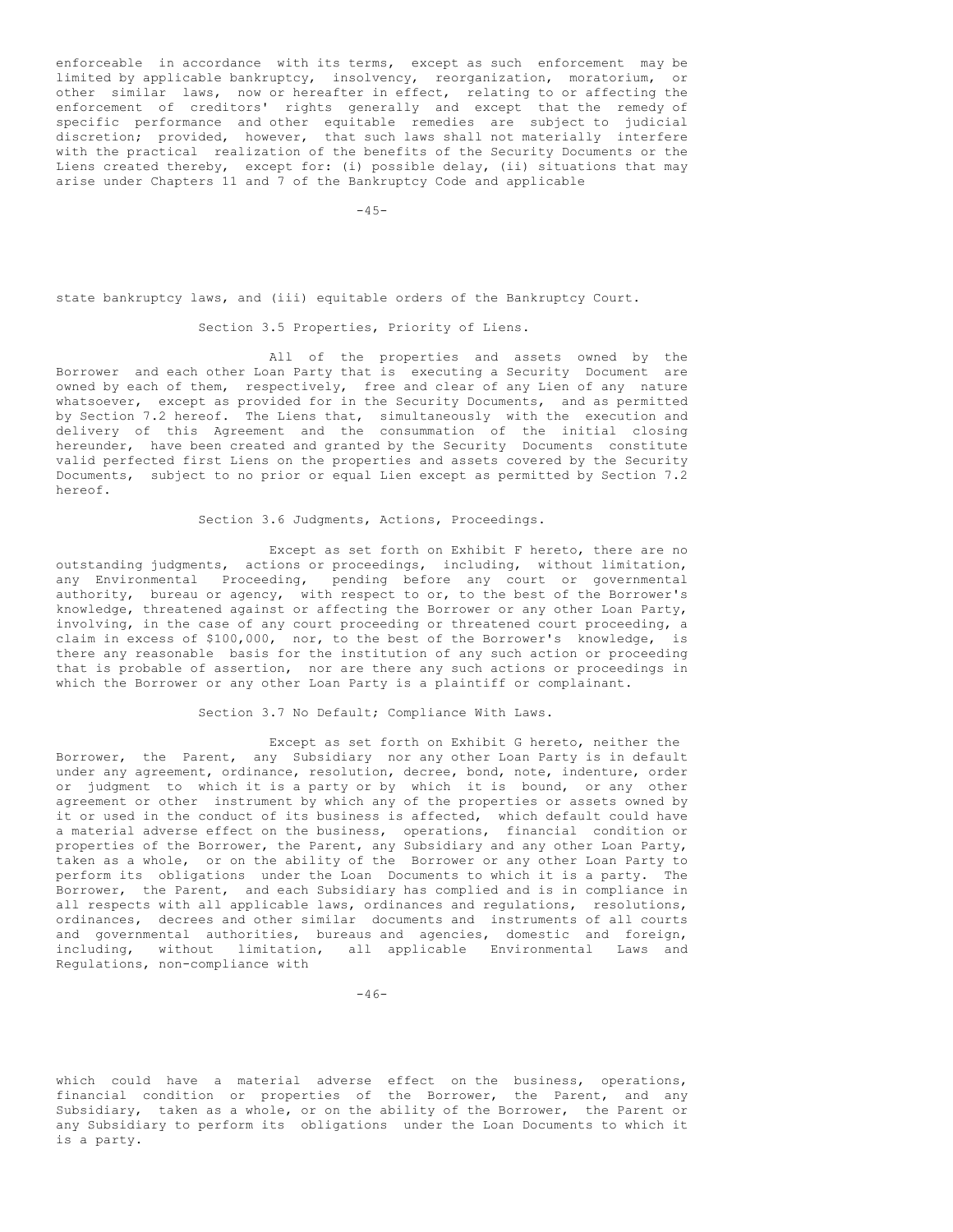enforceable in accordance with its terms, except as such enforcement may be limited by applicable bankruptcy, insolvency, reorganization, moratorium, or other similar laws, now or hereafter in effect, relating to or affecting the enforcement of creditors' rights generally and except that the remedy of specific performance and other equitable remedies are subject to judicial discretion; provided, however, that such laws shall not materially interfere with the practical realization of the benefits of the Security Documents or the Liens created thereby, except for: (i) possible delay, (ii) situations that may arise under Chapters 11 and 7 of the Bankruptcy Code and applicable state bankruptcy laws, and (iii) equitable orders of the Bankruptcy Court.

Section 3.5 Properties, Priority of Liens.

All of the properties and assets owned by the Borrower and each other Loan Party that is executing a Security Document are owned by each of them, respectively, free and clear of any Lien of any nature whatsoever, except as provided for in the Security Documents, and as permitted by Section 7.2 hereof. The Liens that, simultaneously with the execution and delivery of this Agreement and the consummation of the initial closing hereunder, have been created and granted by the Security Documents constitute valid perfected first Liens on the properties and assets covered by the Security Documents, subject to no prior or equal Lien except as permitted by Section 7.2 hereof.

Section 3.6 Judgments, Actions, Proceedings.

Except as set forth on Exhibit F hereto, there are no outstanding judgments, actions or proceedings, including, without limitation, any Environmental Proceeding, pending before any court or governmental authority, bureau or agency, with respect to or, to the best of the Borrower's knowledge, threatened against or affecting the Borrower or any other Loan Party, involving, in the case of any court proceeding or threatened court proceeding, a claim in excess of $100,000, nor, to the best of the Borrower's knowledge, is there any reasonable basis for the institution of any such action or proceeding that is probable of assertion, nor are there any such actions or proceedings in which the Borrower or any other Loan Party is a plaintiff or complainant.

Section 3.7 No Default; Compliance With Laws.

Except as set forth on Exhibit G hereto, neither the Borrower, the Parent, any Subsidiary nor any other Loan Party is in default under any agreement, ordinance, resolution, decree, bond, note, indenture, order or judgment to which it is a party or by which it is bound, or any other agreement or other instrument by which any of the properties or assets owned by it or used in the conduct of its business is affected, which default could have a material adverse effect on the business, operations, financial condition or properties of the Borrower, the Parent, any Subsidiary and any other Loan Party, taken as a whole, or on the ability of the Borrower or any other Loan Party to perform its obligations under the Loan Documents to which it is a party. The Borrower, the Parent, and each Subsidiary has complied and is in compliance in all respects with all applicable laws, ordinances and regulations, resolutions, ordinances, decrees and other similar documents and instruments of all courts and governmental authorities, bureaus and agencies, domestic and foreign, including, without limitation, all applicable Environmental Laws and Regulations, non-compliance with which could have a material adverse effect on the business, operations, financial condition or properties of the Borrower, the Parent, and any Subsidiary, taken as a whole, or on the ability of the Borrower, the Parent or any Subsidiary to perform its obligations under the Loan Documents to which it is a party.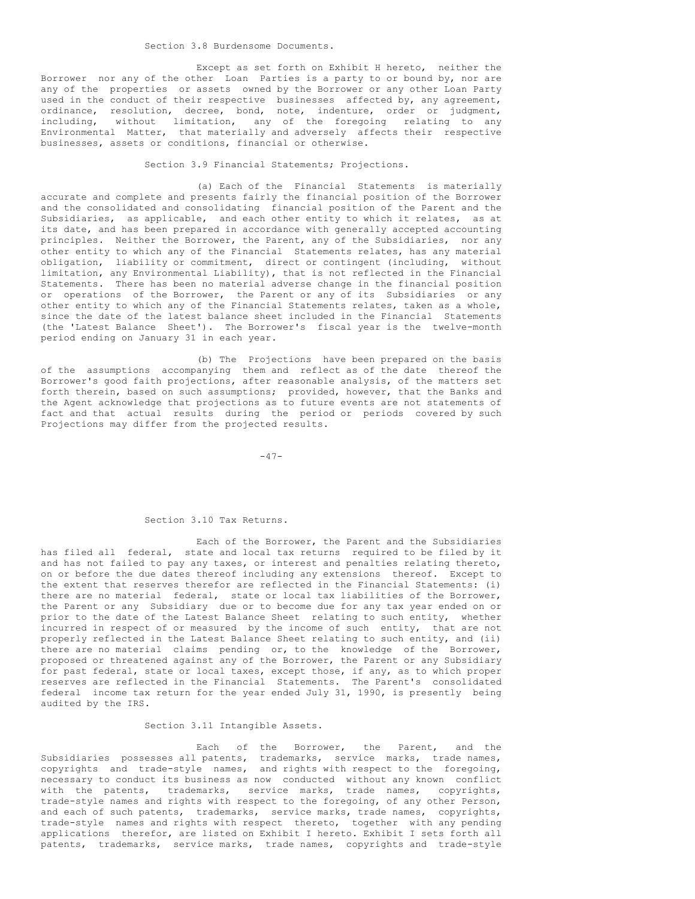Section 3.8 Burdensome Documents.

Except as set forth on Exhibit H hereto, neither the Borrower nor any of the other Loan Parties is a party to or bound by, nor are any of the properties or assets owned by the Borrower or any other Loan Party used in the conduct of their respective businesses affected by, any agreement, ordinance, resolution, decree, bond, note, indenture, order or judgment, including, without limitation, any of the foregoing relating to any Environmental Matter, that materially and adversely affects their respective businesses, assets or conditions, financial or otherwise.

Section 3.9 Financial Statements; Projections.

(a) Each of the Financial Statements is materially accurate and complete and presents fairly the financial position of the Borrower and the consolidated and consolidating financial position of the Parent and the Subsidiaries, as applicable, and each other entity to which it relates, as at its date, and has been prepared in accordance with generally accepted accounting principles. Neither the Borrower, the Parent, any of the Subsidiaries, nor any other entity to which any of the Financial Statements relates, has any material obligation, liability or commitment, direct or contingent (including, without limitation, any Environmental Liability), that is not reflected in the Financial Statements. There has been no material adverse change in the financial position or operations of the Borrower, the Parent or any of its Subsidiaries or any other entity to which any of the Financial Statements relates, taken as a whole, since the date of the latest balance sheet included in the Financial Statements (the 'Latest Balance Sheet'). The Borrower's fiscal year is the twelve-month period ending on January 31 in each year.

(b) The Projections have been prepared on the basis of the assumptions accompanying them and reflect as of the date thereof the Borrower's good faith projections, after reasonable analysis, of the matters set forth therein, based on such assumptions; provided, however, that the Banks and the Agent acknowledge that projections as to future events are not statements of fact and that actual results during the period or periods covered by such Projections may differ from the projected results.

Section 3.10 Tax Returns.

Each of the Borrower, the Parent and the Subsidiaries has filed all federal, state and local tax returns required to be filed by it and has not failed to pay any taxes, or interest and penalties relating thereto, on or before the due dates thereof including any extensions thereof. Except to the extent that reserves therefor are reflected in the Financial Statements: (i) there are no material federal, state or local tax liabilities of the Borrower, the Parent or any Subsidiary due or to become due for any tax year ended on or prior to the date of the Latest Balance Sheet relating to such entity, whether incurred in respect of or measured by the income of such entity, that are not properly reflected in the Latest Balance Sheet relating to such entity, and (ii) there are no material claims pending or, to the knowledge of the Borrower, proposed or threatened against any of the Borrower, the Parent or any Subsidiary for past federal, state or local taxes, except those, if any, as to which proper reserves are reflected in the Financial Statements. The Parent's consolidated federal income tax return for the year ended July 31, 1990, is presently being audited by the IRS.

Section 3.11 Intangible Assets.

Each of the Borrower, the Parent, and the Subsidiaries possesses all patents, trademarks, service marks, trade names, copyrights and trade-style names, and rights with respect to the foregoing, necessary to conduct its business as now conducted without any known conflict with the patents, trademarks, service marks, trade names, copyrights, trade-style names and rights with respect to the foregoing, of any other Person, and each of such patents, trademarks, service marks, trade names, copyrights, trade-style names and rights with respect thereto, together with any pending applications therefor, are listed on Exhibit I hereto. Exhibit I sets forth all patents, trademarks, service marks, trade names, copyrights and trade-style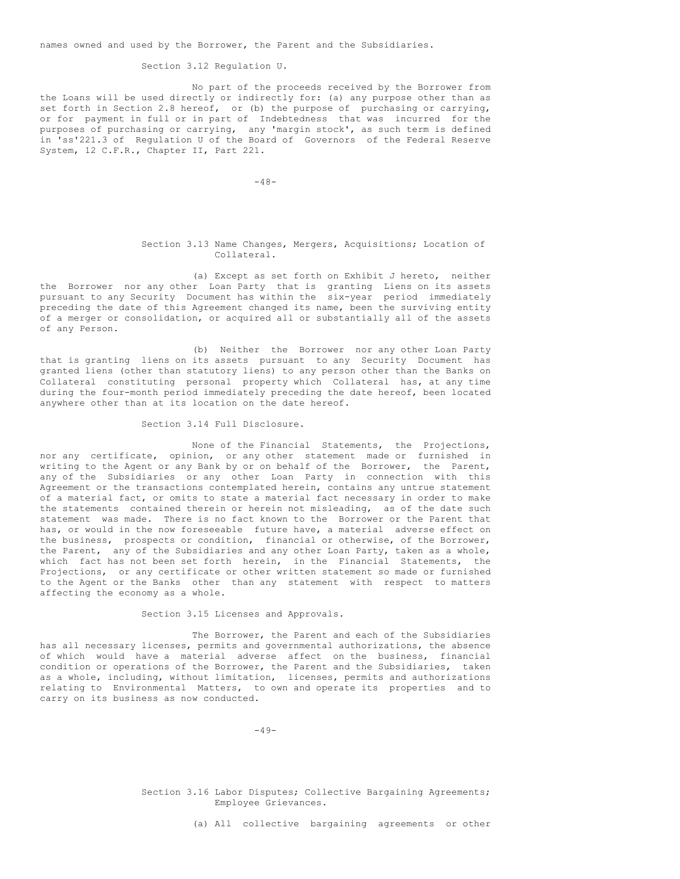names owned and used by the Borrower, the Parent and the Subsidiaries.

### Section 3.12 Regulation U.

No part of the proceeds received by the Borrower from the Loans will be used directly or indirectly for: (a) any purpose other than as set forth in Section 2.8 hereof, or (b) the purpose of purchasing or carrying, or for payment in full or in part of Indebtedness that was incurred for the purposes of purchasing or carrying, any 'margin stock', as such term is defined in 'ss'221.3 of Regulation U of the Board of Governors of the Federal Reserve System, 12 C.F.R., Chapter II, Part 221.

### Section 3.13 Name Changes, Mergers, Acquisitions; Location of Collateral.

(a) Except as set forth on Exhibit J hereto, neither the Borrower nor any other Loan Party that is granting Liens on its assets pursuant to any Security Document has within the six-year period immediately preceding the date of this Agreement changed its name, been the surviving entity of a merger or consolidation, or acquired all or substantially all of the assets of any Person.

(b) Neither the Borrower nor any other Loan Party that is granting liens on its assets pursuant to any Security Document has granted liens (other than statutory liens) to any person other than the Banks on Collateral constituting personal property which Collateral has, at any time during the four-month period immediately preceding the date hereof, been located anywhere other than at its location on the date hereof.

### Section 3.14 Full Disclosure.

None of the Financial Statements, the Projections, nor any certificate, opinion, or any other statement made or furnished in writing to the Agent or any Bank by or on behalf of the Borrower, the Parent, any of the Subsidiaries or any other Loan Party in connection with this Agreement or the transactions contemplated herein, contains any untrue statement of a material fact, or omits to state a material fact necessary in order to make the statements contained therein or herein not misleading, as of the date such statement was made. There is no fact known to the Borrower or the Parent that has, or would in the now foreseeable future have, a material adverse effect on the business, prospects or condition, financial or otherwise, of the Borrower, the Parent, any of the Subsidiaries and any other Loan Party, taken as a whole, which fact has not been set forth herein, in the Financial Statements, the Projections, or any certificate or other written statement so made or furnished to the Agent or the Banks other than any statement with respect to matters affecting the economy as a whole.

### Section 3.15 Licenses and Approvals.

The Borrower, the Parent and each of the Subsidiaries has all necessary licenses, permits and governmental authorizations, the absence of which would have a material adverse affect on the business, financial condition or operations of the Borrower, the Parent and the Subsidiaries, taken as a whole, including, without limitation, licenses, permits and authorizations relating to Environmental Matters, to own and operate its properties and to carry on its business as now conducted.

### Section 3.16 Labor Disputes; Collective Bargaining Agreements; Employee Grievances.

(a) All collective bargaining agreements or other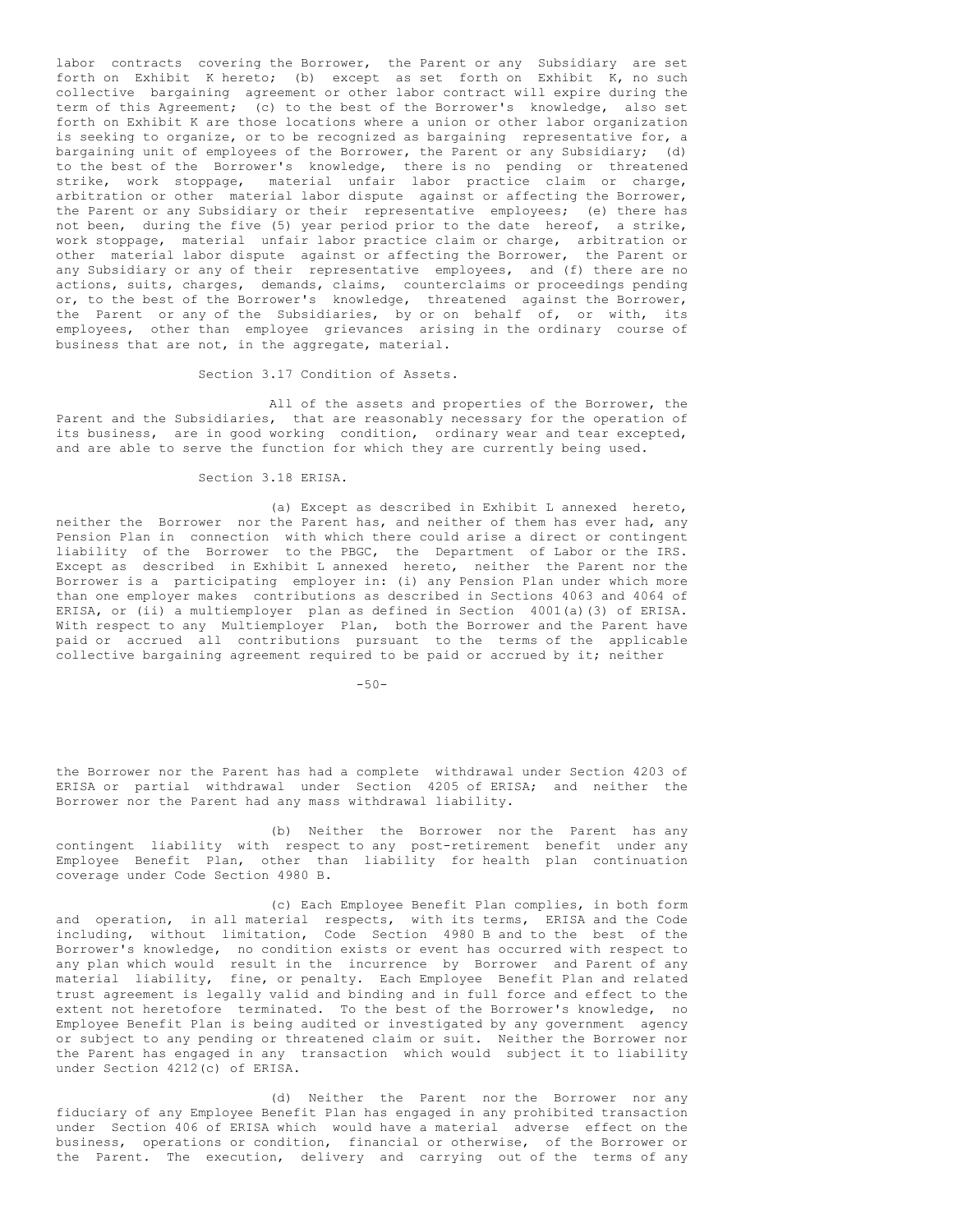labor contracts covering the Borrower, the Parent or any Subsidiary are set forth on Exhibit K hereto; (b) except as set forth on Exhibit K, no such collective bargaining agreement or other labor contract will expire during the term of this Agreement; (c) to the best of the Borrower's knowledge, also set forth on Exhibit K are those locations where a union or other labor organization is seeking to organize, or to be recognized as bargaining representative for, a bargaining unit of employees of the Borrower, the Parent or any Subsidiary; (d) to the best of the Borrower's knowledge, there is no pending or threatened strike, work stoppage, material unfair labor practice claim or charge, arbitration or other material labor dispute against or affecting the Borrower, the Parent or any Subsidiary or their representative employees; (e) there has not been, during the five (5) year period prior to the date hereof, a strike, work stoppage, material unfair labor practice claim or charge, arbitration or other material labor dispute against or affecting the Borrower, the Parent or any Subsidiary or any of their representative employees, and (f) there are no actions, suits, charges, demands, claims, counterclaims or proceedings pending or, to the best of the Borrower's knowledge, threatened against the Borrower, the Parent or any of the Subsidiaries, by or on behalf of, or with, its employees, other than employee grievances arising in the ordinary course of business that are not, in the aggregate, material.

Section 3.17 Condition of Assets.

All of the assets and properties of the Borrower, the Parent and the Subsidiaries, that are reasonably necessary for the operation of its business, are in good working condition, ordinary wear and tear excepted, and are able to serve the function for which they are currently being used.

Section 3.18 ERISA.

(a) Except as described in Exhibit L annexed hereto, neither the Borrower nor the Parent has, and neither of them has ever had, any Pension Plan in connection with which there could arise a direct or contingent liability of the Borrower to the PBGC, the Department of Labor or the IRS. Except as described in Exhibit L annexed hereto, neither the Parent nor the Borrower is a participating employer in: (i) any Pension Plan under which more than one employer makes contributions as described in Sections 4063 and 4064 of ERISA, or (ii) a multiemployer plan as defined in Section 4001(a)(3) of ERISA. With respect to any Multiemployer Plan, both the Borrower and the Parent have paid or accrued all contributions pursuant to the terms of the applicable collective bargaining agreement required to be paid or accrued by it; neither the Borrower nor the Parent has had a complete withdrawal under Section 4203 of ERISA or partial withdrawal under Section 4205 of ERISA; and neither the Borrower nor the Parent had any mass withdrawal liability.

(b) Neither the Borrower nor the Parent has any contingent liability with respect to any post-retirement benefit under any Employee Benefit Plan, other than liability for health plan continuation coverage under Code Section 4980 B.

(c) Each Employee Benefit Plan complies, in both form and operation, in all material respects, with its terms, ERISA and the Code including, without limitation, Code Section 4980 B and to the best of the Borrower's knowledge, no condition exists or event has occurred with respect to any plan which would result in the incurrence by Borrower and Parent of any material liability, fine, or penalty. Each Employee Benefit Plan and related trust agreement is legally valid and binding and in full force and effect to the extent not heretofore terminated. To the best of the Borrower's knowledge, no Employee Benefit Plan is being audited or investigated by any government agency or subject to any pending or threatened claim or suit. Neither the Borrower nor the Parent has engaged in any transaction which would subject it to liability under Section 4212(c) of ERISA.

(d) Neither the Parent nor the Borrower nor any fiduciary of any Employee Benefit Plan has engaged in any prohibited transaction under Section 406 of ERISA which would have a material adverse effect on the business, operations or condition, financial or otherwise, of the Borrower or the Parent. The execution, delivery and carrying out of the terms of any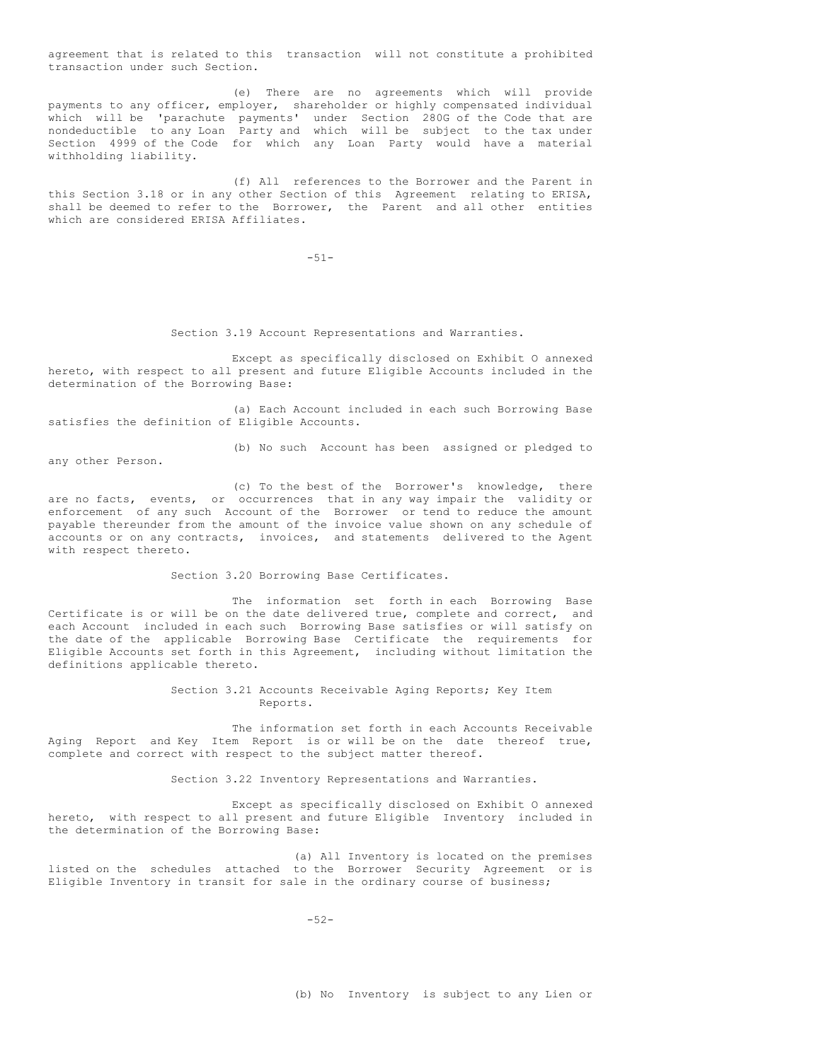agreement that is related to this transaction will not constitute a prohibited transaction under such Section.

(e) There are no agreements which will provide payments to any officer, employer, shareholder or highly compensated individual which will be 'parachute payments' under Section 280G of the Code that are nondeductible to any Loan Party and which will be subject to the tax under Section 4999 of the Code for which any Loan Party would have a material withholding liability.

(f) All references to the Borrower and the Parent in this Section 3.18 or in any other Section of this Agreement relating to ERISA, shall be deemed to refer to the Borrower, the Parent and all other entities which are considered ERISA Affiliates.

### Section 3.19 Account Representations and Warranties.

Except as specifically disclosed on Exhibit O annexed hereto, with respect to all present and future Eligible Accounts included in the determination of the Borrowing Base:

(a) Each Account included in each such Borrowing Base satisfies the definition of Eligible Accounts.

(b) No such Account has been assigned or pledged to any other Person.

(c) To the best of the Borrower's knowledge, there are no facts, events, or occurrences that in any way impair the validity or enforcement of any such Account of the Borrower or tend to reduce the amount payable thereunder from the amount of the invoice value shown on any schedule of accounts or on any contracts, invoices, and statements delivered to the Agent with respect thereto.

### Section 3.20 Borrowing Base Certificates.

The information set forth in each Borrowing Base Certificate is or will be on the date delivered true, complete and correct, and each Account included in each such Borrowing Base satisfies or will satisfy on the date of the applicable Borrowing Base Certificate the requirements for Eligible Accounts set forth in this Agreement, including without limitation the definitions applicable thereto.

### Section 3.21 Accounts Receivable Aging Reports; Key Item Reports.

The information set forth in each Accounts Receivable Aging Report and Key Item Report is or will be on the date thereof true, complete and correct with respect to the subject matter thereof.

### Section 3.22 Inventory Representations and Warranties.

Except as specifically disclosed on Exhibit O annexed hereto, with respect to all present and future Eligible Inventory included in the determination of the Borrowing Base:

(a) All Inventory is located on the premises listed on the schedules attached to the Borrower Security Agreement or is Eligible Inventory in transit for sale in the ordinary course of business;

(b) No Inventory is subject to any Lien or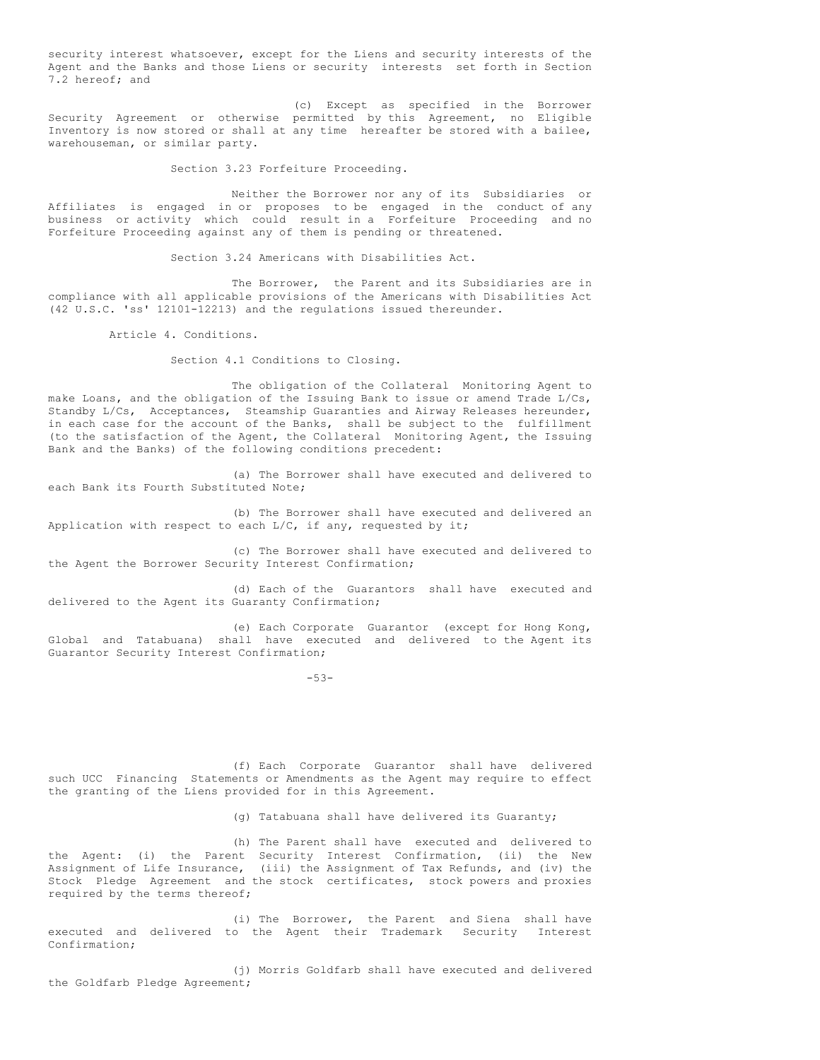security interest whatsoever, except for the Liens and security interests of the Agent and the Banks and those Liens or security interests set forth in Section 7.2 hereof; and

(c) Except as specified in the Borrower Security Agreement or otherwise permitted by this Agreement, no Eligible Inventory is now stored or shall at any time hereafter be stored with a bailee, warehouseman, or similar party.

Section 3.23 Forfeiture Proceeding.

Neither the Borrower nor any of its Subsidiaries or Affiliates is engaged in or proposes to be engaged in the conduct of any business or activity which could result in a Forfeiture Proceeding and no Forfeiture Proceeding against any of them is pending or threatened.

Section 3.24 Americans with Disabilities Act.

The Borrower, the Parent and its Subsidiaries are in compliance with all applicable provisions of the Americans with Disabilities Act (42 U.S.C. 'ss' 12101-12213) and the regulations issued thereunder.

Article 4. Conditions.

Section 4.1 Conditions to Closing.

The obligation of the Collateral Monitoring Agent to make Loans, and the obligation of the Issuing Bank to issue or amend Trade L/Cs, Standby L/Cs, Acceptances, Steamship Guaranties and Airway Releases hereunder, in each case for the account of the Banks, shall be subject to the fulfillment (to the satisfaction of the Agent, the Collateral Monitoring Agent, the Issuing Bank and the Banks) of the following conditions precedent:

(a) The Borrower shall have executed and delivered to each Bank its Fourth Substituted Note;

(b) The Borrower shall have executed and delivered an Application with respect to each L/C, if any, requested by it;

(c) The Borrower shall have executed and delivered to the Agent the Borrower Security Interest Confirmation;

(d) Each of the Guarantors shall have executed and delivered to the Agent its Guaranty Confirmation;

(e) Each Corporate Guarantor (except for Hong Kong, Global and Tatabuana) shall have executed and delivered to the Agent its Guarantor Security Interest Confirmation;

(f) Each Corporate Guarantor shall have delivered such UCC Financing Statements or Amendments as the Agent may require to effect the granting of the Liens provided for in this Agreement.

(g) Tatabuana shall have delivered its Guaranty;

(h) The Parent shall have executed and delivered to the Agent: (i) the Parent Security Interest Confirmation, (ii) the New Assignment of Life Insurance, (iii) the Assignment of Tax Refunds, and (iv) the Stock Pledge Agreement and the stock certificates, stock powers and proxies required by the terms thereof;

(i) The Borrower, the Parent and Siena shall have executed and delivered to the Agent their Trademark Security Interest Confirmation;

(j) Morris Goldfarb shall have executed and delivered the Goldfarb Pledge Agreement;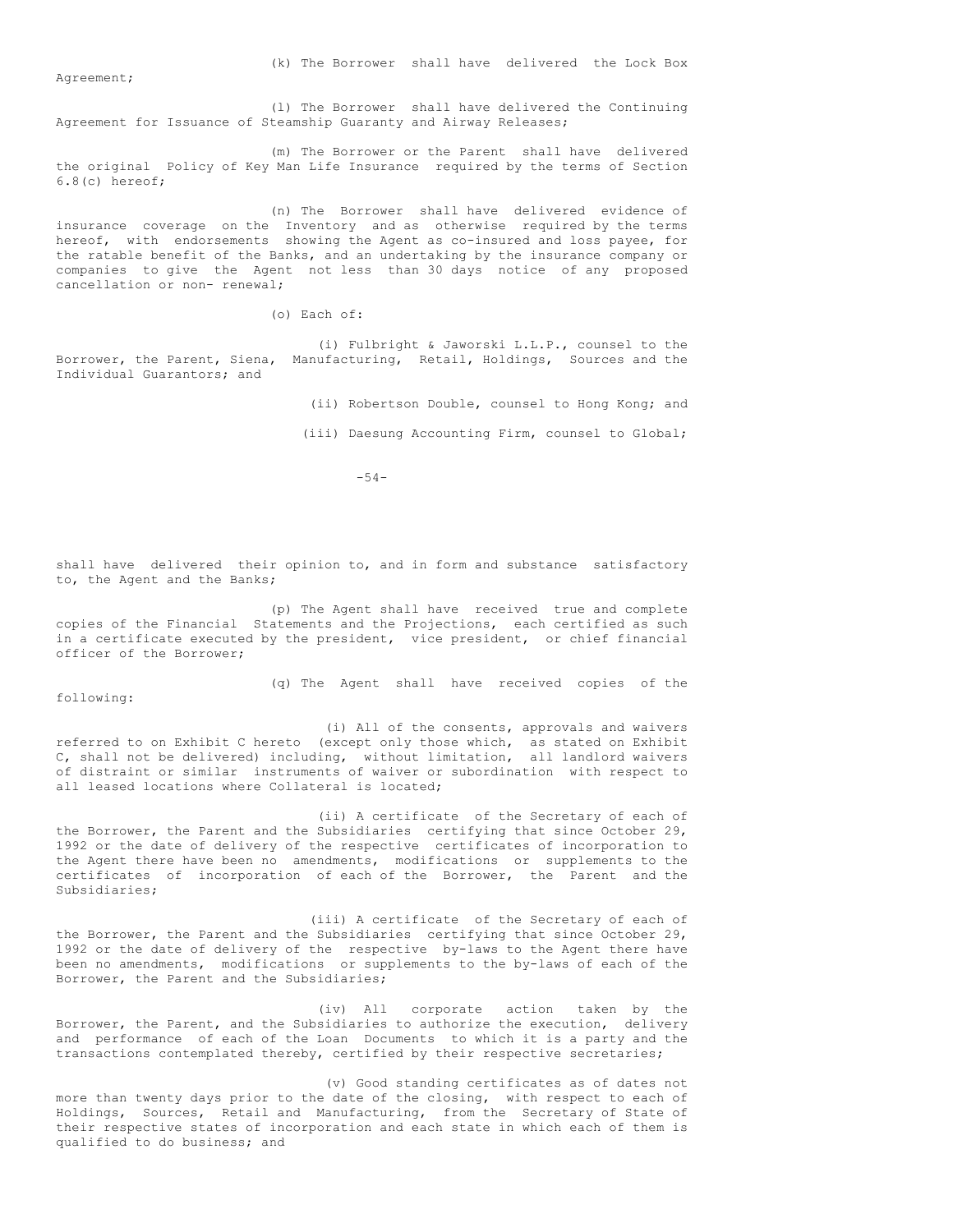(k) The Borrower shall have delivered the Lock Box Agreement;

(l) The Borrower shall have delivered the Continuing Agreement for Issuance of Steamship Guaranty and Airway Releases;

(m) The Borrower or the Parent shall have delivered the original Policy of Key Man Life Insurance required by the terms of Section 6.8(c) hereof;

(n) The Borrower shall have delivered evidence of insurance coverage on the Inventory and as otherwise required by the terms hereof, with endorsements showing the Agent as co-insured and loss payee, for the ratable benefit of the Banks, and an undertaking by the insurance company or companies to give the Agent not less than 30 days notice of any proposed cancellation or non- renewal;

(o) Each of:

(i) Fulbright & Jaworski L.L.P., counsel to the Borrower, the Parent, Siena, Manufacturing, Retail, Holdings, Sources and the Individual Guarantors; and

(ii) Robertson Double, counsel to Hong Kong; and

(iii) Daesung Accounting Firm, counsel to Global;

shall have delivered their opinion to, and in form and substance satisfactory to, the Agent and the Banks;

(p) The Agent shall have received true and complete copies of the Financial Statements and the Projections, each certified as such in a certificate executed by the president, vice president, or chief financial officer of the Borrower;

(q) The Agent shall have received copies of the following:

(i) All of the consents, approvals and waivers referred to on Exhibit C hereto (except only those which, as stated on Exhibit C, shall not be delivered) including, without limitation, all landlord waivers of distraint or similar instruments of waiver or subordination with respect to all leased locations where Collateral is located;

(ii) A certificate of the Secretary of each of the Borrower, the Parent and the Subsidiaries certifying that since October 29, 1992 or the date of delivery of the respective certificates of incorporation to the Agent there have been no amendments, modifications or supplements to the certificates of incorporation of each of the Borrower, the Parent and the Subsidiaries;

(iii) A certificate of the Secretary of each of the Borrower, the Parent and the Subsidiaries certifying that since October 29, 1992 or the date of delivery of the respective by-laws to the Agent there have been no amendments, modifications or supplements to the by-laws of each of the Borrower, the Parent and the Subsidiaries;

(iv) All corporate action taken by the Borrower, the Parent, and the Subsidiaries to authorize the execution, delivery and performance of each of the Loan Documents to which it is a party and the transactions contemplated thereby, certified by their respective secretaries;

(v) Good standing certificates as of dates not more than twenty days prior to the date of the closing, with respect to each of Holdings, Sources, Retail and Manufacturing, from the Secretary of State of their respective states of incorporation and each state in which each of them is qualified to do business; and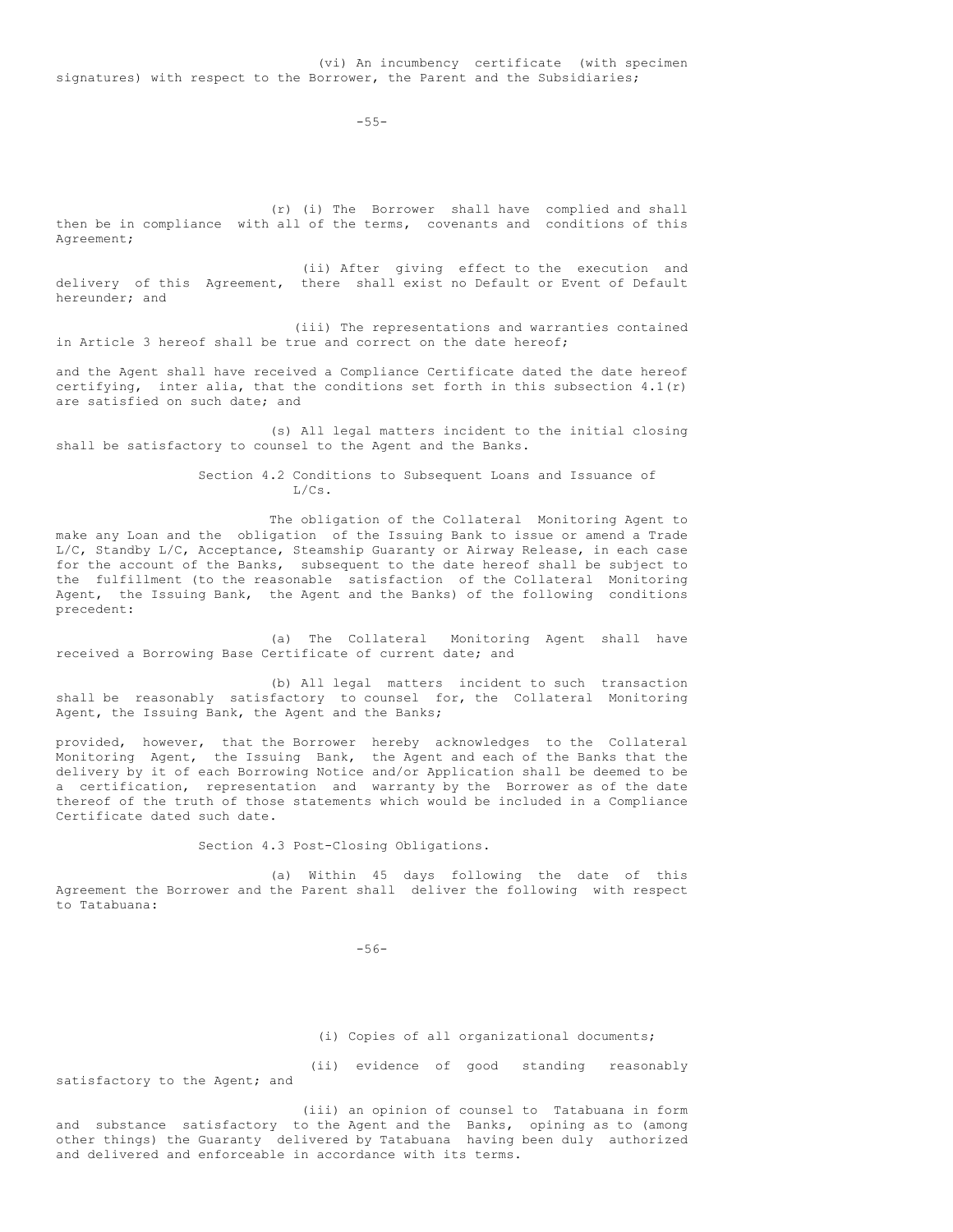(vi) An incumbency certificate (with specimen signatures) with respect to the Borrower, the Parent and the Subsidiaries;

(r) (i) The Borrower shall have complied and shall then be in compliance with all of the terms, covenants and conditions of this Agreement;

(ii) After giving effect to the execution and delivery of this Agreement, there shall exist no Default or Event of Default hereunder; and

(iii) The representations and warranties contained in Article 3 hereof shall be true and correct on the date hereof;

and the Agent shall have received a Compliance Certificate dated the date hereof certifying, inter alia, that the conditions set forth in this subsection 4.1(r) are satisfied on such date; and

(s) All legal matters incident to the initial closing shall be satisfactory to counsel to the Agent and the Banks.

Section 4.2 Conditions to Subsequent Loans and Issuance of L/Cs.

The obligation of the Collateral Monitoring Agent to make any Loan and the obligation of the Issuing Bank to issue or amend a Trade L/C, Standby L/C, Acceptance, Steamship Guaranty or Airway Release, in each case for the account of the Banks, subsequent to the date hereof shall be subject to the fulfillment (to the reasonable satisfaction of the Collateral Monitoring Agent, the Issuing Bank, the Agent and the Banks) of the following conditions precedent:

(a) The Collateral Monitoring Agent shall have received a Borrowing Base Certificate of current date; and

(b) All legal matters incident to such transaction shall be reasonably satisfactory to counsel for, the Collateral Monitoring Agent, the Issuing Bank, the Agent and the Banks;

provided, however, that the Borrower hereby acknowledges to the Collateral Monitoring Agent, the Issuing Bank, the Agent and each of the Banks that the delivery by it of each Borrowing Notice and/or Application shall be deemed to be a certification, representation and warranty by the Borrower as of the date thereof of the truth of those statements which would be included in a Compliance Certificate dated such date.

Section 4.3 Post-Closing Obligations.

(a) Within 45 days following the date of this Agreement the Borrower and the Parent shall deliver the following with respect to Tatabuana:

(i) Copies of all organizational documents;

(ii) evidence of good standing reasonably satisfactory to the Agent; and

(iii) an opinion of counsel to Tatabuana in form and substance satisfactory to the Agent and the Banks, opining as to (among other things) the Guaranty delivered by Tatabuana having been duly authorized and delivered and enforceable in accordance with its terms.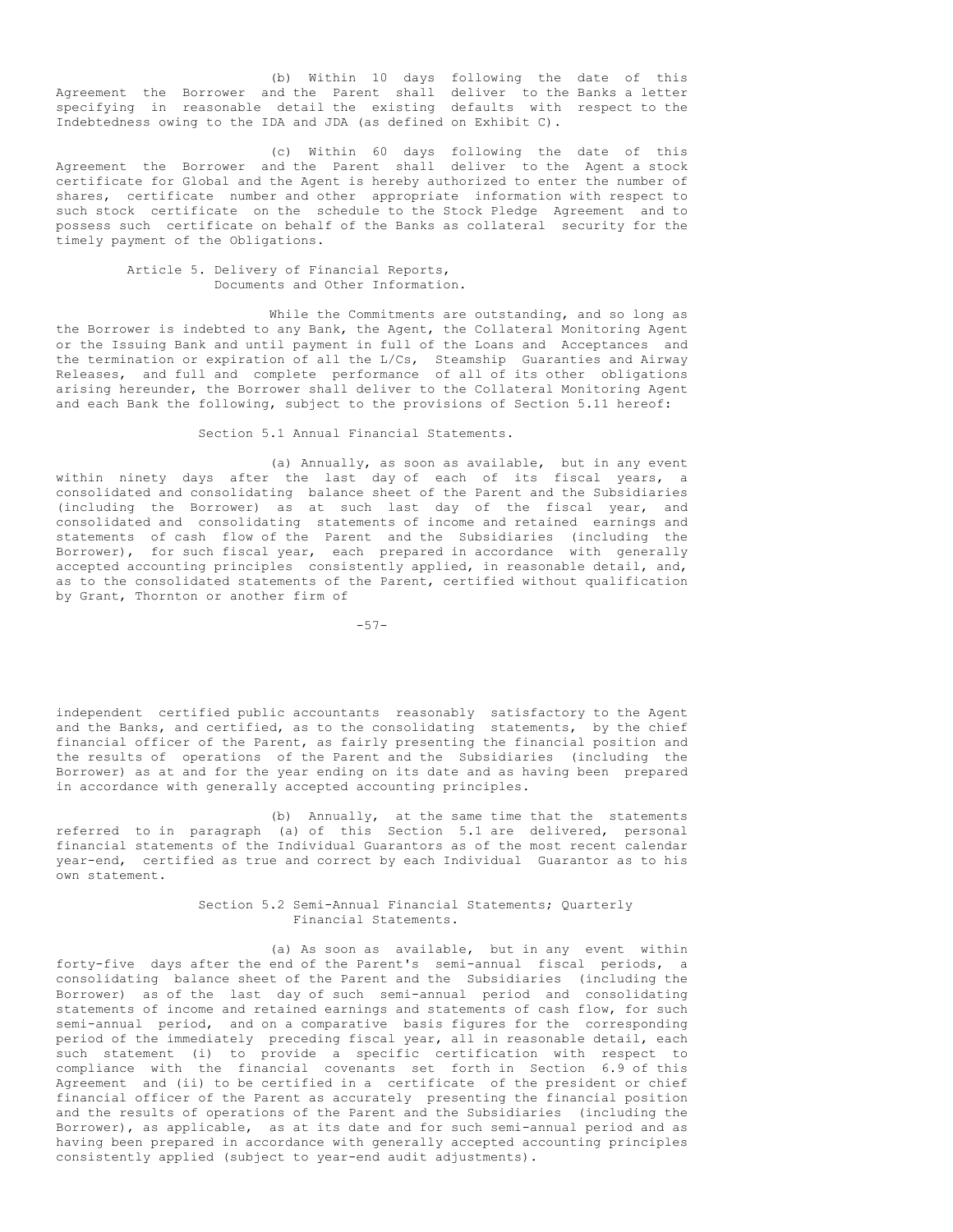(b) Within 10 days following the date of this Agreement the Borrower and the Parent shall deliver to the Banks a letter specifying in reasonable detail the existing defaults with respect to the Indebtedness owing to the IDA and JDA (as defined on Exhibit C).

(c) Within 60 days following the date of this Agreement the Borrower and the Parent shall deliver to the Agent a stock certificate for Global and the Agent is hereby authorized to enter the number of shares, certificate number and other appropriate information with respect to such stock certificate on the schedule to the Stock Pledge Agreement and to possess such certificate on behalf of the Banks as collateral security for the timely payment of the Obligations.

## Article 5. Delivery of Financial Reports, Documents and Other Information.

While the Commitments are outstanding, and so long as the Borrower is indebted to any Bank, the Agent, the Collateral Monitoring Agent or the Issuing Bank and until payment in full of the Loans and Acceptances and the termination or expiration of all the L/Cs, Steamship Guaranties and Airway Releases, and full and complete performance of all of its other obligations arising hereunder, the Borrower shall deliver to the Collateral Monitoring Agent and each Bank the following, subject to the provisions of Section 5.11 hereof:

### Section 5.1 Annual Financial Statements.

(a) Annually, as soon as available, but in any event within ninety days after the last day of each of its fiscal years, a consolidated and consolidating balance sheet of the Parent and the Subsidiaries (including the Borrower) as at such last day of the fiscal year, and consolidated and consolidating statements of income and retained earnings and statements of cash flow of the Parent and the Subsidiaries (including the Borrower), for such fiscal year, each prepared in accordance with generally accepted accounting principles consistently applied, in reasonable detail, and, as to the consolidated statements of the Parent, certified without qualification by Grant, Thornton or another firm of independent certified public accountants reasonably satisfactory to the Agent and the Banks, and certified, as to the consolidating statements, by the chief financial officer of the Parent, as fairly presenting the financial position and the results of operations of the Parent and the Subsidiaries (including the Borrower) as at and for the year ending on its date and as having been prepared in accordance with generally accepted accounting principles.

(b) Annually, at the same time that the statements referred to in paragraph (a) of this Section 5.1 are delivered, personal financial statements of the Individual Guarantors as of the most recent calendar year-end, certified as true and correct by each Individual Guarantor as to his own statement.

### Section 5.2 Semi-Annual Financial Statements; Quarterly Financial Statements.

(a) As soon as available, but in any event within forty-five days after the end of the Parent's semi-annual fiscal periods, a consolidating balance sheet of the Parent and the Subsidiaries (including the Borrower) as of the last day of such semi-annual period and consolidating statements of income and retained earnings and statements of cash flow, for such semi-annual period, and on a comparative basis figures for the corresponding period of the immediately preceding fiscal year, all in reasonable detail, each such statement (i) to provide a specific certification with respect to compliance with the financial covenants set forth in Section 6.9 of this Agreement and (ii) to be certified in a certificate of the president or chief financial officer of the Parent as accurately presenting the financial position and the results of operations of the Parent and the Subsidiaries (including the Borrower), as applicable, as at its date and for such semi-annual period and as having been prepared in accordance with generally accepted accounting principles consistently applied (subject to year-end audit adjustments).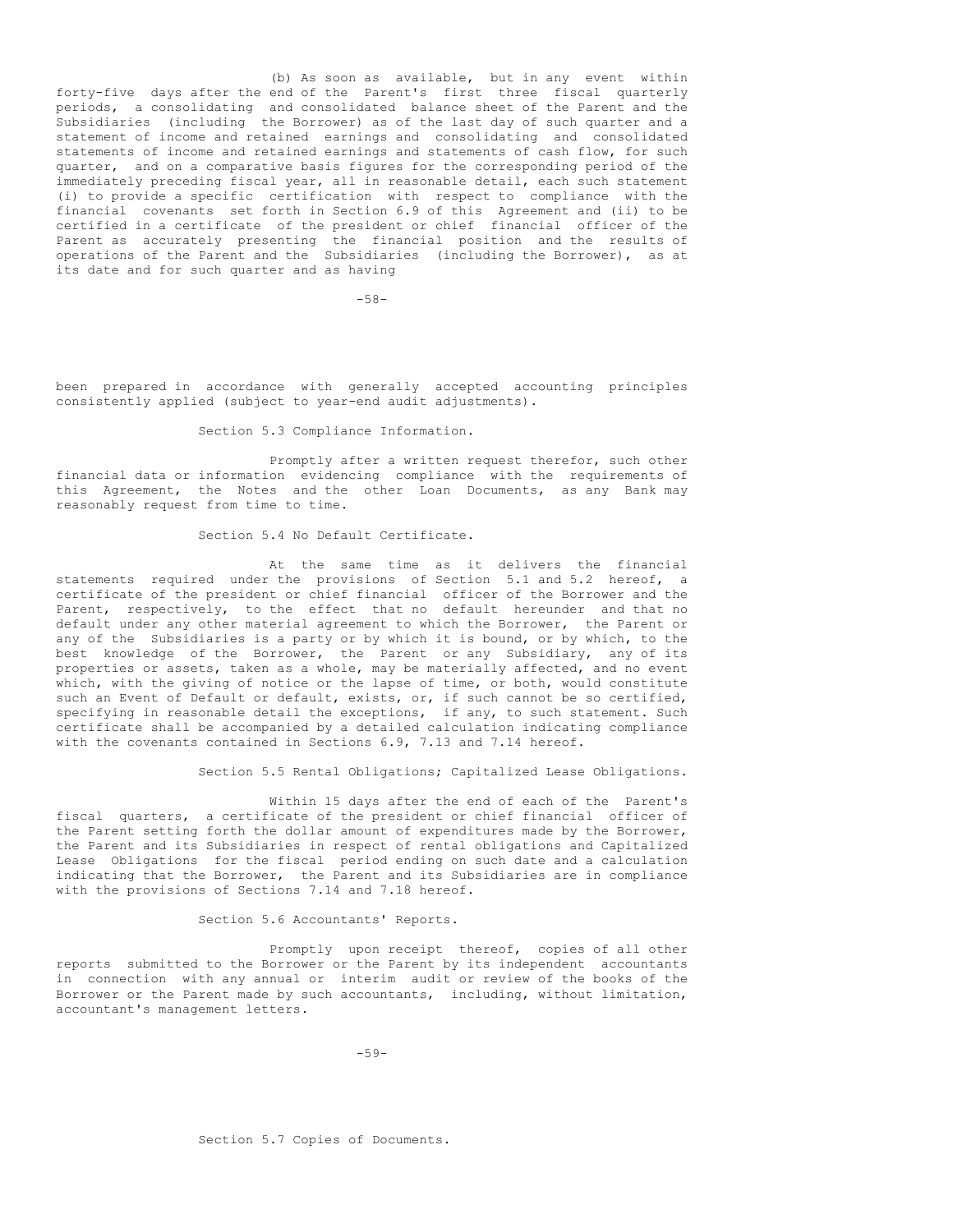(b) As soon as available, but in any event within forty-five days after the end of the Parent's first three fiscal quarterly periods, a consolidating and consolidated balance sheet of the Parent and the Subsidiaries (including the Borrower) as of the last day of such quarter and a statement of income and retained earnings and consolidating and consolidated statements of income and retained earnings and statements of cash flow, for such quarter, and on a comparative basis figures for the corresponding period of the immediately preceding fiscal year, all in reasonable detail, each such statement (i) to provide a specific certification with respect to compliance with the financial covenants set forth in Section 6.9 of this Agreement and (ii) to be certified in a certificate of the president or chief financial officer of the Parent as accurately presenting the financial position and the results of operations of the Parent and the Subsidiaries (including the Borrower), as at its date and for such quarter and as having been prepared in accordance with generally accepted accounting principles consistently applied (subject to year-end audit adjustments).

Section 5.3 Compliance Information.

Promptly after a written request therefor, such other financial data or information evidencing compliance with the requirements of this Agreement, the Notes and the other Loan Documents, as any Bank may reasonably request from time to time.

Section 5.4 No Default Certificate.

At the same time as it delivers the financial statements required under the provisions of Section 5.1 and 5.2 hereof, a certificate of the president or chief financial officer of the Borrower and the Parent, respectively, to the effect that no default hereunder and that no default under any other material agreement to which the Borrower, the Parent or any of the Subsidiaries is a party or by which it is bound, or by which, to the best knowledge of the Borrower, the Parent or any Subsidiary, any of its properties or assets, taken as a whole, may be materially affected, and no event which, with the giving of notice or the lapse of time, or both, would constitute such an Event of Default or default, exists, or, if such cannot be so certified, specifying in reasonable detail the exceptions, if any, to such statement. Such certificate shall be accompanied by a detailed calculation indicating compliance with the covenants contained in Sections 6.9, 7.13 and 7.14 hereof.

Section 5.5 Rental Obligations; Capitalized Lease Obligations.

Within 15 days after the end of each of the Parent's fiscal quarters, a certificate of the president or chief financial officer of the Parent setting forth the dollar amount of expenditures made by the Borrower, the Parent and its Subsidiaries in respect of rental obligations and Capitalized Lease Obligations for the fiscal period ending on such date and a calculation indicating that the Borrower, the Parent and its Subsidiaries are in compliance with the provisions of Sections 7.14 and 7.18 hereof.

Section 5.6 Accountants' Reports.

Promptly upon receipt thereof, copies of all other reports submitted to the Borrower or the Parent by its independent accountants in connection with any annual or interim audit or review of the books of the Borrower or the Parent made by such accountants, including, without limitation, accountant's management letters.

Section 5.7 Copies of Documents.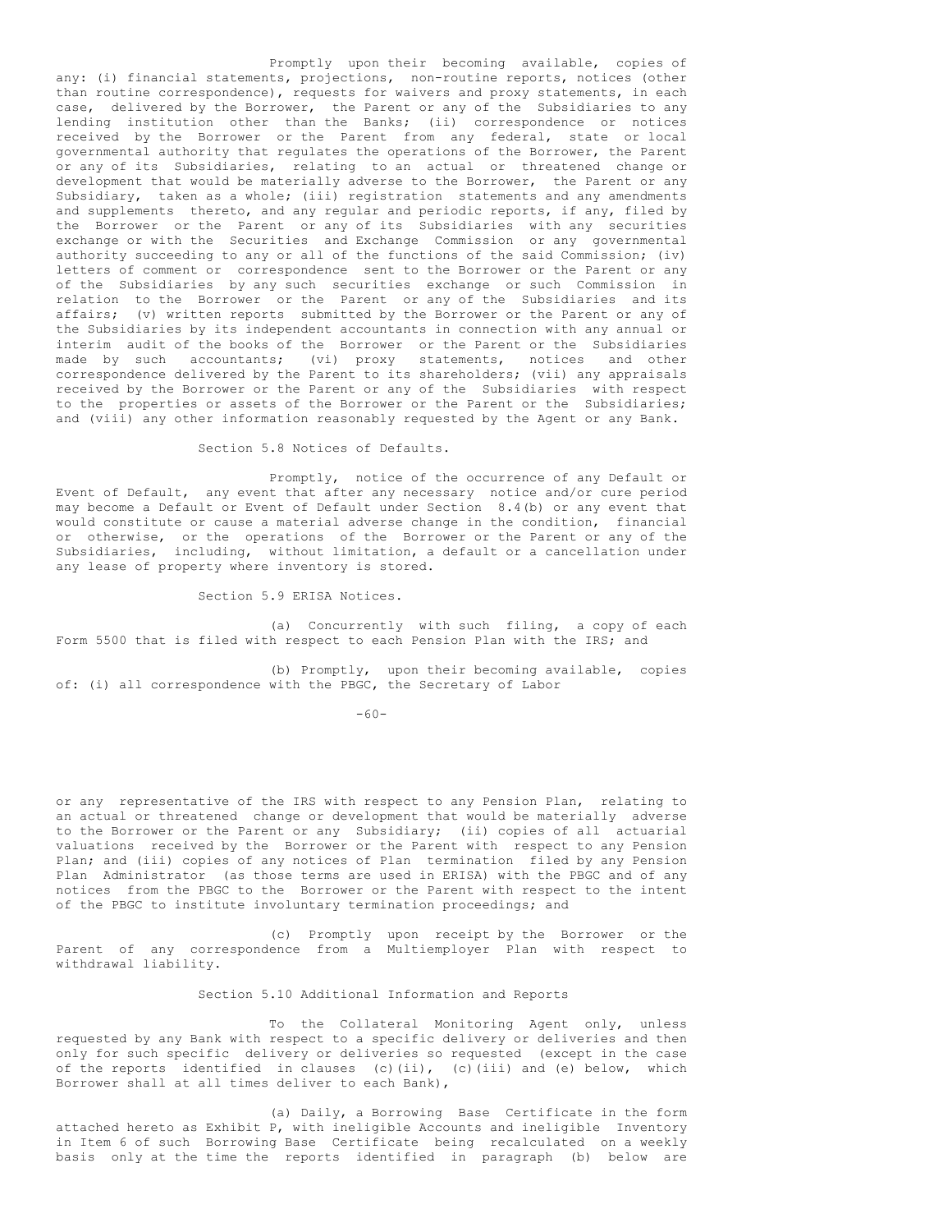Promptly upon their becoming available, copies of any: (i) financial statements, projections, non-routine reports, notices (other than routine correspondence), requests for waivers and proxy statements, in each case, delivered by the Borrower, the Parent or any of the Subsidiaries to any lending institution other than the Banks; (ii) correspondence or notices received by the Borrower or the Parent from any federal, state or local governmental authority that regulates the operations of the Borrower, the Parent or any of its Subsidiaries, relating to an actual or threatened change or development that would be materially adverse to the Borrower, the Parent or any Subsidiary, taken as a whole; (iii) registration statements and any amendments and supplements thereto, and any regular and periodic reports, if any, filed by the Borrower or the Parent or any of its Subsidiaries with any securities exchange or with the Securities and Exchange Commission or any governmental authority succeeding to any or all of the functions of the said Commission; (iv) letters of comment or correspondence sent to the Borrower or the Parent or any of the Subsidiaries by any such securities exchange or such Commission in relation to the Borrower or the Parent or any of the Subsidiaries and its affairs; (v) written reports submitted by the Borrower or the Parent or any of the Subsidiaries by its independent accountants in connection with any annual or interim audit of the books of the Borrower or the Parent or the Subsidiaries made by such accountants; (vi) proxy statements, notices and other correspondence delivered by the Parent to its shareholders; (vii) any appraisals received by the Borrower or the Parent or any of the Subsidiaries with respect to the properties or assets of the Borrower or the Parent or the Subsidiaries; and (viii) any other information reasonably requested by the Agent or any Bank.

Section 5.8 Notices of Defaults.

Promptly, notice of the occurrence of any Default or Event of Default, any event that after any necessary notice and/or cure period may become a Default or Event of Default under Section 8.4(b) or any event that would constitute or cause a material adverse change in the condition, financial or otherwise, or the operations of the Borrower or the Parent or any of the Subsidiaries, including, without limitation, a default or a cancellation under any lease of property where inventory is stored.

Section 5.9 ERISA Notices.

(a) Concurrently with such filing, a copy of each Form 5500 that is filed with respect to each Pension Plan with the IRS; and

(b) Promptly, upon their becoming available, copies of: (i) all correspondence with the PBGC, the Secretary of Labor or any representative of the IRS with respect to any Pension Plan, relating to an actual or threatened change or development that would be materially adverse to the Borrower or the Parent or any Subsidiary; (ii) copies of all actuarial valuations received by the Borrower or the Parent with respect to any Pension Plan; and (iii) copies of any notices of Plan termination filed by any Pension Plan Administrator (as those terms are used in ERISA) with the PBGC and of any notices from the PBGC to the Borrower or the Parent with respect to the intent of the PBGC to institute involuntary termination proceedings; and

(c) Promptly upon receipt by the Borrower or the Parent of any correspondence from a Multiemployer Plan with respect to withdrawal liability.

Section 5.10 Additional Information and Reports

To the Collateral Monitoring Agent only, unless requested by any Bank with respect to a specific delivery or deliveries and then only for such specific delivery or deliveries so requested (except in the case of the reports identified in clauses (c)(ii), (c)(iii) and (e) below, which Borrower shall at all times deliver to each Bank),

(a) Daily, a Borrowing Base Certificate in the form attached hereto as Exhibit P, with ineligible Accounts and ineligible Inventory in Item 6 of such Borrowing Base Certificate being recalculated on a weekly basis only at the time the reports identified in paragraph (b) below are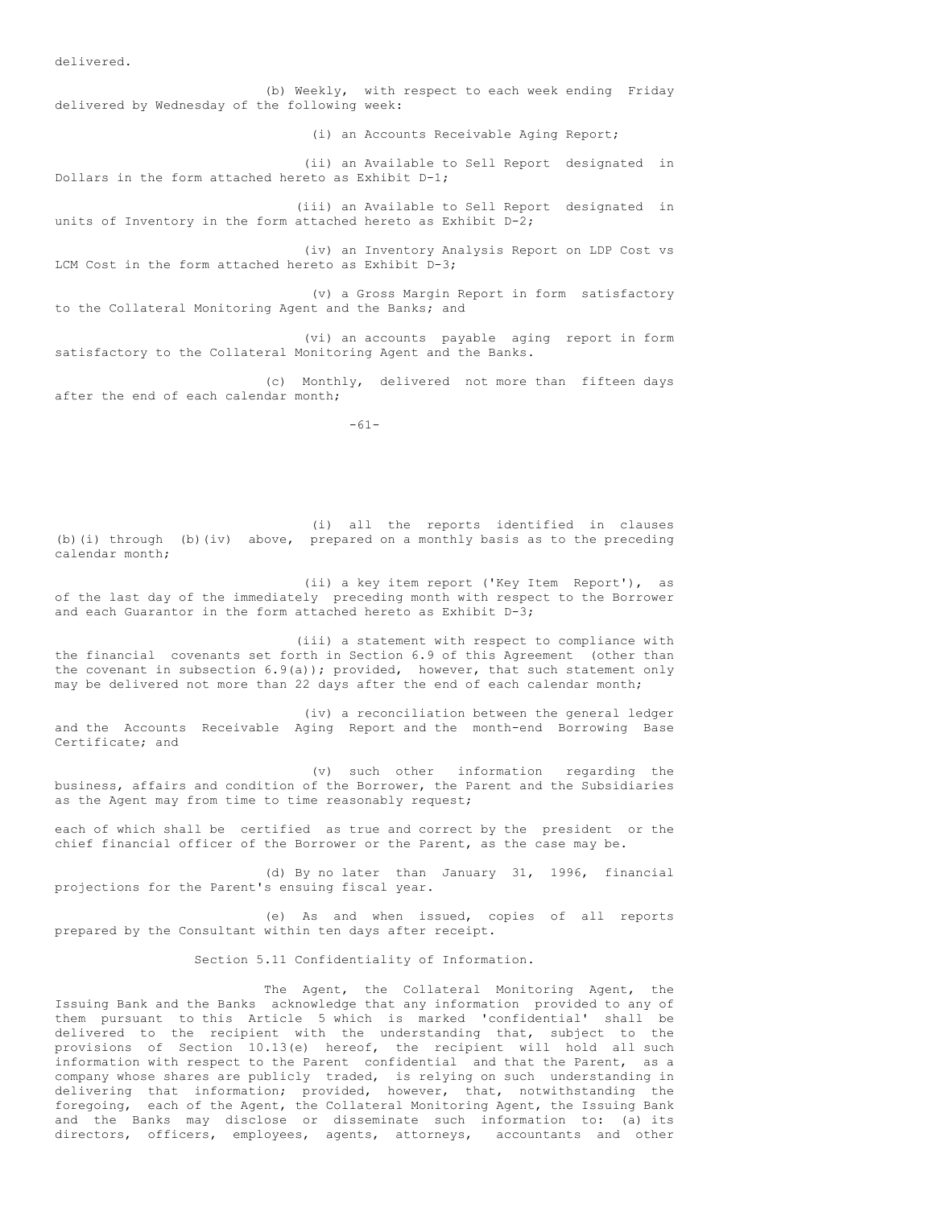delivered.

(b) Weekly, with respect to each week ending Friday delivered by Wednesday of the following week:

(i) an Accounts Receivable Aging Report;

(ii) an Available to Sell Report designated in Dollars in the form attached hereto as Exhibit D-1;

(iii) an Available to Sell Report designated in units of Inventory in the form attached hereto as Exhibit D-2;

(iv) an Inventory Analysis Report on LDP Cost vs LCM Cost in the form attached hereto as Exhibit D-3;

(v) a Gross Margin Report in form satisfactory to the Collateral Monitoring Agent and the Banks; and

(vi) an accounts payable aging report in form satisfactory to the Collateral Monitoring Agent and the Banks.

(c) Monthly, delivered not more than fifteen days after the end of each calendar month;

(i) all the reports identified in clauses (b)(i) through (b)(iv) above, prepared on a monthly basis as to the preceding calendar month;

(ii) a key item report ('Key Item Report'), as of the last day of the immediately preceding month with respect to the Borrower and each Guarantor in the form attached hereto as Exhibit D-3;

(iii) a statement with respect to compliance with the financial covenants set forth in Section 6.9 of this Agreement (other than the covenant in subsection 6.9(a)); provided, however, that such statement only may be delivered not more than 22 days after the end of each calendar month;

(iv) a reconciliation between the general ledger and the Accounts Receivable Aging Report and the month-end Borrowing Base Certificate; and

(v) such other information regarding the business, affairs and condition of the Borrower, the Parent and the Subsidiaries as the Agent may from time to time reasonably request;

each of which shall be certified as true and correct by the president or the chief financial officer of the Borrower or the Parent, as the case may be.

(d) By no later than January 31, 1996, financial projections for the Parent's ensuing fiscal year.

(e) As and when issued, copies of all reports prepared by the Consultant within ten days after receipt.

Section 5.11 Confidentiality of Information.

The Agent, the Collateral Monitoring Agent, the Issuing Bank and the Banks acknowledge that any information provided to any of them pursuant to this Article 5 which is marked 'confidential' shall be delivered to the recipient with the understanding that, subject to the provisions of Section 10.13(e) hereof, the recipient will hold all such information with respect to the Parent confidential and that the Parent, as a company whose shares are publicly traded, is relying on such understanding in delivering that information; provided, however, that, notwithstanding the foregoing, each of the Agent, the Collateral Monitoring Agent, the Issuing Bank and the Banks may disclose or disseminate such information to: (a) its directors, officers, employees, agents, attorneys, accountants and other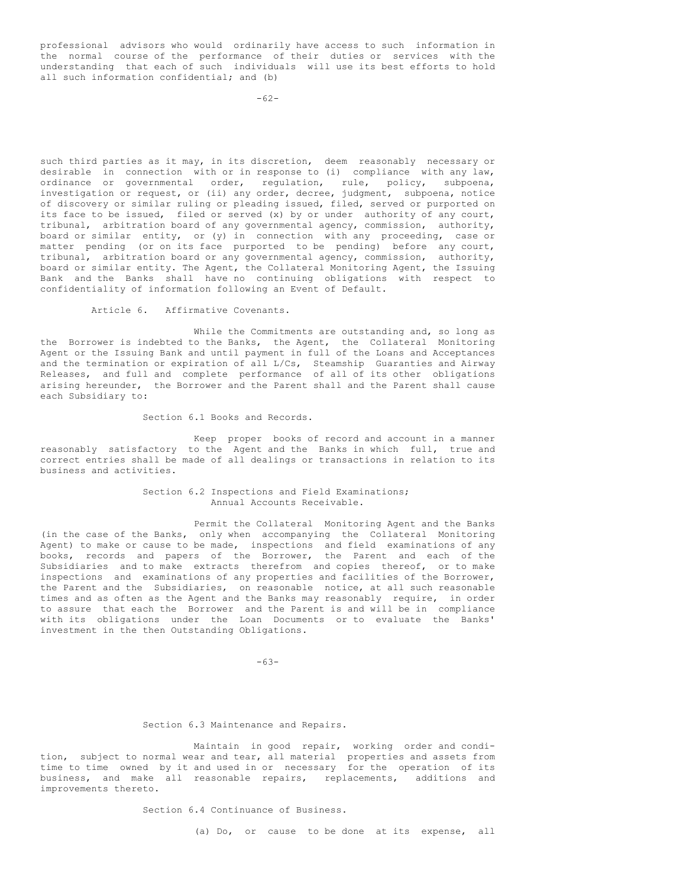professional advisors who would ordinarily have access to such information in the normal course of the performance of their duties or services with the understanding that each of such individuals will use its best efforts to hold all such information confidential; and (b)

such third parties as it may, in its discretion, deem reasonably necessary or desirable in connection with or in response to (i) compliance with any law, ordinance or governmental order, regulation, rule, policy, subpoena, investigation or request, or (ii) any order, decree, judgment, subpoena, notice of discovery or similar ruling or pleading issued, filed, served or purported on its face to be issued, filed or served (x) by or under authority of any court, tribunal, arbitration board of any governmental agency, commission, authority, board or similar entity, or (y) in connection with any proceeding, case or matter pending (or on its face purported to be pending) before any court, tribunal, arbitration board or any governmental agency, commission, authority, board or similar entity. The Agent, the Collateral Monitoring Agent, the Issuing Bank and the Banks shall have no continuing obligations with respect to confidentiality of information following an Event of Default.

## Article 6. Affirmative Covenants.

While the Commitments are outstanding and, so long as the Borrower is indebted to the Banks, the Agent, the Collateral Monitoring Agent or the Issuing Bank and until payment in full of the Loans and Acceptances and the termination or expiration of all L/Cs, Steamship Guaranties and Airway Releases, and full and complete performance of all of its other obligations arising hereunder, the Borrower and the Parent shall and the Parent shall cause each Subsidiary to:

### Section 6.1 Books and Records.

Keep proper books of record and account in a manner reasonably satisfactory to the Agent and the Banks in which full, true and correct entries shall be made of all dealings or transactions in relation to its business and activities.

### Section 6.2 Inspections and Field Examinations; Annual Accounts Receivable.

Permit the Collateral Monitoring Agent and the Banks (in the case of the Banks, only when accompanying the Collateral Monitoring Agent) to make or cause to be made, inspections and field examinations of any books, records and papers of the Borrower, the Parent and each of the Subsidiaries and to make extracts therefrom and copies thereof, or to make inspections and examinations of any properties and facilities of the Borrower, the Parent and the Subsidiaries, on reasonable notice, at all such reasonable times and as often as the Agent and the Banks may reasonably require, in order to assure that each the Borrower and the Parent is and will be in compliance with its obligations under the Loan Documents or to evaluate the Banks' investment in the then Outstanding Obligations.

### Section 6.3 Maintenance and Repairs.

Maintain in good repair, working order and condition, subject to normal wear and tear, all material properties and assets from time to time owned by it and used in or necessary for the operation of its business, and make all reasonable repairs, replacements, additions and improvements thereto.

### Section 6.4 Continuance of Business.

(a) Do, or cause to be done at its expense, all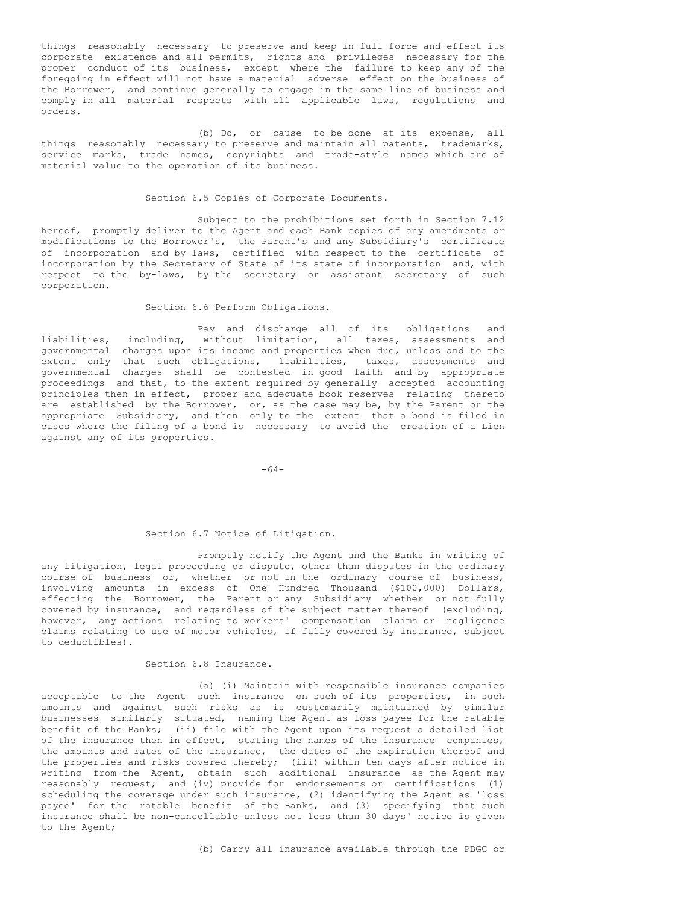things reasonably necessary to preserve and keep in full force and effect its corporate existence and all permits, rights and privileges necessary for the proper conduct of its business, except where the failure to keep any of the foregoing in effect will not have a material adverse effect on the business of the Borrower, and continue generally to engage in the same line of business and comply in all material respects with all applicable laws, regulations and orders.

(b) Do, or cause to be done at its expense, all things reasonably necessary to preserve and maintain all patents, trademarks, service marks, trade names, copyrights and trade-style names which are of material value to the operation of its business.

Section 6.5 Copies of Corporate Documents.

Subject to the prohibitions set forth in Section 7.12 hereof, promptly deliver to the Agent and each Bank copies of any amendments or modifications to the Borrower's, the Parent's and any Subsidiary's certificate of incorporation and by-laws, certified with respect to the certificate of incorporation by the Secretary of State of its state of incorporation and, with respect to the by-laws, by the secretary or assistant secretary of such corporation.

Section 6.6 Perform Obligations.

Pay and discharge all of its obligations and liabilities, including, without limitation, all taxes, assessments and governmental charges upon its income and properties when due, unless and to the extent only that such obligations, liabilities, taxes, assessments and governmental charges shall be contested in good faith and by appropriate proceedings and that, to the extent required by generally accepted accounting principles then in effect, proper and adequate book reserves relating thereto are established by the Borrower, or, as the case may be, by the Parent or the appropriate Subsidiary, and then only to the extent that a bond is filed in cases where the filing of a bond is necessary to avoid the creation of a Lien against any of its properties.

Section 6.7 Notice of Litigation.

Promptly notify the Agent and the Banks in writing of any litigation, legal proceeding or dispute, other than disputes in the ordinary course of business or, whether or not in the ordinary course of business, involving amounts in excess of One Hundred Thousand ($100,000) Dollars, affecting the Borrower, the Parent or any Subsidiary whether or not fully covered by insurance, and regardless of the subject matter thereof (excluding, however, any actions relating to workers' compensation claims or negligence claims relating to use of motor vehicles, if fully covered by insurance, subject to deductibles).

Section 6.8 Insurance.

(a) (i) Maintain with responsible insurance companies acceptable to the Agent such insurance on such of its properties, in such amounts and against such risks as is customarily maintained by similar businesses similarly situated, naming the Agent as loss payee for the ratable benefit of the Banks; (ii) file with the Agent upon its request a detailed list of the insurance then in effect, stating the names of the insurance companies, the amounts and rates of the insurance, the dates of the expiration thereof and the properties and risks covered thereby; (iii) within ten days after notice in writing from the Agent, obtain such additional insurance as the Agent may reasonably request; and (iv) provide for endorsements or certifications (1) scheduling the coverage under such insurance, (2) identifying the Agent as 'loss payee' for the ratable benefit of the Banks, and (3) specifying that such insurance shall be non-cancellable unless not less than 30 days' notice is given to the Agent;

(b) Carry all insurance available through the PBGC or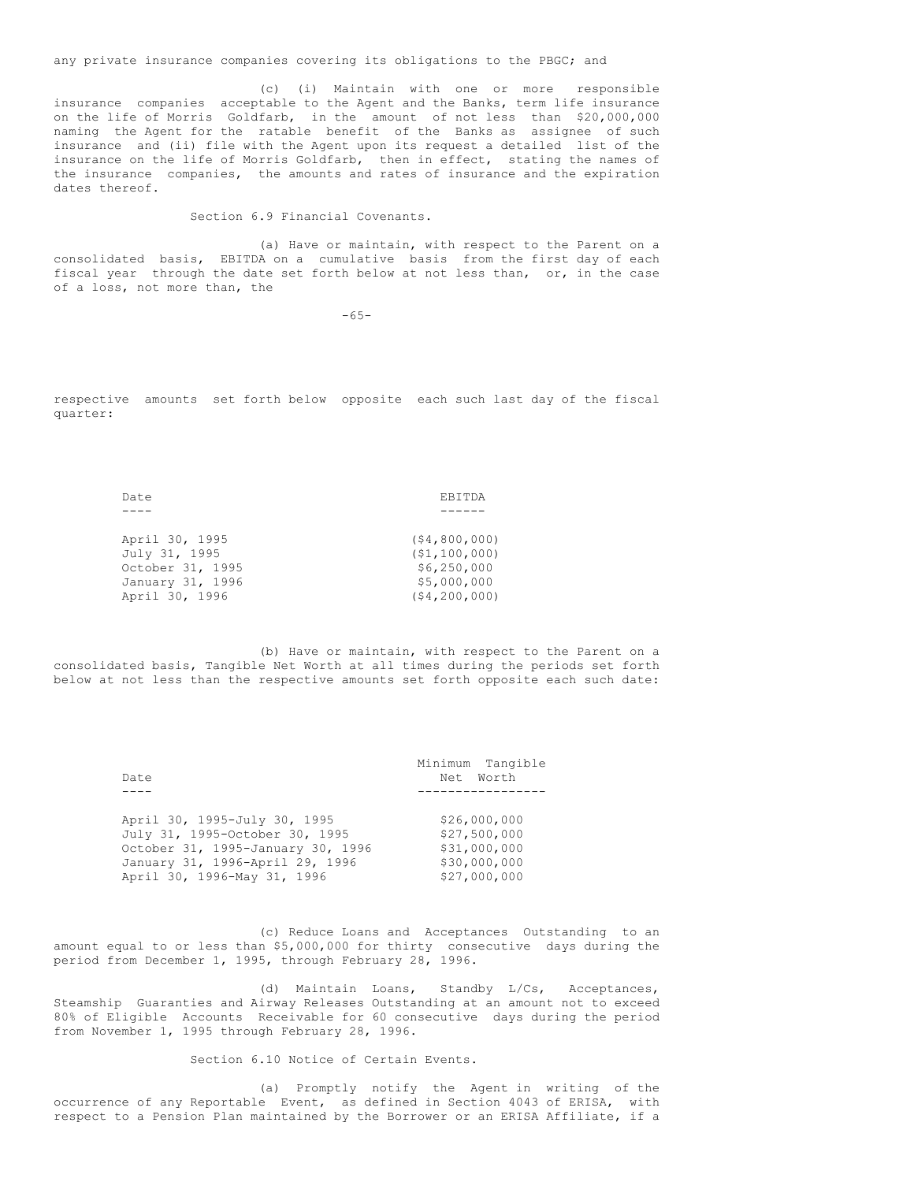any private insurance companies covering its obligations to the PBGC; and

(c) (i) Maintain with one or more responsible insurance companies acceptable to the Agent and the Banks, term life insurance on the life of Morris Goldfarb, in the amount of not less than $20,000,000 naming the Agent for the ratable benefit of the Banks as assignee of such insurance and (ii) file with the Agent upon its request a detailed list of the insurance on the life of Morris Goldfarb, then in effect, stating the names of the insurance companies, the amounts and rates of insurance and the expiration dates thereof.

Section 6.9 Financial Covenants.

(a) Have or maintain, with respect to the Parent on a consolidated basis, EBITDA on a cumulative basis from the first day of each fiscal year through the date set forth below at not less than, or, in the case of a loss, not more than, the respective amounts set forth below opposite each such last day of the fiscal quarter:

| Date | EBITDA |
| --- | --- |
| April 30, 1995 | ($4,800,000) |
| July 31, 1995 | ($1,100,000) |
| October 31, 1995 | $6,250,000 |
| January 31, 1996 | $5,000,000 |
| April 30, 1996 | ($4,200,000) |

(b) Have or maintain, with respect to the Parent on a consolidated basis, Tangible Net Worth at all times during the periods set forth below at not less than the respective amounts set forth opposite each such date:

| Date | Minimum Tangible Net Worth |
| --- | --- |
| April 30, 1995-July 30, 1995 | $26,000,000 |
| July 31, 1995-October 30, 1995 | $27,500,000 |
| October 31, 1995-January 30, 1996 | $31,000,000 |
| January 31, 1996-April 29, 1996 | $30,000,000 |
| April 30, 1996-May 31, 1996 | $27,000,000 |

(c) Reduce Loans and Acceptances Outstanding to an amount equal to or less than $5,000,000 for thirty consecutive days during the period from December 1, 1995, through February 28, 1996.

(d) Maintain Loans, Standby L/Cs, Acceptances, Steamship Guaranties and Airway Releases Outstanding at an amount not to exceed 80% of Eligible Accounts Receivable for 60 consecutive days during the period from November 1, 1995 through February 28, 1996.

Section 6.10 Notice of Certain Events.

(a) Promptly notify the Agent in writing of the occurrence of any Reportable Event, as defined in Section 4043 of ERISA, with respect to a Pension Plan maintained by the Borrower or an ERISA Affiliate, if a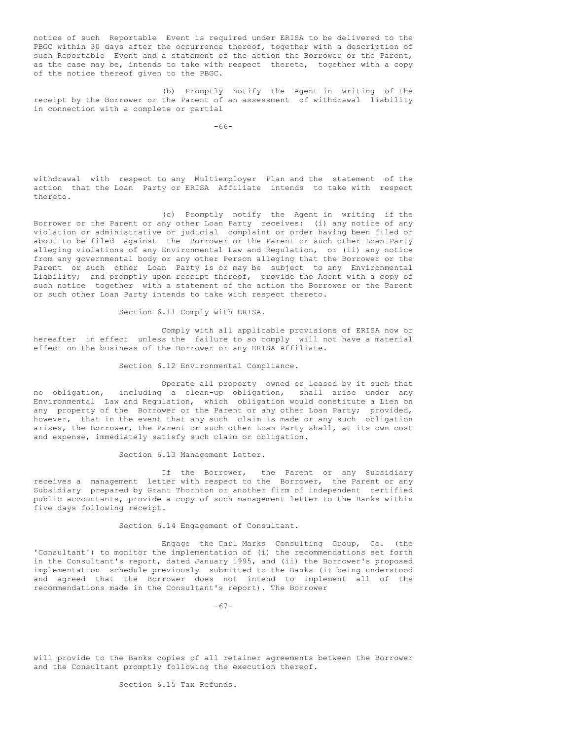notice of such Reportable Event is required under ERISA to be delivered to the PBGC within 30 days after the occurrence thereof, together with a description of such Reportable Event and a statement of the action the Borrower or the Parent, as the case may be, intends to take with respect thereto, together with a copy of the notice thereof given to the PBGC.

(b) Promptly notify the Agent in writing of the receipt by the Borrower or the Parent of an assessment of withdrawal liability in connection with a complete or partial withdrawal with respect to any Multiemployer Plan and the statement of the action that the Loan Party or ERISA Affiliate intends to take with respect thereto.

(c) Promptly notify the Agent in writing if the Borrower or the Parent or any other Loan Party receives: (i) any notice of any violation or administrative or judicial complaint or order having been filed or about to be filed against the Borrower or the Parent or such other Loan Party alleging violations of any Environmental Law and Regulation, or (ii) any notice from any governmental body or any other Person alleging that the Borrower or the Parent or such other Loan Party is or may be subject to any Environmental Liability; and promptly upon receipt thereof, provide the Agent with a copy of such notice together with a statement of the action the Borrower or the Parent or such other Loan Party intends to take with respect thereto.

Section 6.11 Comply with ERISA.

Comply with all applicable provisions of ERISA now or hereafter in effect unless the failure to so comply will not have a material effect on the business of the Borrower or any ERISA Affiliate.

Section 6.12 Environmental Compliance.

Operate all property owned or leased by it such that no obligation, including a clean-up obligation, shall arise under any Environmental Law and Regulation, which obligation would constitute a Lien on any property of the Borrower or the Parent or any other Loan Party; provided, however, that in the event that any such claim is made or any such obligation arises, the Borrower, the Parent or such other Loan Party shall, at its own cost and expense, immediately satisfy such claim or obligation.

Section 6.13 Management Letter.

If the Borrower, the Parent or any Subsidiary receives a management letter with respect to the Borrower, the Parent or any Subsidiary prepared by Grant Thornton or another firm of independent certified public accountants, provide a copy of such management letter to the Banks within five days following receipt.

Section 6.14 Engagement of Consultant.

Engage the Carl Marks Consulting Group, Co. (the 'Consultant') to monitor the implementation of (i) the recommendations set forth in the Consultant's report, dated January 1995, and (ii) the Borrower's proposed implementation schedule previously submitted to the Banks (it being understood and agreed that the Borrower does not intend to implement all of the recommendations made in the Consultant's report). The Borrower will provide to the Banks copies of all retainer agreements between the Borrower and the Consultant promptly following the execution thereof.

Section 6.15 Tax Refunds.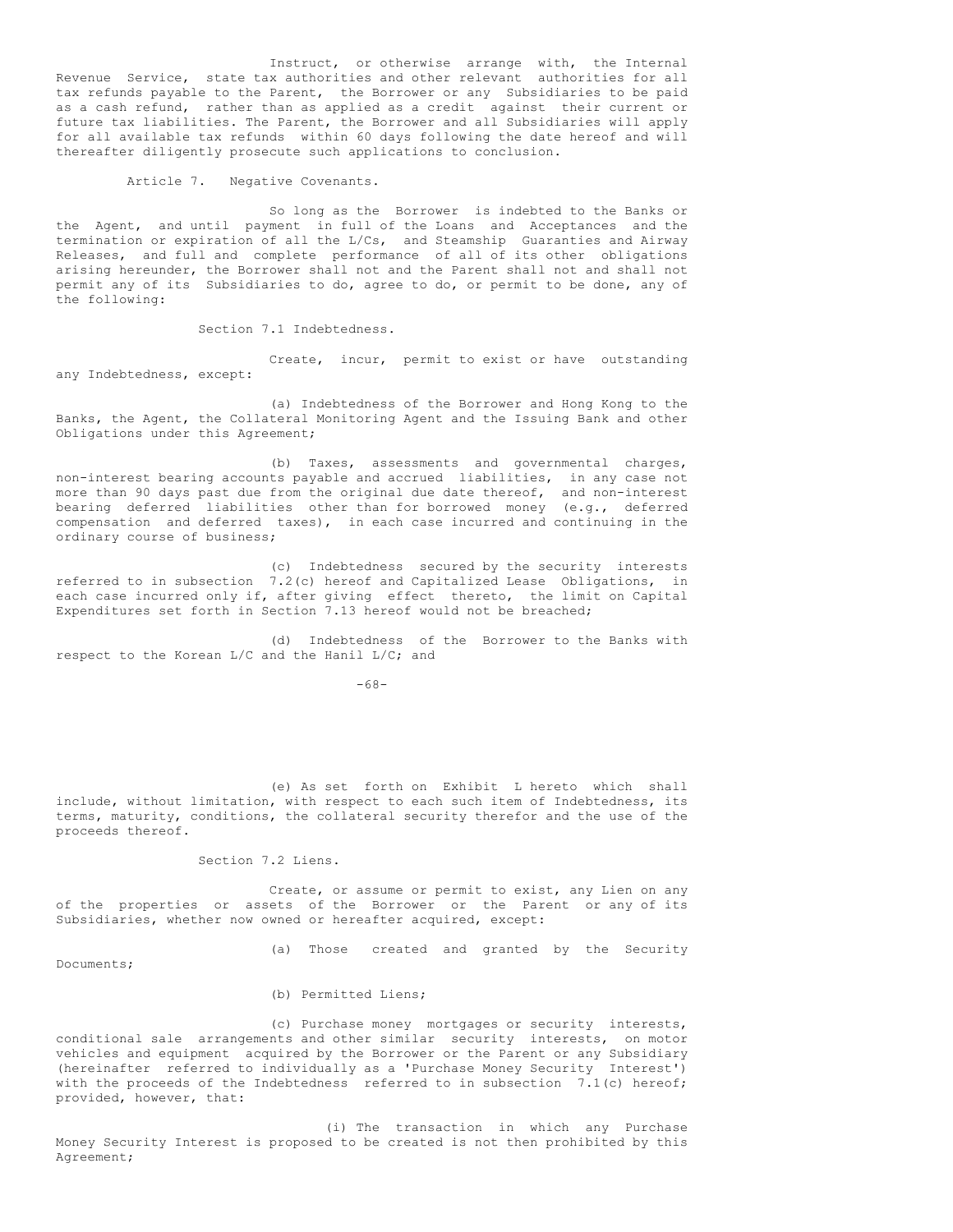Instruct, or otherwise arrange with, the Internal Revenue Service, state tax authorities and other relevant authorities for all tax refunds payable to the Parent, the Borrower or any Subsidiaries to be paid as a cash refund, rather than as applied as a credit against their current or future tax liabilities. The Parent, the Borrower and all Subsidiaries will apply for all available tax refunds within 60 days following the date hereof and will thereafter diligently prosecute such applications to conclusion.

## Article 7. Negative Covenants.

So long as the Borrower is indebted to the Banks or the Agent, and until payment in full of the Loans and Acceptances and the termination or expiration of all the L/Cs, and Steamship Guaranties and Airway Releases, and full and complete performance of all of its other obligations arising hereunder, the Borrower shall not and the Parent shall not and shall not permit any of its Subsidiaries to do, agree to do, or permit to be done, any of the following:

### Section 7.1 Indebtedness.

Create, incur, permit to exist or have outstanding any Indebtedness, except:

(a) Indebtedness of the Borrower and Hong Kong to the Banks, the Agent, the Collateral Monitoring Agent and the Issuing Bank and other Obligations under this Agreement;

(b) Taxes, assessments and governmental charges, non-interest bearing accounts payable and accrued liabilities, in any case not more than 90 days past due from the original due date thereof, and non-interest bearing deferred liabilities other than for borrowed money (e.g., deferred compensation and deferred taxes), in each case incurred and continuing in the ordinary course of business;

(c) Indebtedness secured by the security interests referred to in subsection 7.2(c) hereof and Capitalized Lease Obligations, in each case incurred only if, after giving effect thereto, the limit on Capital Expenditures set forth in Section 7.13 hereof would not be breached;

(d) Indebtedness of the Borrower to the Banks with respect to the Korean L/C and the Hanil L/C; and

(e) As set forth on Exhibit L hereto which shall include, without limitation, with respect to each such item of Indebtedness, its terms, maturity, conditions, the collateral security therefor and the use of the proceeds thereof.

### Section 7.2 Liens.

Create, or assume or permit to exist, any Lien on any of the properties or assets of the Borrower or the Parent or any of its Subsidiaries, whether now owned or hereafter acquired, except:

(a) Those created and granted by the Security Documents;

(b) Permitted Liens;

(c) Purchase money mortgages or security interests, conditional sale arrangements and other similar security interests, on motor vehicles and equipment acquired by the Borrower or the Parent or any Subsidiary (hereinafter referred to individually as a 'Purchase Money Security Interest') with the proceeds of the Indebtedness referred to in subsection 7.1(c) hereof; provided, however, that:

(i) The transaction in which any Purchase Money Security Interest is proposed to be created is not then prohibited by this Agreement;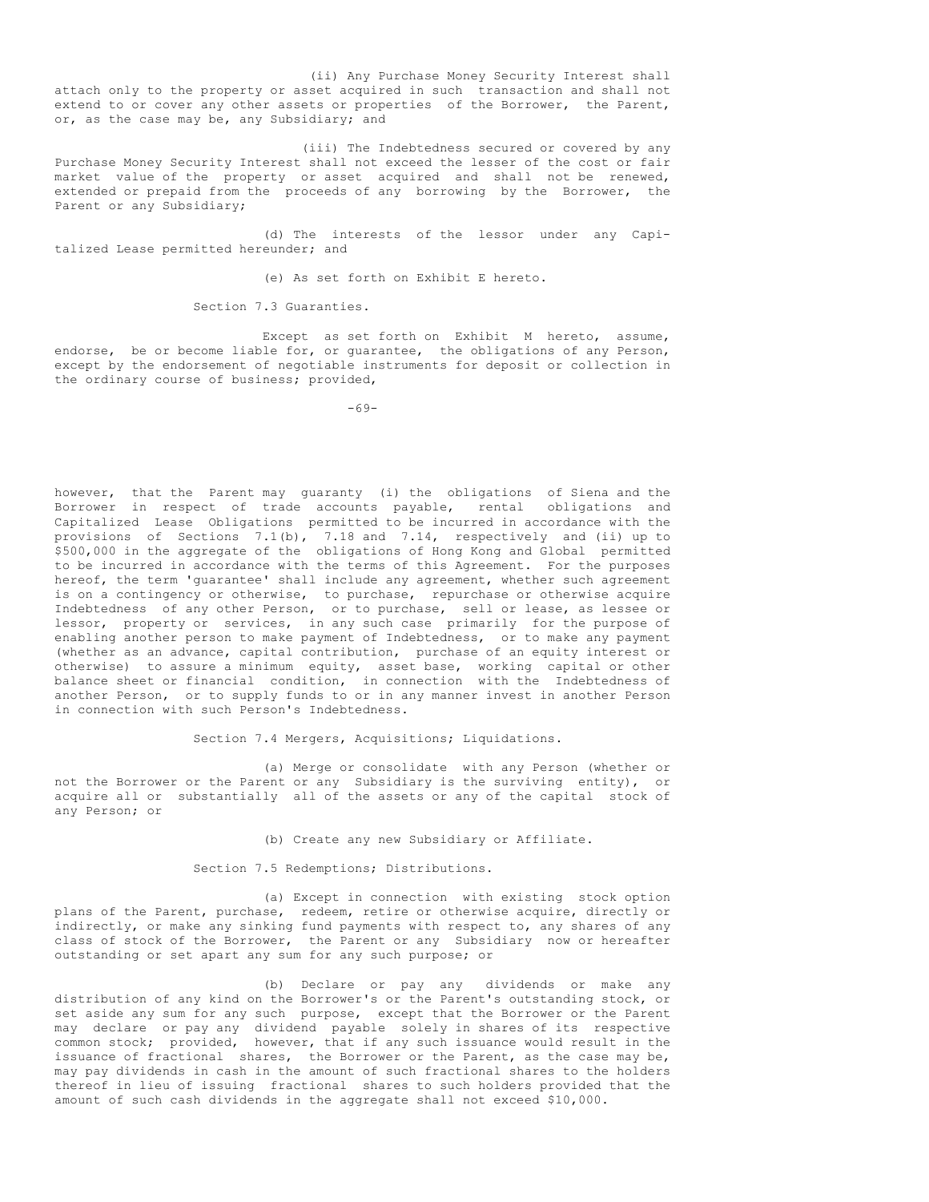(ii) Any Purchase Money Security Interest shall attach only to the property or asset acquired in such transaction and shall not extend to or cover any other assets or properties of the Borrower, the Parent, or, as the case may be, any Subsidiary; and

(iii) The Indebtedness secured or covered by any Purchase Money Security Interest shall not exceed the lesser of the cost or fair market value of the property or asset acquired and shall not be renewed, extended or prepaid from the proceeds of any borrowing by the Borrower, the Parent or any Subsidiary;

(d) The interests of the lessor under any Capitalized Lease permitted hereunder; and

(e) As set forth on Exhibit E hereto.

Section 7.3 Guaranties.

Except as set forth on Exhibit M hereto, assume, endorse, be or become liable for, or guarantee, the obligations of any Person, except by the endorsement of negotiable instruments for deposit or collection in the ordinary course of business; provided, however, that the Parent may guaranty (i) the obligations of Siena and the Borrower in respect of trade accounts payable, rental obligations and Capitalized Lease Obligations permitted to be incurred in accordance with the provisions of Sections 7.1(b), 7.18 and 7.14, respectively and (ii) up to $500,000 in the aggregate of the obligations of Hong Kong and Global permitted to be incurred in accordance with the terms of this Agreement. For the purposes hereof, the term 'guarantee' shall include any agreement, whether such agreement is on a contingency or otherwise, to purchase, repurchase or otherwise acquire Indebtedness of any other Person, or to purchase, sell or lease, as lessee or lessor, property or services, in any such case primarily for the purpose of enabling another person to make payment of Indebtedness, or to make any payment (whether as an advance, capital contribution, purchase of an equity interest or otherwise) to assure a minimum equity, asset base, working capital or other balance sheet or financial condition, in connection with the Indebtedness of another Person, or to supply funds to or in any manner invest in another Person in connection with such Person's Indebtedness.

Section 7.4 Mergers, Acquisitions; Liquidations.

(a) Merge or consolidate with any Person (whether or not the Borrower or the Parent or any Subsidiary is the surviving entity), or acquire all or substantially all of the assets or any of the capital stock of any Person; or

(b) Create any new Subsidiary or Affiliate.

Section 7.5 Redemptions; Distributions.

(a) Except in connection with existing stock option plans of the Parent, purchase, redeem, retire or otherwise acquire, directly or indirectly, or make any sinking fund payments with respect to, any shares of any class of stock of the Borrower, the Parent or any Subsidiary now or hereafter outstanding or set apart any sum for any such purpose; or

(b) Declare or pay any dividends or make any distribution of any kind on the Borrower's or the Parent's outstanding stock, or set aside any sum for any such purpose, except that the Borrower or the Parent may declare or pay any dividend payable solely in shares of its respective common stock; provided, however, that if any such issuance would result in the issuance of fractional shares, the Borrower or the Parent, as the case may be, may pay dividends in cash in the amount of such fractional shares to the holders thereof in lieu of issuing fractional shares to such holders provided that the amount of such cash dividends in the aggregate shall not exceed $10,000.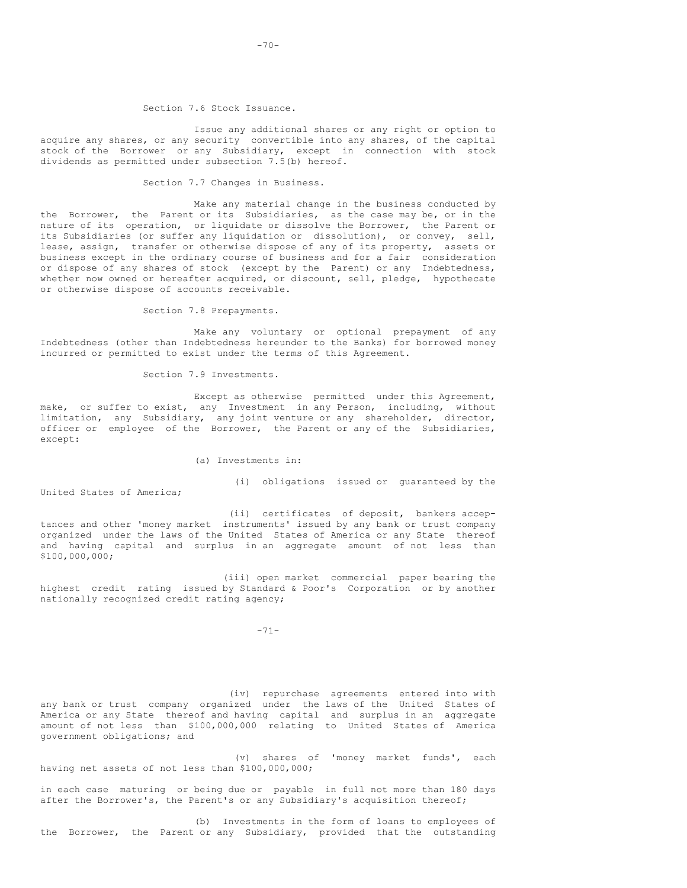Section 7.6 Stock Issuance.

Issue any additional shares or any right or option to acquire any shares, or any security convertible into any shares, of the capital stock of the Borrower or any Subsidiary, except in connection with stock dividends as permitted under subsection 7.5(b) hereof.

Section 7.7 Changes in Business.

Make any material change in the business conducted by the Borrower, the Parent or its Subsidiaries, as the case may be, or in the nature of its operation, or liquidate or dissolve the Borrower, the Parent or its Subsidiaries (or suffer any liquidation or dissolution), or convey, sell, lease, assign, transfer or otherwise dispose of any of its property, assets or business except in the ordinary course of business and for a fair consideration or dispose of any shares of stock (except by the Parent) or any Indebtedness, whether now owned or hereafter acquired, or discount, sell, pledge, hypothecate or otherwise dispose of accounts receivable.

Section 7.8 Prepayments.

Make any voluntary or optional prepayment of any Indebtedness (other than Indebtedness hereunder to the Banks) for borrowed money incurred or permitted to exist under the terms of this Agreement.

Section 7.9 Investments.

Except as otherwise permitted under this Agreement, make, or suffer to exist, any Investment in any Person, including, without limitation, any Subsidiary, any joint venture or any shareholder, director, officer or employee of the Borrower, the Parent or any of the Subsidiaries, except:

(a) Investments in:

(i) obligations issued or guaranteed by the United States of America;

(ii) certificates of deposit, bankers acceptances and other 'money market instruments' issued by any bank or trust company organized under the laws of the United States of America or any State thereof and having capital and surplus in an aggregate amount of not less than $100,000,000;

(iii) open market commercial paper bearing the highest credit rating issued by Standard & Poor's Corporation or by another nationally recognized credit rating agency;

(iv) repurchase agreements entered into with any bank or trust company organized under the laws of the United States of America or any State thereof and having capital and surplus in an aggregate amount of not less than $100,000,000 relating to United States of America government obligations; and

(v) shares of 'money market funds', each having net assets of not less than $100,000,000;

in each case maturing or being due or payable in full not more than 180 days after the Borrower's, the Parent's or any Subsidiary's acquisition thereof;

(b) Investments in the form of loans to employees of the Borrower, the Parent or any Subsidiary, provided that the outstanding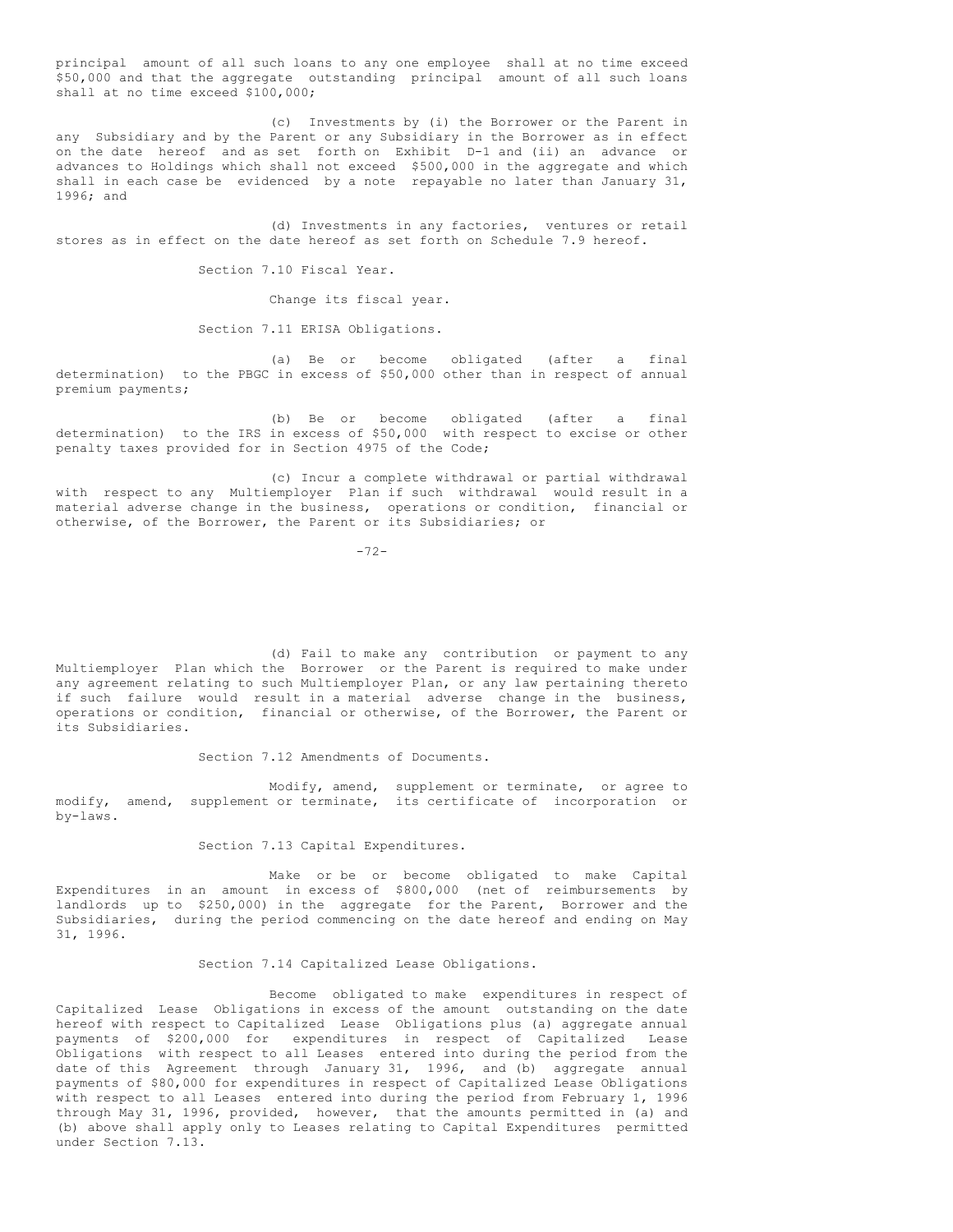principal amount of all such loans to any one employee shall at no time exceed $50,000 and that the aggregate outstanding principal amount of all such loans shall at no time exceed $100,000;

(c) Investments by (i) the Borrower or the Parent in any Subsidiary and by the Parent or any Subsidiary in the Borrower as in effect on the date hereof and as set forth on Exhibit D-1 and (ii) an advance or advances to Holdings which shall not exceed $500,000 in the aggregate and which shall in each case be evidenced by a note repayable no later than January 31, 1996; and

(d) Investments in any factories, ventures or retail stores as in effect on the date hereof as set forth on Schedule 7.9 hereof.

Section 7.10 Fiscal Year.

Change its fiscal year.

Section 7.11 ERISA Obligations.

(a) Be or become obligated (after a final determination) to the PBGC in excess of $50,000 other than in respect of annual premium payments;

(b) Be or become obligated (after a final determination) to the IRS in excess of $50,000 with respect to excise or other penalty taxes provided for in Section 4975 of the Code;

(c) Incur a complete withdrawal or partial withdrawal with respect to any Multiemployer Plan if such withdrawal would result in a material adverse change in the business, operations or condition, financial or otherwise, of the Borrower, the Parent or its Subsidiaries; or

(d) Fail to make any contribution or payment to any Multiemployer Plan which the Borrower or the Parent is required to make under any agreement relating to such Multiemployer Plan, or any law pertaining thereto if such failure would result in a material adverse change in the business, operations or condition, financial or otherwise, of the Borrower, the Parent or its Subsidiaries.

Section 7.12 Amendments of Documents.

Modify, amend, supplement or terminate, or agree to modify, amend, supplement or terminate, its certificate of incorporation or by-laws.

Section 7.13 Capital Expenditures.

Make or be or become obligated to make Capital Expenditures in an amount in excess of $800,000 (net of reimbursements by landlords up to $250,000) in the aggregate for the Parent, Borrower and the Subsidiaries, during the period commencing on the date hereof and ending on May 31, 1996.

Section 7.14 Capitalized Lease Obligations.

Become obligated to make expenditures in respect of Capitalized Lease Obligations in excess of the amount outstanding on the date hereof with respect to Capitalized Lease Obligations plus (a) aggregate annual payments of $200,000 for expenditures in respect of Capitalized Lease Obligations with respect to all Leases entered into during the period from the date of this Agreement through January 31, 1996, and (b) aggregate annual payments of $80,000 for expenditures in respect of Capitalized Lease Obligations with respect to all Leases entered into during the period from February 1, 1996 through May 31, 1996, provided, however, that the amounts permitted in (a) and (b) above shall apply only to Leases relating to Capital Expenditures permitted under Section 7.13.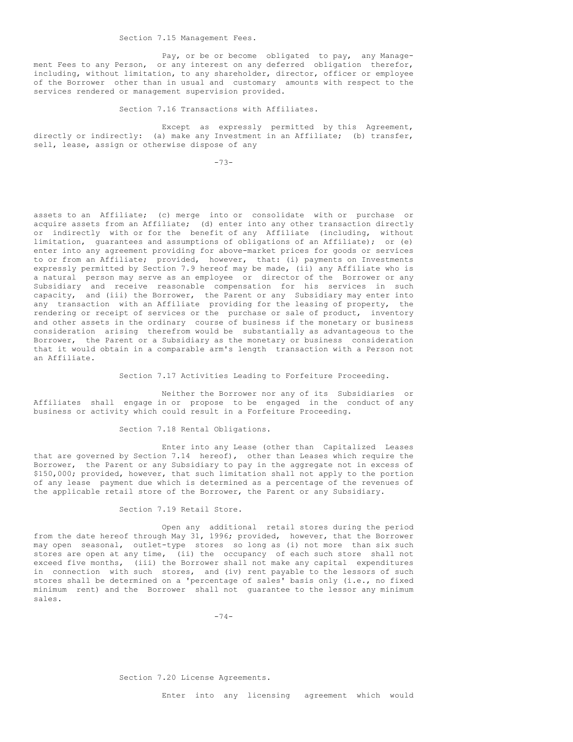Section 7.15 Management Fees.

Pay, or be or become obligated to pay, any Management Fees to any Person, or any interest on any deferred obligation therefor, including, without limitation, to any shareholder, director, officer or employee of the Borrower other than in usual and customary amounts with respect to the services rendered or management supervision provided.

Section 7.16 Transactions with Affiliates.

Except as expressly permitted by this Agreement, directly or indirectly: (a) make any Investment in an Affiliate; (b) transfer, sell, lease, assign or otherwise dispose of any assets to an Affiliate; (c) merge into or consolidate with or purchase or acquire assets from an Affiliate; (d) enter into any other transaction directly or indirectly with or for the benefit of any Affiliate (including, without limitation, guarantees and assumptions of obligations of an Affiliate); or (e) enter into any agreement providing for above-market prices for goods or services to or from an Affiliate; provided, however, that: (i) payments on Investments expressly permitted by Section 7.9 hereof may be made, (ii) any Affiliate who is a natural person may serve as an employee or director of the Borrower or any Subsidiary and receive reasonable compensation for his services in such capacity, and (iii) the Borrower, the Parent or any Subsidiary may enter into any transaction with an Affiliate providing for the leasing of property, the rendering or receipt of services or the purchase or sale of product, inventory and other assets in the ordinary course of business if the monetary or business consideration arising therefrom would be substantially as advantageous to the Borrower, the Parent or a Subsidiary as the monetary or business consideration that it would obtain in a comparable arm's length transaction with a Person not an Affiliate.

Section 7.17 Activities Leading to Forfeiture Proceeding.

Neither the Borrower nor any of its Subsidiaries or Affiliates shall engage in or propose to be engaged in the conduct of any business or activity which could result in a Forfeiture Proceeding.

Section 7.18 Rental Obligations.

Enter into any Lease (other than Capitalized Leases that are governed by Section 7.14 hereof), other than Leases which require the Borrower, the Parent or any Subsidiary to pay in the aggregate not in excess of $150,000; provided, however, that such limitation shall not apply to the portion of any lease payment due which is determined as a percentage of the revenues of the applicable retail store of the Borrower, the Parent or any Subsidiary.

Section 7.19 Retail Store.

Open any additional retail stores during the period from the date hereof through May 31, 1996; provided, however, that the Borrower may open seasonal, outlet-type stores so long as (i) not more than six such stores are open at any time, (ii) the occupancy of each such store shall not exceed five months, (iii) the Borrower shall not make any capital expenditures in connection with such stores, and (iv) rent payable to the lessors of such stores shall be determined on a 'percentage of sales' basis only (i.e., no fixed minimum rent) and the Borrower shall not guarantee to the lessor any minimum sales.

Section 7.20 License Agreements.

Enter into any licensing agreement which would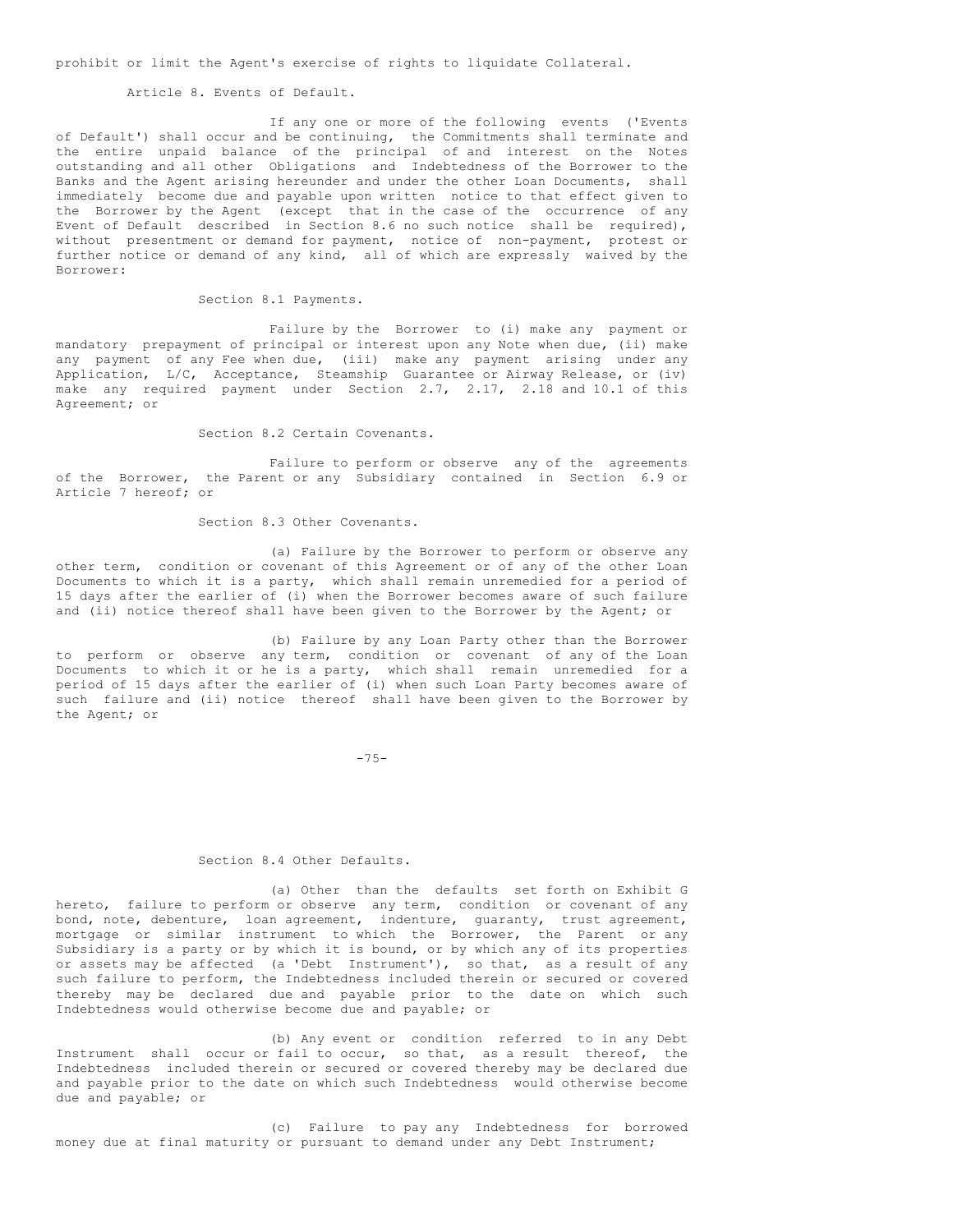prohibit or limit the Agent's exercise of rights to liquidate Collateral.

## Article 8. Events of Default.

If any one or more of the following events ('Events of Default') shall occur and be continuing, the Commitments shall terminate and the entire unpaid balance of the principal of and interest on the Notes outstanding and all other Obligations and Indebtedness of the Borrower to the Banks and the Agent arising hereunder and under the other Loan Documents, shall immediately become due and payable upon written notice to that effect given to the Borrower by the Agent (except that in the case of the occurrence of any Event of Default described in Section 8.6 no such notice shall be required), without presentment or demand for payment, notice of non-payment, protest or further notice or demand of any kind, all of which are expressly waived by the Borrower:

### Section 8.1 Payments.

Failure by the Borrower to (i) make any payment or mandatory prepayment of principal or interest upon any Note when due, (ii) make any payment of any Fee when due, (iii) make any payment arising under any Application, L/C, Acceptance, Steamship Guarantee or Airway Release, or (iv) make any required payment under Section 2.7, 2.17, 2.18 and 10.1 of this Agreement; or

### Section 8.2 Certain Covenants.

Failure to perform or observe any of the agreements of the Borrower, the Parent or any Subsidiary contained in Section 6.9 or Article 7 hereof; or

### Section 8.3 Other Covenants.

(a) Failure by the Borrower to perform or observe any other term, condition or covenant of this Agreement or of any of the other Loan Documents to which it is a party, which shall remain unremedied for a period of 15 days after the earlier of (i) when the Borrower becomes aware of such failure and (ii) notice thereof shall have been given to the Borrower by the Agent; or

(b) Failure by any Loan Party other than the Borrower to perform or observe any term, condition or covenant of any of the Loan Documents to which it or he is a party, which shall remain unremedied for a period of 15 days after the earlier of (i) when such Loan Party becomes aware of such failure and (ii) notice thereof shall have been given to the Borrower by the Agent; or

### Section 8.4 Other Defaults.

(a) Other than the defaults set forth on Exhibit G hereto, failure to perform or observe any term, condition or covenant of any bond, note, debenture, loan agreement, indenture, guaranty, trust agreement, mortgage or similar instrument to which the Borrower, the Parent or any Subsidiary is a party or by which it is bound, or by which any of its properties or assets may be affected (a 'Debt Instrument'), so that, as a result of any such failure to perform, the Indebtedness included therein or secured or covered thereby may be declared due and payable prior to the date on which such Indebtedness would otherwise become due and payable; or

(b) Any event or condition referred to in any Debt Instrument shall occur or fail to occur, so that, as a result thereof, the Indebtedness included therein or secured or covered thereby may be declared due and payable prior to the date on which such Indebtedness would otherwise become due and payable; or

(c) Failure to pay any Indebtedness for borrowed money due at final maturity or pursuant to demand under any Debt Instrument;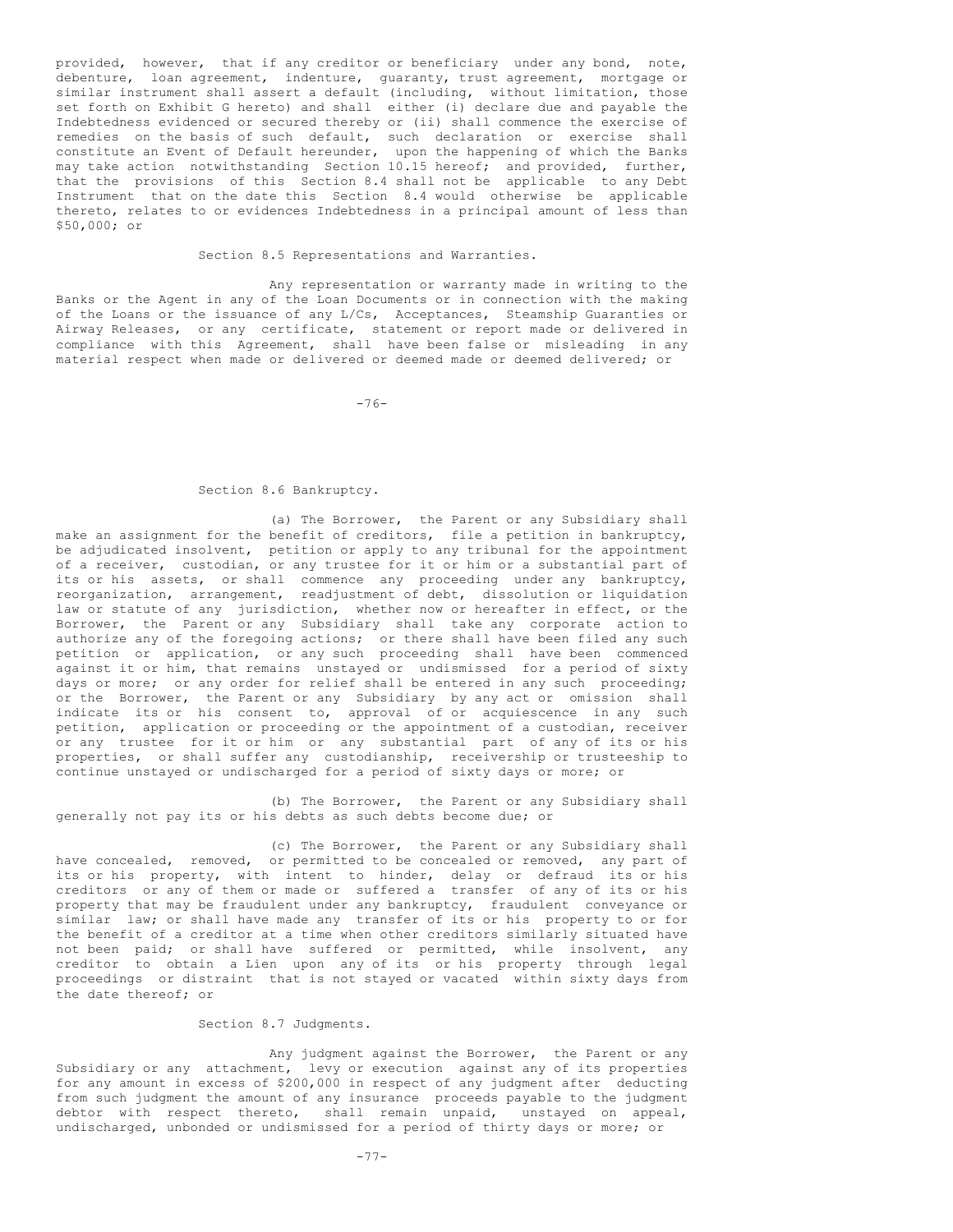provided, however, that if any creditor or beneficiary under any bond, note, debenture, loan agreement, indenture, guaranty, trust agreement, mortgage or similar instrument shall assert a default (including, without limitation, those set forth on Exhibit G hereto) and shall either (i) declare due and payable the Indebtedness evidenced or secured thereby or (ii) shall commence the exercise of remedies on the basis of such default, such declaration or exercise shall constitute an Event of Default hereunder, upon the happening of which the Banks may take action notwithstanding Section 10.15 hereof; and provided, further, that the provisions of this Section 8.4 shall not be applicable to any Debt Instrument that on the date this Section 8.4 would otherwise be applicable thereto, relates to or evidences Indebtedness in a principal amount of less than $50,000; or

### Section 8.5 Representations and Warranties.

Any representation or warranty made in writing to the Banks or the Agent in any of the Loan Documents or in connection with the making of the Loans or the issuance of any L/Cs, Acceptances, Steamship Guaranties or Airway Releases, or any certificate, statement or report made or delivered in compliance with this Agreement, shall have been false or misleading in any material respect when made or delivered or deemed made or deemed delivered; or

### Section 8.6 Bankruptcy.

(a) The Borrower, the Parent or any Subsidiary shall make an assignment for the benefit of creditors, file a petition in bankruptcy, be adjudicated insolvent, petition or apply to any tribunal for the appointment of a receiver, custodian, or any trustee for it or him or a substantial part of its or his assets, or shall commence any proceeding under any bankruptcy, reorganization, arrangement, readjustment of debt, dissolution or liquidation law or statute of any jurisdiction, whether now or hereafter in effect, or the Borrower, the Parent or any Subsidiary shall take any corporate action to authorize any of the foregoing actions; or there shall have been filed any such petition or application, or any such proceeding shall have been commenced against it or him, that remains unstayed or undismissed for a period of sixty days or more; or any order for relief shall be entered in any such proceeding; or the Borrower, the Parent or any Subsidiary by any act or omission shall indicate its or his consent to, approval of or acquiescence in any such petition, application or proceeding or the appointment of a custodian, receiver or any trustee for it or him or any substantial part of any of its or his properties, or shall suffer any custodianship, receivership or trusteeship to continue unstayed or undischarged for a period of sixty days or more; or

(b) The Borrower, the Parent or any Subsidiary shall generally not pay its or his debts as such debts become due; or

(c) The Borrower, the Parent or any Subsidiary shall have concealed, removed, or permitted to be concealed or removed, any part of its or his property, with intent to hinder, delay or defraud its or his creditors or any of them or made or suffered a transfer of any of its or his property that may be fraudulent under any bankruptcy, fraudulent conveyance or similar law; or shall have made any transfer of its or his property to or for the benefit of a creditor at a time when other creditors similarly situated have not been paid; or shall have suffered or permitted, while insolvent, any creditor to obtain a Lien upon any of its or his property through legal proceedings or distraint that is not stayed or vacated within sixty days from the date thereof; or

### Section 8.7 Judgments.

Any judgment against the Borrower, the Parent or any Subsidiary or any attachment, levy or execution against any of its properties for any amount in excess of $200,000 in respect of any judgment after deducting from such judgment the amount of any insurance proceeds payable to the judgment debtor with respect thereto, shall remain unpaid, unstayed on appeal, undischarged, unbonded or undismissed for a period of thirty days or more; or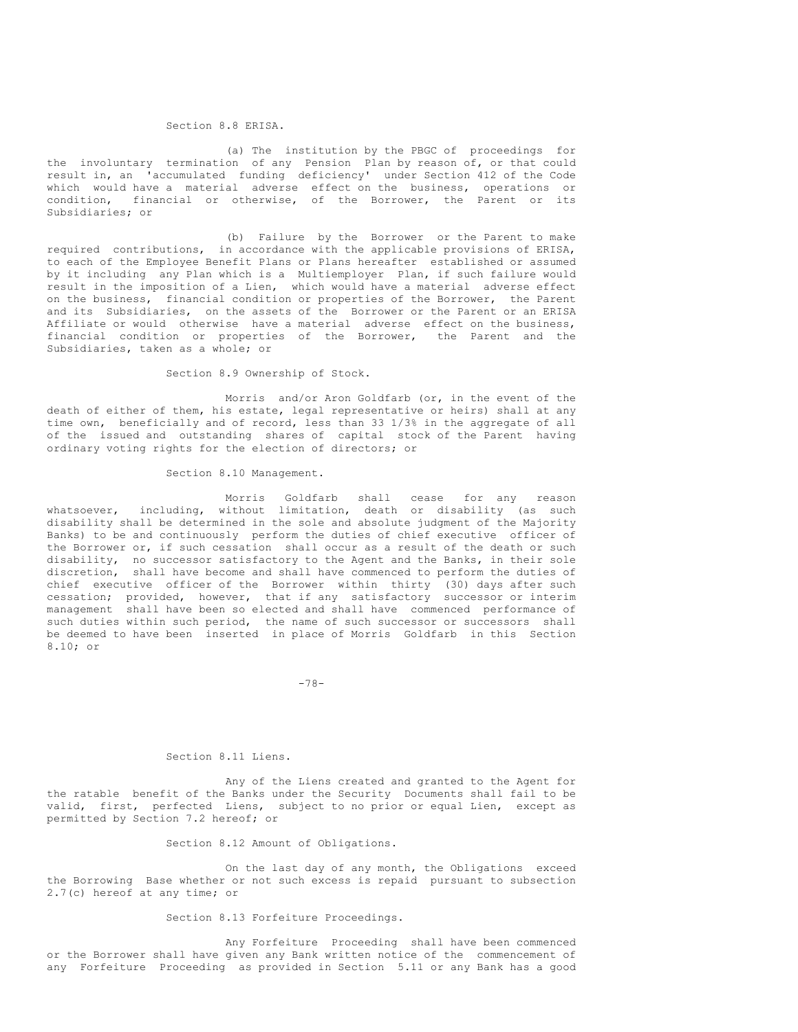### Section 8.8 ERISA.

(a) The institution by the PBGC of proceedings for the involuntary termination of any Pension Plan by reason of, or that could result in, an 'accumulated funding deficiency' under Section 412 of the Code which would have a material adverse effect on the business, operations or condition, financial or otherwise, of the Borrower, the Parent or its Subsidiaries; or

(b) Failure by the Borrower or the Parent to make required contributions, in accordance with the applicable provisions of ERISA, to each of the Employee Benefit Plans or Plans hereafter established or assumed by it including any Plan which is a Multiemployer Plan, if such failure would result in the imposition of a Lien, which would have a material adverse effect on the business, financial condition or properties of the Borrower, the Parent and its Subsidiaries, on the assets of the Borrower or the Parent or an ERISA Affiliate or would otherwise have a material adverse effect on the business, financial condition or properties of the Borrower, the Parent and the Subsidiaries, taken as a whole; or

### Section 8.9 Ownership of Stock.

Morris and/or Aron Goldfarb (or, in the event of the death of either of them, his estate, legal representative or heirs) shall at any time own, beneficially and of record, less than 33 1/3% in the aggregate of all of the issued and outstanding shares of capital stock of the Parent having ordinary voting rights for the election of directors; or

### Section 8.10 Management.

Morris Goldfarb shall cease for any reason whatsoever, including, without limitation, death or disability (as such disability shall be determined in the sole and absolute judgment of the Majority Banks) to be and continuously perform the duties of chief executive officer of the Borrower or, if such cessation shall occur as a result of the death or such disability, no successor satisfactory to the Agent and the Banks, in their sole discretion, shall have become and shall have commenced to perform the duties of chief executive officer of the Borrower within thirty (30) days after such cessation; provided, however, that if any satisfactory successor or interim management shall have been so elected and shall have commenced performance of such duties within such period, the name of such successor or successors shall be deemed to have been inserted in place of Morris Goldfarb in this Section 8.10; or

### Section 8.11 Liens.

Any of the Liens created and granted to the Agent for the ratable benefit of the Banks under the Security Documents shall fail to be valid, first, perfected Liens, subject to no prior or equal Lien, except as permitted by Section 7.2 hereof; or

### Section 8.12 Amount of Obligations.

On the last day of any month, the Obligations exceed the Borrowing Base whether or not such excess is repaid pursuant to subsection 2.7(c) hereof at any time; or

### Section 8.13 Forfeiture Proceedings.

Any Forfeiture Proceeding shall have been commenced or the Borrower shall have given any Bank written notice of the commencement of any Forfeiture Proceeding as provided in Section 5.11 or any Bank has a good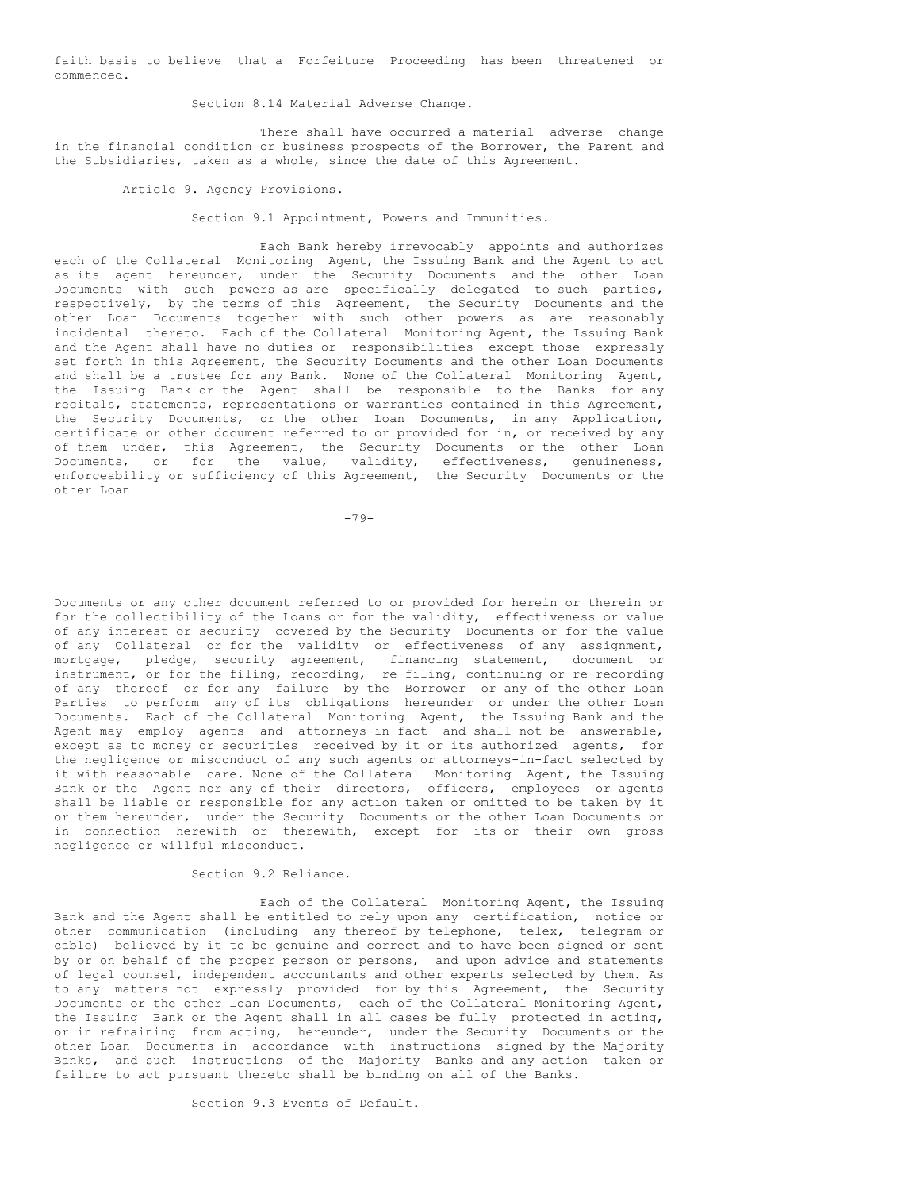faith basis to believe that a Forfeiture Proceeding has been threatened or commenced.

Section 8.14 Material Adverse Change.

There shall have occurred a material adverse change in the financial condition or business prospects of the Borrower, the Parent and the Subsidiaries, taken as a whole, since the date of this Agreement.

## Article 9. Agency Provisions.

### Section 9.1 Appointment, Powers and Immunities.

Each Bank hereby irrevocably appoints and authorizes each of the Collateral Monitoring Agent, the Issuing Bank and the Agent to act as its agent hereunder, under the Security Documents and the other Loan Documents with such powers as are specifically delegated to such parties, respectively, by the terms of this Agreement, the Security Documents and the other Loan Documents together with such other powers as are reasonably incidental thereto. Each of the Collateral Monitoring Agent, the Issuing Bank and the Agent shall have no duties or responsibilities except those expressly set forth in this Agreement, the Security Documents and the other Loan Documents and shall be a trustee for any Bank. None of the Collateral Monitoring Agent, the Issuing Bank or the Agent shall be responsible to the Banks for any recitals, statements, representations or warranties contained in this Agreement, the Security Documents, or the other Loan Documents, in any Application, certificate or other document referred to or provided for in, or received by any of them under, this Agreement, the Security Documents or the other Loan Documents, or for the value, validity, effectiveness, genuineness, enforceability or sufficiency of this Agreement, the Security Documents or the other Loan Documents or any other document referred to or provided for herein or therein or for the collectibility of the Loans or for the validity, effectiveness or value of any interest or security covered by the Security Documents or for the value of any Collateral or for the validity or effectiveness of any assignment, mortgage, pledge, security agreement, financing statement, document or instrument, or for the filing, recording, re-filing, continuing or re-recording of any thereof or for any failure by the Borrower or any of the other Loan Parties to perform any of its obligations hereunder or under the other Loan Documents. Each of the Collateral Monitoring Agent, the Issuing Bank and the Agent may employ agents and attorneys-in-fact and shall not be answerable, except as to money or securities received by it or its authorized agents, for the negligence or misconduct of any such agents or attorneys-in-fact selected by it with reasonable care. None of the Collateral Monitoring Agent, the Issuing Bank or the Agent nor any of their directors, officers, employees or agents shall be liable or responsible for any action taken or omitted to be taken by it or them hereunder, under the Security Documents or the other Loan Documents or in connection herewith or therewith, except for its or their own gross negligence or willful misconduct.

### Section 9.2 Reliance.

Each of the Collateral Monitoring Agent, the Issuing Bank and the Agent shall be entitled to rely upon any certification, notice or other communication (including any thereof by telephone, telex, telegram or cable) believed by it to be genuine and correct and to have been signed or sent by or on behalf of the proper person or persons, and upon advice and statements of legal counsel, independent accountants and other experts selected by them. As to any matters not expressly provided for by this Agreement, the Security Documents or the other Loan Documents, each of the Collateral Monitoring Agent, the Issuing Bank or the Agent shall in all cases be fully protected in acting, or in refraining from acting, hereunder, under the Security Documents or the other Loan Documents in accordance with instructions signed by the Majority Banks, and such instructions of the Majority Banks and any action taken or failure to act pursuant thereto shall be binding on all of the Banks.

### Section 9.3 Events of Default.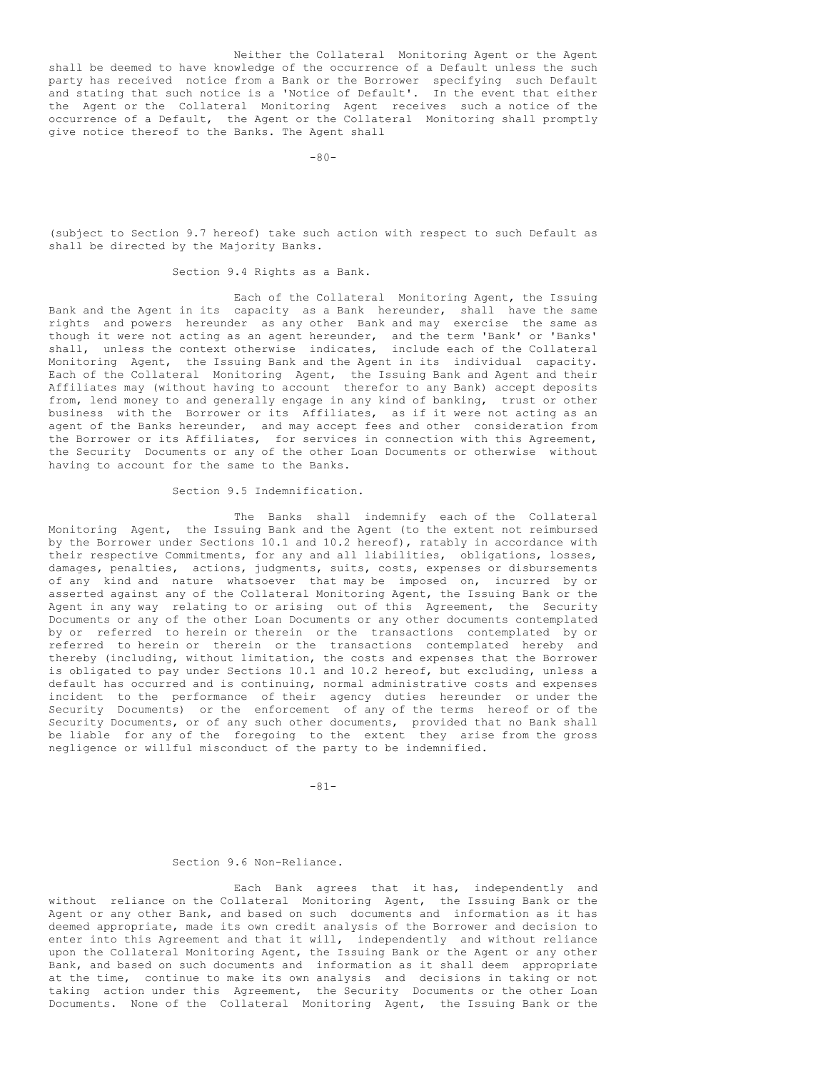Neither the Collateral Monitoring Agent or the Agent shall be deemed to have knowledge of the occurrence of a Default unless the such party has received notice from a Bank or the Borrower specifying such Default and stating that such notice is a 'Notice of Default'. In the event that either the Agent or the Collateral Monitoring Agent receives such a notice of the occurrence of a Default, the Agent or the Collateral Monitoring shall promptly give notice thereof to the Banks. The Agent shall (subject to Section 9.7 hereof) take such action with respect to such Default as shall be directed by the Majority Banks.

Section 9.4 Rights as a Bank.

Each of the Collateral Monitoring Agent, the Issuing Bank and the Agent in its capacity as a Bank hereunder, shall have the same rights and powers hereunder as any other Bank and may exercise the same as though it were not acting as an agent hereunder, and the term 'Bank' or 'Banks' shall, unless the context otherwise indicates, include each of the Collateral Monitoring Agent, the Issuing Bank and the Agent in its individual capacity. Each of the Collateral Monitoring Agent, the Issuing Bank and Agent and their Affiliates may (without having to account therefor to any Bank) accept deposits from, lend money to and generally engage in any kind of banking, trust or other business with the Borrower or its Affiliates, as if it were not acting as an agent of the Banks hereunder, and may accept fees and other consideration from the Borrower or its Affiliates, for services in connection with this Agreement, the Security Documents or any of the other Loan Documents or otherwise without having to account for the same to the Banks.

Section 9.5 Indemnification.

The Banks shall indemnify each of the Collateral Monitoring Agent, the Issuing Bank and the Agent (to the extent not reimbursed by the Borrower under Sections 10.1 and 10.2 hereof), ratably in accordance with their respective Commitments, for any and all liabilities, obligations, losses, damages, penalties, actions, judgments, suits, costs, expenses or disbursements of any kind and nature whatsoever that may be imposed on, incurred by or asserted against any of the Collateral Monitoring Agent, the Issuing Bank or the Agent in any way relating to or arising out of this Agreement, the Security Documents or any of the other Loan Documents or any other documents contemplated by or referred to herein or therein or the transactions contemplated by or referred to herein or therein or the transactions contemplated hereby and thereby (including, without limitation, the costs and expenses that the Borrower is obligated to pay under Sections 10.1 and 10.2 hereof, but excluding, unless a default has occurred and is continuing, normal administrative costs and expenses incident to the performance of their agency duties hereunder or under the Security Documents) or the enforcement of any of the terms hereof or of the Security Documents, or of any such other documents, provided that no Bank shall be liable for any of the foregoing to the extent they arise from the gross negligence or willful misconduct of the party to be indemnified.

Section 9.6 Non-Reliance.

Each Bank agrees that it has, independently and without reliance on the Collateral Monitoring Agent, the Issuing Bank or the Agent or any other Bank, and based on such documents and information as it has deemed appropriate, made its own credit analysis of the Borrower and decision to enter into this Agreement and that it will, independently and without reliance upon the Collateral Monitoring Agent, the Issuing Bank or the Agent or any other Bank, and based on such documents and information as it shall deem appropriate at the time, continue to make its own analysis and decisions in taking or not taking action under this Agreement, the Security Documents or the other Loan Documents. None of the Collateral Monitoring Agent, the Issuing Bank or the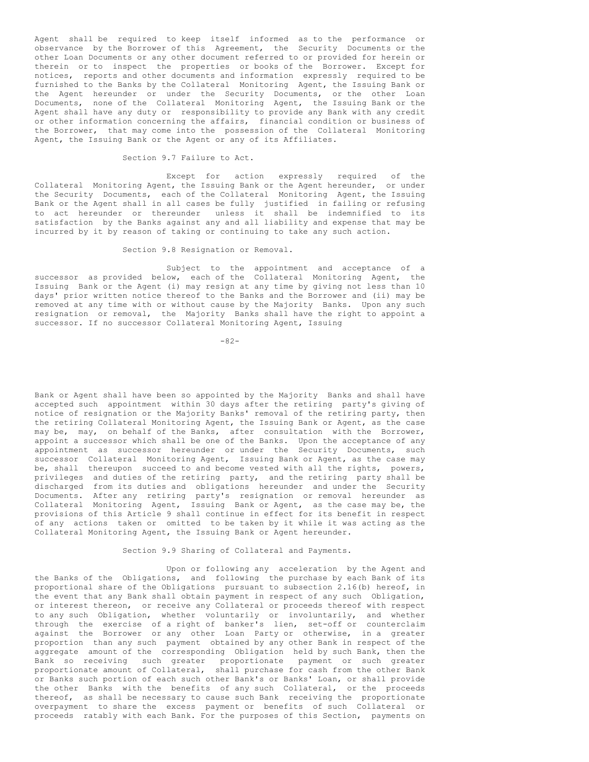Agent shall be required to keep itself informed as to the performance or observance by the Borrower of this Agreement, the Security Documents or the other Loan Documents or any other document referred to or provided for herein or therein or to inspect the properties or books of the Borrower. Except for notices, reports and other documents and information expressly required to be furnished to the Banks by the Collateral Monitoring Agent, the Issuing Bank or the Agent hereunder or under the Security Documents, or the other Loan Documents, none of the Collateral Monitoring Agent, the Issuing Bank or the Agent shall have any duty or responsibility to provide any Bank with any credit or other information concerning the affairs, financial condition or business of the Borrower, that may come into the possession of the Collateral Monitoring Agent, the Issuing Bank or the Agent or any of its Affiliates.

### Section 9.7 Failure to Act.

Except for action expressly required of the Collateral Monitoring Agent, the Issuing Bank or the Agent hereunder, or under the Security Documents, each of the Collateral Monitoring Agent, the Issuing Bank or the Agent shall in all cases be fully justified in failing or refusing to act hereunder or thereunder unless it shall be indemnified to its satisfaction by the Banks against any and all liability and expense that may be incurred by it by reason of taking or continuing to take any such action.

### Section 9.8 Resignation or Removal.

Subject to the appointment and acceptance of a successor as provided below, each of the Collateral Monitoring Agent, the Issuing Bank or the Agent (i) may resign at any time by giving not less than 10 days' prior written notice thereof to the Banks and the Borrower and (ii) may be removed at any time with or without cause by the Majority Banks. Upon any such resignation or removal, the Majority Banks shall have the right to appoint a successor. If no successor Collateral Monitoring Agent, Issuing Bank or Agent shall have been so appointed by the Majority Banks and shall have accepted such appointment within 30 days after the retiring party's giving of notice of resignation or the Majority Banks' removal of the retiring party, then the retiring Collateral Monitoring Agent, the Issuing Bank or Agent, as the case may be, may, on behalf of the Banks, after consultation with the Borrower, appoint a successor which shall be one of the Banks. Upon the acceptance of any appointment as successor hereunder or under the Security Documents, such successor Collateral Monitoring Agent, Issuing Bank or Agent, as the case may be, shall thereupon succeed to and become vested with all the rights, powers, privileges and duties of the retiring party, and the retiring party shall be discharged from its duties and obligations hereunder and under the Security Documents. After any retiring party's resignation or removal hereunder as Collateral Monitoring Agent, Issuing Bank or Agent, as the case may be, the provisions of this Article 9 shall continue in effect for its benefit in respect of any actions taken or omitted to be taken by it while it was acting as the Collateral Monitoring Agent, the Issuing Bank or Agent hereunder.

### Section 9.9 Sharing of Collateral and Payments.

Upon or following any acceleration by the Agent and the Banks of the Obligations, and following the purchase by each Bank of its proportional share of the Obligations pursuant to subsection 2.16(b) hereof, in the event that any Bank shall obtain payment in respect of any such Obligation, or interest thereon, or receive any Collateral or proceeds thereof with respect to any such Obligation, whether voluntarily or involuntarily, and whether through the exercise of a right of banker's lien, set-off or counterclaim against the Borrower or any other Loan Party or otherwise, in a greater proportion than any such payment obtained by any other Bank in respect of the aggregate amount of the corresponding Obligation held by such Bank, then the Bank so receiving such greater proportionate payment or such greater proportionate amount of Collateral, shall purchase for cash from the other Bank or Banks such portion of each such other Bank's or Banks' Loan, or shall provide the other Banks with the benefits of any such Collateral, or the proceeds thereof, as shall be necessary to cause such Bank receiving the proportionate overpayment to share the excess payment or benefits of such Collateral or proceeds ratably with each Bank. For the purposes of this Section, payments on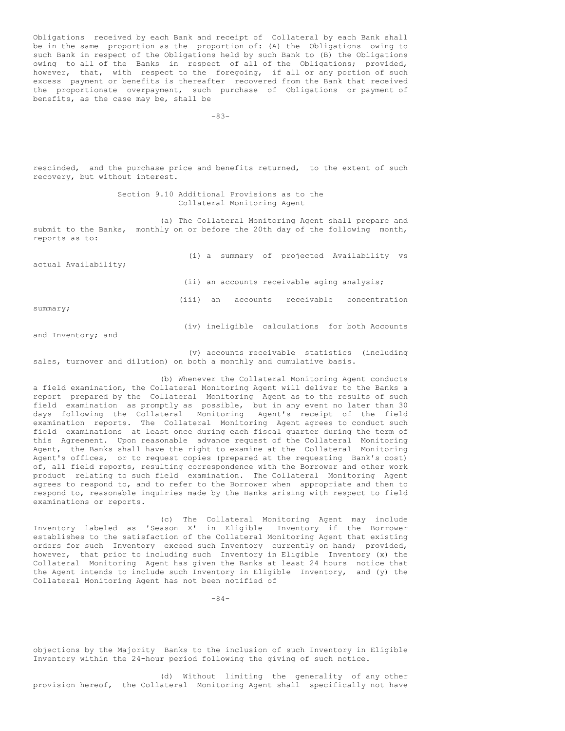Obligations received by each Bank and receipt of Collateral by each Bank shall be in the same proportion as the proportion of: (A) the Obligations owing to such Bank in respect of the Obligations held by such Bank to (B) the Obligations owing to all of the Banks in respect of all of the Obligations; provided, however, that, with respect to the foregoing, if all or any portion of such excess payment or benefits is thereafter recovered from the Bank that received the proportionate overpayment, such purchase of Obligations or payment of benefits, as the case may be, shall be rescinded, and the purchase price and benefits returned, to the extent of such recovery, but without interest.

### Section 9.10 Additional Provisions as to the Collateral Monitoring Agent

(a) The Collateral Monitoring Agent shall prepare and submit to the Banks, monthly on or before the 20th day of the following month, reports as to:

(i) a summary of projected Availability vs actual Availability;

(ii) an accounts receivable aging analysis;

(iii) an accounts receivable concentration summary;

(iv) ineligible calculations for both Accounts and Inventory; and

(v) accounts receivable statistics (including sales, turnover and dilution) on both a monthly and cumulative basis.

(b) Whenever the Collateral Monitoring Agent conducts a field examination, the Collateral Monitoring Agent will deliver to the Banks a report prepared by the Collateral Monitoring Agent as to the results of such field examination as promptly as possible, but in any event no later than 30 days following the Collateral Monitoring Agent's receipt of the field examination reports. The Collateral Monitoring Agent agrees to conduct such field examinations at least once during each fiscal quarter during the term of this Agreement. Upon reasonable advance request of the Collateral Monitoring Agent, the Banks shall have the right to examine at the Collateral Monitoring Agent's offices, or to request copies (prepared at the requesting Bank's cost) of, all field reports, resulting correspondence with the Borrower and other work product relating to such field examination. The Collateral Monitoring Agent agrees to respond to, and to refer to the Borrower when appropriate and then to respond to, reasonable inquiries made by the Banks arising with respect to field examinations or reports.

(c) The Collateral Monitoring Agent may include Inventory labeled as 'Season X' in Eligible Inventory if the Borrower establishes to the satisfaction of the Collateral Monitoring Agent that existing orders for such Inventory exceed such Inventory currently on hand; provided, however, that prior to including such Inventory in Eligible Inventory (x) the Collateral Monitoring Agent has given the Banks at least 24 hours notice that the Agent intends to include such Inventory in Eligible Inventory, and (y) the Collateral Monitoring Agent has not been notified of objections by the Majority Banks to the inclusion of such Inventory in Eligible Inventory within the 24-hour period following the giving of such notice.

(d) Without limiting the generality of any other provision hereof, the Collateral Monitoring Agent shall specifically not have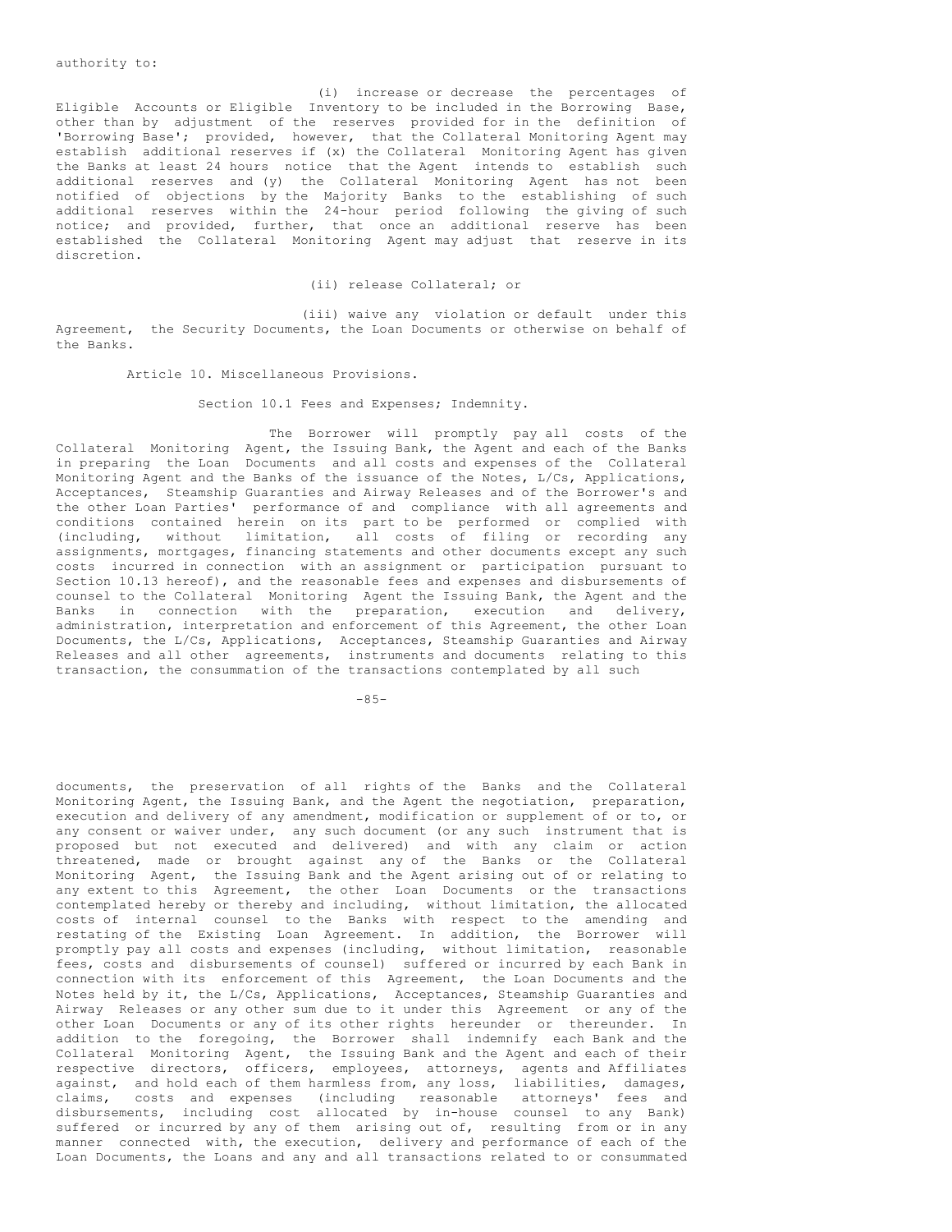authority to:

(i) increase or decrease the percentages of Eligible Accounts or Eligible Inventory to be included in the Borrowing Base, other than by adjustment of the reserves provided for in the definition of 'Borrowing Base'; provided, however, that the Collateral Monitoring Agent may establish additional reserves if (x) the Collateral Monitoring Agent has given the Banks at least 24 hours notice that the Agent intends to establish such additional reserves and (y) the Collateral Monitoring Agent has not been notified of objections by the Majority Banks to the establishing of such additional reserves within the 24-hour period following the giving of such notice; and provided, further, that once an additional reserve has been established the Collateral Monitoring Agent may adjust that reserve in its discretion.

(ii) release Collateral; or

(iii) waive any violation or default under this Agreement, the Security Documents, the Loan Documents or otherwise on behalf of the Banks.

## Article 10. Miscellaneous Provisions.

### Section 10.1 Fees and Expenses; Indemnity.

The Borrower will promptly pay all costs of the Collateral Monitoring Agent, the Issuing Bank, the Agent and each of the Banks in preparing the Loan Documents and all costs and expenses of the Collateral Monitoring Agent and the Banks of the issuance of the Notes, L/Cs, Applications, Acceptances, Steamship Guaranties and Airway Releases and of the Borrower's and the other Loan Parties' performance of and compliance with all agreements and conditions contained herein on its part to be performed or complied with (including, without limitation, all costs of filing or recording any assignments, mortgages, financing statements and other documents except any such costs incurred in connection with an assignment or participation pursuant to Section 10.13 hereof), and the reasonable fees and expenses and disbursements of counsel to the Collateral Monitoring Agent the Issuing Bank, the Agent and the Banks in connection with the preparation, execution and delivery, administration, interpretation and enforcement of this Agreement, the other Loan Documents, the L/Cs, Applications, Acceptances, Steamship Guaranties and Airway Releases and all other agreements, instruments and documents relating to this transaction, the consummation of the transactions contemplated by all such documents, the preservation of all rights of the Banks and the Collateral Monitoring Agent, the Issuing Bank, and the Agent the negotiation, preparation, execution and delivery of any amendment, modification or supplement of or to, or any consent or waiver under, any such document (or any such instrument that is proposed but not executed and delivered) and with any claim or action threatened, made or brought against any of the Banks or the Collateral Monitoring Agent, the Issuing Bank and the Agent arising out of or relating to any extent to this Agreement, the other Loan Documents or the transactions contemplated hereby or thereby and including, without limitation, the allocated costs of internal counsel to the Banks with respect to the amending and restating of the Existing Loan Agreement. In addition, the Borrower will promptly pay all costs and expenses (including, without limitation, reasonable fees, costs and disbursements of counsel) suffered or incurred by each Bank in connection with its enforcement of this Agreement, the Loan Documents and the Notes held by it, the L/Cs, Applications, Acceptances, Steamship Guaranties and Airway Releases or any other sum due to it under this Agreement or any of the other Loan Documents or any of its other rights hereunder or thereunder. In addition to the foregoing, the Borrower shall indemnify each Bank and the Collateral Monitoring Agent, the Issuing Bank and the Agent and each of their respective directors, officers, employees, attorneys, agents and Affiliates against, and hold each of them harmless from, any loss, liabilities, damages, claims, costs and expenses (including reasonable attorneys' fees and disbursements, including cost allocated by in-house counsel to any Bank) suffered or incurred by any of them arising out of, resulting from or in any manner connected with, the execution, delivery and performance of each of the Loan Documents, the Loans and any and all transactions related to or consummated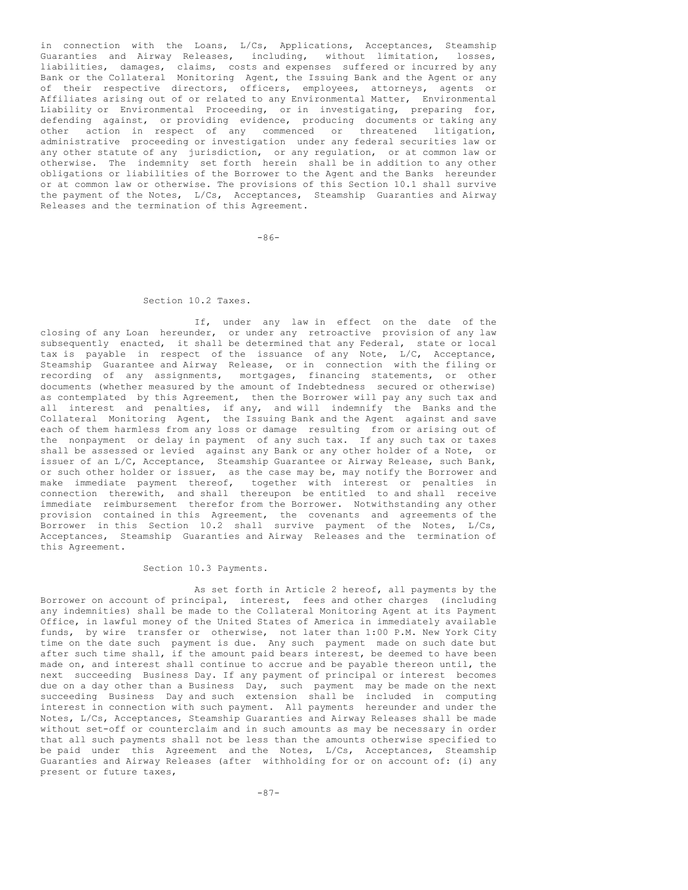in connection with the Loans, L/Cs, Applications, Acceptances, Steamship Guaranties and Airway Releases, including, without limitation, losses, liabilities, damages, claims, costs and expenses suffered or incurred by any Bank or the Collateral Monitoring Agent, the Issuing Bank and the Agent or any of their respective directors, officers, employees, attorneys, agents or Affiliates arising out of or related to any Environmental Matter, Environmental Liability or Environmental Proceeding, or in investigating, preparing for, defending against, or providing evidence, producing documents or taking any other action in respect of any commenced or threatened litigation, administrative proceeding or investigation under any federal securities law or any other statute of any jurisdiction, or any regulation, or at common law or otherwise. The indemnity set forth herein shall be in addition to any other obligations or liabilities of the Borrower to the Agent and the Banks hereunder or at common law or otherwise. The provisions of this Section 10.1 shall survive the payment of the Notes, L/Cs, Acceptances, Steamship Guaranties and Airway Releases and the termination of this Agreement.

Section 10.2 Taxes.

If, under any law in effect on the date of the closing of any Loan hereunder, or under any retroactive provision of any law subsequently enacted, it shall be determined that any Federal, state or local tax is payable in respect of the issuance of any Note, L/C, Acceptance, Steamship Guarantee and Airway Release, or in connection with the filing or recording of any assignments, mortgages, financing statements, or other documents (whether measured by the amount of Indebtedness secured or otherwise) as contemplated by this Agreement, then the Borrower will pay any such tax and all interest and penalties, if any, and will indemnify the Banks and the Collateral Monitoring Agent, the Issuing Bank and the Agent against and save each of them harmless from any loss or damage resulting from or arising out of the nonpayment or delay in payment of any such tax. If any such tax or taxes shall be assessed or levied against any Bank or any other holder of a Note, or issuer of an L/C, Acceptance, Steamship Guarantee or Airway Release, such Bank, or such other holder or issuer, as the case may be, may notify the Borrower and make immediate payment thereof, together with interest or penalties in connection therewith, and shall thereupon be entitled to and shall receive immediate reimbursement therefor from the Borrower. Notwithstanding any other provision contained in this Agreement, the covenants and agreements of the Borrower in this Section 10.2 shall survive payment of the Notes, L/Cs, Acceptances, Steamship Guaranties and Airway Releases and the termination of this Agreement.

Section 10.3 Payments.

As set forth in Article 2 hereof, all payments by the Borrower on account of principal, interest, fees and other charges (including any indemnities) shall be made to the Collateral Monitoring Agent at its Payment Office, in lawful money of the United States of America in immediately available funds, by wire transfer or otherwise, not later than 1:00 P.M. New York City time on the date such payment is due. Any such payment made on such date but after such time shall, if the amount paid bears interest, be deemed to have been made on, and interest shall continue to accrue and be payable thereon until, the next succeeding Business Day. If any payment of principal or interest becomes due on a day other than a Business Day, such payment may be made on the next succeeding Business Day and such extension shall be included in computing interest in connection with such payment. All payments hereunder and under the Notes, L/Cs, Acceptances, Steamship Guaranties and Airway Releases shall be made without set-off or counterclaim and in such amounts as may be necessary in order that all such payments shall not be less than the amounts otherwise specified to be paid under this Agreement and the Notes, L/Cs, Acceptances, Steamship Guaranties and Airway Releases (after withholding for or on account of: (i) any present or future taxes,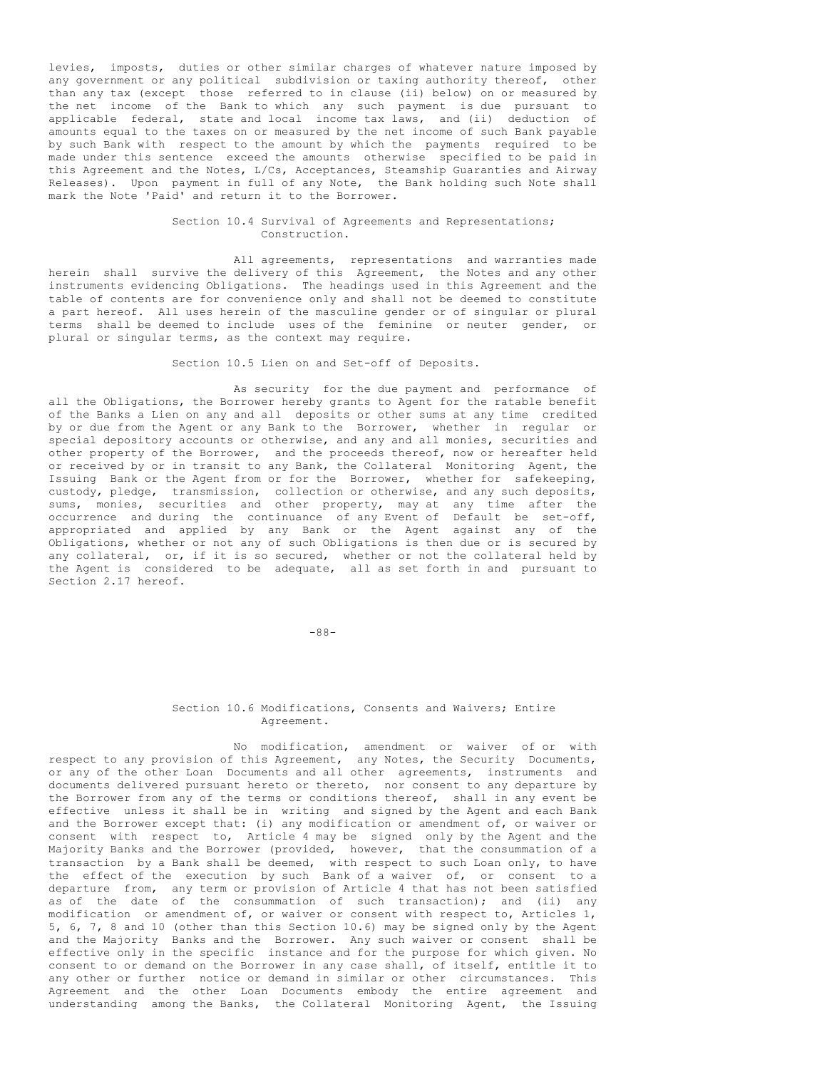levies, imposts, duties or other similar charges of whatever nature imposed by any government or any political subdivision or taxing authority thereof, other than any tax (except those referred to in clause (ii) below) on or measured by the net income of the Bank to which any such payment is due pursuant to applicable federal, state and local income tax laws, and (ii) deduction of amounts equal to the taxes on or measured by the net income of such Bank payable by such Bank with respect to the amount by which the payments required to be made under this sentence exceed the amounts otherwise specified to be paid in this Agreement and the Notes, L/Cs, Acceptances, Steamship Guaranties and Airway Releases). Upon payment in full of any Note, the Bank holding such Note shall mark the Note 'Paid' and return it to the Borrower.

### Section 10.4 Survival of Agreements and Representations; Construction.

All agreements, representations and warranties made herein shall survive the delivery of this Agreement, the Notes and any other instruments evidencing Obligations. The headings used in this Agreement and the table of contents are for convenience only and shall not be deemed to constitute a part hereof. All uses herein of the masculine gender or of singular or plural terms shall be deemed to include uses of the feminine or neuter gender, or plural or singular terms, as the context may require.

### Section 10.5 Lien on and Set-off of Deposits.

As security for the due payment and performance of all the Obligations, the Borrower hereby grants to Agent for the ratable benefit of the Banks a Lien on any and all deposits or other sums at any time credited by or due from the Agent or any Bank to the Borrower, whether in regular or special depository accounts or otherwise, and any and all monies, securities and other property of the Borrower, and the proceeds thereof, now or hereafter held or received by or in transit to any Bank, the Collateral Monitoring Agent, the Issuing Bank or the Agent from or for the Borrower, whether for safekeeping, custody, pledge, transmission, collection or otherwise, and any such deposits, sums, monies, securities and other property, may at any time after the occurrence and during the continuance of any Event of Default be set-off, appropriated and applied by any Bank or the Agent against any of the Obligations, whether or not any of such Obligations is then due or is secured by any collateral, or, if it is so secured, whether or not the collateral held by the Agent is considered to be adequate, all as set forth in and pursuant to Section 2.17 hereof.

### Section 10.6 Modifications, Consents and Waivers; Entire Agreement.

No modification, amendment or waiver of or with respect to any provision of this Agreement, any Notes, the Security Documents, or any of the other Loan Documents and all other agreements, instruments and documents delivered pursuant hereto or thereto, nor consent to any departure by the Borrower from any of the terms or conditions thereof, shall in any event be effective unless it shall be in writing and signed by the Agent and each Bank and the Borrower except that: (i) any modification or amendment of, or waiver or consent with respect to, Article 4 may be signed only by the Agent and the Majority Banks and the Borrower (provided, however, that the consummation of a transaction by a Bank shall be deemed, with respect to such Loan only, to have the effect of the execution by such Bank of a waiver of, or consent to a departure from, any term or provision of Article 4 that has not been satisfied as of the date of the consummation of such transaction); and (ii) any modification or amendment of, or waiver or consent with respect to, Articles 1, 5, 6, 7, 8 and 10 (other than this Section 10.6) may be signed only by the Agent and the Majority Banks and the Borrower. Any such waiver or consent shall be effective only in the specific instance and for the purpose for which given. No consent to or demand on the Borrower in any case shall, of itself, entitle it to any other or further notice or demand in similar or other circumstances. This Agreement and the other Loan Documents embody the entire agreement and understanding among the Banks, the Collateral Monitoring Agent, the Issuing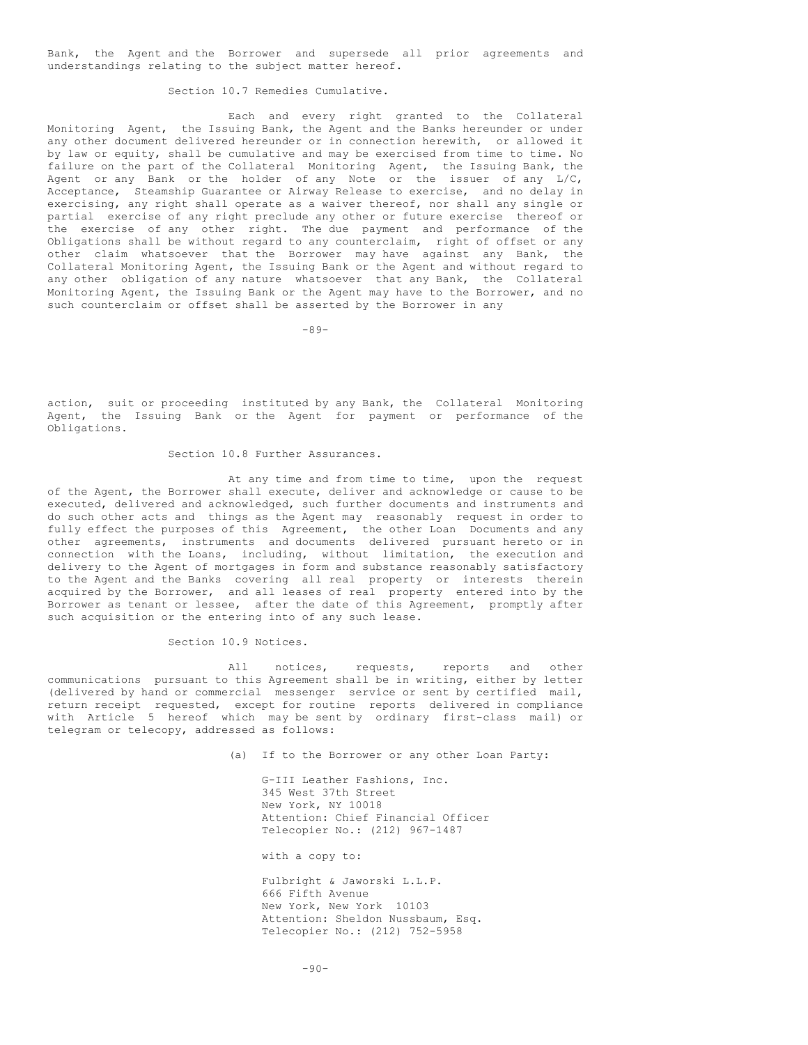Bank, the Agent and the Borrower and supersede all prior agreements and understandings relating to the subject matter hereof.

Section 10.7 Remedies Cumulative.

Each and every right granted to the Collateral Monitoring Agent, the Issuing Bank, the Agent and the Banks hereunder or under any other document delivered hereunder or in connection herewith, or allowed it by law or equity, shall be cumulative and may be exercised from time to time. No failure on the part of the Collateral Monitoring Agent, the Issuing Bank, the Agent or any Bank or the holder of any Note or the issuer of any L/C, Acceptance, Steamship Guarantee or Airway Release to exercise, and no delay in exercising, any right shall operate as a waiver thereof, nor shall any single or partial exercise of any right preclude any other or future exercise thereof or the exercise of any other right. The due payment and performance of the Obligations shall be without regard to any counterclaim, right of offset or any other claim whatsoever that the Borrower may have against any Bank, the Collateral Monitoring Agent, the Issuing Bank or the Agent and without regard to any other obligation of any nature whatsoever that any Bank, the Collateral Monitoring Agent, the Issuing Bank or the Agent may have to the Borrower, and no such counterclaim or offset shall be asserted by the Borrower in any action, suit or proceeding instituted by any Bank, the Collateral Monitoring Agent, the Issuing Bank or the Agent for payment or performance of the Obligations.

Section 10.8 Further Assurances.

At any time and from time to time, upon the request of the Agent, the Borrower shall execute, deliver and acknowledge or cause to be executed, delivered and acknowledged, such further documents and instruments and do such other acts and things as the Agent may reasonably request in order to fully effect the purposes of this Agreement, the other Loan Documents and any other agreements, instruments and documents delivered pursuant hereto or in connection with the Loans, including, without limitation, the execution and delivery to the Agent of mortgages in form and substance reasonably satisfactory to the Agent and the Banks covering all real property or interests therein acquired by the Borrower, and all leases of real property entered into by the Borrower as tenant or lessee, after the date of this Agreement, promptly after such acquisition or the entering into of any such lease.

Section 10.9 Notices.

All notices, requests, reports and other communications pursuant to this Agreement shall be in writing, either by letter (delivered by hand or commercial messenger service or sent by certified mail, return receipt requested, except for routine reports delivered in compliance with Article 5 hereof which may be sent by ordinary first-class mail) or telegram or telecopy, addressed as follows:

(a) If to the Borrower or any other Loan Party:

G-III Leather Fashions, Inc.
345 West 37th Street
New York, NY 10018
Attention: Chief Financial Officer
Telecopier No.: (212) 967-1487

with a copy to:

Fulbright & Jaworski L.L.P.
666 Fifth Avenue
New York, New York 10103
Attention: Sheldon Nussbaum, Esq.
Telecopier No.: (212) 752-5958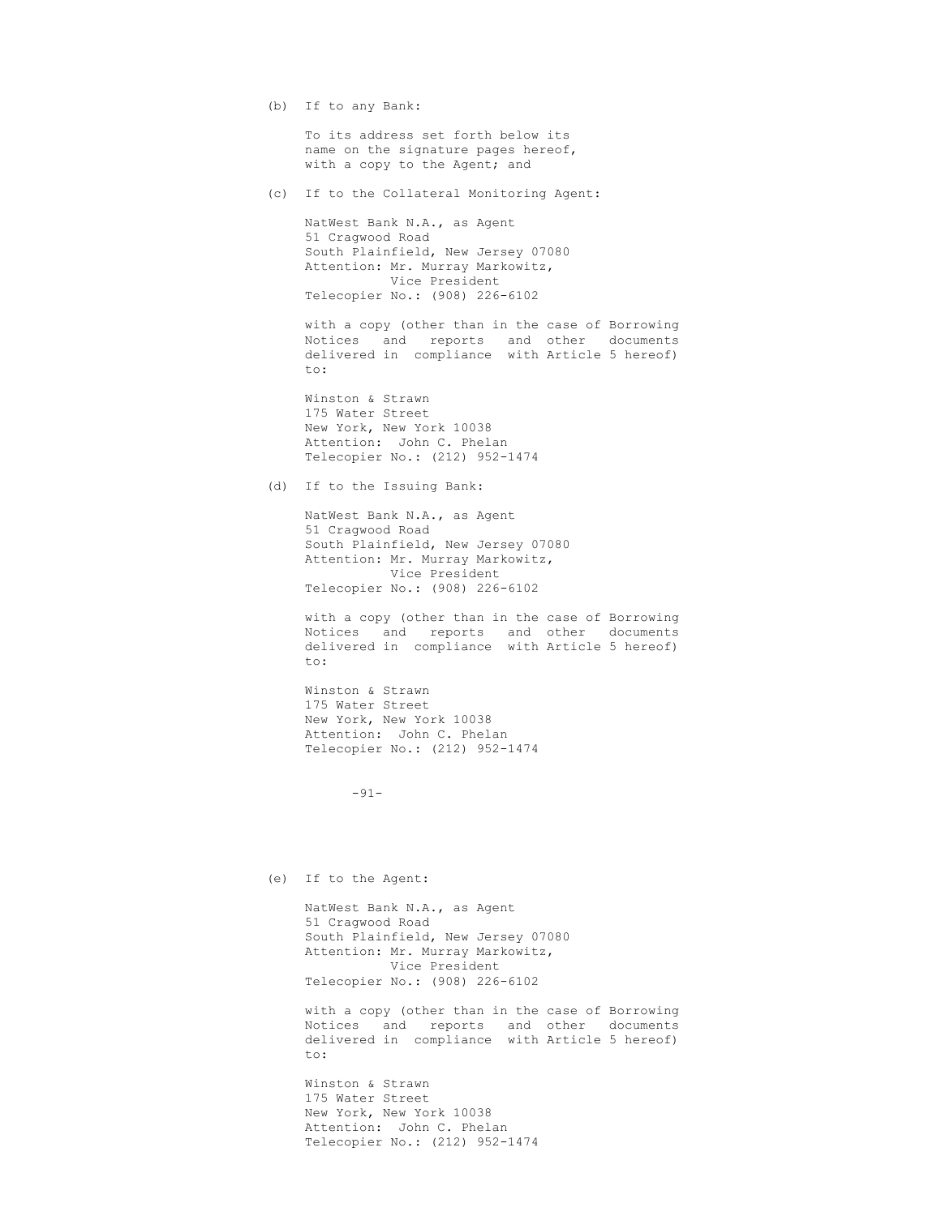(b) If to any Bank:

To its address set forth below its name on the signature pages hereof, with a copy to the Agent; and

(c) If to the Collateral Monitoring Agent:

NatWest Bank N.A., as Agent
51 Cragwood Road
South Plainfield, New Jersey 07080
Attention: Mr. Murray Markowitz,
Vice President
Telecopier No.: (908) 226-6102

with a copy (other than in the case of Borrowing Notices and reports and other documents delivered in compliance with Article 5 hereof) to:

Winston & Strawn
175 Water Street
New York, New York 10038
Attention: John C. Phelan
Telecopier No.: (212) 952-1474

(d) If to the Issuing Bank:

NatWest Bank N.A., as Agent
51 Cragwood Road
South Plainfield, New Jersey 07080
Attention: Mr. Murray Markowitz,
Vice President
Telecopier No.: (908) 226-6102

with a copy (other than in the case of Borrowing Notices and reports and other documents delivered in compliance with Article 5 hereof) to:

Winston & Strawn
175 Water Street
New York, New York 10038
Attention: John C. Phelan
Telecopier No.: (212) 952-1474

(e) If to the Agent:

NatWest Bank N.A., as Agent
51 Cragwood Road
South Plainfield, New Jersey 07080
Attention: Mr. Murray Markowitz,
Vice President
Telecopier No.: (908) 226-6102

with a copy (other than in the case of Borrowing Notices and reports and other documents delivered in compliance with Article 5 hereof) to:

Winston & Strawn
175 Water Street
New York, New York 10038
Attention: John C. Phelan
Telecopier No.: (212) 952-1474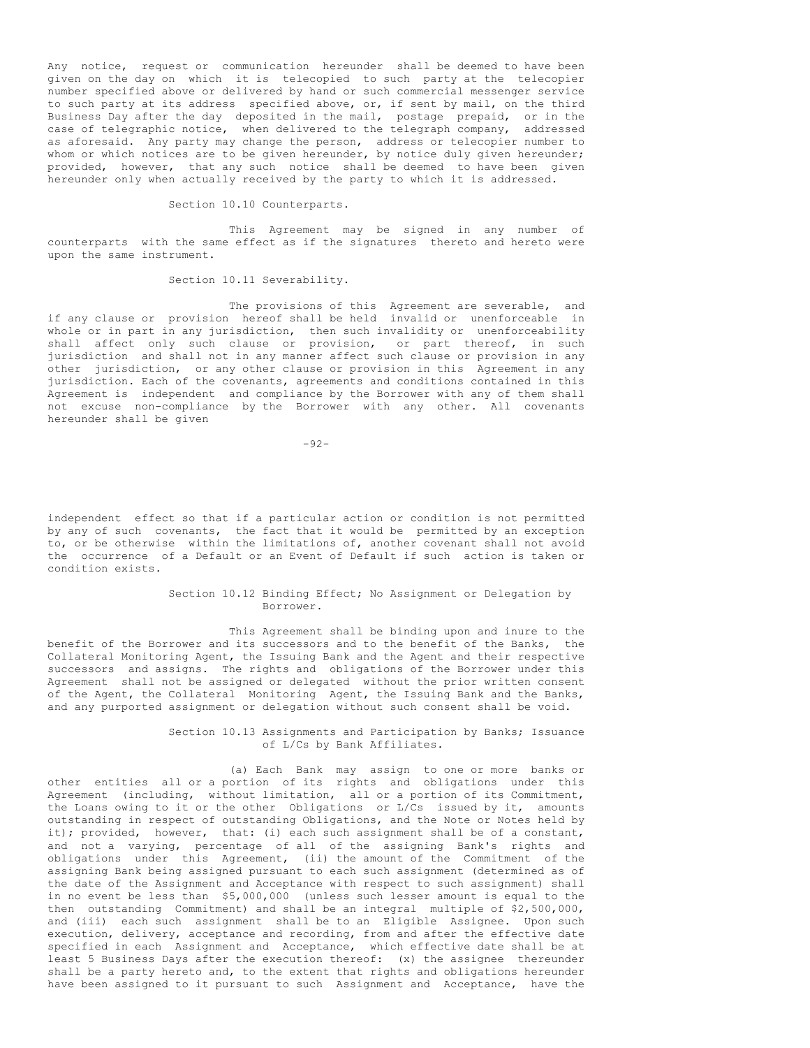Any notice, request or communication hereunder shall be deemed to have been given on the day on which it is telecopied to such party at the telecopier number specified above or delivered by hand or such commercial messenger service to such party at its address specified above, or, if sent by mail, on the third Business Day after the day deposited in the mail, postage prepaid, or in the case of telegraphic notice, when delivered to the telegraph company, addressed as aforesaid. Any party may change the person, address or telecopier number to whom or which notices are to be given hereunder, by notice duly given hereunder; provided, however, that any such notice shall be deemed to have been given hereunder only when actually received by the party to which it is addressed.

Section 10.10 Counterparts.

This Agreement may be signed in any number of counterparts with the same effect as if the signatures thereto and hereto were upon the same instrument.

Section 10.11 Severability.

The provisions of this Agreement are severable, and if any clause or provision hereof shall be held invalid or unenforceable in whole or in part in any jurisdiction, then such invalidity or unenforceability shall affect only such clause or provision, or part thereof, in such jurisdiction and shall not in any manner affect such clause or provision in any other jurisdiction, or any other clause or provision in this Agreement in any jurisdiction. Each of the covenants, agreements and conditions contained in this Agreement is independent and compliance by the Borrower with any of them shall not excuse non-compliance by the Borrower with any other. All covenants hereunder shall be given independent effect so that if a particular action or condition is not permitted by any of such covenants, the fact that it would be permitted by an exception to, or be otherwise within the limitations of, another covenant shall not avoid the occurrence of a Default or an Event of Default if such action is taken or condition exists.

Section 10.12 Binding Effect; No Assignment or Delegation by Borrower.

This Agreement shall be binding upon and inure to the benefit of the Borrower and its successors and to the benefit of the Banks, the Collateral Monitoring Agent, the Issuing Bank and the Agent and their respective successors and assigns. The rights and obligations of the Borrower under this Agreement shall not be assigned or delegated without the prior written consent of the Agent, the Collateral Monitoring Agent, the Issuing Bank and the Banks, and any purported assignment or delegation without such consent shall be void.

Section 10.13 Assignments and Participation by Banks; Issuance of L/Cs by Bank Affiliates.

(a) Each Bank may assign to one or more banks or other entities all or a portion of its rights and obligations under this Agreement (including, without limitation, all or a portion of its Commitment, the Loans owing to it or the other Obligations or L/Cs issued by it, amounts outstanding in respect of outstanding Obligations, and the Note or Notes held by it); provided, however, that: (i) each such assignment shall be of a constant, and not a varying, percentage of all of the assigning Bank's rights and obligations under this Agreement, (ii) the amount of the Commitment of the assigning Bank being assigned pursuant to each such assignment (determined as of the date of the Assignment and Acceptance with respect to such assignment) shall in no event be less than $5,000,000 (unless such lesser amount is equal to the then outstanding Commitment) and shall be an integral multiple of $2,500,000, and (iii) each such assignment shall be to an Eligible Assignee. Upon such execution, delivery, acceptance and recording, from and after the effective date specified in each Assignment and Acceptance, which effective date shall be at least 5 Business Days after the execution thereof: (x) the assignee thereunder shall be a party hereto and, to the extent that rights and obligations hereunder have been assigned to it pursuant to such Assignment and Acceptance, have the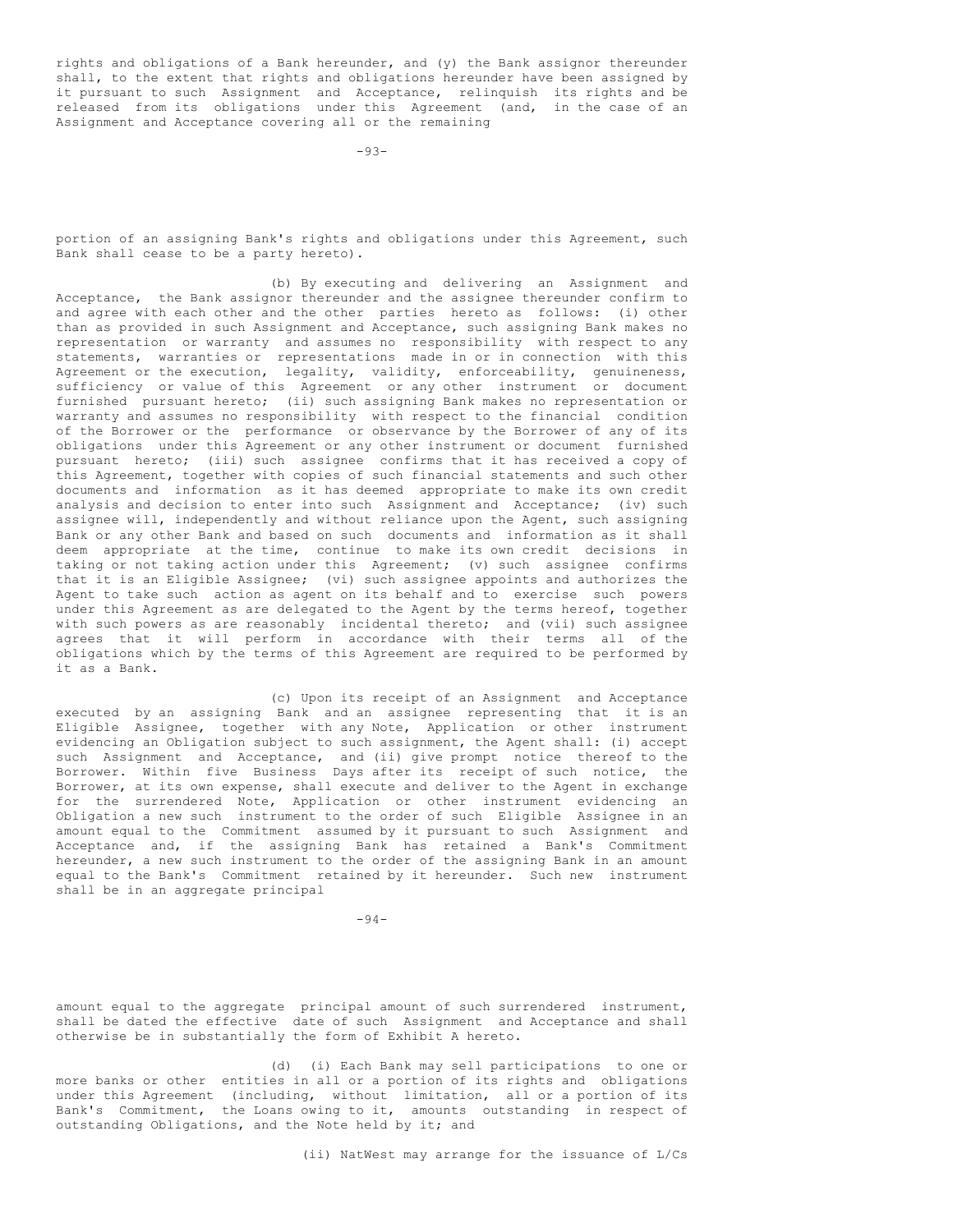rights and obligations of a Bank hereunder, and (y) the Bank assignor thereunder shall, to the extent that rights and obligations hereunder have been assigned by it pursuant to such Assignment and Acceptance, relinquish its rights and be released from its obligations under this Agreement (and, in the case of an Assignment and Acceptance covering all or the remaining portion of an assigning Bank's rights and obligations under this Agreement, such Bank shall cease to be a party hereto).

(b) By executing and delivering an Assignment and Acceptance, the Bank assignor thereunder and the assignee thereunder confirm to and agree with each other and the other parties hereto as follows: (i) other than as provided in such Assignment and Acceptance, such assigning Bank makes no representation or warranty and assumes no responsibility with respect to any statements, warranties or representations made in or in connection with this Agreement or the execution, legality, validity, enforceability, genuineness, sufficiency or value of this Agreement or any other instrument or document furnished pursuant hereto; (ii) such assigning Bank makes no representation or warranty and assumes no responsibility with respect to the financial condition of the Borrower or the performance or observance by the Borrower of any of its obligations under this Agreement or any other instrument or document furnished pursuant hereto; (iii) such assignee confirms that it has received a copy of this Agreement, together with copies of such financial statements and such other documents and information as it has deemed appropriate to make its own credit analysis and decision to enter into such Assignment and Acceptance; (iv) such assignee will, independently and without reliance upon the Agent, such assigning Bank or any other Bank and based on such documents and information as it shall deem appropriate at the time, continue to make its own credit decisions in taking or not taking action under this Agreement; (v) such assignee confirms that it is an Eligible Assignee; (vi) such assignee appoints and authorizes the Agent to take such action as agent on its behalf and to exercise such powers under this Agreement as are delegated to the Agent by the terms hereof, together with such powers as are reasonably incidental thereto; and (vii) such assignee agrees that it will perform in accordance with their terms all of the obligations which by the terms of this Agreement are required to be performed by it as a Bank.

(c) Upon its receipt of an Assignment and Acceptance executed by an assigning Bank and an assignee representing that it is an Eligible Assignee, together with any Note, Application or other instrument evidencing an Obligation subject to such assignment, the Agent shall: (i) accept such Assignment and Acceptance, and (ii) give prompt notice thereof to the Borrower. Within five Business Days after its receipt of such notice, the Borrower, at its own expense, shall execute and deliver to the Agent in exchange for the surrendered Note, Application or other instrument evidencing an Obligation a new such instrument to the order of such Eligible Assignee in an amount equal to the Commitment assumed by it pursuant to such Assignment and Acceptance and, if the assigning Bank has retained a Bank's Commitment hereunder, a new such instrument to the order of the assigning Bank in an amount equal to the Bank's Commitment retained by it hereunder. Such new instrument shall be in an aggregate principal amount equal to the aggregate principal amount of such surrendered instrument, shall be dated the effective date of such Assignment and Acceptance and shall otherwise be in substantially the form of Exhibit A hereto.

(d) (i) Each Bank may sell participations to one or more banks or other entities in all or a portion of its rights and obligations under this Agreement (including, without limitation, all or a portion of its Bank's Commitment, the Loans owing to it, amounts outstanding in respect of outstanding Obligations, and the Note held by it; and

(ii) NatWest may arrange for the issuance of L/Cs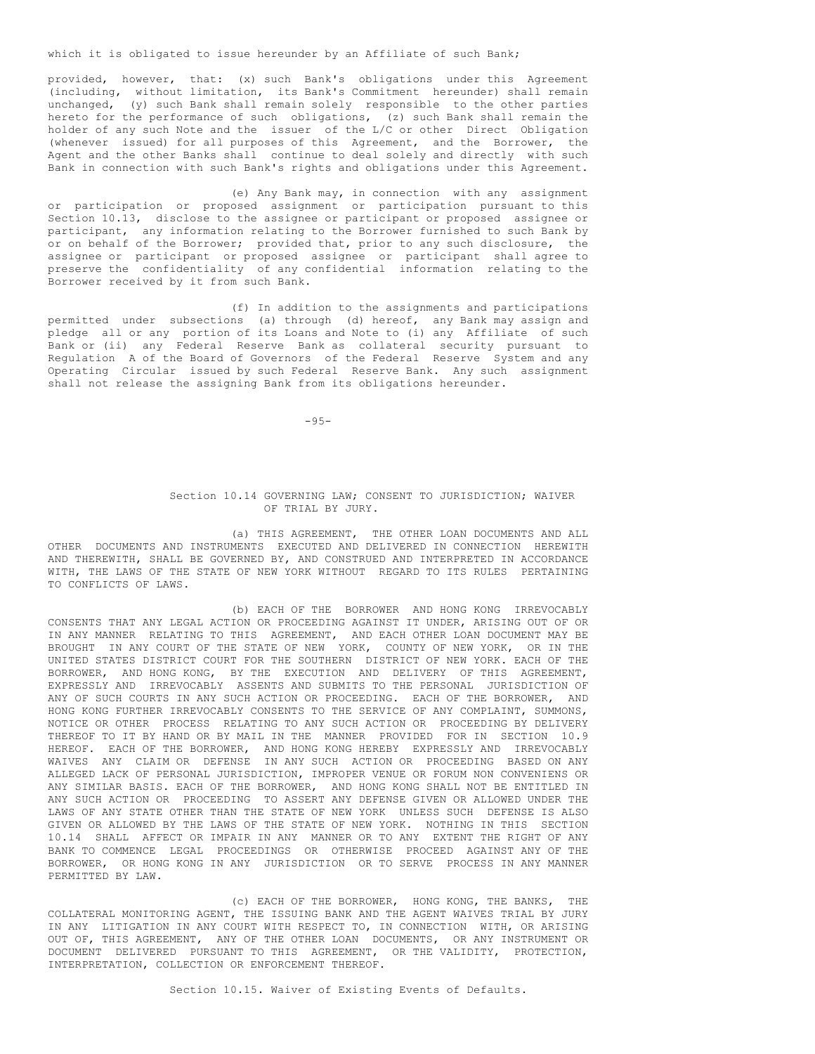which it is obligated to issue hereunder by an Affiliate of such Bank;

provided, however, that: (x) such Bank's obligations under this Agreement (including, without limitation, its Bank's Commitment hereunder) shall remain unchanged, (y) such Bank shall remain solely responsible to the other parties hereto for the performance of such obligations, (z) such Bank shall remain the holder of any such Note and the issuer of the L/C or other Direct Obligation (whenever issued) for all purposes of this Agreement, and the Borrower, the Agent and the other Banks shall continue to deal solely and directly with such Bank in connection with such Bank's rights and obligations under this Agreement.

(e) Any Bank may, in connection with any assignment or participation or proposed assignment or participation pursuant to this Section 10.13, disclose to the assignee or participant or proposed assignee or participant, any information relating to the Borrower furnished to such Bank by or on behalf of the Borrower; provided that, prior to any such disclosure, the assignee or participant or proposed assignee or participant shall agree to preserve the confidentiality of any confidential information relating to the Borrower received by it from such Bank.

(f) In addition to the assignments and participations permitted under subsections (a) through (d) hereof, any Bank may assign and pledge all or any portion of its Loans and Note to (i) any Affiliate of such Bank or (ii) any Federal Reserve Bank as collateral security pursuant to Regulation A of the Board of Governors of the Federal Reserve System and any Operating Circular issued by such Federal Reserve Bank. Any such assignment shall not release the assigning Bank from its obligations hereunder.

## Section 10.14 GOVERNING LAW; CONSENT TO JURISDICTION; WAIVER OF TRIAL BY JURY.

(a) THIS AGREEMENT, THE OTHER LOAN DOCUMENTS AND ALL OTHER DOCUMENTS AND INSTRUMENTS EXECUTED AND DELIVERED IN CONNECTION HEREWITH AND THEREWITH, SHALL BE GOVERNED BY, AND CONSTRUED AND INTERPRETED IN ACCORDANCE WITH, THE LAWS OF THE STATE OF NEW YORK WITHOUT REGARD TO ITS RULES PERTAINING TO CONFLICTS OF LAWS.

(b) EACH OF THE BORROWER AND HONG KONG IRREVOCABLY CONSENTS THAT ANY LEGAL ACTION OR PROCEEDING AGAINST IT UNDER, ARISING OUT OF OR IN ANY MANNER RELATING TO THIS AGREEMENT, AND EACH OTHER LOAN DOCUMENT MAY BE BROUGHT IN ANY COURT OF THE STATE OF NEW YORK, COUNTY OF NEW YORK, OR IN THE UNITED STATES DISTRICT COURT FOR THE SOUTHERN DISTRICT OF NEW YORK. EACH OF THE BORROWER, AND HONG KONG, BY THE EXECUTION AND DELIVERY OF THIS AGREEMENT, EXPRESSLY AND IRREVOCABLY ASSENTS AND SUBMITS TO THE PERSONAL JURISDICTION OF ANY OF SUCH COURTS IN ANY SUCH ACTION OR PROCEEDING. EACH OF THE BORROWER, AND HONG KONG FURTHER IRREVOCABLY CONSENTS TO THE SERVICE OF ANY COMPLAINT, SUMMONS, NOTICE OR OTHER PROCESS RELATING TO ANY SUCH ACTION OR PROCEEDING BY DELIVERY THEREOF TO IT BY HAND OR BY MAIL IN THE MANNER PROVIDED FOR IN SECTION 10.9 HEREOF. EACH OF THE BORROWER, AND HONG KONG HEREBY EXPRESSLY AND IRREVOCABLY WAIVES ANY CLAIM OR DEFENSE IN ANY SUCH ACTION OR PROCEEDING BASED ON ANY ALLEGED LACK OF PERSONAL JURISDICTION, IMPROPER VENUE OR FORUM NON CONVENIENS OR ANY SIMILAR BASIS. EACH OF THE BORROWER, AND HONG KONG SHALL NOT BE ENTITLED IN ANY SUCH ACTION OR PROCEEDING TO ASSERT ANY DEFENSE GIVEN OR ALLOWED UNDER THE LAWS OF ANY STATE OTHER THAN THE STATE OF NEW YORK UNLESS SUCH DEFENSE IS ALSO GIVEN OR ALLOWED BY THE LAWS OF THE STATE OF NEW YORK. NOTHING IN THIS SECTION 10.14 SHALL AFFECT OR IMPAIR IN ANY MANNER OR TO ANY EXTENT THE RIGHT OF ANY BANK TO COMMENCE LEGAL PROCEEDINGS OR OTHERWISE PROCEED AGAINST ANY OF THE BORROWER, OR HONG KONG IN ANY JURISDICTION OR TO SERVE PROCESS IN ANY MANNER PERMITTED BY LAW.

(c) EACH OF THE BORROWER, HONG KONG, THE BANKS, THE COLLATERAL MONITORING AGENT, THE ISSUING BANK AND THE AGENT WAIVES TRIAL BY JURY IN ANY LITIGATION IN ANY COURT WITH RESPECT TO, IN CONNECTION WITH, OR ARISING OUT OF, THIS AGREEMENT, ANY OF THE OTHER LOAN DOCUMENTS, OR ANY INSTRUMENT OR DOCUMENT DELIVERED PURSUANT TO THIS AGREEMENT, OR THE VALIDITY, PROTECTION, INTERPRETATION, COLLECTION OR ENFORCEMENT THEREOF.

## Section 10.15. Waiver of Existing Events of Defaults.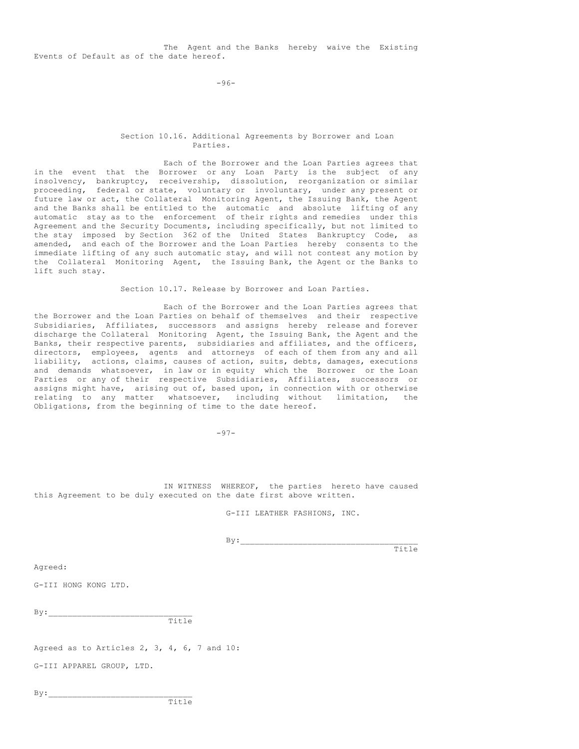The Agent and the Banks hereby waive the Existing Events of Default as of the date hereof.

### Section 10.16. Additional Agreements by Borrower and Loan Parties.

Each of the Borrower and the Loan Parties agrees that in the event that the Borrower or any Loan Party is the subject of any insolvency, bankruptcy, receivership, dissolution, reorganization or similar proceeding, federal or state, voluntary or involuntary, under any present or future law or act, the Collateral Monitoring Agent, the Issuing Bank, the Agent and the Banks shall be entitled to the automatic and absolute lifting of any automatic stay as to the enforcement of their rights and remedies under this Agreement and the Security Documents, including specifically, but not limited to the stay imposed by Section 362 of the United States Bankruptcy Code, as amended, and each of the Borrower and the Loan Parties hereby consents to the immediate lifting of any such automatic stay, and will not contest any motion by the Collateral Monitoring Agent, the Issuing Bank, the Agent or the Banks to lift such stay.

### Section 10.17. Release by Borrower and Loan Parties.

Each of the Borrower and the Loan Parties agrees that the Borrower and the Loan Parties on behalf of themselves and their respective Subsidiaries, Affiliates, successors and assigns hereby release and forever discharge the Collateral Monitoring Agent, the Issuing Bank, the Agent and the Banks, their respective parents, subsidiaries and affiliates, and the officers, directors, employees, agents and attorneys of each of them from any and all liability, actions, claims, causes of action, suits, debts, damages, executions and demands whatsoever, in law or in equity which the Borrower or the Loan Parties or any of their respective Subsidiaries, Affiliates, successors or assigns might have, arising out of, based upon, in connection with or otherwise relating to any matter whatsoever, including without limitation, the Obligations, from the beginning of time to the date hereof.

IN WITNESS WHEREOF, the parties hereto have caused this Agreement to be duly executed on the date first above written.

G-III LEATHER FASHIONS, INC.

By:\_\_\_\_\_\_\_\_\_\_\_\_\_\_\_\_\_\_\_\_\_\_\_\_\_\_\_\_\_\_\_\_\_\_\_
Title

Agreed:

G-III HONG KONG LTD.

By:\_\_\_\_\_\_\_\_\_\_\_\_\_\_\_\_\_\_\_\_\_\_\_\_\_\_\_\_\_
Title

Agreed as to Articles 2, 3, 4, 6, 7 and 10:

G-III APPAREL GROUP, LTD.

By:\_\_\_\_\_\_\_\_\_\_\_\_\_\_\_\_\_\_\_\_\_\_\_\_\_\_\_\_\_
Title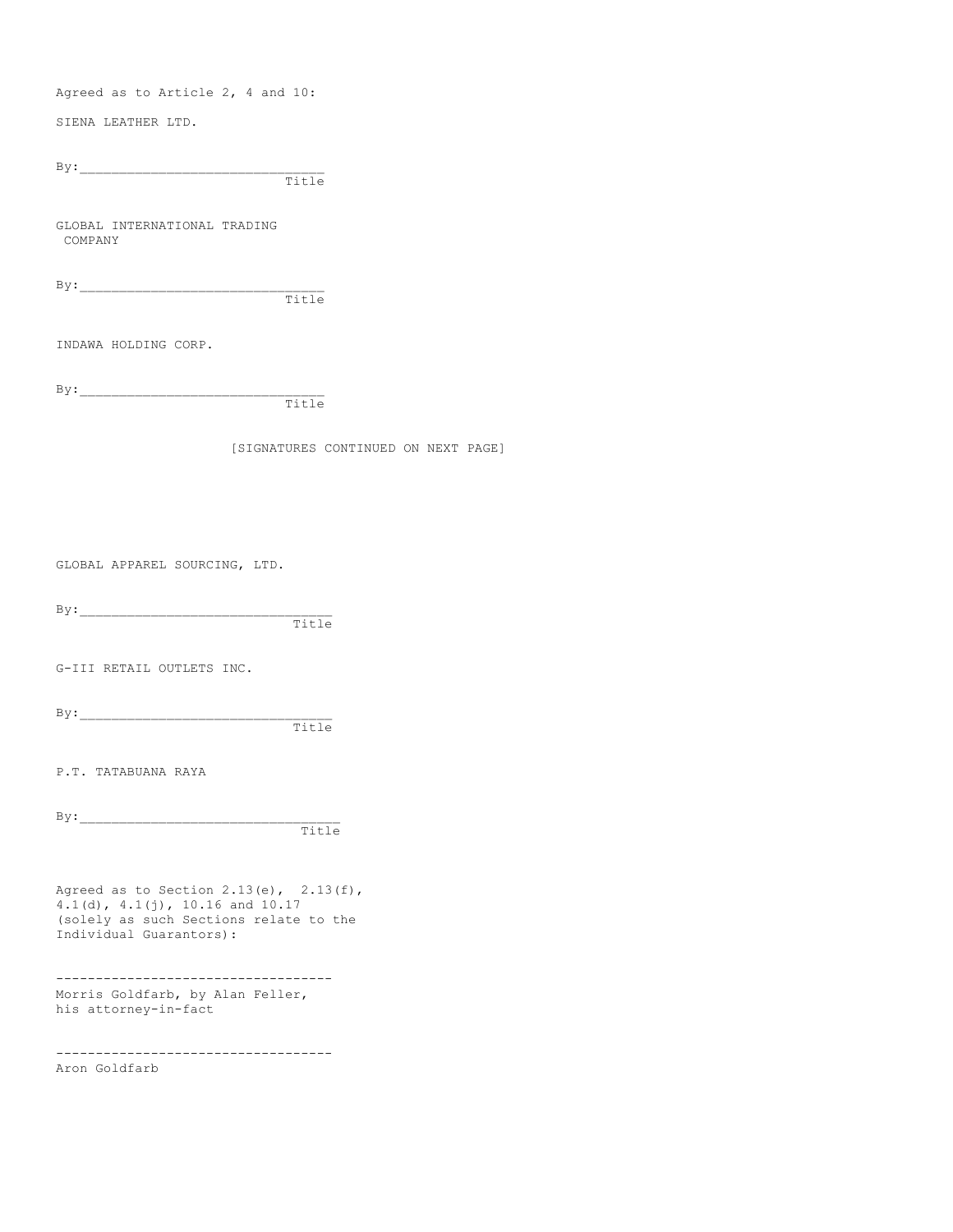Agreed as to Article 2, 4 and 10:

SIENA LEATHER LTD.

By:______________________________
Title

GLOBAL INTERNATIONAL TRADING COMPANY

By:______________________________
Title

INDAWA HOLDING CORP.

By:______________________________
Title

[SIGNATURES CONTINUED ON NEXT PAGE]

GLOBAL APPAREL SOURCING, LTD.

By:______________________________
Title

G-III RETAIL OUTLETS INC.

By:______________________________
Title

P.T. TATABUANA RAYA

By:______________________________
Title

Agreed as to Section 2.13(e), 2.13(f), 4.1(d), 4.1(j), 10.16 and 10.17 (solely as such Sections relate to the Individual Guarantors):

-----------------------------------
Morris Goldfarb, by Alan Feller, his attorney-in-fact

-----------------------------------
Aron Goldfarb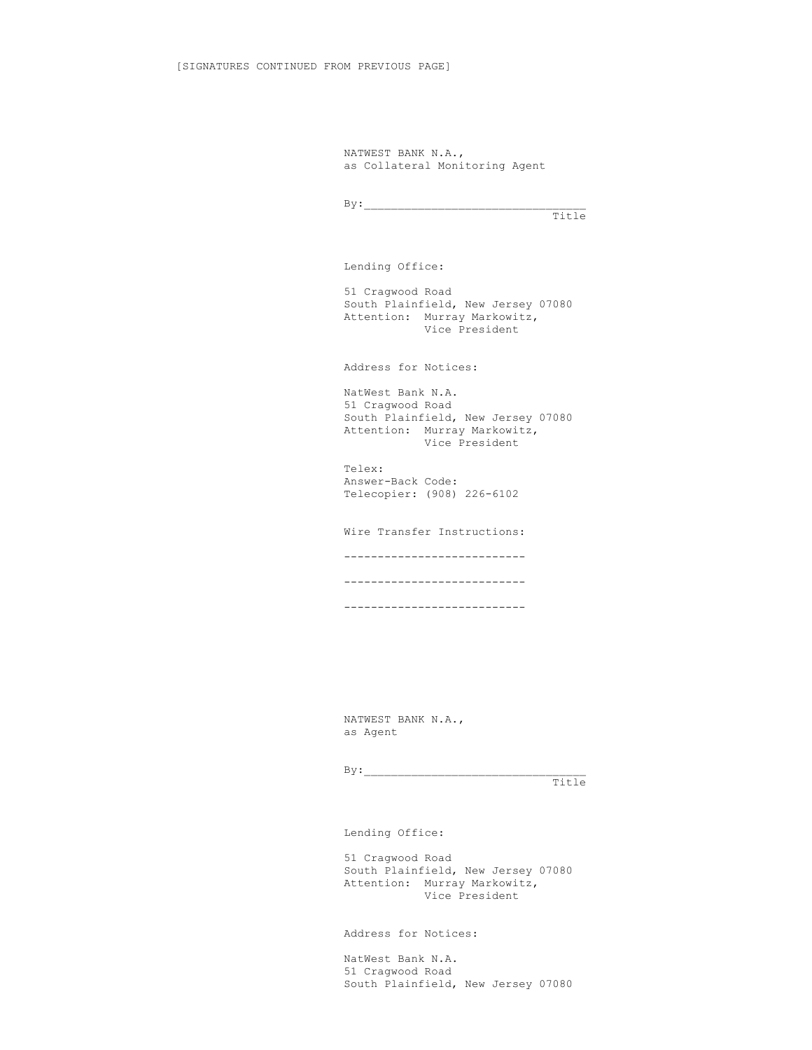[SIGNATURES CONTINUED FROM PREVIOUS PAGE]

NATWEST BANK N.A.,
as Collateral Monitoring Agent

By:_______________________________
Title

Lending Office:

51 Cragwood Road
South Plainfield, New Jersey 07080
Attention: Murray Markowitz,
Vice President

Address for Notices:

NatWest Bank N.A.
51 Cragwood Road
South Plainfield, New Jersey 07080
Attention: Murray Markowitz,
Vice President

Telex:
Answer-Back Code:
Telecopier: (908) 226-6102

Wire Transfer Instructions:

---------------------------

---------------------------

---------------------------

NATWEST BANK N.A.,
as Agent

By:_______________________________
Title

Lending Office:

51 Cragwood Road
South Plainfield, New Jersey 07080
Attention: Murray Markowitz,
Vice President

Address for Notices:

NatWest Bank N.A.
51 Cragwood Road
South Plainfield, New Jersey 07080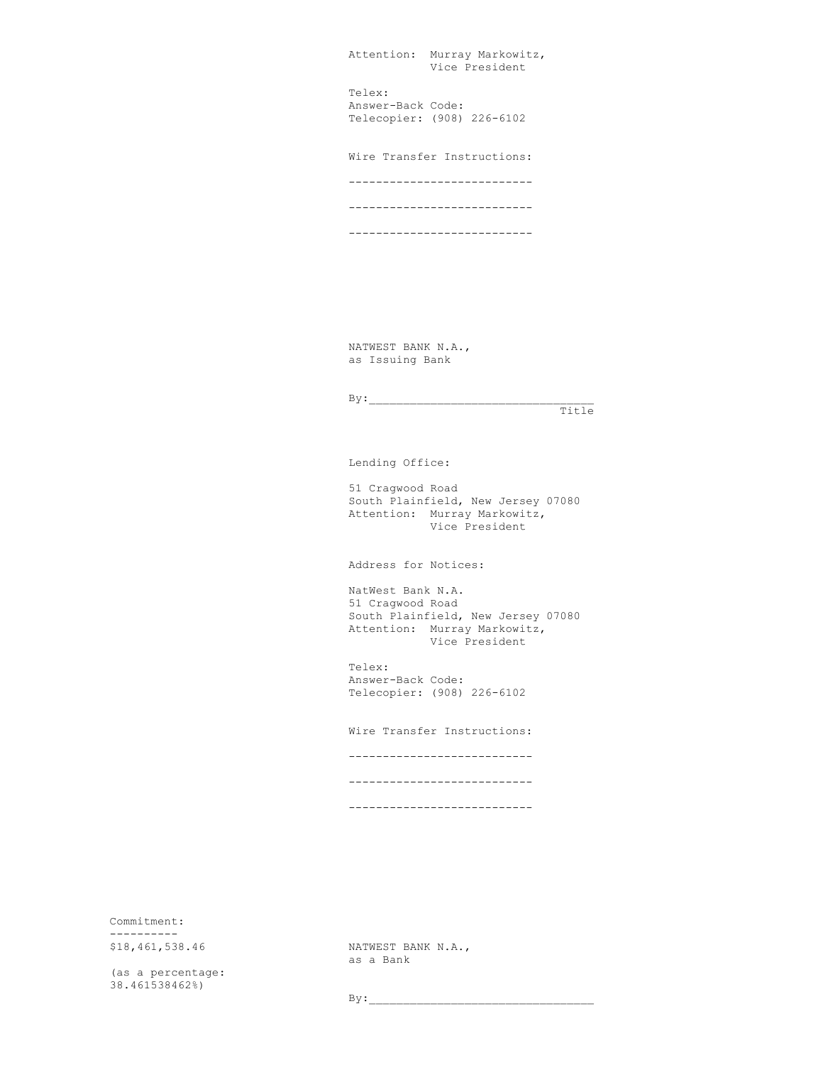Attention: Murray Markowitz,
Vice President

Telex:
Answer-Back Code:
Telecopier: (908) 226-6102

Wire Transfer Instructions:

---------------------------

---------------------------

---------------------------

NATWEST BANK N.A.,
as Issuing Bank

By:_______________________________
Title

Lending Office:

51 Cragwood Road
South Plainfield, New Jersey 07080
Attention: Murray Markowitz,
Vice President

Address for Notices:

NatWest Bank N.A.
51 Cragwood Road
South Plainfield, New Jersey 07080
Attention: Murray Markowitz,
Vice President

Telex:
Answer-Back Code:
Telecopier: (908) 226-6102

Wire Transfer Instructions:

---------------------------

---------------------------

---------------------------

Commitment:
$18,461,538.46

(as a percentage:
38.461538462%)

NATWEST BANK N.A.,
as a Bank

By:_______________________________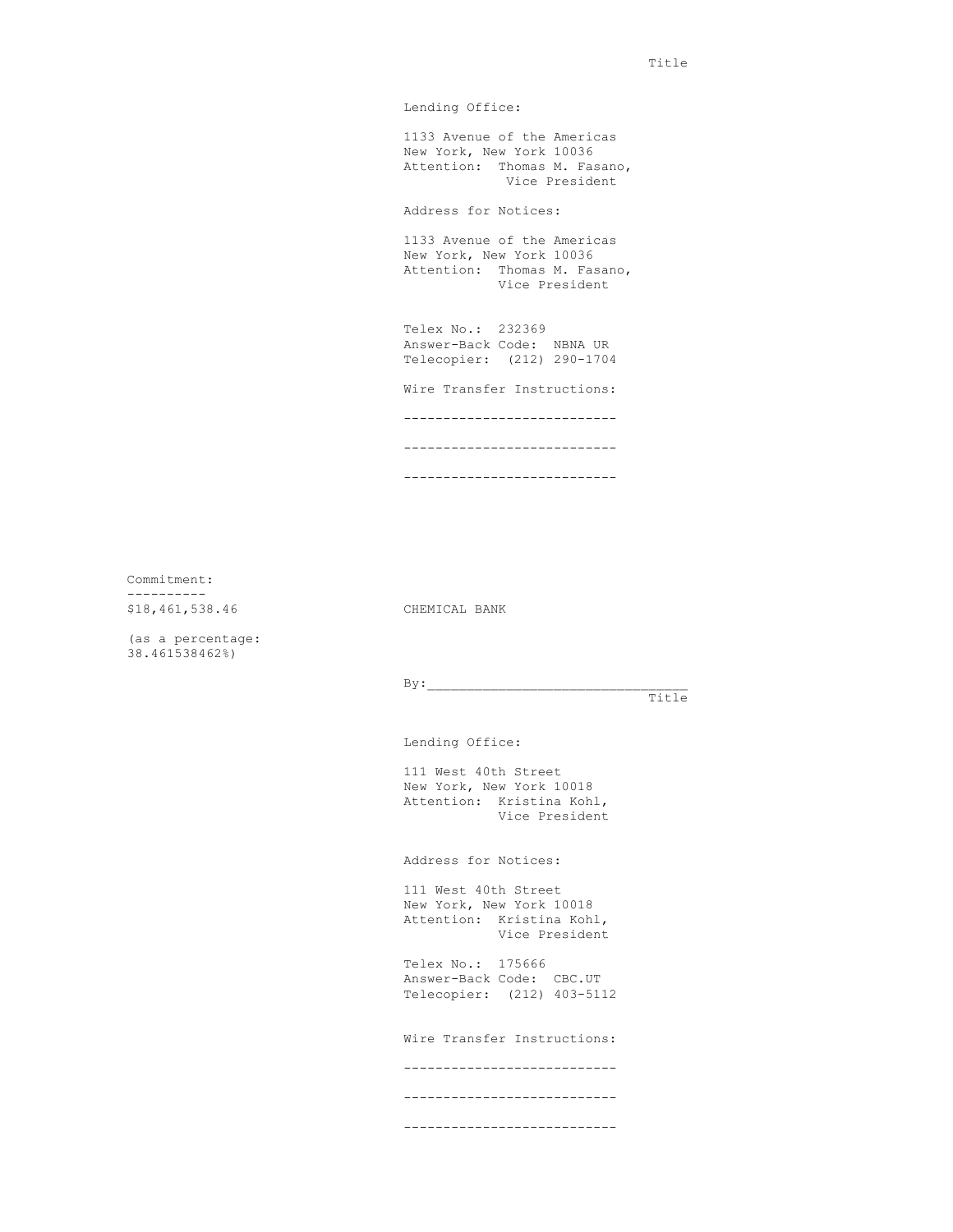Title

Lending Office:

1133 Avenue of the Americas
New York, New York 10036
Attention: Thomas M. Fasano,
Vice President

Address for Notices:

1133 Avenue of the Americas
New York, New York 10036
Attention: Thomas M. Fasano,
Vice President

Telex No.: 232369
Answer-Back Code: NBNA UR
Telecopier: (212) 290-1704

Wire Transfer Instructions:

---------------------------

---------------------------

---------------------------

Commitment:

$18,461,538.46

(as a percentage:
38.461538462%)

CHEMICAL BANK

By:_______________________________
Title

Lending Office:

111 West 40th Street
New York, New York 10018
Attention: Kristina Kohl,
Vice President

Address for Notices:

111 West 40th Street
New York, New York 10018
Attention: Kristina Kohl,
Vice President

Telex No.: 175666
Answer-Back Code: CBC.UT
Telecopier: (212) 403-5112

Wire Transfer Instructions:

---------------------------

---------------------------

---------------------------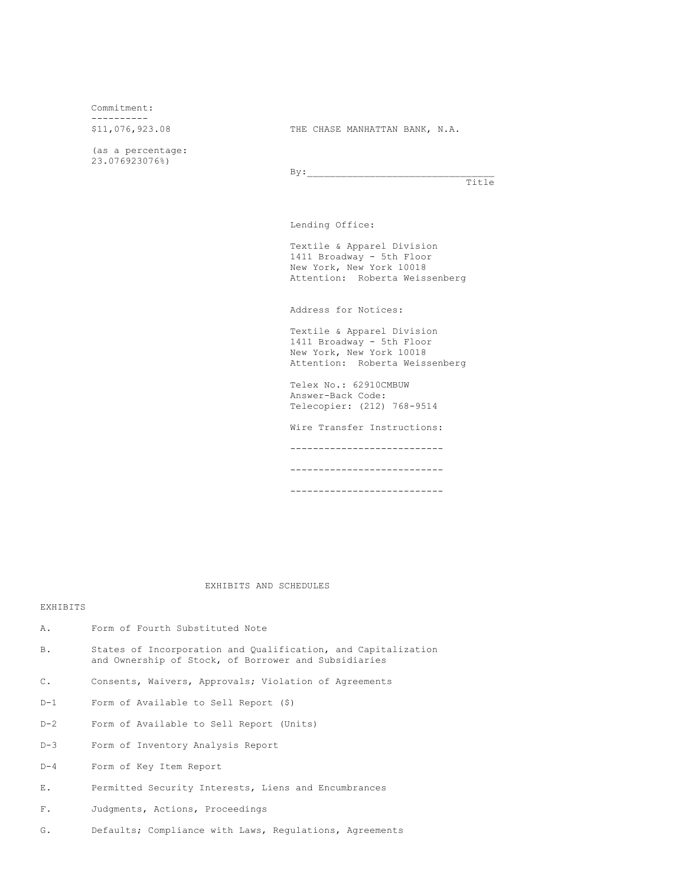Commitment:
----------
$11,076,923.08

(as a percentage:
23.076923076%)

THE CHASE MANHATTAN BANK, N.A.

By:_______________________________
Title

Lending Office:

Textile & Apparel Division
1411 Broadway - 5th Floor
New York, New York 10018
Attention: Roberta Weissenberg

Address for Notices:

Textile & Apparel Division
1411 Broadway - 5th Floor
New York, New York 10018
Attention: Roberta Weissenberg

Telex No.: 62910CMBUW
Answer-Back Code:
Telecopier: (212) 768-9514

Wire Transfer Instructions:

---------------------------

---------------------------

---------------------------

## EXHIBITS AND SCHEDULES

EXHIBITS

- A. Form of Fourth Substituted Note
- B. States of Incorporation and Qualification, and Capitalization and Ownership of Stock, of Borrower and Subsidiaries
- C. Consents, Waivers, Approvals; Violation of Agreements
- D-1 Form of Available to Sell Report ($)
- D-2 Form of Available to Sell Report (Units)
- D-3 Form of Inventory Analysis Report
- D-4 Form of Key Item Report
- E. Permitted Security Interests, Liens and Encumbrances
- F. Judgments, Actions, Proceedings
- G. Defaults; Compliance with Laws, Regulations, Agreements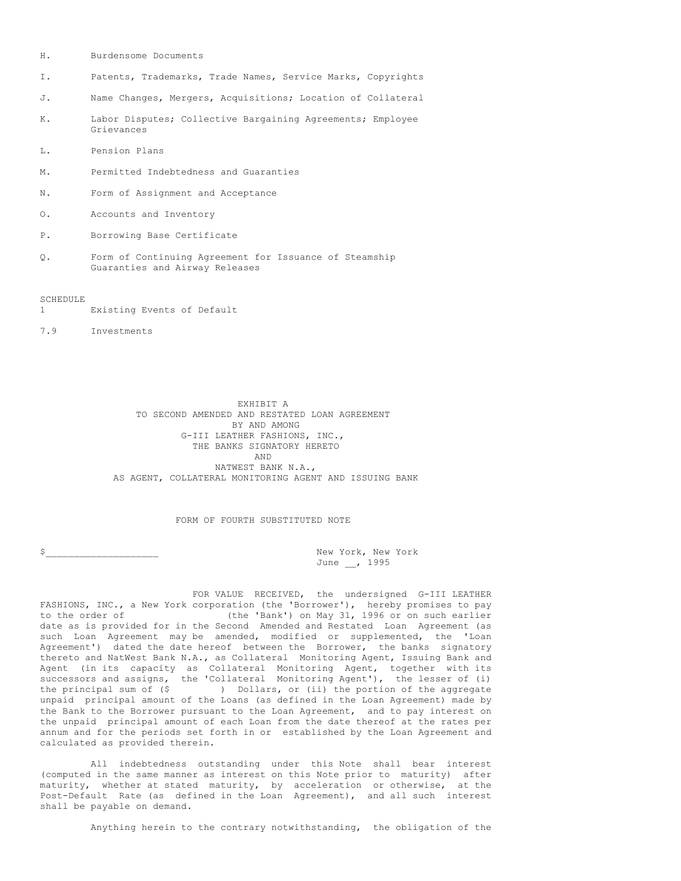H. Burdensome Documents

I. Patents, Trademarks, Trade Names, Service Marks, Copyrights

J. Name Changes, Mergers, Acquisitions; Location of Collateral

K. Labor Disputes; Collective Bargaining Agreements; Employee Grievances

L. Pension Plans

M. Permitted Indebtedness and Guaranties

N. Form of Assignment and Acceptance

O. Accounts and Inventory

P. Borrowing Base Certificate

Q. Form of Continuing Agreement for Issuance of Steamship Guaranties and Airway Releases

SCHEDULE

1 Existing Events of Default

7.9 Investments

EXHIBIT A
TO SECOND AMENDED AND RESTATED LOAN AGREEMENT
BY AND AMONG
G-III LEATHER FASHIONS, INC.,
THE BANKS SIGNATORY HERETO
AND
NATWEST BANK N.A.,
AS AGENT, COLLATERAL MONITORING AGENT AND ISSUING BANK

FORM OF FOURTH SUBSTITUTED NOTE

$___________________ New York, New York
June __, 1995

FOR VALUE RECEIVED, the undersigned G-III LEATHER FASHIONS, INC., a New York corporation (the 'Borrower'), hereby promises to pay to the order of (the 'Bank') on May 31, 1996 or on such earlier date as is provided for in the Second Amended and Restated Loan Agreement (as such Loan Agreement may be amended, modified or supplemented, the 'Loan Agreement') dated the date hereof between the Borrower, the banks signatory thereto and NatWest Bank N.A., as Collateral Monitoring Agent, Issuing Bank and Agent (in its capacity as Collateral Monitoring Agent, together with its successors and assigns, the 'Collateral Monitoring Agent'), the lesser of (i) the principal sum of ($ ) Dollars, or (ii) the portion of the aggregate unpaid principal amount of the Loans (as defined in the Loan Agreement) made by the Bank to the Borrower pursuant to the Loan Agreement, and to pay interest on the unpaid principal amount of each Loan from the date thereof at the rates per annum and for the periods set forth in or established by the Loan Agreement and calculated as provided therein.

All indebtedness outstanding under this Note shall bear interest (computed in the same manner as interest on this Note prior to maturity) after maturity, whether at stated maturity, by acceleration or otherwise, at the Post-Default Rate (as defined in the Loan Agreement), and all such interest shall be payable on demand.

Anything herein to the contrary notwithstanding, the obligation of the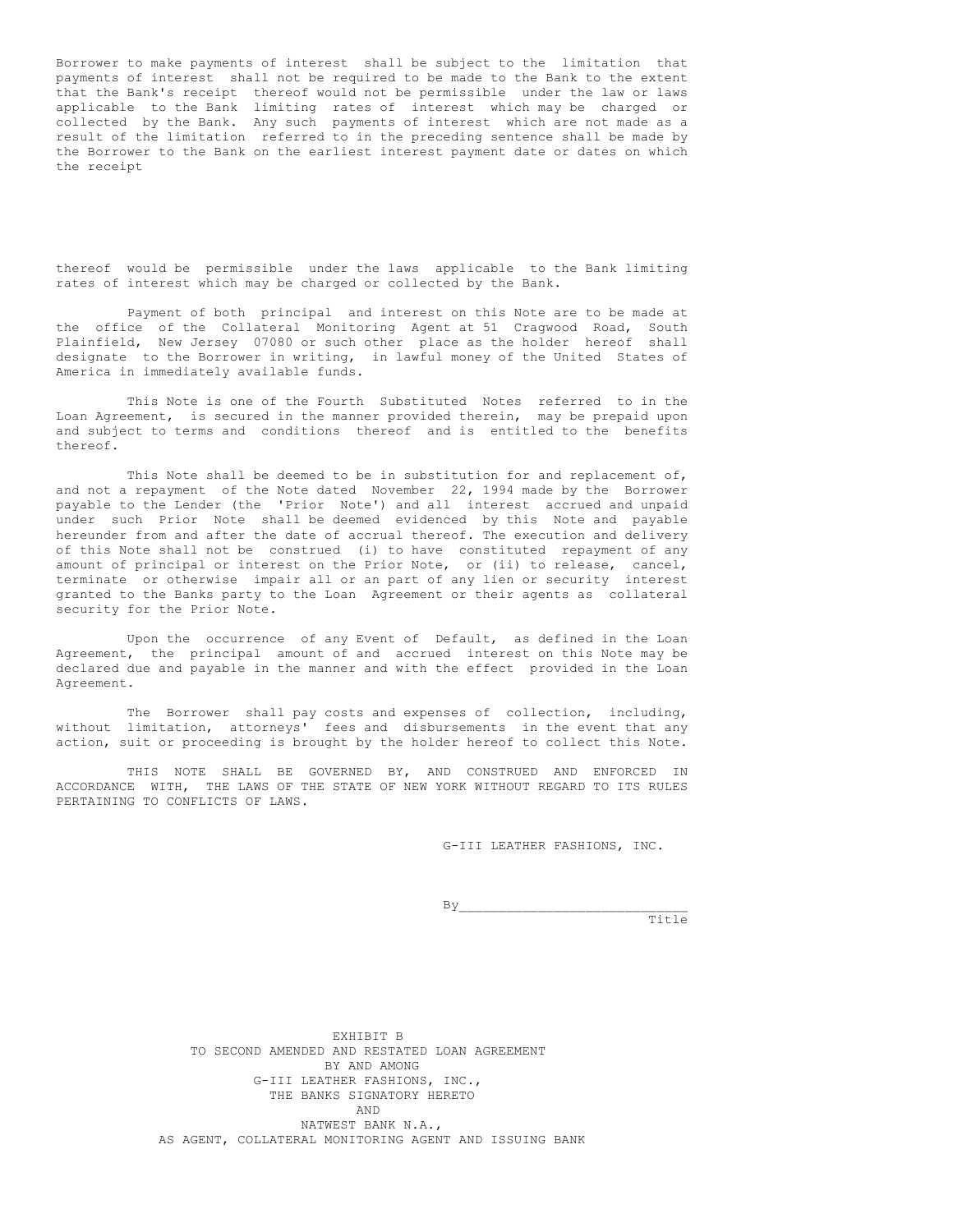Borrower to make payments of interest shall be subject to the limitation that payments of interest shall not be required to be made to the Bank to the extent that the Bank's receipt thereof would not be permissible under the law or laws applicable to the Bank limiting rates of interest which may be charged or collected by the Bank. Any such payments of interest which are not made as a result of the limitation referred to in the preceding sentence shall be made by the Borrower to the Bank on the earliest interest payment date or dates on which the receipt thereof would be permissible under the laws applicable to the Bank limiting rates of interest which may be charged or collected by the Bank.

Payment of both principal and interest on this Note are to be made at the office of the Collateral Monitoring Agent at 51 Cragwood Road, South Plainfield, New Jersey 07080 or such other place as the holder hereof shall designate to the Borrower in writing, in lawful money of the United States of America in immediately available funds.

This Note is one of the Fourth Substituted Notes referred to in the Loan Agreement, is secured in the manner provided therein, may be prepaid upon and subject to terms and conditions thereof and is entitled to the benefits thereof.

This Note shall be deemed to be in substitution for and replacement of, and not a repayment of the Note dated November 22, 1994 made by the Borrower payable to the Lender (the 'Prior Note') and all interest accrued and unpaid under such Prior Note shall be deemed evidenced by this Note and payable hereunder from and after the date of accrual thereof. The execution and delivery of this Note shall not be construed (i) to have constituted repayment of any amount of principal or interest on the Prior Note, or (ii) to release, cancel, terminate or otherwise impair all or an part of any lien or security interest granted to the Banks party to the Loan Agreement or their agents as collateral security for the Prior Note.

Upon the occurrence of any Event of Default, as defined in the Loan Agreement, the principal amount of and accrued interest on this Note may be declared due and payable in the manner and with the effect provided in the Loan Agreement.

The Borrower shall pay costs and expenses of collection, including, without limitation, attorneys' fees and disbursements in the event that any action, suit or proceeding is brought by the holder hereof to collect this Note.

THIS NOTE SHALL BE GOVERNED BY, AND CONSTRUED AND ENFORCED IN ACCORDANCE WITH, THE LAWS OF THE STATE OF NEW YORK WITHOUT REGARD TO ITS RULES PERTAINING TO CONFLICTS OF LAWS.

G-III LEATHER FASHIONS, INC.

By____________________________
Title

EXHIBIT B
TO SECOND AMENDED AND RESTATED LOAN AGREEMENT
BY AND AMONG
G-III LEATHER FASHIONS, INC.,
THE BANKS SIGNATORY HERETO
AND
NATWEST BANK N.A.,
AS AGENT, COLLATERAL MONITORING AGENT AND ISSUING BANK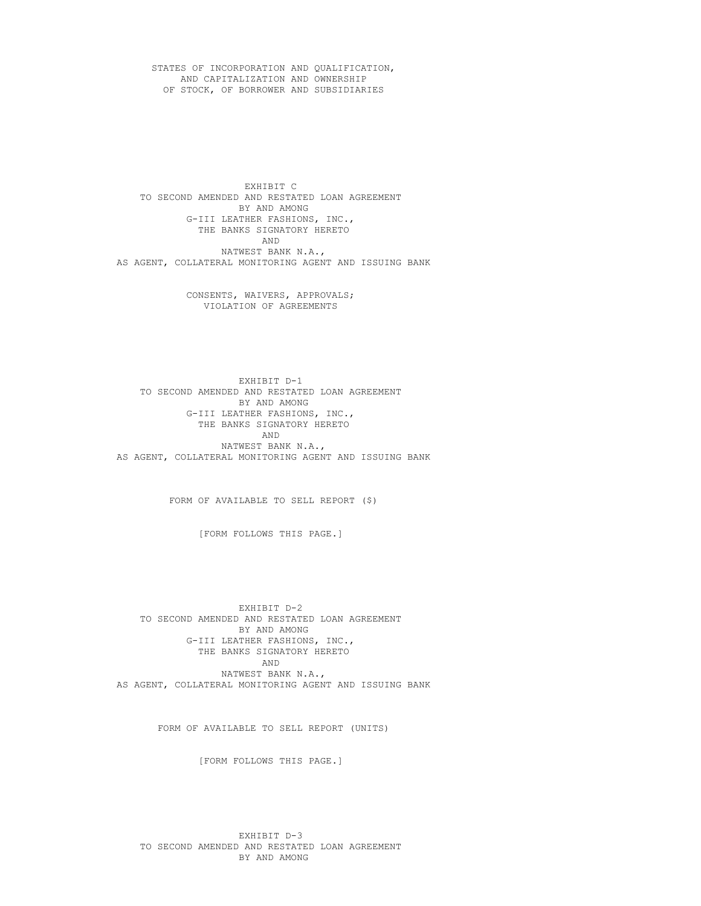STATES OF INCORPORATION AND QUALIFICATION,
AND CAPITALIZATION AND OWNERSHIP
OF STOCK, OF BORROWER AND SUBSIDIARIES

EXHIBIT C
TO SECOND AMENDED AND RESTATED LOAN AGREEMENT
BY AND AMONG
G-III LEATHER FASHIONS, INC.,
THE BANKS SIGNATORY HERETO
AND
NATWEST BANK N.A.,
AS AGENT, COLLATERAL MONITORING AGENT AND ISSUING BANK

CONSENTS, WAIVERS, APPROVALS;
VIOLATION OF AGREEMENTS

EXHIBIT D-1
TO SECOND AMENDED AND RESTATED LOAN AGREEMENT
BY AND AMONG
G-III LEATHER FASHIONS, INC.,
THE BANKS SIGNATORY HERETO
AND
NATWEST BANK N.A.,
AS AGENT, COLLATERAL MONITORING AGENT AND ISSUING BANK

FORM OF AVAILABLE TO SELL REPORT ($)

[FORM FOLLOWS THIS PAGE.]

EXHIBIT D-2
TO SECOND AMENDED AND RESTATED LOAN AGREEMENT
BY AND AMONG
G-III LEATHER FASHIONS, INC.,
THE BANKS SIGNATORY HERETO
AND
NATWEST BANK N.A.,
AS AGENT, COLLATERAL MONITORING AGENT AND ISSUING BANK

FORM OF AVAILABLE TO SELL REPORT (UNITS)

[FORM FOLLOWS THIS PAGE.]

EXHIBIT D-3
TO SECOND AMENDED AND RESTATED LOAN AGREEMENT
BY AND AMONG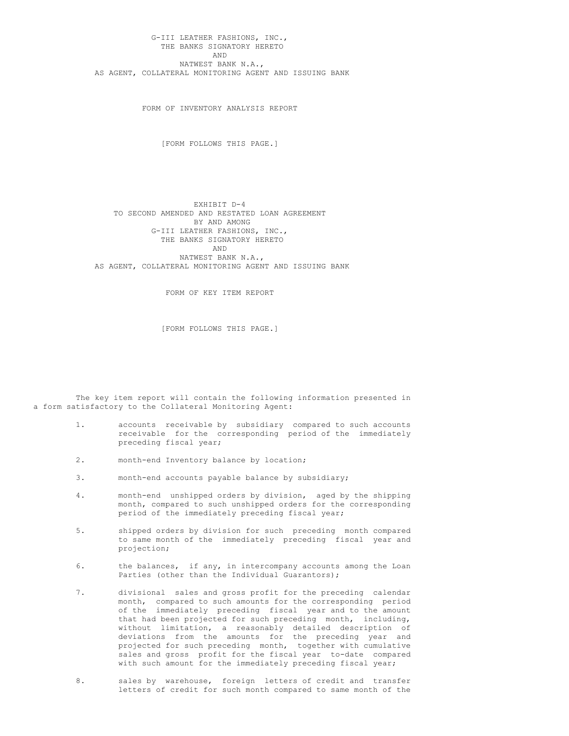G-III LEATHER FASHIONS, INC.,
THE BANKS SIGNATORY HERETO
AND
NATWEST BANK N.A.,
AS AGENT, COLLATERAL MONITORING AGENT AND ISSUING BANK

FORM OF INVENTORY ANALYSIS REPORT

[FORM FOLLOWS THIS PAGE.]

EXHIBIT D-4
TO SECOND AMENDED AND RESTATED LOAN AGREEMENT
BY AND AMONG
G-III LEATHER FASHIONS, INC.,
THE BANKS SIGNATORY HERETO
AND
NATWEST BANK N.A.,
AS AGENT, COLLATERAL MONITORING AGENT AND ISSUING BANK

FORM OF KEY ITEM REPORT

[FORM FOLLOWS THIS PAGE.]

The key item report will contain the following information presented in a form satisfactory to the Collateral Monitoring Agent:

1. accounts receivable by subsidiary compared to such accounts receivable for the corresponding period of the immediately preceding fiscal year;

2. month-end Inventory balance by location;

3. month-end accounts payable balance by subsidiary;

4. month-end unshipped orders by division, aged by the shipping month, compared to such unshipped orders for the corresponding period of the immediately preceding fiscal year;

5. shipped orders by division for such preceding month compared to same month of the immediately preceding fiscal year and projection;

6. the balances, if any, in intercompany accounts among the Loan Parties (other than the Individual Guarantors);

7. divisional sales and gross profit for the preceding calendar month, compared to such amounts for the corresponding period of the immediately preceding fiscal year and to the amount that had been projected for such preceding month, including, without limitation, a reasonably detailed description of deviations from the amounts for the preceding year and projected for such preceding month, together with cumulative sales and gross profit for the fiscal year to-date compared with such amount for the immediately preceding fiscal year;

8. sales by warehouse, foreign letters of credit and transfer letters of credit for such month compared to same month of the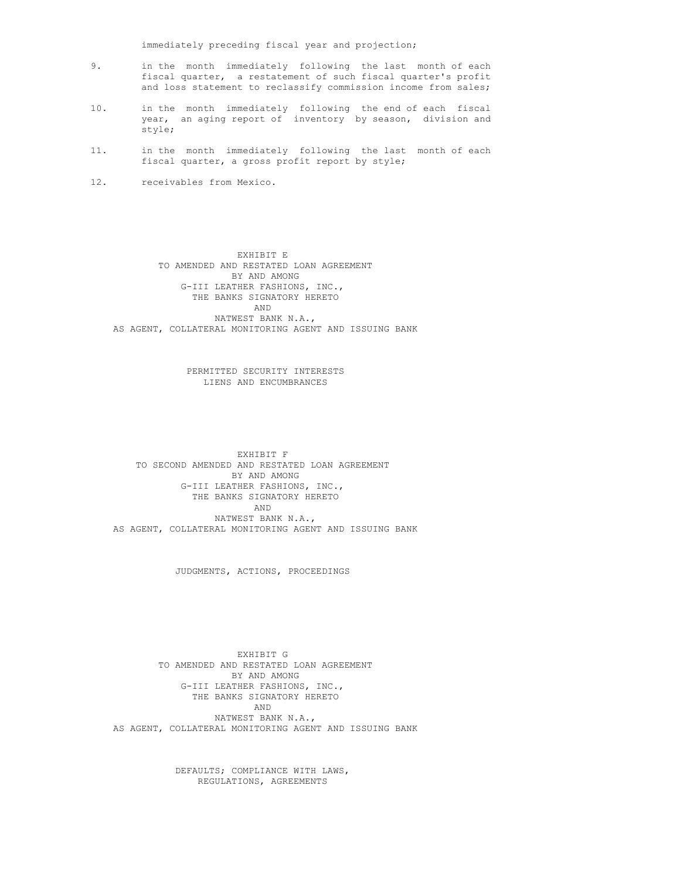immediately preceding fiscal year and projection;

9. in the month immediately following the last month of each fiscal quarter, a restatement of such fiscal quarter's profit and loss statement to reclassify commission income from sales;

10. in the month immediately following the end of each fiscal year, an aging report of inventory by season, division and style;

11. in the month immediately following the last month of each fiscal quarter, a gross profit report by style;

12. receivables from Mexico.

EXHIBIT E
TO AMENDED AND RESTATED LOAN AGREEMENT
BY AND AMONG
G-III LEATHER FASHIONS, INC.,
THE BANKS SIGNATORY HERETO
AND
NATWEST BANK N.A.,
AS AGENT, COLLATERAL MONITORING AGENT AND ISSUING BANK

PERMITTED SECURITY INTERESTS
LIENS AND ENCUMBRANCES

EXHIBIT F
TO SECOND AMENDED AND RESTATED LOAN AGREEMENT
BY AND AMONG
G-III LEATHER FASHIONS, INC.,
THE BANKS SIGNATORY HERETO
AND
NATWEST BANK N.A.,
AS AGENT, COLLATERAL MONITORING AGENT AND ISSUING BANK

JUDGMENTS, ACTIONS, PROCEEDINGS

EXHIBIT G
TO AMENDED AND RESTATED LOAN AGREEMENT
BY AND AMONG
G-III LEATHER FASHIONS, INC.,
THE BANKS SIGNATORY HERETO
AND
NATWEST BANK N.A.,
AS AGENT, COLLATERAL MONITORING AGENT AND ISSUING BANK

DEFAULTS; COMPLIANCE WITH LAWS,
REGULATIONS, AGREEMENTS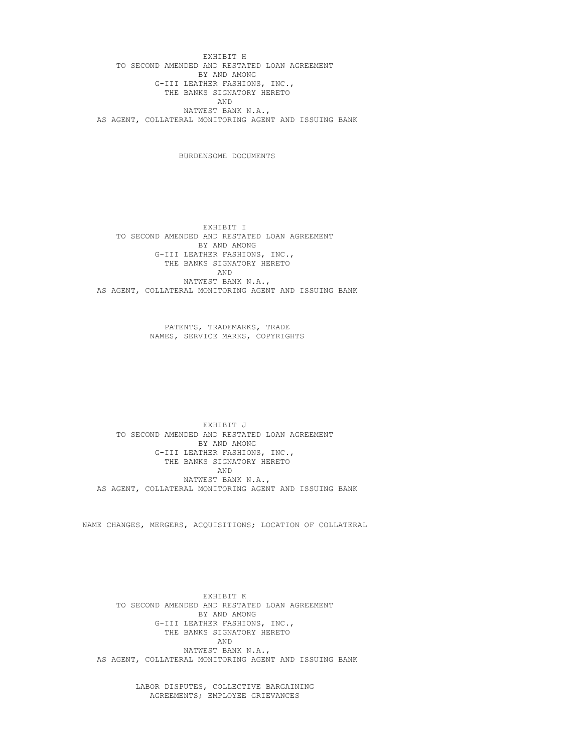EXHIBIT H
TO SECOND AMENDED AND RESTATED LOAN AGREEMENT
BY AND AMONG
G-III LEATHER FASHIONS, INC.,
THE BANKS SIGNATORY HERETO
AND
NATWEST BANK N.A.,
AS AGENT, COLLATERAL MONITORING AGENT AND ISSUING BANK

BURDENSOME DOCUMENTS

EXHIBIT I
TO SECOND AMENDED AND RESTATED LOAN AGREEMENT
BY AND AMONG
G-III LEATHER FASHIONS, INC.,
THE BANKS SIGNATORY HERETO
AND
NATWEST BANK N.A.,
AS AGENT, COLLATERAL MONITORING AGENT AND ISSUING BANK

PATENTS, TRADEMARKS, TRADE
NAMES, SERVICE MARKS, COPYRIGHTS

EXHIBIT J
TO SECOND AMENDED AND RESTATED LOAN AGREEMENT
BY AND AMONG
G-III LEATHER FASHIONS, INC.,
THE BANKS SIGNATORY HERETO
AND
NATWEST BANK N.A.,
AS AGENT, COLLATERAL MONITORING AGENT AND ISSUING BANK

NAME CHANGES, MERGERS, ACQUISITIONS; LOCATION OF COLLATERAL

EXHIBIT K
TO SECOND AMENDED AND RESTATED LOAN AGREEMENT
BY AND AMONG
G-III LEATHER FASHIONS, INC.,
THE BANKS SIGNATORY HERETO
AND
NATWEST BANK N.A.,
AS AGENT, COLLATERAL MONITORING AGENT AND ISSUING BANK

LABOR DISPUTES, COLLECTIVE BARGAINING
AGREEMENTS; EMPLOYEE GRIEVANCES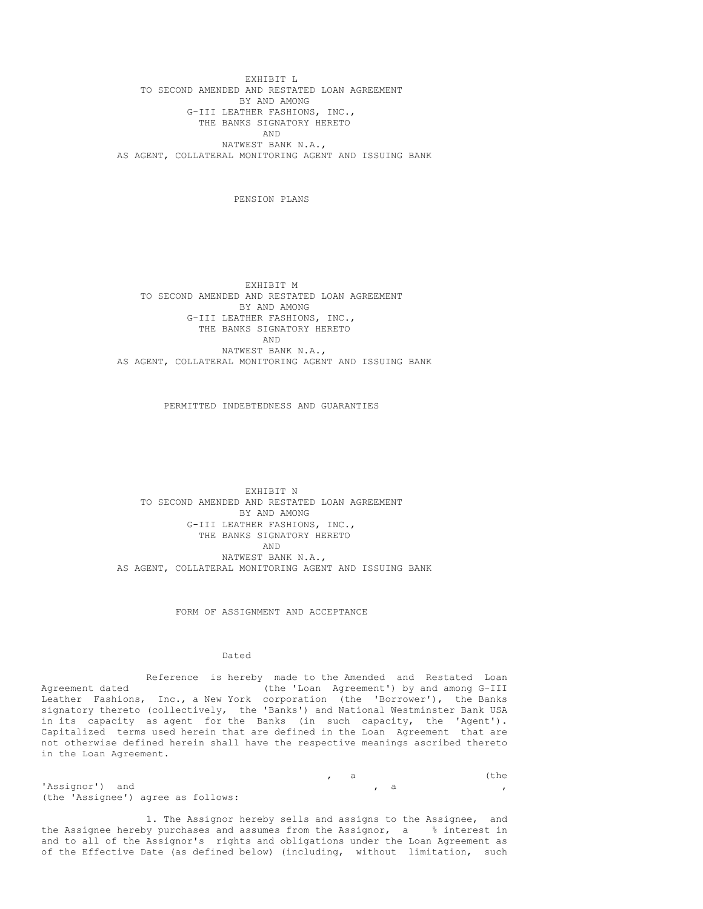EXHIBIT L
TO SECOND AMENDED AND RESTATED LOAN AGREEMENT
BY AND AMONG
G-III LEATHER FASHIONS, INC.,
THE BANKS SIGNATORY HERETO
AND
NATWEST BANK N.A.,
AS AGENT, COLLATERAL MONITORING AGENT AND ISSUING BANK

PENSION PLANS

EXHIBIT M
TO SECOND AMENDED AND RESTATED LOAN AGREEMENT
BY AND AMONG
G-III LEATHER FASHIONS, INC.,
THE BANKS SIGNATORY HERETO
AND
NATWEST BANK N.A.,
AS AGENT, COLLATERAL MONITORING AGENT AND ISSUING BANK

PERMITTED INDEBTEDNESS AND GUARANTIES

EXHIBIT N
TO SECOND AMENDED AND RESTATED LOAN AGREEMENT
BY AND AMONG
G-III LEATHER FASHIONS, INC.,
THE BANKS SIGNATORY HERETO
AND
NATWEST BANK N.A.,
AS AGENT, COLLATERAL MONITORING AGENT AND ISSUING BANK

FORM OF ASSIGNMENT AND ACCEPTANCE

Dated

Reference is hereby made to the Amended and Restated Loan Agreement dated (the 'Loan Agreement') by and among G-III Leather Fashions, Inc., a New York corporation (the 'Borrower'), the Banks signatory thereto (collectively, the 'Banks') and National Westminster Bank USA in its capacity as agent for the Banks (in such capacity, the 'Agent'). Capitalized terms used herein that are defined in the Loan Agreement that are not otherwise defined herein shall have the respective meanings ascribed thereto in the Loan Agreement.

, a (the 'Assignor') and , a , (the 'Assignee') agree as follows:

1. The Assignor hereby sells and assigns to the Assignee, and the Assignee hereby purchases and assumes from the Assignor, a % interest in and to all of the Assignor's rights and obligations under the Loan Agreement as of the Effective Date (as defined below) (including, without limitation, such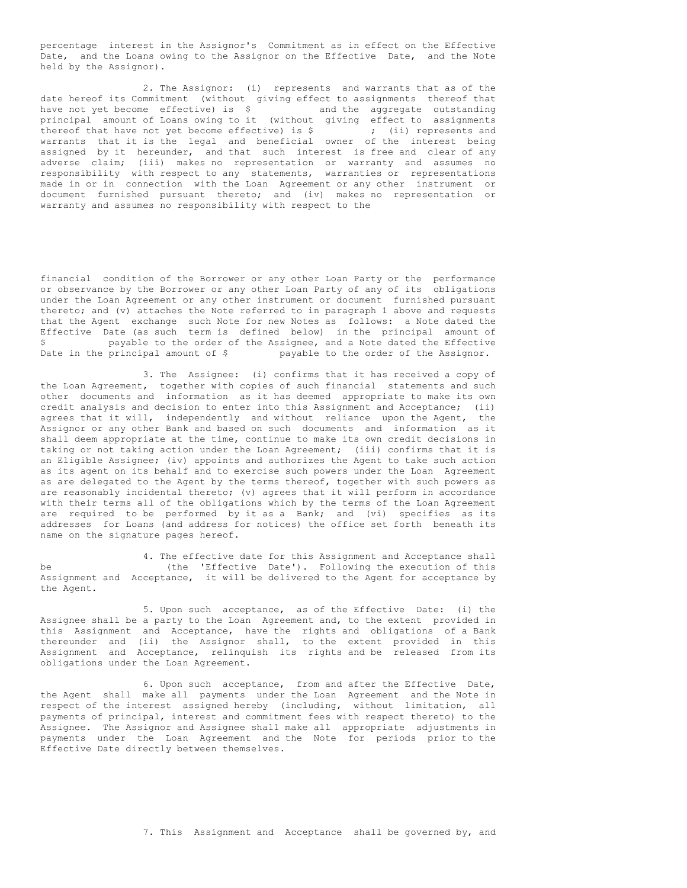percentage interest in the Assignor's Commitment as in effect on the Effective Date, and the Loans owing to the Assignor on the Effective Date, and the Note held by the Assignor).

2. The Assignor: (i) represents and warrants that as of the date hereof its Commitment (without giving effect to assignments thereof that have not yet become effective) is $ and the aggregate outstanding principal amount of Loans owing to it (without giving effect to assignments thereof that have not yet become effective) is $ ; (ii) represents and warrants that it is the legal and beneficial owner of the interest being assigned by it hereunder, and that such interest is free and clear of any adverse claim; (iii) makes no representation or warranty and assumes no responsibility with respect to any statements, warranties or representations made in or in connection with the Loan Agreement or any other instrument or document furnished pursuant thereto; and (iv) makes no representation or warranty and assumes no responsibility with respect to the financial condition of the Borrower or any other Loan Party or the performance or observance by the Borrower or any other Loan Party of any of its obligations under the Loan Agreement or any other instrument or document furnished pursuant thereto; and (v) attaches the Note referred to in paragraph 1 above and requests that the Agent exchange such Note for new Notes as follows: a Note dated the Effective Date (as such term is defined below) in the principal amount of $ payable to the order of the Assignee, and a Note dated the Effective Date in the principal amount of $ payable to the order of the Assignor.

3. The Assignee: (i) confirms that it has received a copy of the Loan Agreement, together with copies of such financial statements and such other documents and information as it has deemed appropriate to make its own credit analysis and decision to enter into this Assignment and Acceptance; (ii) agrees that it will, independently and without reliance upon the Agent, the Assignor or any other Bank and based on such documents and information as it shall deem appropriate at the time, continue to make its own credit decisions in taking or not taking action under the Loan Agreement; (iii) confirms that it is an Eligible Assignee; (iv) appoints and authorizes the Agent to take such action as its agent on its behalf and to exercise such powers under the Loan Agreement as are delegated to the Agent by the terms thereof, together with such powers as are reasonably incidental thereto; (v) agrees that it will perform in accordance with their terms all of the obligations which by the terms of the Loan Agreement are required to be performed by it as a Bank; and (vi) specifies as its addresses for Loans (and address for notices) the office set forth beneath its name on the signature pages hereof.

4. The effective date for this Assignment and Acceptance shall be (the 'Effective Date'). Following the execution of this Assignment and Acceptance, it will be delivered to the Agent for acceptance by the Agent.

5. Upon such acceptance, as of the Effective Date: (i) the Assignee shall be a party to the Loan Agreement and, to the extent provided in this Assignment and Acceptance, have the rights and obligations of a Bank thereunder and (ii) the Assignor shall, to the extent provided in this Assignment and Acceptance, relinquish its rights and be released from its obligations under the Loan Agreement.

6. Upon such acceptance, from and after the Effective Date, the Agent shall make all payments under the Loan Agreement and the Note in respect of the interest assigned hereby (including, without limitation, all payments of principal, interest and commitment fees with respect thereto) to the Assignee. The Assignor and Assignee shall make all appropriate adjustments in payments under the Loan Agreement and the Note for periods prior to the Effective Date directly between themselves.

7. This Assignment and Acceptance shall be governed by, and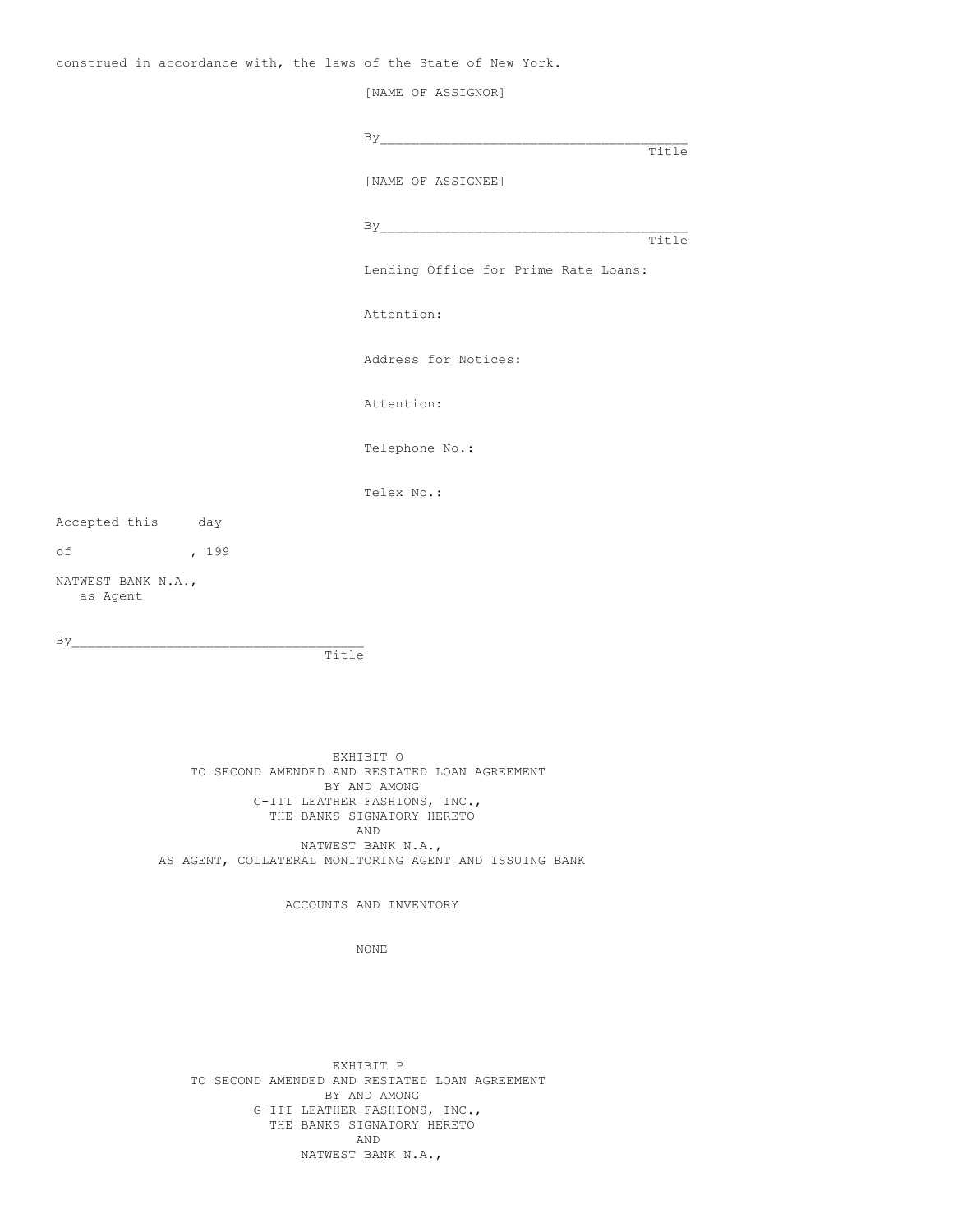construed in accordance with, the laws of the State of New York.

[NAME OF ASSIGNOR]

By______________________________________
Title

[NAME OF ASSIGNEE]

By______________________________________
Title

Lending Office for Prime Rate Loans:

Attention:

Address for Notices:

Attention:

Telephone No.:

Telex No.:

Accepted this      day

of              , 199

NATWEST BANK N.A.,
as Agent

By_____________________________________
Title

EXHIBIT O
TO SECOND AMENDED AND RESTATED LOAN AGREEMENT
BY AND AMONG
G-III LEATHER FASHIONS, INC.,
THE BANKS SIGNATORY HERETO
AND
NATWEST BANK N.A.,
AS AGENT, COLLATERAL MONITORING AGENT AND ISSUING BANK

ACCOUNTS AND INVENTORY

NONE

EXHIBIT P
TO SECOND AMENDED AND RESTATED LOAN AGREEMENT
BY AND AMONG
G-III LEATHER FASHIONS, INC.,
THE BANKS SIGNATORY HERETO
AND
NATWEST BANK N.A.,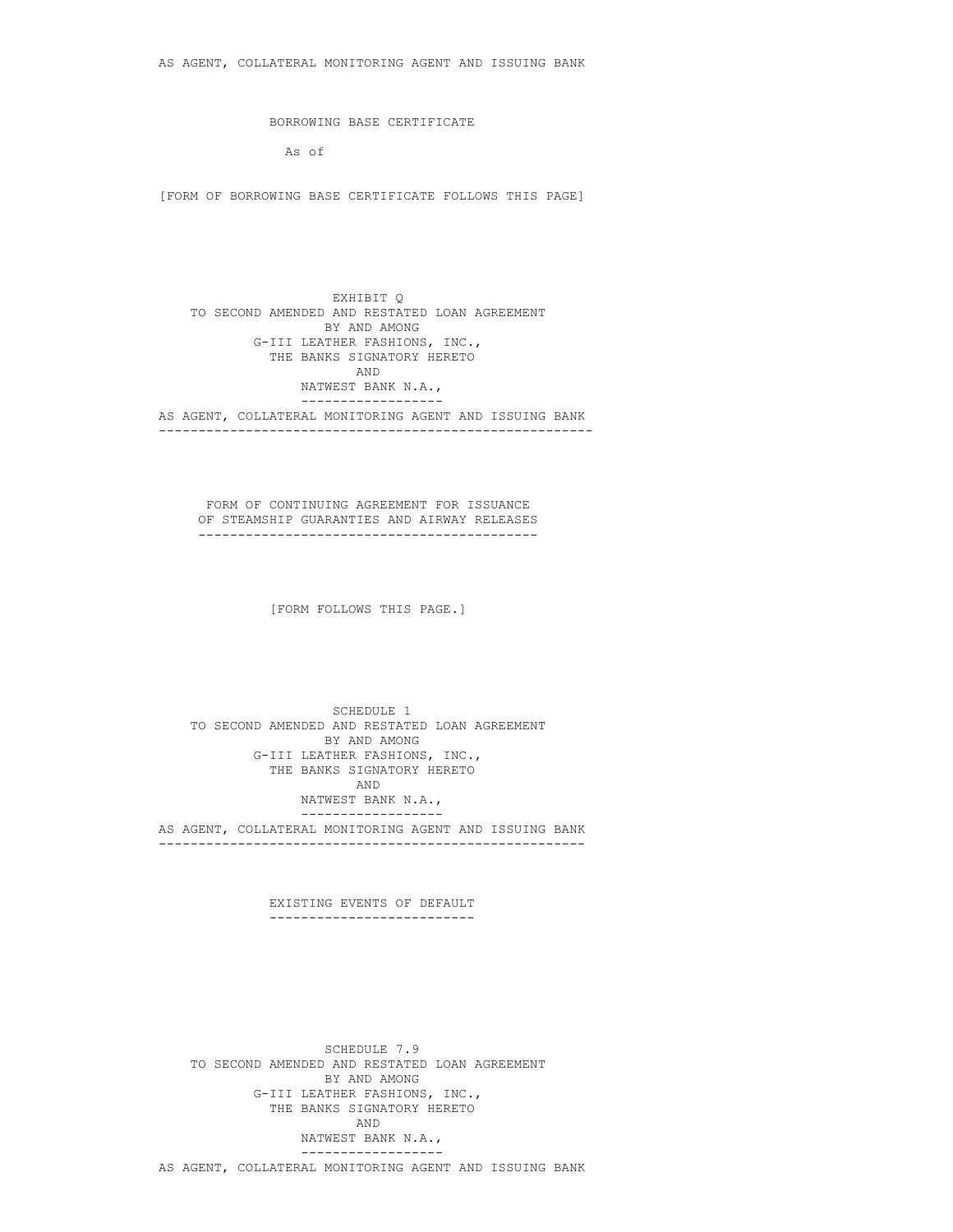AS AGENT, COLLATERAL MONITORING AGENT AND ISSUING BANK

BORROWING BASE CERTIFICATE

As of

[FORM OF BORROWING BASE CERTIFICATE FOLLOWS THIS PAGE]

EXHIBIT Q
TO SECOND AMENDED AND RESTATED LOAN AGREEMENT
BY AND AMONG
G-III LEATHER FASHIONS, INC.,
THE BANKS SIGNATORY HERETO
AND
NATWEST BANK N.A.,

AS AGENT, COLLATERAL MONITORING AGENT AND ISSUING BANK

FORM OF CONTINUING AGREEMENT FOR ISSUANCE
OF STEAMSHIP GUARANTIES AND AIRWAY RELEASES

[FORM FOLLOWS THIS PAGE.]

SCHEDULE 1
TO SECOND AMENDED AND RESTATED LOAN AGREEMENT
BY AND AMONG
G-III LEATHER FASHIONS, INC.,
THE BANKS SIGNATORY HERETO
AND
NATWEST BANK N.A.,

AS AGENT, COLLATERAL MONITORING AGENT AND ISSUING BANK

EXISTING EVENTS OF DEFAULT

SCHEDULE 7.9
TO SECOND AMENDED AND RESTATED LOAN AGREEMENT
BY AND AMONG
G-III LEATHER FASHIONS, INC.,
THE BANKS SIGNATORY HERETO
AND
NATWEST BANK N.A.,

AS AGENT, COLLATERAL MONITORING AGENT AND ISSUING BANK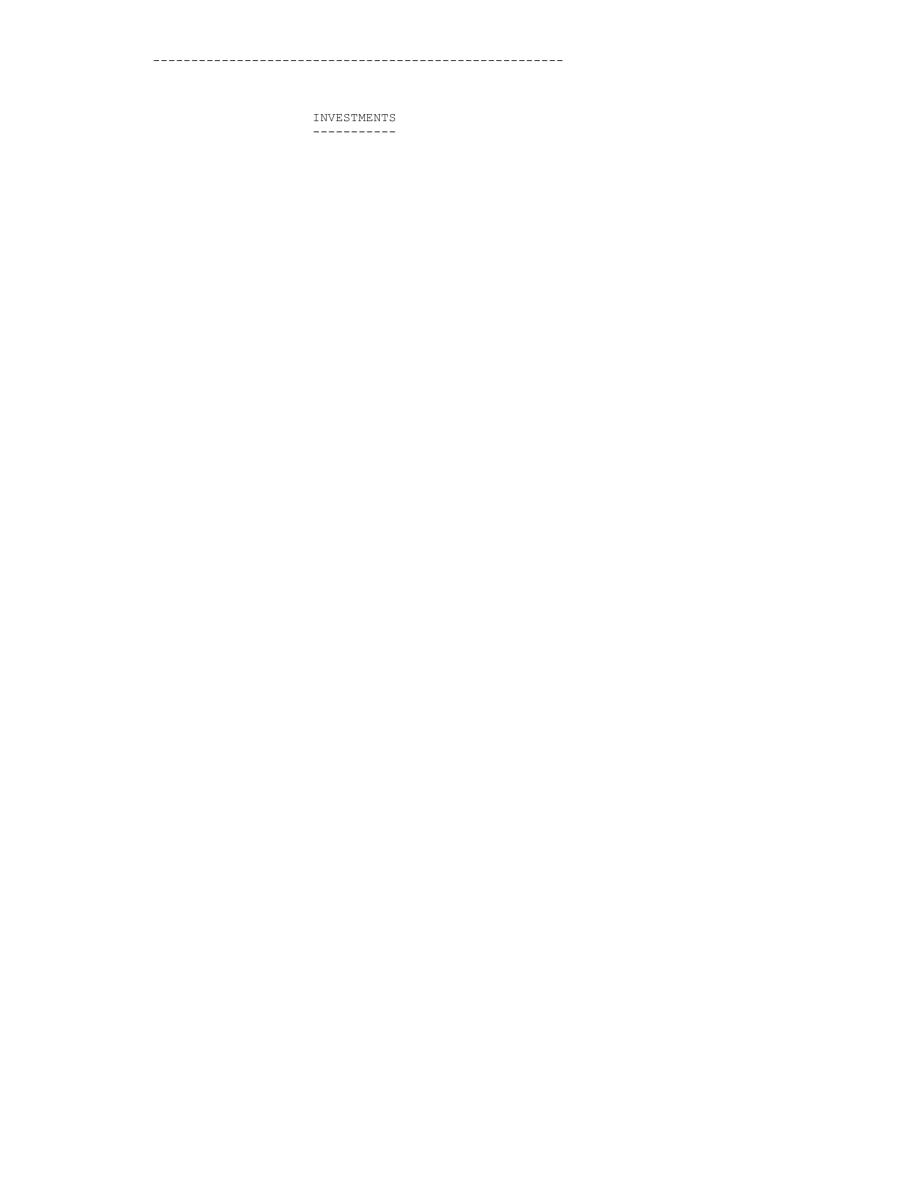---

INVESTMENTS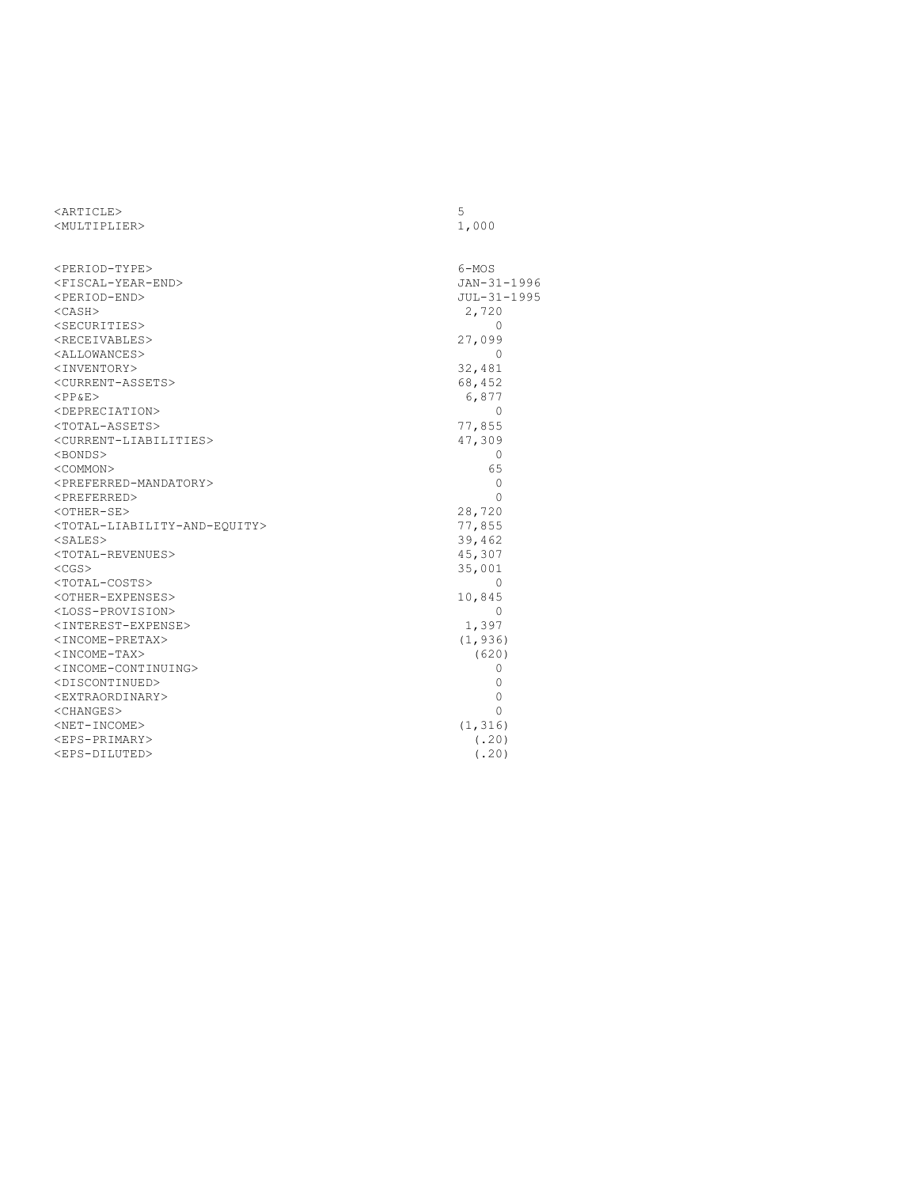```
<ARTICLE>                                    5
<MULTIPLIER>                                 1,000


<PERIOD-TYPE>                                6-MOS
<FISCAL-YEAR-END>                            JAN-31-1996
<PERIOD-END>                                 JUL-31-1995
<CASH>                                        2,720
<SECURITIES>                                      0
<RECEIVABLES>                                27,099
<ALLOWANCES>                                      0
<INVENTORY>                                  32,481
<CURRENT-ASSETS>                             68,452
<PP&E>                                        6,877
<DEPRECIATION>                                    0
<TOTAL-ASSETS>                               77,855
<CURRENT-LIABILITIES>                        47,309
<BONDS>                                           0
<COMMON>                                         65
<PREFERRED-MANDATORY>                             0
<PREFERRED>                                       0
<OTHER-SE>                                   28,720
<TOTAL-LIABILITY-AND-EQUITY>                 77,855
<SALES>                                      39,462
<TOTAL-REVENUES>                             45,307
<CGS>                                        35,001
<TOTAL-COSTS>                                     0
<OTHER-EXPENSES>                             10,845
<LOSS-PROVISION>                                  0
<INTEREST-EXPENSE>                            1,397
<INCOME-PRETAX>                             (1,936)
<INCOME-TAX>                                  (620)
<INCOME-CONTINUING>                               0
<DISCONTINUED>                                    0
<EXTRAORDINARY>                                   0
<CHANGES>                                         0
<NET-INCOME>                                (1,316)
<EPS-PRIMARY>                                 (.20)
<EPS-DILUTED>                                 (.20)
```